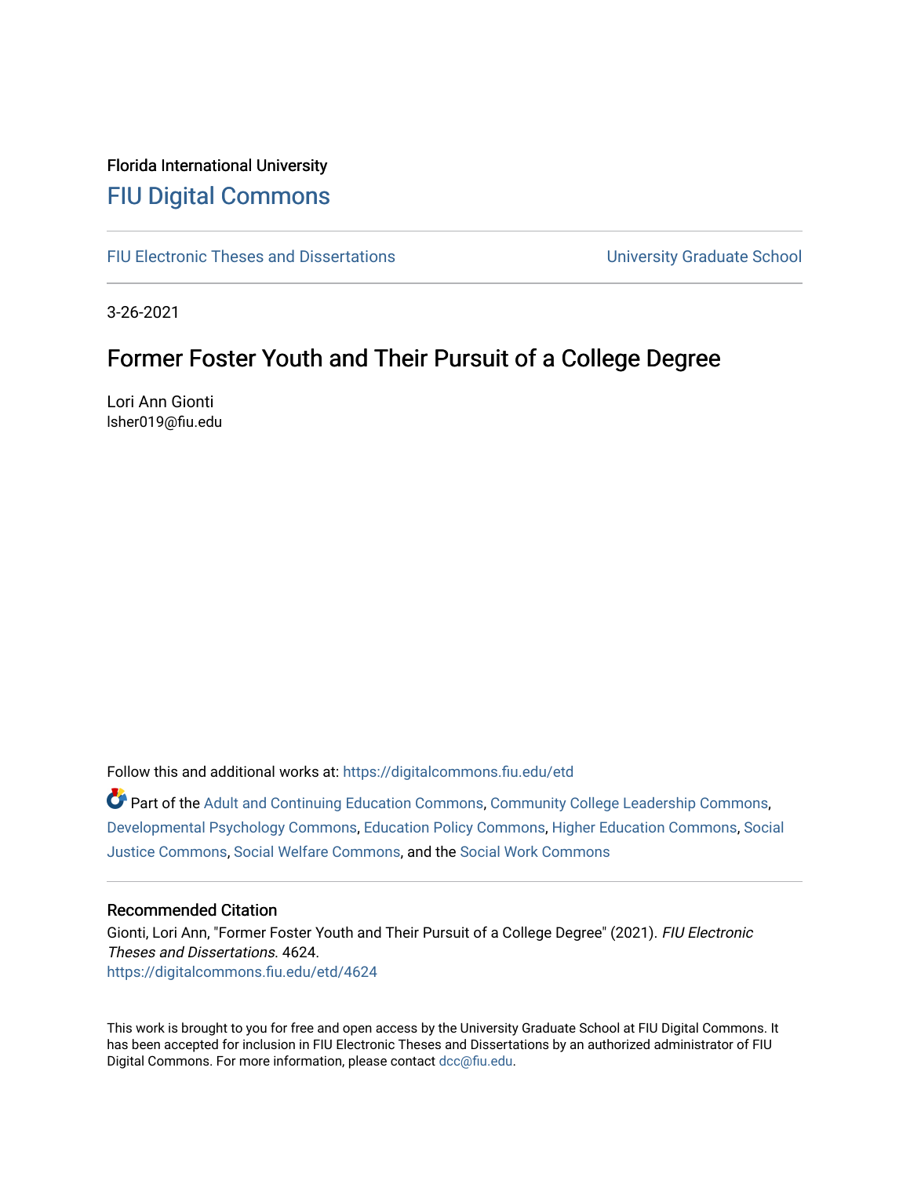Florida International University

# FIU Digital Commons

FIU Electronic Theses and Dissertations | University Graduate School

3-26-2021

## Former Foster Youth and Their Pursuit of a College Degree

Lori Ann Gionti
lsher019@fiu.edu

Follow this and additional works at: https://digitalcommons.fiu.edu/etd

Part of the Adult and Continuing Education Commons, Community College Leadership Commons, Developmental Psychology Commons, Education Policy Commons, Higher Education Commons, Social Justice Commons, Social Welfare Commons, and the Social Work Commons

### Recommended Citation

Gionti, Lori Ann, "Former Foster Youth and Their Pursuit of a College Degree" (2021). *FIU Electronic Theses and Dissertations*. 4624.
https://digitalcommons.fiu.edu/etd/4624

This work is brought to you for free and open access by the University Graduate School at FIU Digital Commons. It has been accepted for inclusion in FIU Electronic Theses and Dissertations by an authorized administrator of FIU Digital Commons. For more information, please contact dcc@fiu.edu.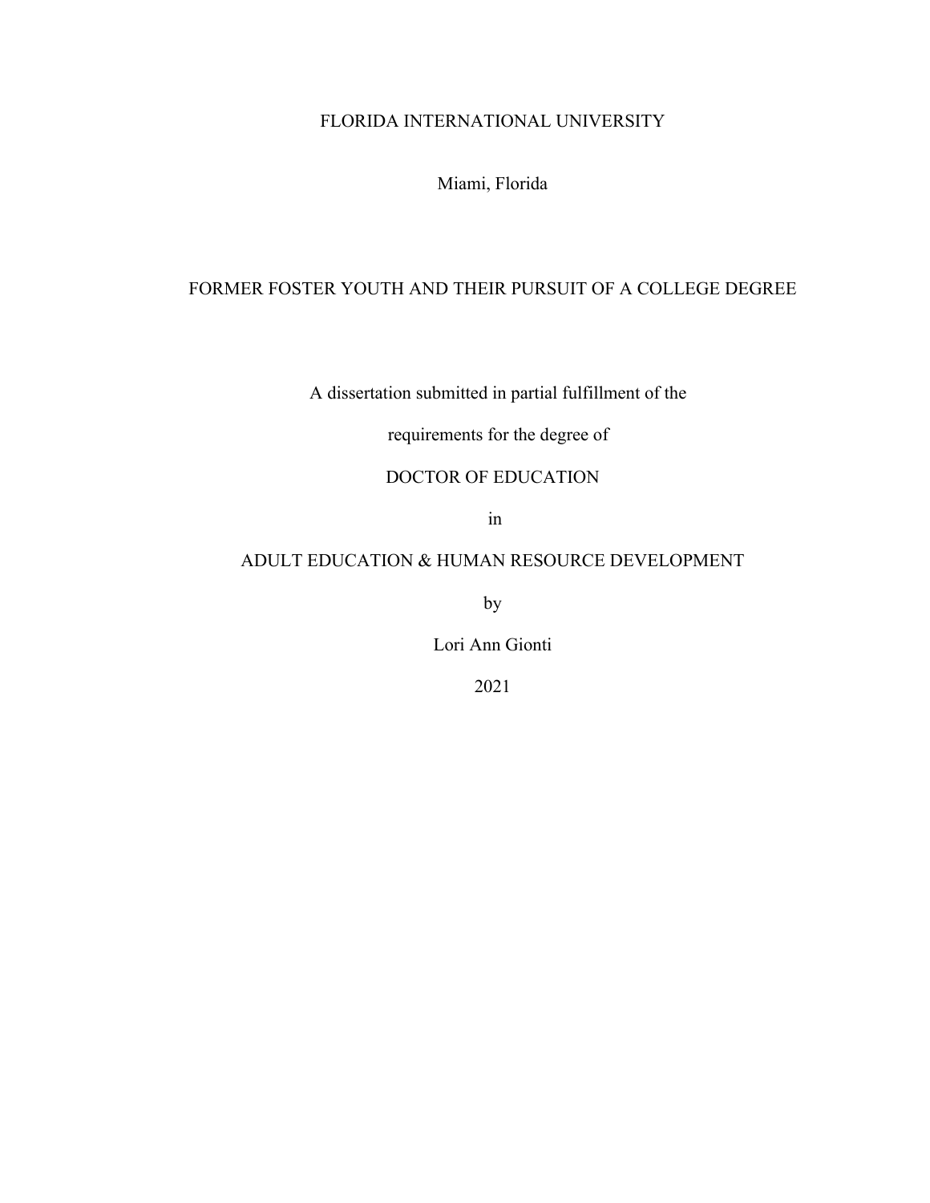FLORIDA INTERNATIONAL UNIVERSITY

Miami, Florida

# FORMER FOSTER YOUTH AND THEIR PURSUIT OF A COLLEGE DEGREE

A dissertation submitted in partial fulfillment of the

requirements for the degree of

DOCTOR OF EDUCATION

in

ADULT EDUCATION & HUMAN RESOURCE DEVELOPMENT

by

Lori Ann Gionti

2021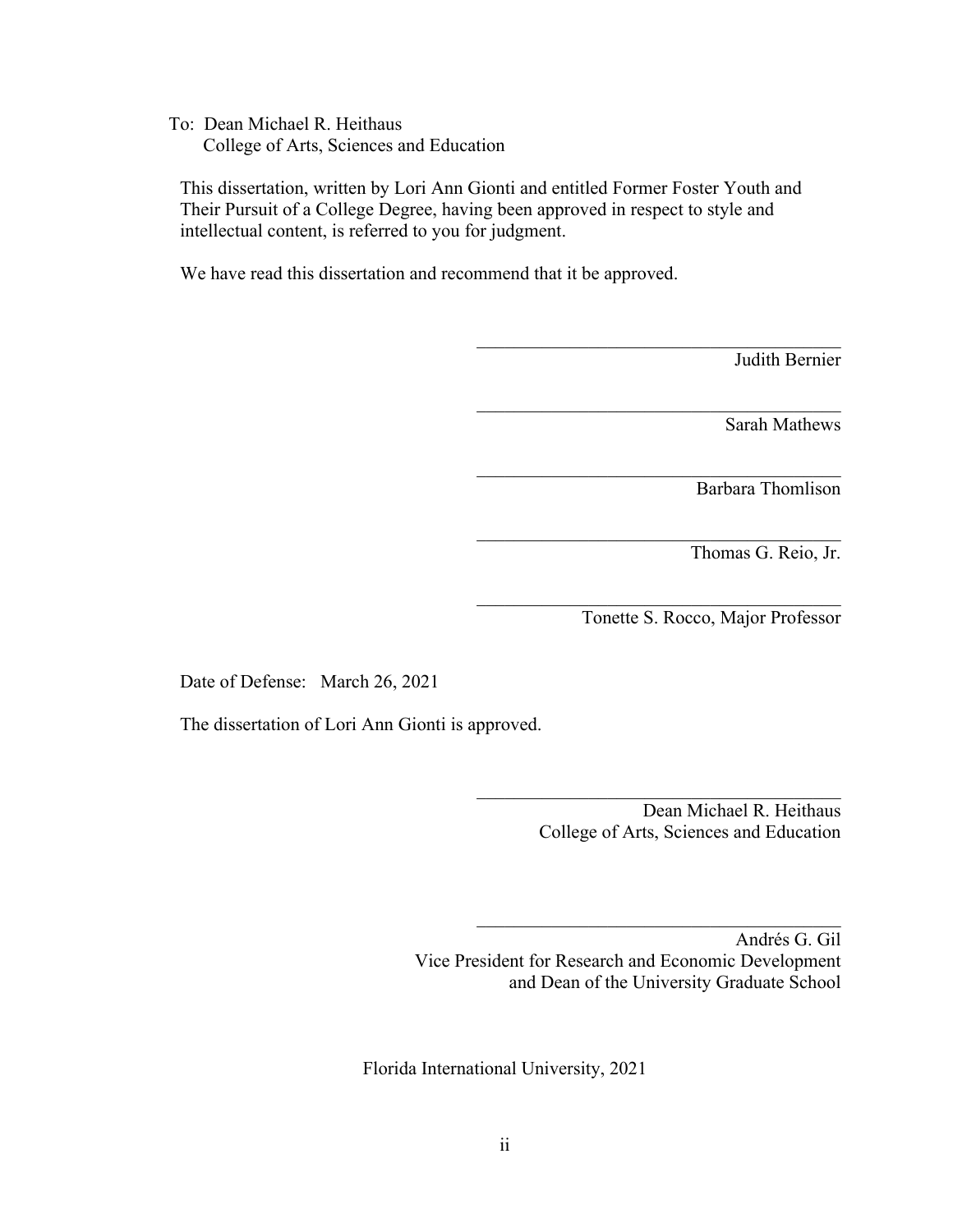To: Dean Michael R. Heithaus
College of Arts, Sciences and Education

This dissertation, written by Lori Ann Gionti and entitled Former Foster Youth and Their Pursuit of a College Degree, having been approved in respect to style and intellectual content, is referred to you for judgment.

We have read this dissertation and recommend that it be approved.

Judith Bernier

Sarah Mathews

Barbara Thomlison

Thomas G. Reio, Jr.

Tonette S. Rocco, Major Professor

Date of Defense: March 26, 2021

The dissertation of Lori Ann Gionti is approved.

Dean Michael R. Heithaus
College of Arts, Sciences and Education

Andrés G. Gil
Vice President for Research and Economic Development
and Dean of the University Graduate School

Florida International University, 2021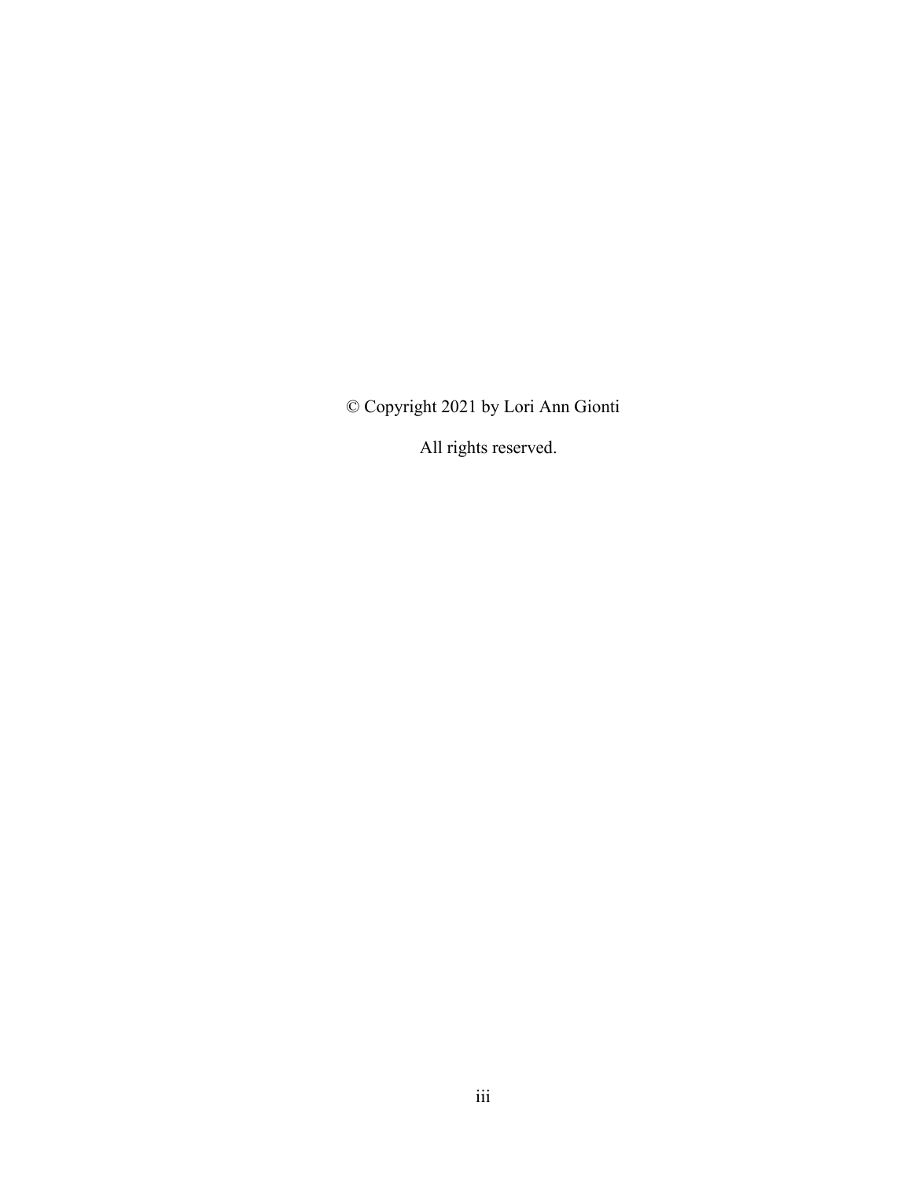© Copyright 2021 by Lori Ann Gionti

All rights reserved.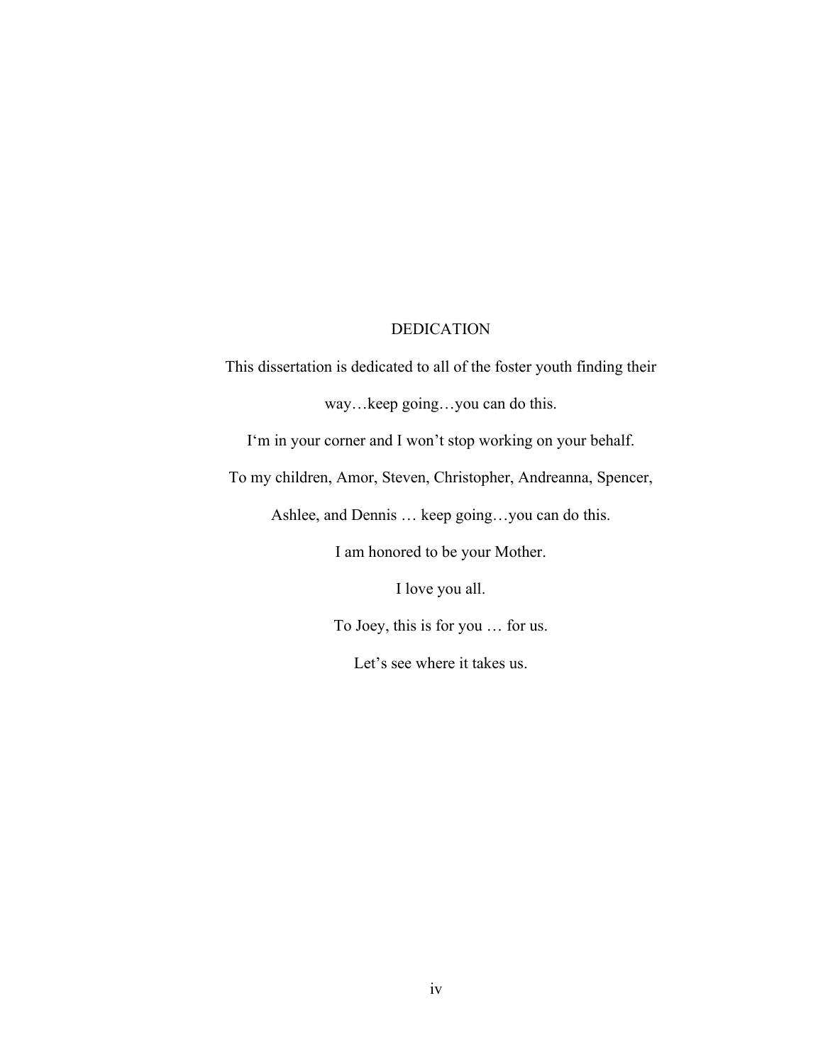# DEDICATION

This dissertation is dedicated to all of the foster youth finding their way…keep going…you can do this.

I'm in your corner and I won't stop working on your behalf.

To my children, Amor, Steven, Christopher, Andreanna, Spencer, Ashlee, and Dennis … keep going…you can do this.

I am honored to be your Mother.

I love you all.

To Joey, this is for you … for us.

Let's see where it takes us.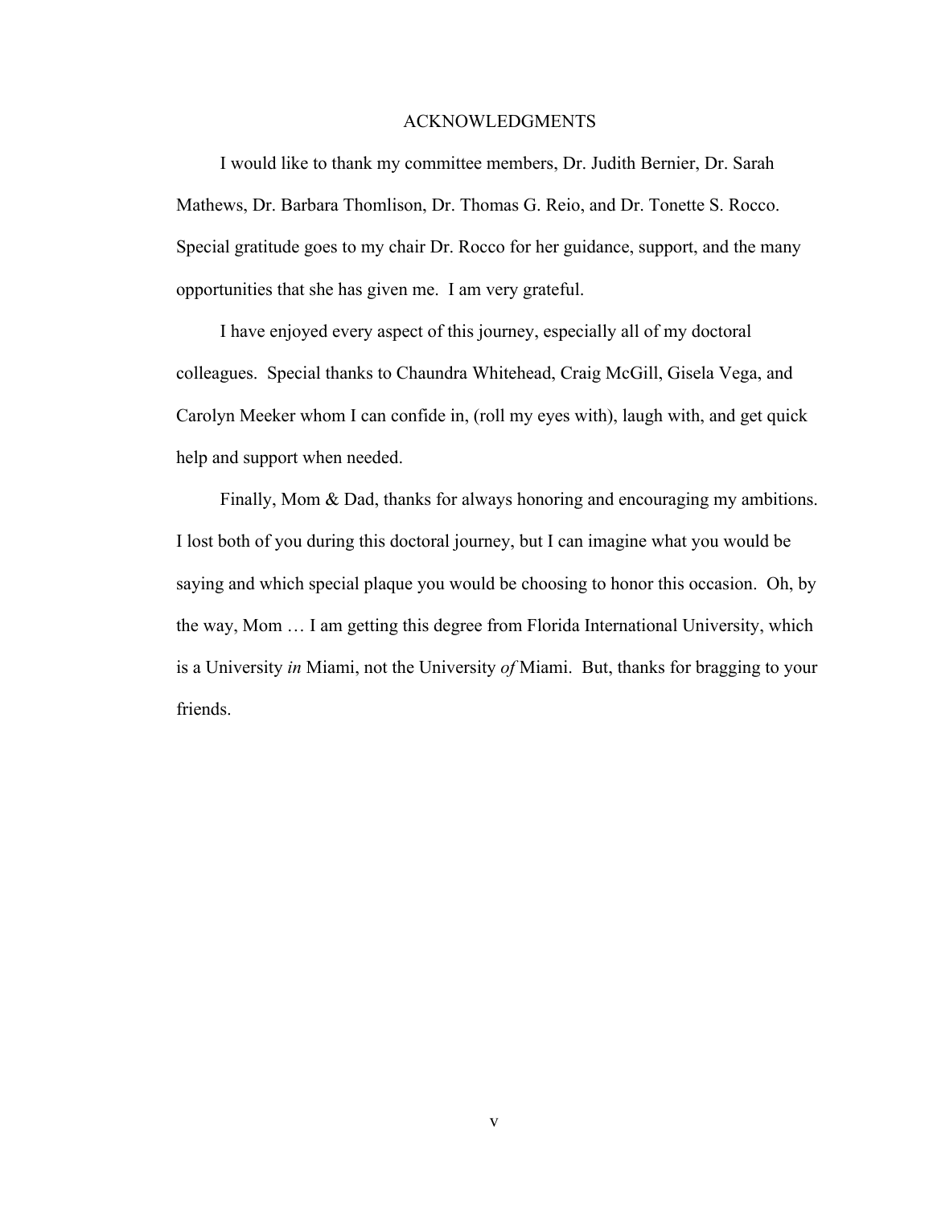# ACKNOWLEDGMENTS

I would like to thank my committee members, Dr. Judith Bernier, Dr. Sarah Mathews, Dr. Barbara Thomlison, Dr. Thomas G. Reio, and Dr. Tonette S. Rocco. Special gratitude goes to my chair Dr. Rocco for her guidance, support, and the many opportunities that she has given me. I am very grateful.

I have enjoyed every aspect of this journey, especially all of my doctoral colleagues. Special thanks to Chaundra Whitehead, Craig McGill, Gisela Vega, and Carolyn Meeker whom I can confide in, (roll my eyes with), laugh with, and get quick help and support when needed.

Finally, Mom & Dad, thanks for always honoring and encouraging my ambitions. I lost both of you during this doctoral journey, but I can imagine what you would be saying and which special plaque you would be choosing to honor this occasion. Oh, by the way, Mom … I am getting this degree from Florida International University, which is a University *in* Miami, not the University *of* Miami. But, thanks for bragging to your friends.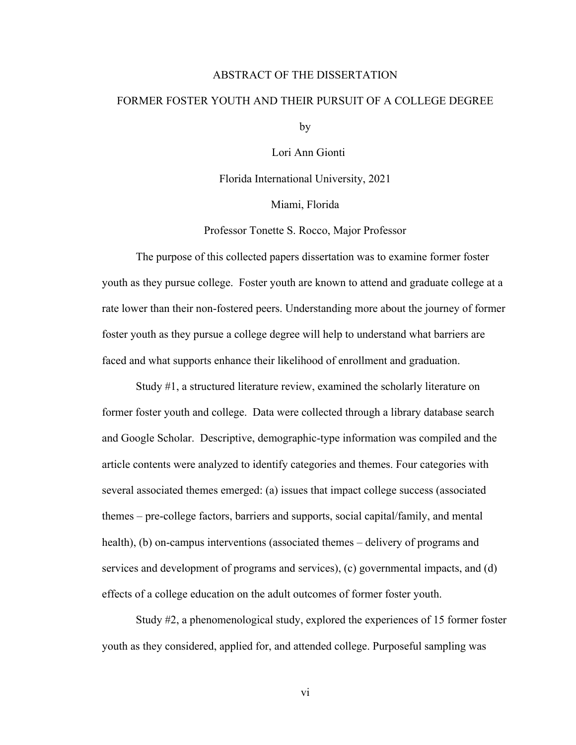ABSTRACT OF THE DISSERTATION

FORMER FOSTER YOUTH AND THEIR PURSUIT OF A COLLEGE DEGREE

by

Lori Ann Gionti

Florida International University, 2021

Miami, Florida

Professor Tonette S. Rocco, Major Professor

The purpose of this collected papers dissertation was to examine former foster youth as they pursue college. Foster youth are known to attend and graduate college at a rate lower than their non-fostered peers. Understanding more about the journey of former foster youth as they pursue a college degree will help to understand what barriers are faced and what supports enhance their likelihood of enrollment and graduation.

Study #1, a structured literature review, examined the scholarly literature on former foster youth and college. Data were collected through a library database search and Google Scholar. Descriptive, demographic-type information was compiled and the article contents were analyzed to identify categories and themes. Four categories with several associated themes emerged: (a) issues that impact college success (associated themes – pre-college factors, barriers and supports, social capital/family, and mental health), (b) on-campus interventions (associated themes – delivery of programs and services and development of programs and services), (c) governmental impacts, and (d) effects of a college education on the adult outcomes of former foster youth.

Study #2, a phenomenological study, explored the experiences of 15 former foster youth as they considered, applied for, and attended college. Purposeful sampling was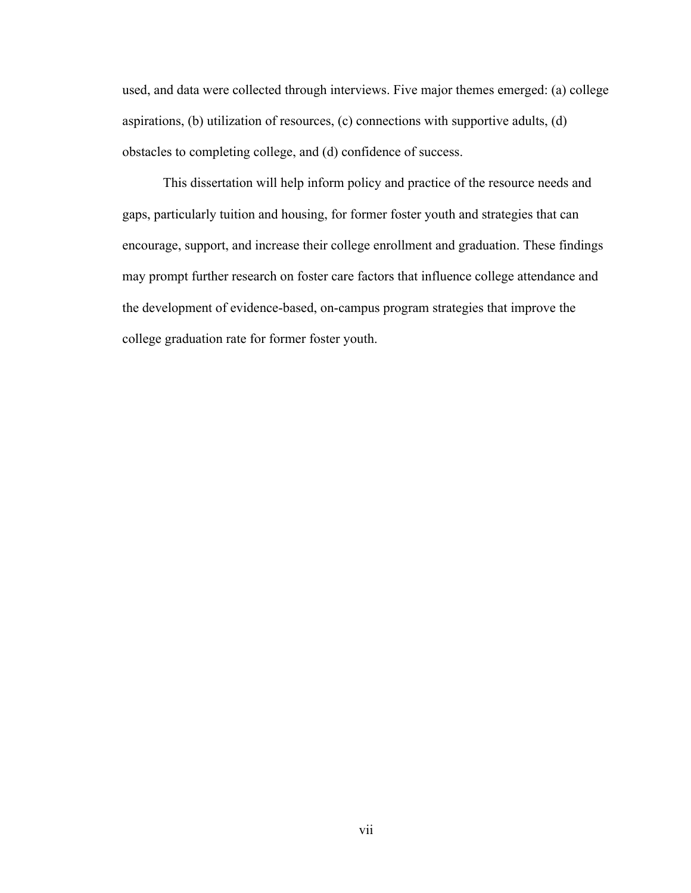used, and data were collected through interviews. Five major themes emerged: (a) college aspirations, (b) utilization of resources, (c) connections with supportive adults, (d) obstacles to completing college, and (d) confidence of success.

This dissertation will help inform policy and practice of the resource needs and gaps, particularly tuition and housing, for former foster youth and strategies that can encourage, support, and increase their college enrollment and graduation. These findings may prompt further research on foster care factors that influence college attendance and the development of evidence-based, on-campus program strategies that improve the college graduation rate for former foster youth.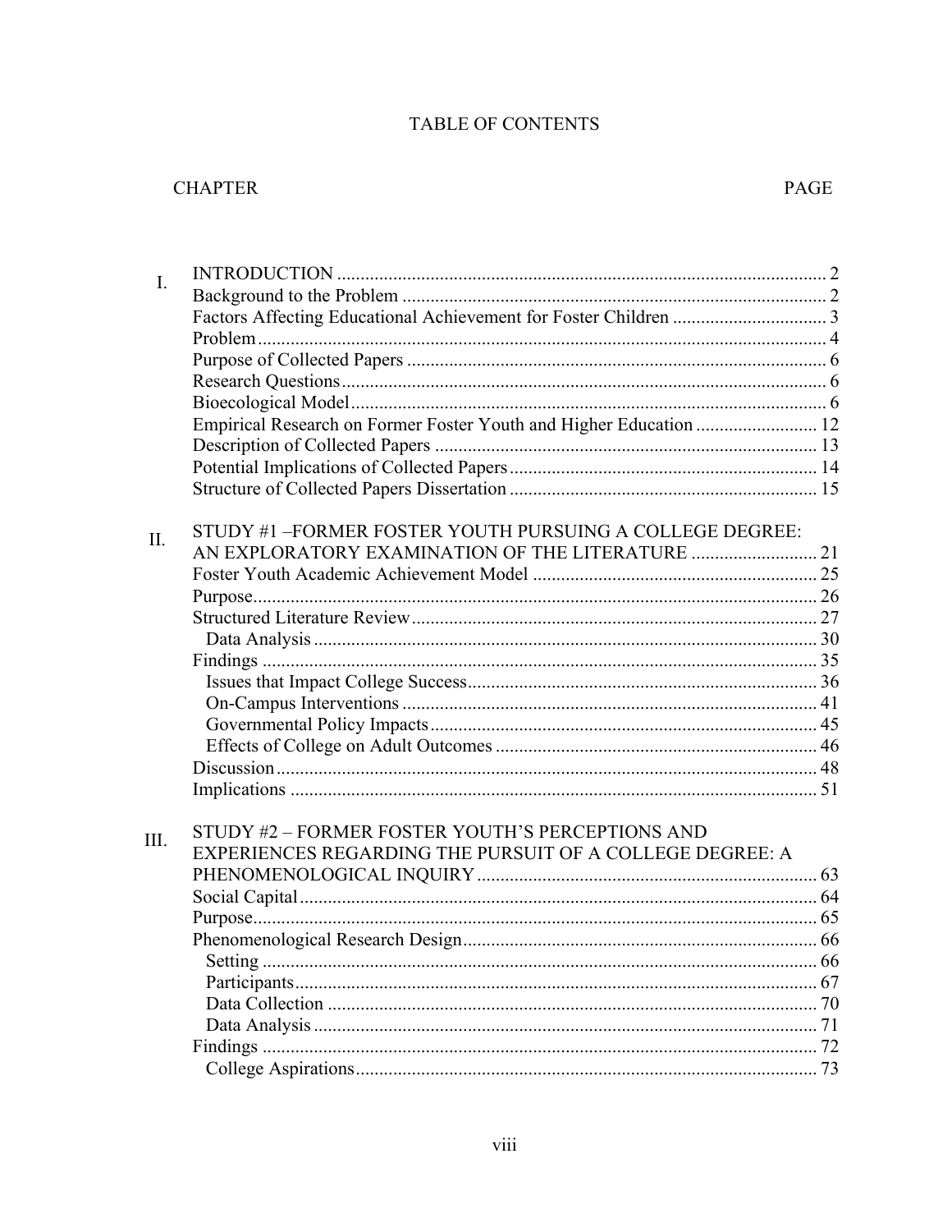# TABLE OF CONTENTS

| CHAPTER | | PAGE |
|---|---|---|
| I. | INTRODUCTION | 2 |
| | Background to the Problem | 2 |
| | Factors Affecting Educational Achievement for Foster Children | 3 |
| | Problem | 4 |
| | Purpose of Collected Papers | 6 |
| | Research Questions | 6 |
| | Bioecological Model | 6 |
| | Empirical Research on Former Foster Youth and Higher Education | 12 |
| | Description of Collected Papers | 13 |
| | Potential Implications of Collected Papers | 14 |
| | Structure of Collected Papers Dissertation | 15 |
| II. | STUDY #1 –FORMER FOSTER YOUTH PURSUING A COLLEGE DEGREE: AN EXPLORATORY EXAMINATION OF THE LITERATURE | 21 |
| | Foster Youth Academic Achievement Model | 25 |
| | Purpose | 26 |
| | Structured Literature Review | 27 |
| | Data Analysis | 30 |
| | Findings | 35 |
| | Issues that Impact College Success | 36 |
| | On-Campus Interventions | 41 |
| | Governmental Policy Impacts | 45 |
| | Effects of College on Adult Outcomes | 46 |
| | Discussion | 48 |
| | Implications | 51 |
| III. | STUDY #2 – FORMER FOSTER YOUTH'S PERCEPTIONS AND EXPERIENCES REGARDING THE PURSUIT OF A COLLEGE DEGREE: A PHENOMENOLOGICAL INQUIRY | 63 |
| | Social Capital | 64 |
| | Purpose | 65 |
| | Phenomenological Research Design | 66 |
| | Setting | 66 |
| | Participants | 67 |
| | Data Collection | 70 |
| | Data Analysis | 71 |
| | Findings | 72 |
| | College Aspirations | 73 |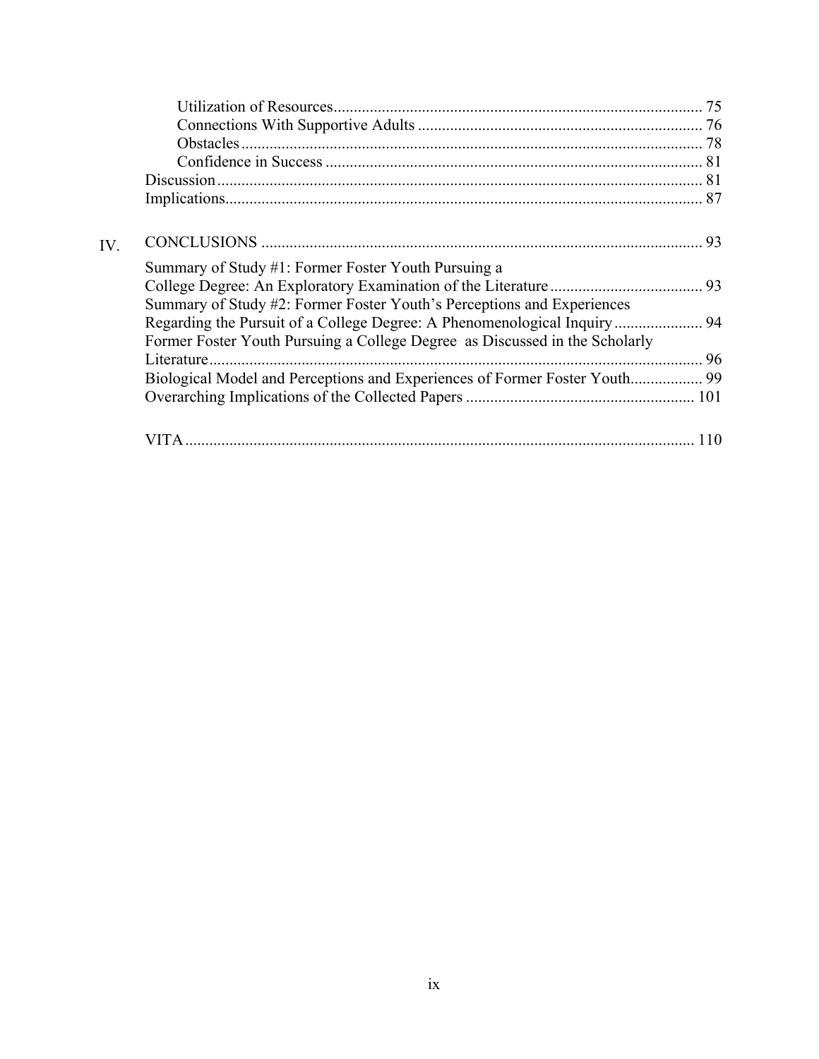Utilization of Resources........................................................................................... 75
Connections With Supportive Adults ...................................................................... 76
Obstacles .................................................................................................................. 78
Confidence in Success ............................................................................................. 81
Discussion ........................................................................................................................ 81
Implications...................................................................................................................... 87

IV. CONCLUSIONS ............................................................................................................. 93

Summary of Study #1: Former Foster Youth Pursuing a College Degree: An Exploratory Examination of the Literature ...................................... 93
Summary of Study #2: Former Foster Youth's Perceptions and Experiences Regarding the Pursuit of a College Degree: A Phenomenological Inquiry ...................... 94
Former Foster Youth Pursuing a College Degree as Discussed in the Scholarly Literature ........................................................................................................................... 96
Biological Model and Perceptions and Experiences of Former Foster Youth.................. 99
Overarching Implications of the Collected Papers ......................................................... 101

VITA ............................................................................................................................... 110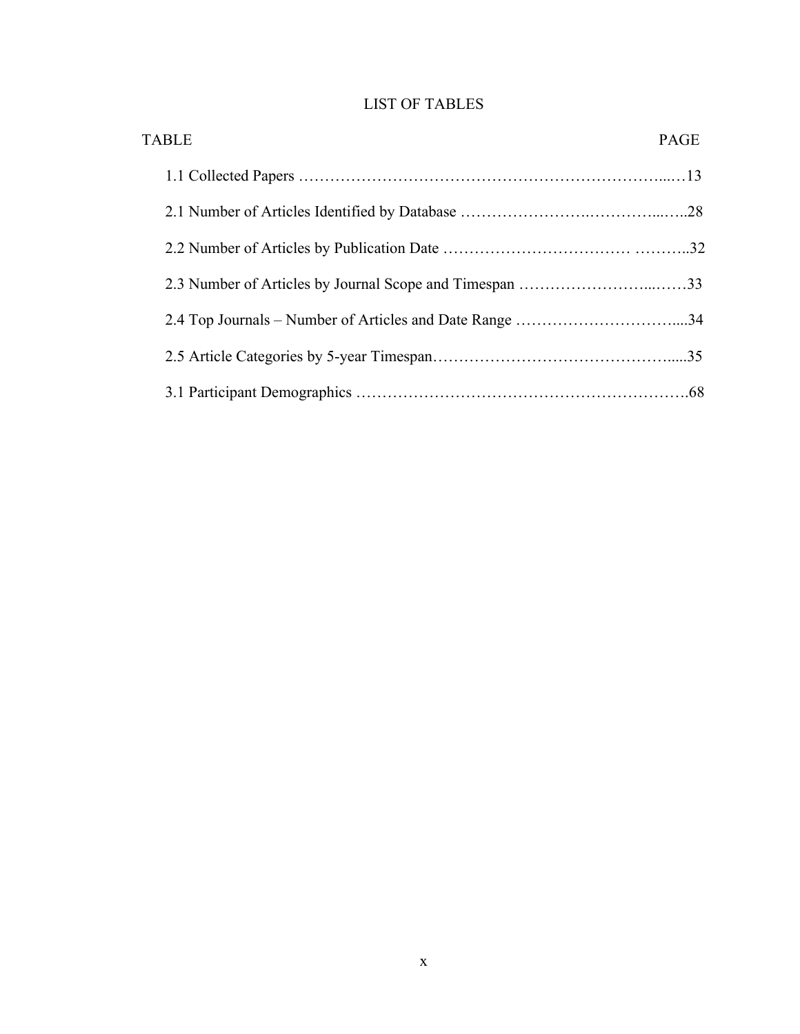# LIST OF TABLES

| TABLE | PAGE |
|---|---|
| 1.1 Collected Papers | 13 |
| 2.1 Number of Articles Identified by Database | 28 |
| 2.2 Number of Articles by Publication Date | 32 |
| 2.3 Number of Articles by Journal Scope and Timespan | 33 |
| 2.4 Top Journals – Number of Articles and Date Range | 34 |
| 2.5 Article Categories by 5-year Timespan | 35 |
| 3.1 Participant Demographics | 68 |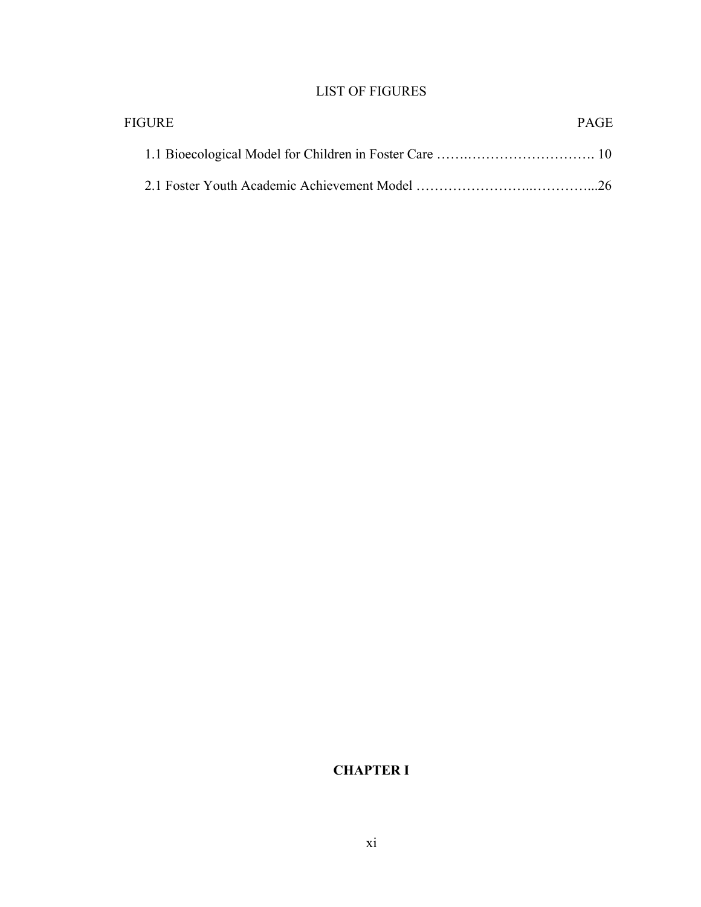# LIST OF FIGURES

| FIGURE | PAGE |
| --- | --- |
| 1.1 Bioecological Model for Children in Foster Care | 10 |
| 2.1 Foster Youth Academic Achievement Model | 26 |

# CHAPTER I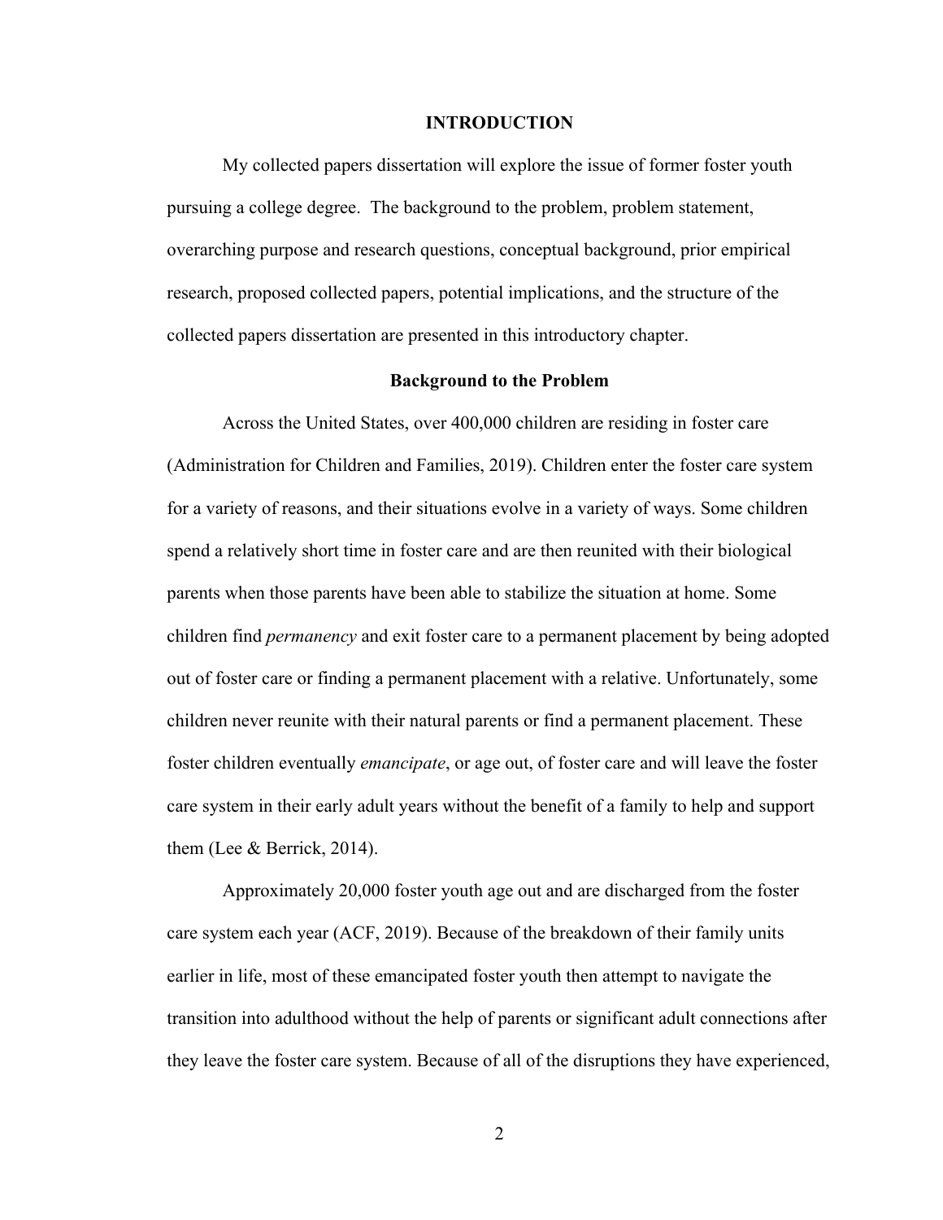# INTRODUCTION

My collected papers dissertation will explore the issue of former foster youth pursuing a college degree. The background to the problem, problem statement, overarching purpose and research questions, conceptual background, prior empirical research, proposed collected papers, potential implications, and the structure of the collected papers dissertation are presented in this introductory chapter.

## Background to the Problem

Across the United States, over 400,000 children are residing in foster care (Administration for Children and Families, 2019). Children enter the foster care system for a variety of reasons, and their situations evolve in a variety of ways. Some children spend a relatively short time in foster care and are then reunited with their biological parents when those parents have been able to stabilize the situation at home. Some children find *permanency* and exit foster care to a permanent placement by being adopted out of foster care or finding a permanent placement with a relative. Unfortunately, some children never reunite with their natural parents or find a permanent placement. These foster children eventually *emancipate*, or age out, of foster care and will leave the foster care system in their early adult years without the benefit of a family to help and support them (Lee & Berrick, 2014).

Approximately 20,000 foster youth age out and are discharged from the foster care system each year (ACF, 2019). Because of the breakdown of their family units earlier in life, most of these emancipated foster youth then attempt to navigate the transition into adulthood without the help of parents or significant adult connections after they leave the foster care system. Because of all of the disruptions they have experienced,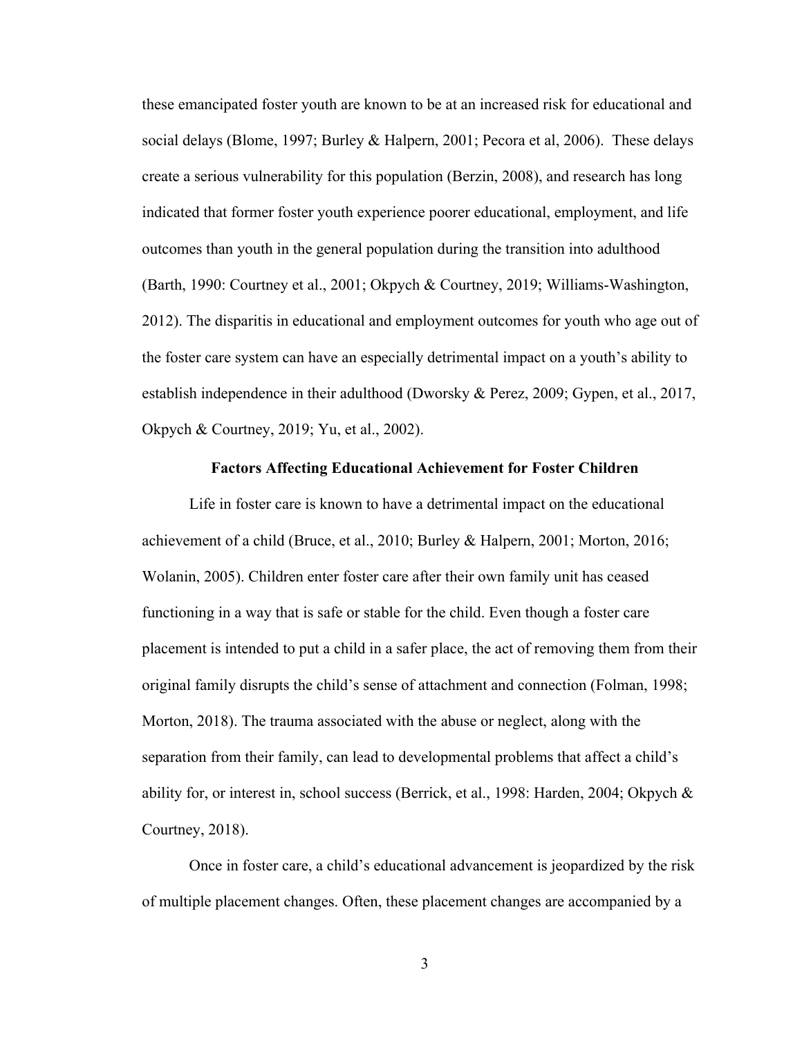these emancipated foster youth are known to be at an increased risk for educational and social delays (Blome, 1997; Burley & Halpern, 2001; Pecora et al, 2006). These delays create a serious vulnerability for this population (Berzin, 2008), and research has long indicated that former foster youth experience poorer educational, employment, and life outcomes than youth in the general population during the transition into adulthood (Barth, 1990: Courtney et al., 2001; Okpych & Courtney, 2019; Williams-Washington, 2012). The disparitis in educational and employment outcomes for youth who age out of the foster care system can have an especially detrimental impact on a youth's ability to establish independence in their adulthood (Dworsky & Perez, 2009; Gypen, et al., 2017, Okpych & Courtney, 2019; Yu, et al., 2002).

## Factors Affecting Educational Achievement for Foster Children

Life in foster care is known to have a detrimental impact on the educational achievement of a child (Bruce, et al., 2010; Burley & Halpern, 2001; Morton, 2016; Wolanin, 2005). Children enter foster care after their own family unit has ceased functioning in a way that is safe or stable for the child. Even though a foster care placement is intended to put a child in a safer place, the act of removing them from their original family disrupts the child's sense of attachment and connection (Folman, 1998; Morton, 2018). The trauma associated with the abuse or neglect, along with the separation from their family, can lead to developmental problems that affect a child's ability for, or interest in, school success (Berrick, et al., 1998: Harden, 2004; Okpych & Courtney, 2018).

Once in foster care, a child's educational advancement is jeopardized by the risk of multiple placement changes. Often, these placement changes are accompanied by a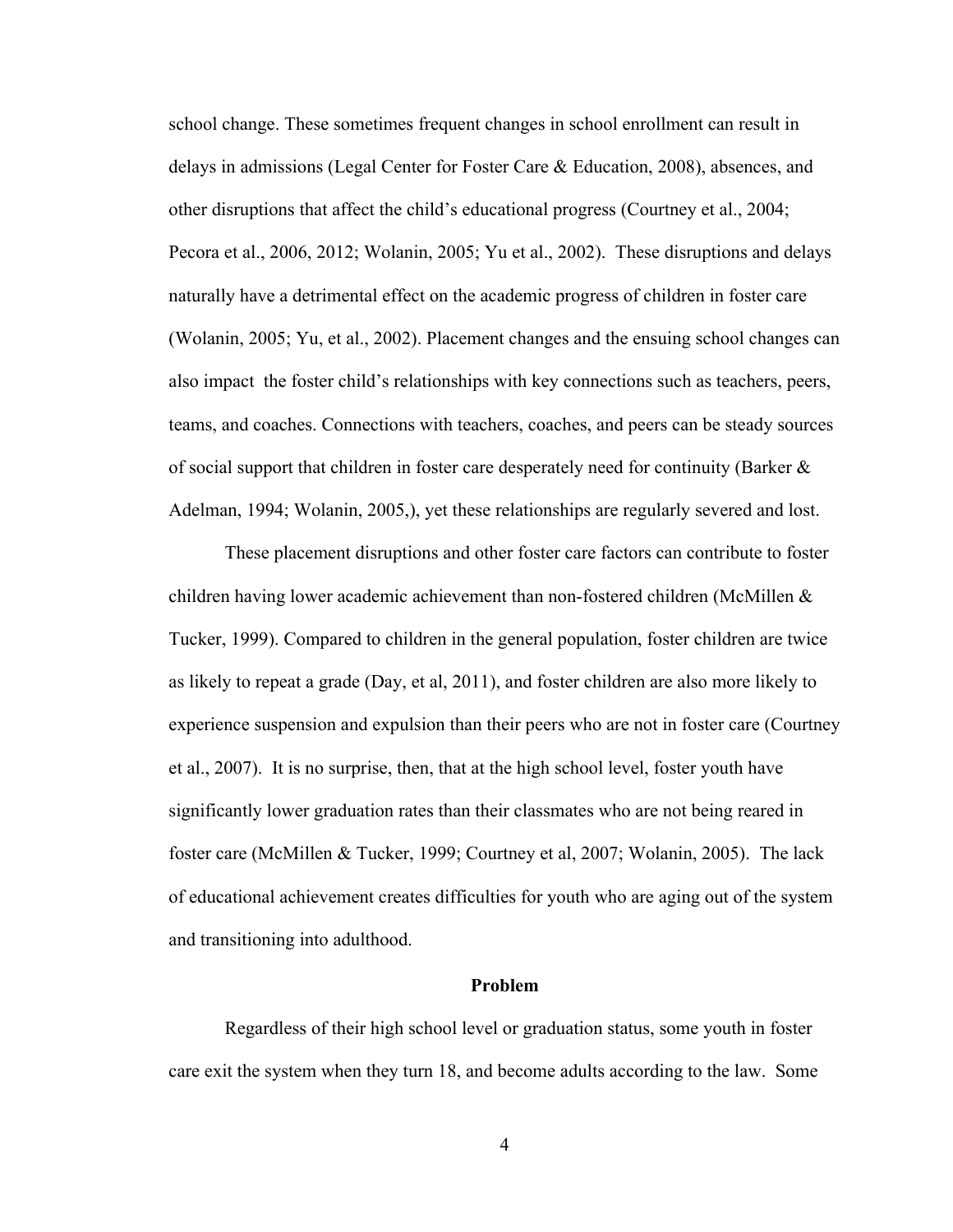school change. These sometimes frequent changes in school enrollment can result in delays in admissions (Legal Center for Foster Care & Education, 2008), absences, and other disruptions that affect the child's educational progress (Courtney et al., 2004; Pecora et al., 2006, 2012; Wolanin, 2005; Yu et al., 2002). These disruptions and delays naturally have a detrimental effect on the academic progress of children in foster care (Wolanin, 2005; Yu, et al., 2002). Placement changes and the ensuing school changes can also impact the foster child's relationships with key connections such as teachers, peers, teams, and coaches. Connections with teachers, coaches, and peers can be steady sources of social support that children in foster care desperately need for continuity (Barker & Adelman, 1994; Wolanin, 2005,), yet these relationships are regularly severed and lost.

These placement disruptions and other foster care factors can contribute to foster children having lower academic achievement than non-fostered children (McMillen & Tucker, 1999). Compared to children in the general population, foster children are twice as likely to repeat a grade (Day, et al, 2011), and foster children are also more likely to experience suspension and expulsion than their peers who are not in foster care (Courtney et al., 2007). It is no surprise, then, that at the high school level, foster youth have significantly lower graduation rates than their classmates who are not being reared in foster care (McMillen & Tucker, 1999; Courtney et al, 2007; Wolanin, 2005). The lack of educational achievement creates difficulties for youth who are aging out of the system and transitioning into adulthood.

## Problem

Regardless of their high school level or graduation status, some youth in foster care exit the system when they turn 18, and become adults according to the law. Some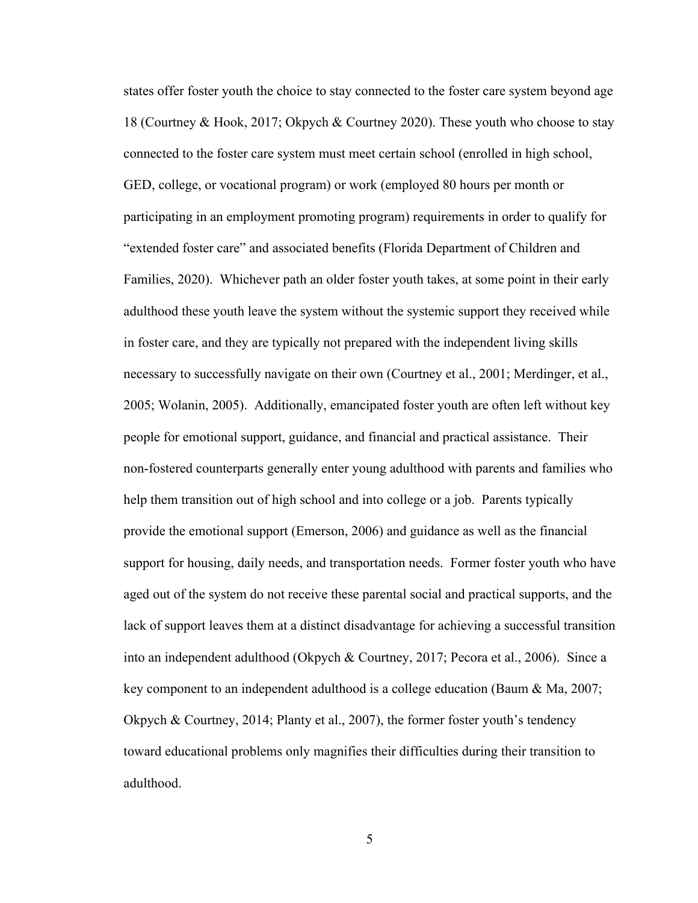states offer foster youth the choice to stay connected to the foster care system beyond age 18 (Courtney & Hook, 2017; Okpych & Courtney 2020). These youth who choose to stay connected to the foster care system must meet certain school (enrolled in high school, GED, college, or vocational program) or work (employed 80 hours per month or participating in an employment promoting program) requirements in order to qualify for "extended foster care" and associated benefits (Florida Department of Children and Families, 2020). Whichever path an older foster youth takes, at some point in their early adulthood these youth leave the system without the systemic support they received while in foster care, and they are typically not prepared with the independent living skills necessary to successfully navigate on their own (Courtney et al., 2001; Merdinger, et al., 2005; Wolanin, 2005). Additionally, emancipated foster youth are often left without key people for emotional support, guidance, and financial and practical assistance. Their non-fostered counterparts generally enter young adulthood with parents and families who help them transition out of high school and into college or a job. Parents typically provide the emotional support (Emerson, 2006) and guidance as well as the financial support for housing, daily needs, and transportation needs. Former foster youth who have aged out of the system do not receive these parental social and practical supports, and the lack of support leaves them at a distinct disadvantage for achieving a successful transition into an independent adulthood (Okpych & Courtney, 2017; Pecora et al., 2006). Since a key component to an independent adulthood is a college education (Baum & Ma, 2007; Okpych & Courtney, 2014; Planty et al., 2007), the former foster youth's tendency toward educational problems only magnifies their difficulties during their transition to adulthood.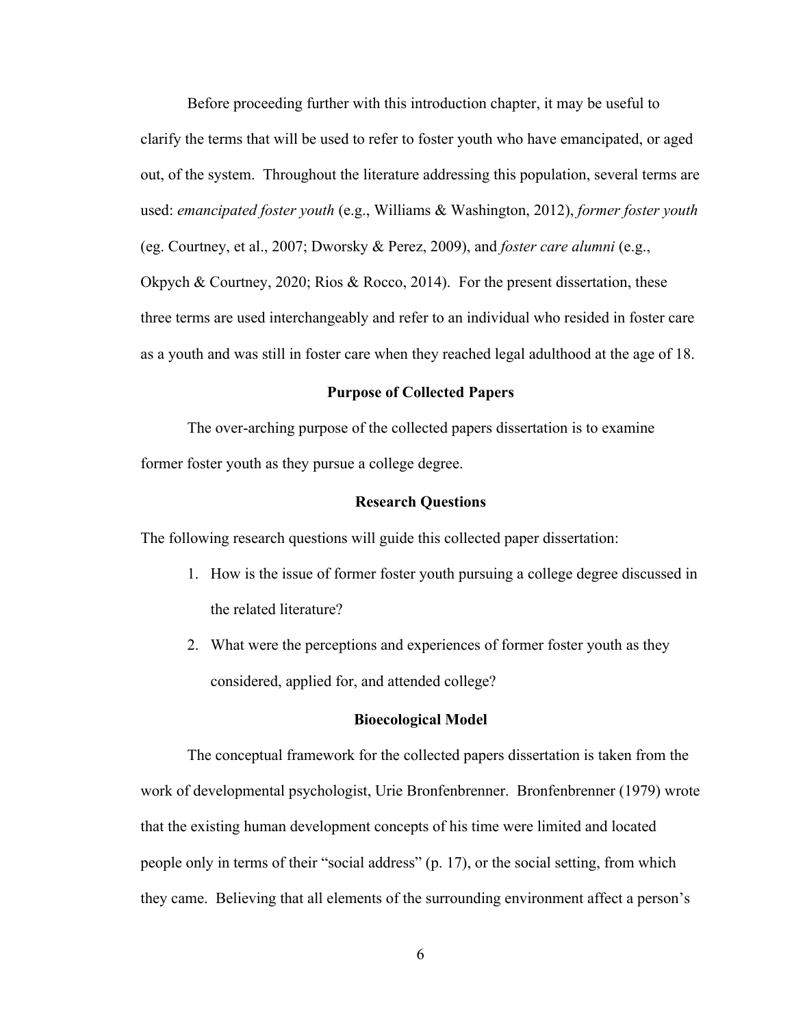Before proceeding further with this introduction chapter, it may be useful to clarify the terms that will be used to refer to foster youth who have emancipated, or aged out, of the system. Throughout the literature addressing this population, several terms are used: *emancipated foster youth* (e.g., Williams & Washington, 2012), *former foster youth* (eg. Courtney, et al., 2007; Dworsky & Perez, 2009), and *foster care alumni* (e.g., Okpych & Courtney, 2020; Rios & Rocco, 2014). For the present dissertation, these three terms are used interchangeably and refer to an individual who resided in foster care as a youth and was still in foster care when they reached legal adulthood at the age of 18.

## Purpose of Collected Papers

The over-arching purpose of the collected papers dissertation is to examine former foster youth as they pursue a college degree.

## Research Questions

The following research questions will guide this collected paper dissertation:

1. How is the issue of former foster youth pursuing a college degree discussed in the related literature?
2. What were the perceptions and experiences of former foster youth as they considered, applied for, and attended college?

## Bioecological Model

The conceptual framework for the collected papers dissertation is taken from the work of developmental psychologist, Urie Bronfenbrenner. Bronfenbrenner (1979) wrote that the existing human development concepts of his time were limited and located people only in terms of their "social address" (p. 17), or the social setting, from which they came. Believing that all elements of the surrounding environment affect a person's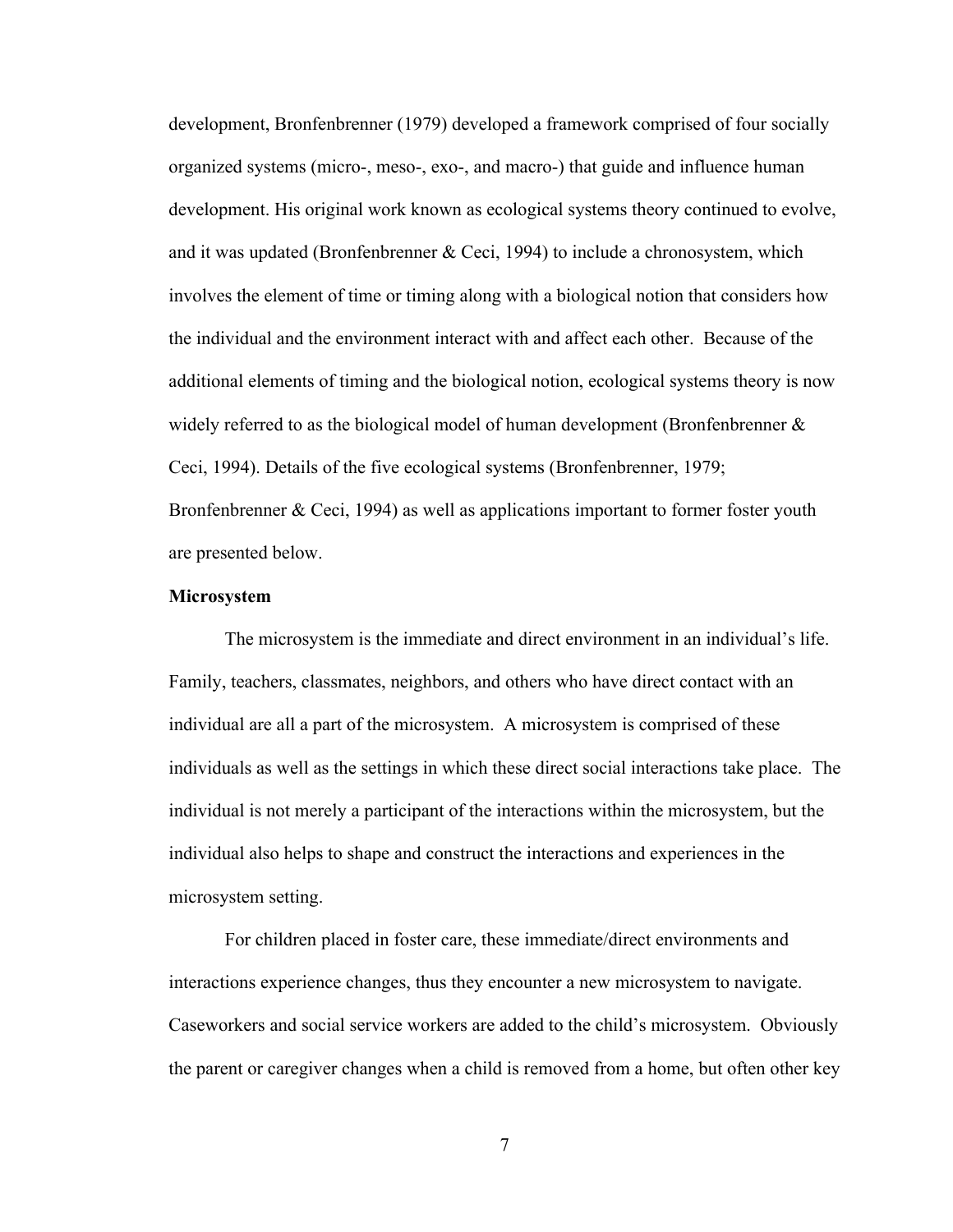development, Bronfenbrenner (1979) developed a framework comprised of four socially organized systems (micro-, meso-, exo-, and macro-) that guide and influence human development. His original work known as ecological systems theory continued to evolve, and it was updated (Bronfenbrenner & Ceci, 1994) to include a chronosystem, which involves the element of time or timing along with a biological notion that considers how the individual and the environment interact with and affect each other. Because of the additional elements of timing and the biological notion, ecological systems theory is now widely referred to as the biological model of human development (Bronfenbrenner & Ceci, 1994). Details of the five ecological systems (Bronfenbrenner, 1979; Bronfenbrenner & Ceci, 1994) as well as applications important to former foster youth are presented below.

**Microsystem**

The microsystem is the immediate and direct environment in an individual's life. Family, teachers, classmates, neighbors, and others who have direct contact with an individual are all a part of the microsystem. A microsystem is comprised of these individuals as well as the settings in which these direct social interactions take place. The individual is not merely a participant of the interactions within the microsystem, but the individual also helps to shape and construct the interactions and experiences in the microsystem setting.

For children placed in foster care, these immediate/direct environments and interactions experience changes, thus they encounter a new microsystem to navigate. Caseworkers and social service workers are added to the child's microsystem. Obviously the parent or caregiver changes when a child is removed from a home, but often other key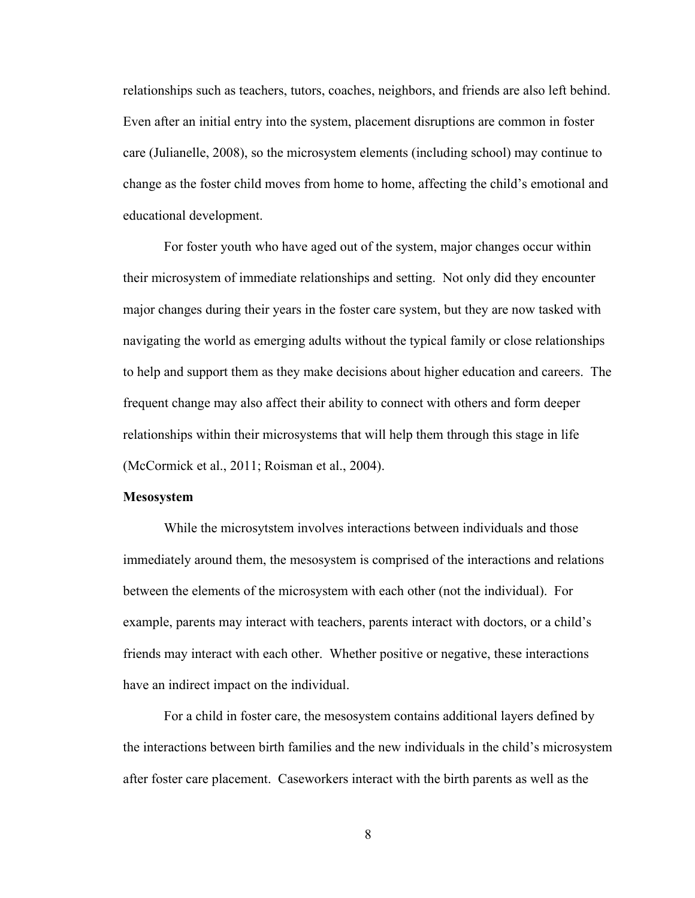relationships such as teachers, tutors, coaches, neighbors, and friends are also left behind. Even after an initial entry into the system, placement disruptions are common in foster care (Julianelle, 2008), so the microsystem elements (including school) may continue to change as the foster child moves from home to home, affecting the child's emotional and educational development.

For foster youth who have aged out of the system, major changes occur within their microsystem of immediate relationships and setting. Not only did they encounter major changes during their years in the foster care system, but they are now tasked with navigating the world as emerging adults without the typical family or close relationships to help and support them as they make decisions about higher education and careers. The frequent change may also affect their ability to connect with others and form deeper relationships within their microsystems that will help them through this stage in life (McCormick et al., 2011; Roisman et al., 2004).

**Mesosystem**

While the microsytstem involves interactions between individuals and those immediately around them, the mesosystem is comprised of the interactions and relations between the elements of the microsystem with each other (not the individual). For example, parents may interact with teachers, parents interact with doctors, or a child's friends may interact with each other. Whether positive or negative, these interactions have an indirect impact on the individual.

For a child in foster care, the mesosystem contains additional layers defined by the interactions between birth families and the new individuals in the child's microsystem after foster care placement. Caseworkers interact with the birth parents as well as the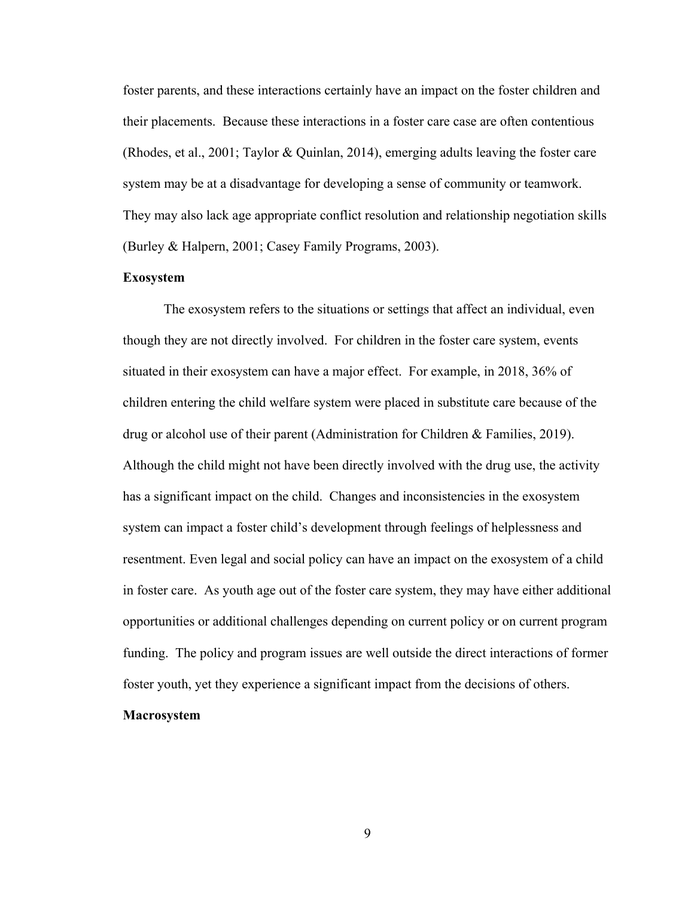foster parents, and these interactions certainly have an impact on the foster children and their placements. Because these interactions in a foster care case are often contentious (Rhodes, et al., 2001; Taylor & Quinlan, 2014), emerging adults leaving the foster care system may be at a disadvantage for developing a sense of community or teamwork. They may also lack age appropriate conflict resolution and relationship negotiation skills (Burley & Halpern, 2001; Casey Family Programs, 2003).

### Exosystem

The exosystem refers to the situations or settings that affect an individual, even though they are not directly involved. For children in the foster care system, events situated in their exosystem can have a major effect. For example, in 2018, 36% of children entering the child welfare system were placed in substitute care because of the drug or alcohol use of their parent (Administration for Children & Families, 2019). Although the child might not have been directly involved with the drug use, the activity has a significant impact on the child. Changes and inconsistencies in the exosystem system can impact a foster child's development through feelings of helplessness and resentment. Even legal and social policy can have an impact on the exosystem of a child in foster care. As youth age out of the foster care system, they may have either additional opportunities or additional challenges depending on current policy or on current program funding. The policy and program issues are well outside the direct interactions of former foster youth, yet they experience a significant impact from the decisions of others.

### Macrosystem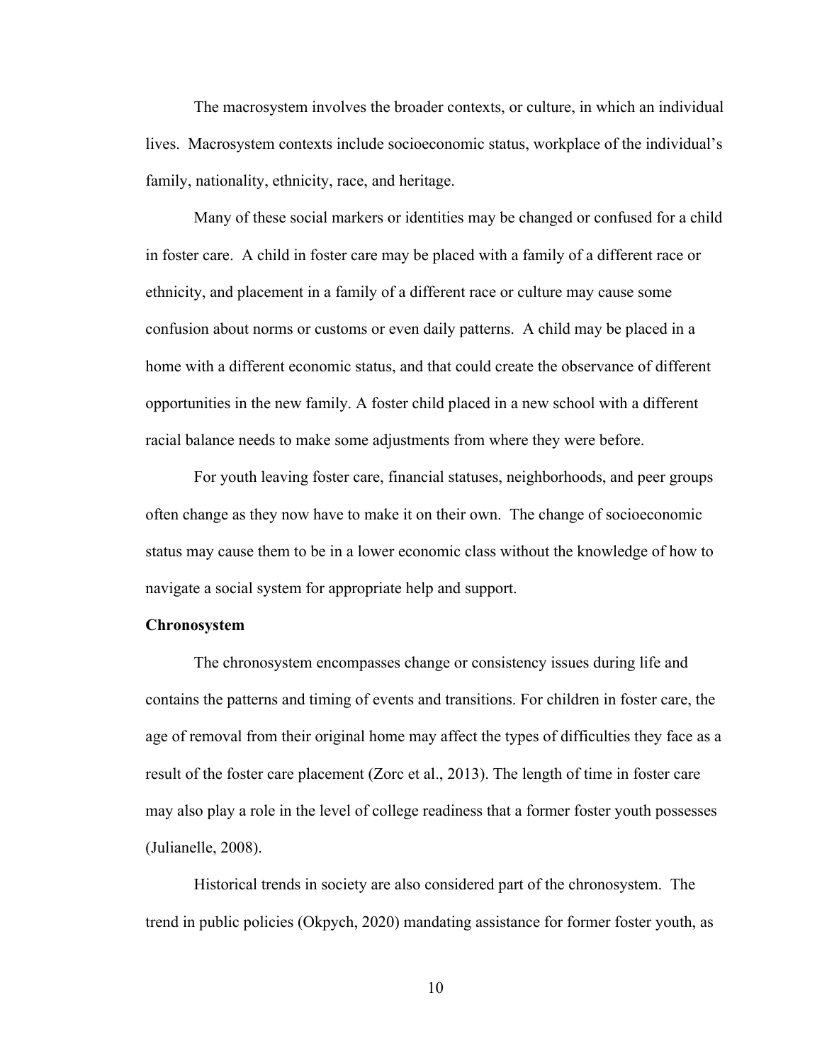The macrosystem involves the broader contexts, or culture, in which an individual lives. Macrosystem contexts include socioeconomic status, workplace of the individual's family, nationality, ethnicity, race, and heritage.

Many of these social markers or identities may be changed or confused for a child in foster care. A child in foster care may be placed with a family of a different race or ethnicity, and placement in a family of a different race or culture may cause some confusion about norms or customs or even daily patterns. A child may be placed in a home with a different economic status, and that could create the observance of different opportunities in the new family. A foster child placed in a new school with a different racial balance needs to make some adjustments from where they were before.

For youth leaving foster care, financial statuses, neighborhoods, and peer groups often change as they now have to make it on their own. The change of socioeconomic status may cause them to be in a lower economic class without the knowledge of how to navigate a social system for appropriate help and support.

**Chronosystem**

The chronosystem encompasses change or consistency issues during life and contains the patterns and timing of events and transitions. For children in foster care, the age of removal from their original home may affect the types of difficulties they face as a result of the foster care placement (Zorc et al., 2013). The length of time in foster care may also play a role in the level of college readiness that a former foster youth possesses (Julianelle, 2008).

Historical trends in society are also considered part of the chronosystem. The trend in public policies (Okpych, 2020) mandating assistance for former foster youth, as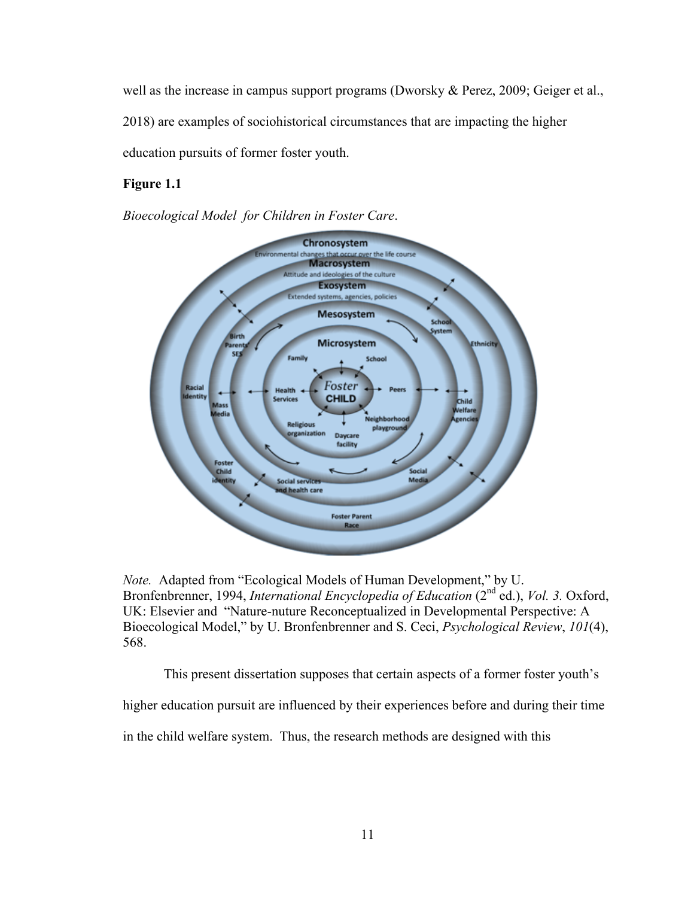well as the increase in campus support programs (Dworsky & Perez, 2009; Geiger et al., 2018) are examples of sociohistorical circumstances that are impacting the higher education pursuits of former foster youth.

**Figure 1.1**

*Bioecological Model for Children in Foster Care*.

*Note.* Adapted from "Ecological Models of Human Development," by U. Bronfenbrenner, 1994, *International Encyclopedia of Education* (2nd ed.), *Vol. 3.* Oxford, UK: Elsevier and "Nature-nuture Reconceptualized in Developmental Perspective: A Bioecological Model," by U. Bronfenbrenner and S. Ceci, *Psychological Review*, *101*(4), 568.

This present dissertation supposes that certain aspects of a former foster youth's higher education pursuit are influenced by their experiences before and during their time in the child welfare system. Thus, the research methods are designed with this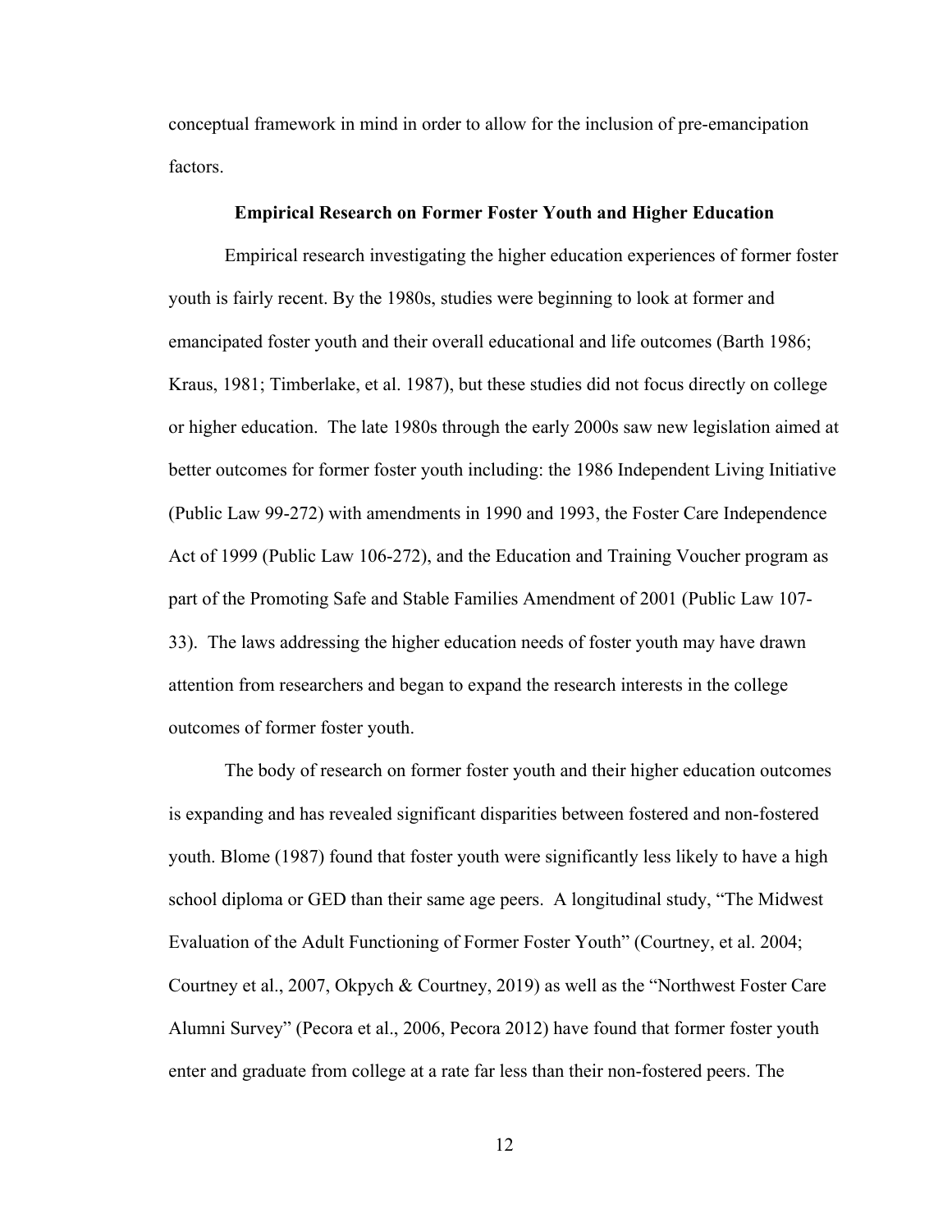conceptual framework in mind in order to allow for the inclusion of pre-emancipation factors.

## Empirical Research on Former Foster Youth and Higher Education

Empirical research investigating the higher education experiences of former foster youth is fairly recent. By the 1980s, studies were beginning to look at former and emancipated foster youth and their overall educational and life outcomes (Barth 1986; Kraus, 1981; Timberlake, et al. 1987), but these studies did not focus directly on college or higher education. The late 1980s through the early 2000s saw new legislation aimed at better outcomes for former foster youth including: the 1986 Independent Living Initiative (Public Law 99-272) with amendments in 1990 and 1993, the Foster Care Independence Act of 1999 (Public Law 106-272), and the Education and Training Voucher program as part of the Promoting Safe and Stable Families Amendment of 2001 (Public Law 107-33). The laws addressing the higher education needs of foster youth may have drawn attention from researchers and began to expand the research interests in the college outcomes of former foster youth.

The body of research on former foster youth and their higher education outcomes is expanding and has revealed significant disparities between fostered and non-fostered youth. Blome (1987) found that foster youth were significantly less likely to have a high school diploma or GED than their same age peers. A longitudinal study, "The Midwest Evaluation of the Adult Functioning of Former Foster Youth" (Courtney, et al. 2004; Courtney et al., 2007, Okpych & Courtney, 2019) as well as the "Northwest Foster Care Alumni Survey" (Pecora et al., 2006, Pecora 2012) have found that former foster youth enter and graduate from college at a rate far less than their non-fostered peers. The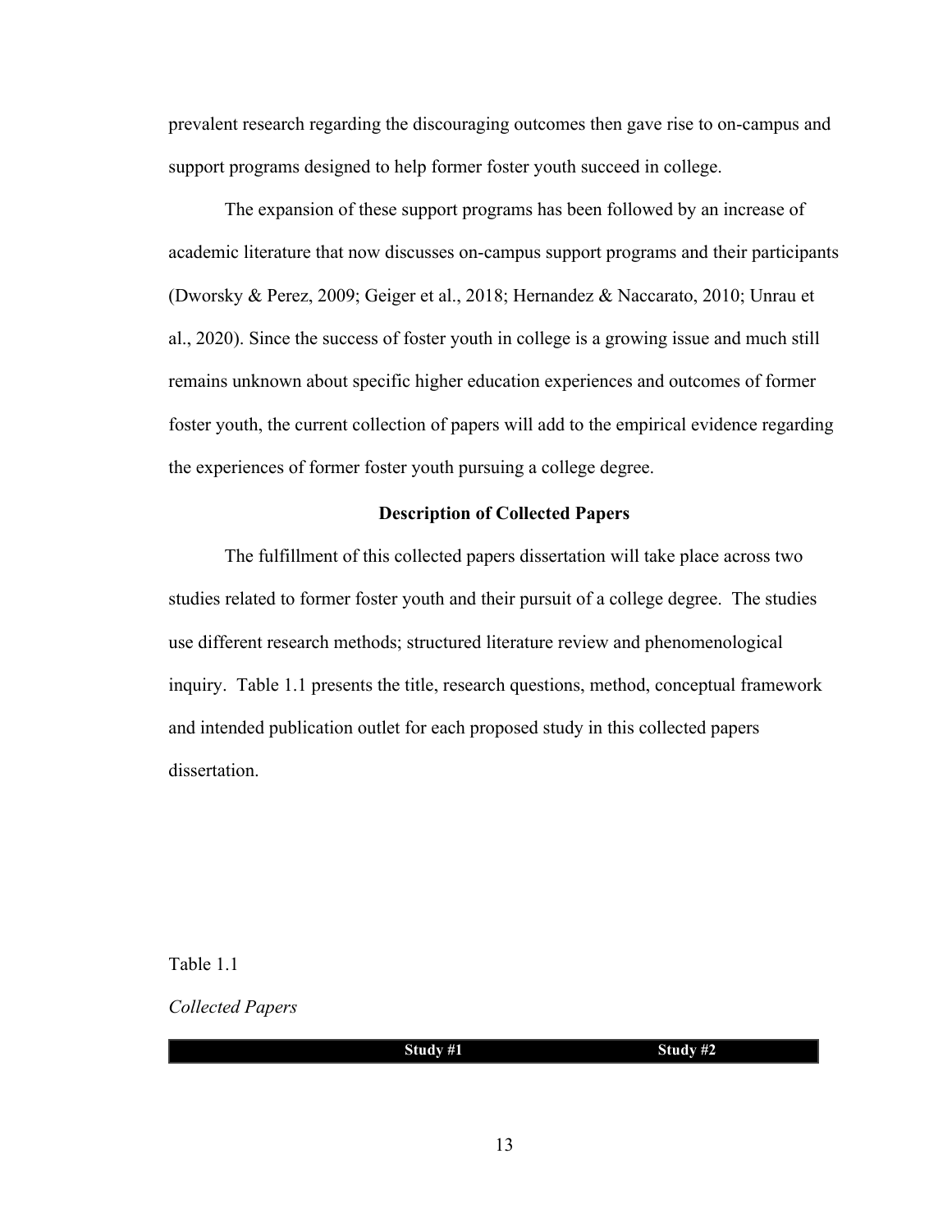prevalent research regarding the discouraging outcomes then gave rise to on-campus and support programs designed to help former foster youth succeed in college.

The expansion of these support programs has been followed by an increase of academic literature that now discusses on-campus support programs and their participants (Dworsky & Perez, 2009; Geiger et al., 2018; Hernandez & Naccarato, 2010; Unrau et al., 2020). Since the success of foster youth in college is a growing issue and much still remains unknown about specific higher education experiences and outcomes of former foster youth, the current collection of papers will add to the empirical evidence regarding the experiences of former foster youth pursuing a college degree.

## Description of Collected Papers

The fulfillment of this collected papers dissertation will take place across two studies related to former foster youth and their pursuit of a college degree. The studies use different research methods; structured literature review and phenomenological inquiry. Table 1.1 presents the title, research questions, method, conceptual framework and intended publication outlet for each proposed study in this collected papers dissertation.

Table 1.1

*Collected Papers*

| | Study #1 | Study #2 |
|---|---|---|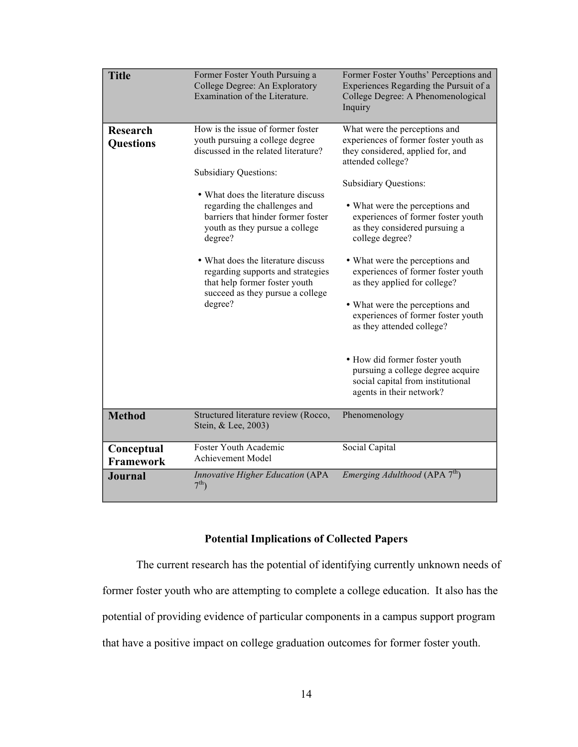| **Title** | Former Foster Youth Pursuing a College Degree: An Exploratory Examination of the Literature. | Former Foster Youths' Perceptions and Experiences Regarding the Pursuit of a College Degree: A Phenomenological Inquiry |
|---|---|---|
| **Research Questions** | How is the issue of former foster youth pursuing a college degree discussed in the related literature?<br><br>Subsidiary Questions:<br><br>• What does the literature discuss regarding the challenges and barriers that hinder former foster youth as they pursue a college degree?<br><br>• What does the literature discuss regarding supports and strategies that help former foster youth succeed as they pursue a college degree? | What were the perceptions and experiences of former foster youth as they considered, applied for, and attended college?<br><br>Subsidiary Questions:<br><br>• What were the perceptions and experiences of former foster youth as they considered pursuing a college degree?<br><br>• What were the perceptions and experiences of former foster youth as they applied for college?<br><br>• What were the perceptions and experiences of former foster youth as they attended college?<br><br>• How did former foster youth pursuing a college degree acquire social capital from institutional agents in their network? |
| **Method** | Structured literature review (Rocco, Stein, & Lee, 2003) | Phenomenology |
| **Conceptual Framework** | Foster Youth Academic Achievement Model | Social Capital |
| **Journal** | *Innovative Higher Education* (APA 7th) | *Emerging Adulthood* (APA 7th) |

## Potential Implications of Collected Papers

The current research has the potential of identifying currently unknown needs of former foster youth who are attempting to complete a college education. It also has the potential of providing evidence of particular components in a campus support program that have a positive impact on college graduation outcomes for former foster youth.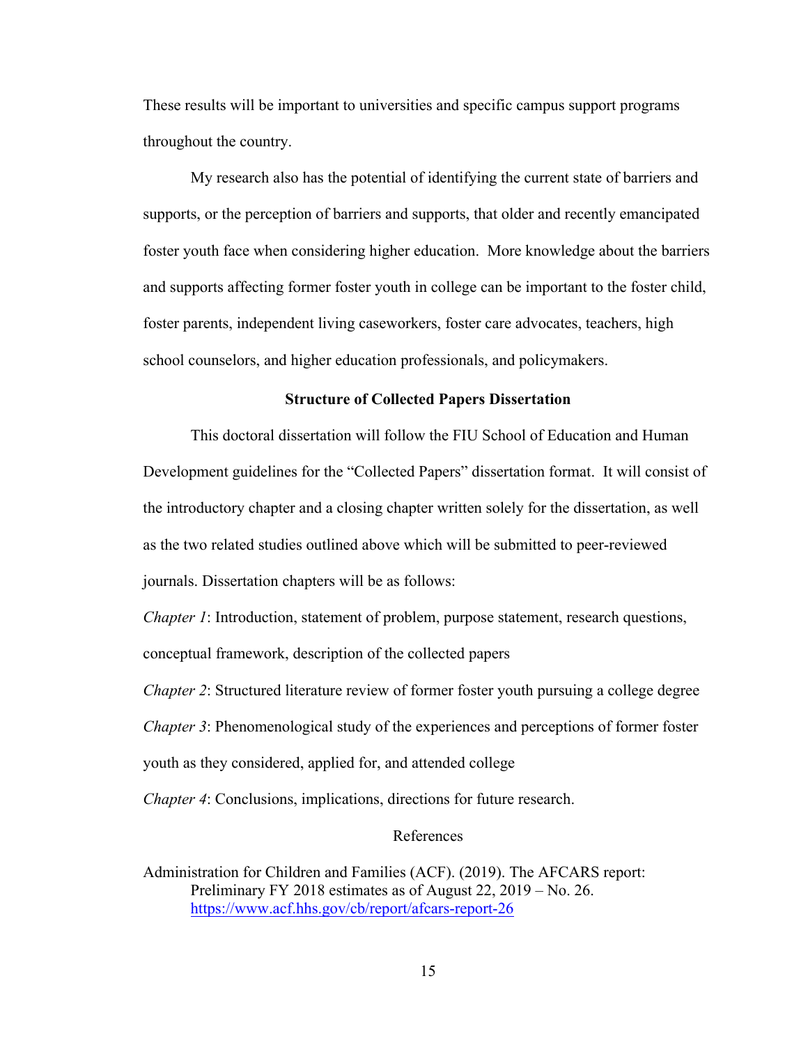These results will be important to universities and specific campus support programs throughout the country.

My research also has the potential of identifying the current state of barriers and supports, or the perception of barriers and supports, that older and recently emancipated foster youth face when considering higher education. More knowledge about the barriers and supports affecting former foster youth in college can be important to the foster child, foster parents, independent living caseworkers, foster care advocates, teachers, high school counselors, and higher education professionals, and policymakers.

## Structure of Collected Papers Dissertation

This doctoral dissertation will follow the FIU School of Education and Human Development guidelines for the "Collected Papers" dissertation format. It will consist of the introductory chapter and a closing chapter written solely for the dissertation, as well as the two related studies outlined above which will be submitted to peer-reviewed journals. Dissertation chapters will be as follows:

*Chapter 1*: Introduction, statement of problem, purpose statement, research questions, conceptual framework, description of the collected papers

*Chapter 2*: Structured literature review of former foster youth pursuing a college degree

*Chapter 3*: Phenomenological study of the experiences and perceptions of former foster youth as they considered, applied for, and attended college

*Chapter 4*: Conclusions, implications, directions for future research.

## References

Administration for Children and Families (ACF). (2019). The AFCARS report: Preliminary FY 2018 estimates as of August 22, 2019 – No. 26. https://www.acf.hhs.gov/cb/report/afcars-report-26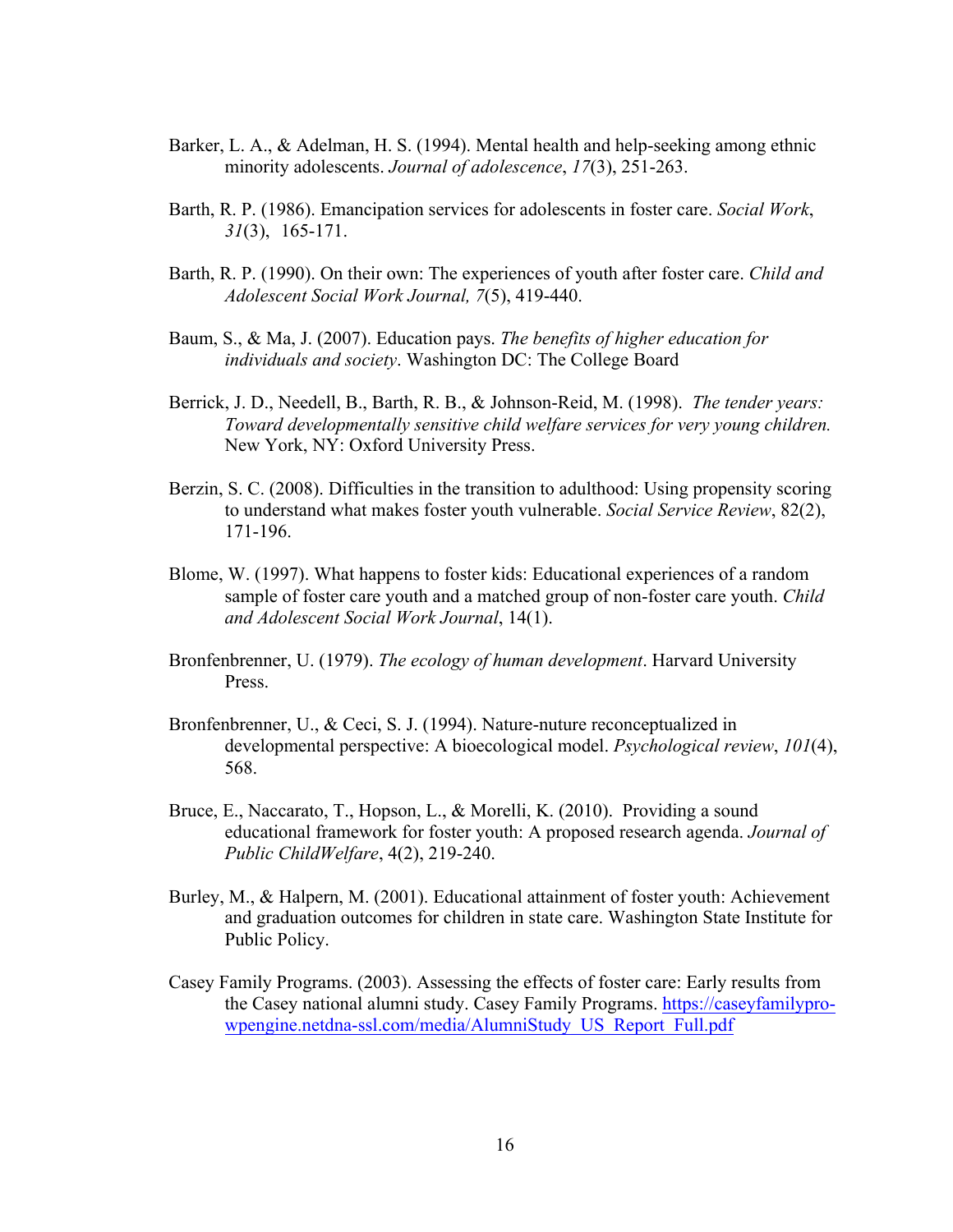Barker, L. A., & Adelman, H. S. (1994). Mental health and help-seeking among ethnic minority adolescents. *Journal of adolescence*, *17*(3), 251-263.

Barth, R. P. (1986). Emancipation services for adolescents in foster care. *Social Work*, *31*(3), 165-171.

Barth, R. P. (1990). On their own: The experiences of youth after foster care. *Child and Adolescent Social Work Journal, 7*(5), 419-440.

Baum, S., & Ma, J. (2007). Education pays. *The benefits of higher education for individuals and society*. Washington DC: The College Board

Berrick, J. D., Needell, B., Barth, R. B., & Johnson-Reid, M. (1998). *The tender years: Toward developmentally sensitive child welfare services for very young children.* New York, NY: Oxford University Press.

Berzin, S. C. (2008). Difficulties in the transition to adulthood: Using propensity scoring to understand what makes foster youth vulnerable. *Social Service Review*, 82(2), 171-196.

Blome, W. (1997). What happens to foster kids: Educational experiences of a random sample of foster care youth and a matched group of non-foster care youth. *Child and Adolescent Social Work Journal*, 14(1).

Bronfenbrenner, U. (1979). *The ecology of human development*. Harvard University Press.

Bronfenbrenner, U., & Ceci, S. J. (1994). Nature-nuture reconceptualized in developmental perspective: A bioecological model. *Psychological review*, *101*(4), 568.

Bruce, E., Naccarato, T., Hopson, L., & Morelli, K. (2010). Providing a sound educational framework for foster youth: A proposed research agenda. *Journal of Public ChildWelfare*, 4(2), 219-240.

Burley, M., & Halpern, M. (2001). Educational attainment of foster youth: Achievement and graduation outcomes for children in state care. Washington State Institute for Public Policy.

Casey Family Programs. (2003). Assessing the effects of foster care: Early results from the Casey national alumni study. Casey Family Programs. https://caseyfamilypro-wpengine.netdna-ssl.com/media/AlumniStudy_US_Report_Full.pdf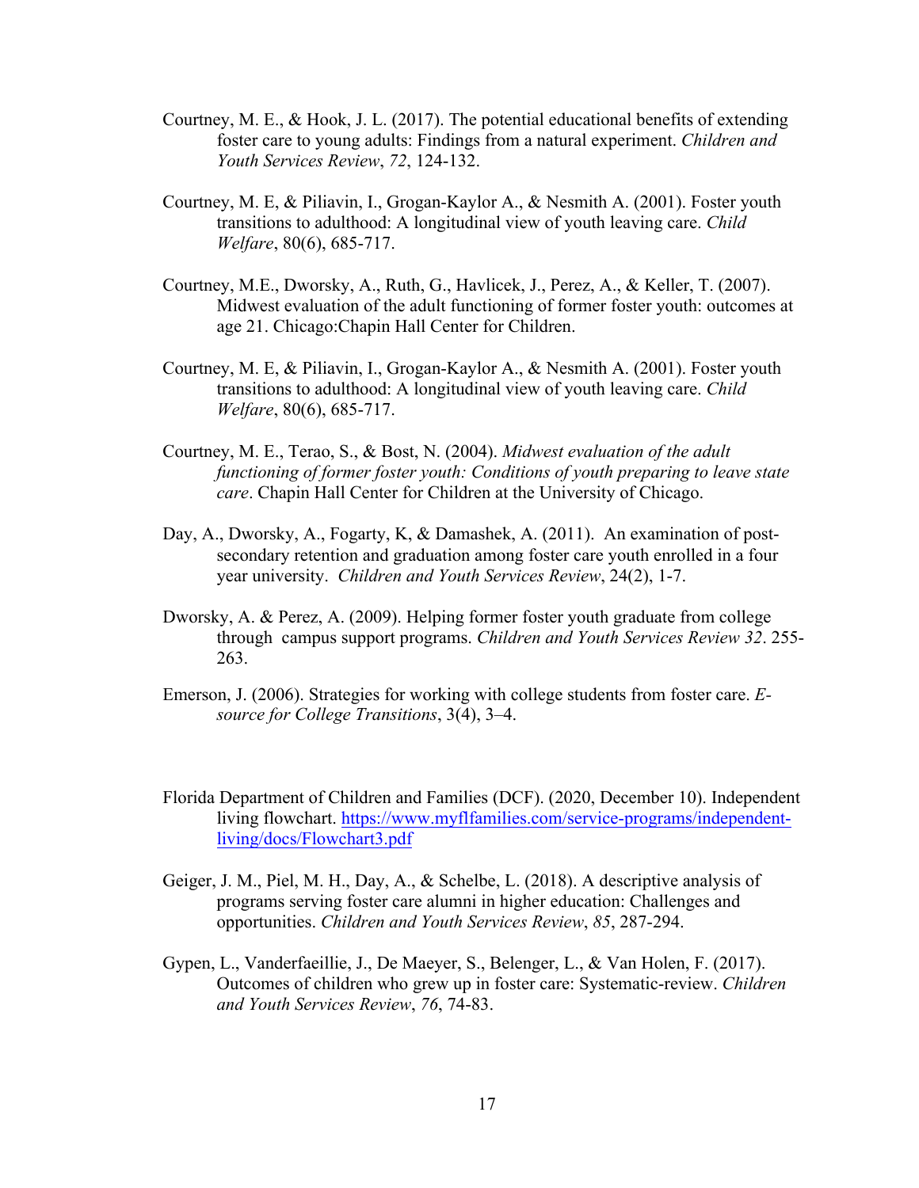Courtney, M. E., & Hook, J. L. (2017). The potential educational benefits of extending foster care to young adults: Findings from a natural experiment. *Children and Youth Services Review*, *72*, 124-132.

Courtney, M. E, & Piliavin, I., Grogan-Kaylor A., & Nesmith A. (2001). Foster youth transitions to adulthood: A longitudinal view of youth leaving care. *Child Welfare*, 80(6), 685-717.

Courtney, M.E., Dworsky, A., Ruth, G., Havlicek, J., Perez, A., & Keller, T. (2007). Midwest evaluation of the adult functioning of former foster youth: outcomes at age 21. Chicago:Chapin Hall Center for Children.

Courtney, M. E, & Piliavin, I., Grogan-Kaylor A., & Nesmith A. (2001). Foster youth transitions to adulthood: A longitudinal view of youth leaving care. *Child Welfare*, 80(6), 685-717.

Courtney, M. E., Terao, S., & Bost, N. (2004). *Midwest evaluation of the adult functioning of former foster youth: Conditions of youth preparing to leave state care*. Chapin Hall Center for Children at the University of Chicago.

Day, A., Dworsky, A., Fogarty, K, & Damashek, A. (2011). An examination of post-secondary retention and graduation among foster care youth enrolled in a four year university. *Children and Youth Services Review*, 24(2), 1-7.

Dworsky, A. & Perez, A. (2009). Helping former foster youth graduate from college through campus support programs. *Children and Youth Services Review 32*. 255-263.

Emerson, J. (2006). Strategies for working with college students from foster care. *E-source for College Transitions*, 3(4), 3–4.

Florida Department of Children and Families (DCF). (2020, December 10). Independent living flowchart. https://www.myflfamilies.com/service-programs/independent-living/docs/Flowchart3.pdf

Geiger, J. M., Piel, M. H., Day, A., & Schelbe, L. (2018). A descriptive analysis of programs serving foster care alumni in higher education: Challenges and opportunities. *Children and Youth Services Review*, *85*, 287-294.

Gypen, L., Vanderfaeillie, J., De Maeyer, S., Belenger, L., & Van Holen, F. (2017). Outcomes of children who grew up in foster care: Systematic-review. *Children and Youth Services Review*, *76*, 74-83.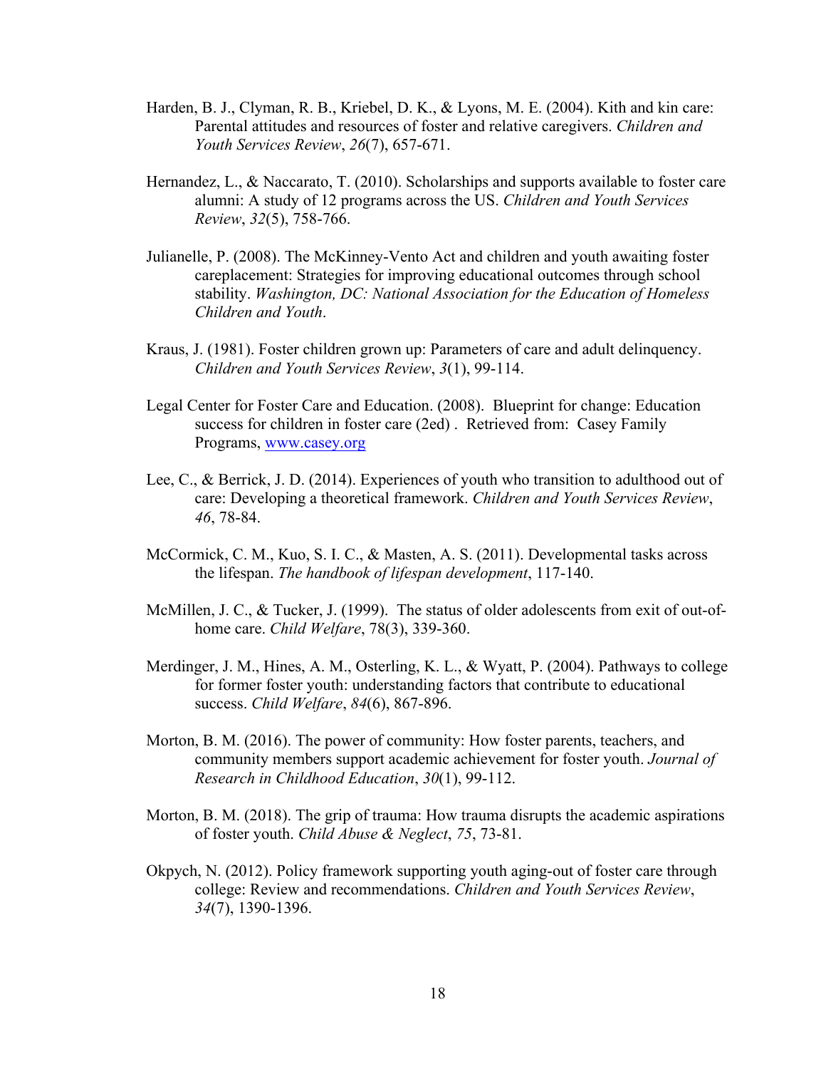Harden, B. J., Clyman, R. B., Kriebel, D. K., & Lyons, M. E. (2004). Kith and kin care: Parental attitudes and resources of foster and relative caregivers. *Children and Youth Services Review*, *26*(7), 657-671.

Hernandez, L., & Naccarato, T. (2010). Scholarships and supports available to foster care alumni: A study of 12 programs across the US. *Children and Youth Services Review*, *32*(5), 758-766.

Julianelle, P. (2008). The McKinney-Vento Act and children and youth awaiting foster careplacement: Strategies for improving educational outcomes through school stability. *Washington, DC: National Association for the Education of Homeless Children and Youth*.

Kraus, J. (1981). Foster children grown up: Parameters of care and adult delinquency. *Children and Youth Services Review*, *3*(1), 99-114.

Legal Center for Foster Care and Education. (2008). Blueprint for change: Education success for children in foster care (2ed) . Retrieved from: Casey Family Programs, www.casey.org

Lee, C., & Berrick, J. D. (2014). Experiences of youth who transition to adulthood out of care: Developing a theoretical framework. *Children and Youth Services Review*, *46*, 78-84.

McCormick, C. M., Kuo, S. I. C., & Masten, A. S. (2011). Developmental tasks across the lifespan. *The handbook of lifespan development*, 117-140.

McMillen, J. C., & Tucker, J. (1999). The status of older adolescents from exit of out-of-home care. *Child Welfare*, 78(3), 339-360.

Merdinger, J. M., Hines, A. M., Osterling, K. L., & Wyatt, P. (2004). Pathways to college for former foster youth: understanding factors that contribute to educational success. *Child Welfare*, *84*(6), 867-896.

Morton, B. M. (2016). The power of community: How foster parents, teachers, and community members support academic achievement for foster youth. *Journal of Research in Childhood Education*, *30*(1), 99-112.

Morton, B. M. (2018). The grip of trauma: How trauma disrupts the academic aspirations of foster youth. *Child Abuse & Neglect*, *75*, 73-81.

Okpych, N. (2012). Policy framework supporting youth aging-out of foster care through college: Review and recommendations. *Children and Youth Services Review*, *34*(7), 1390-1396.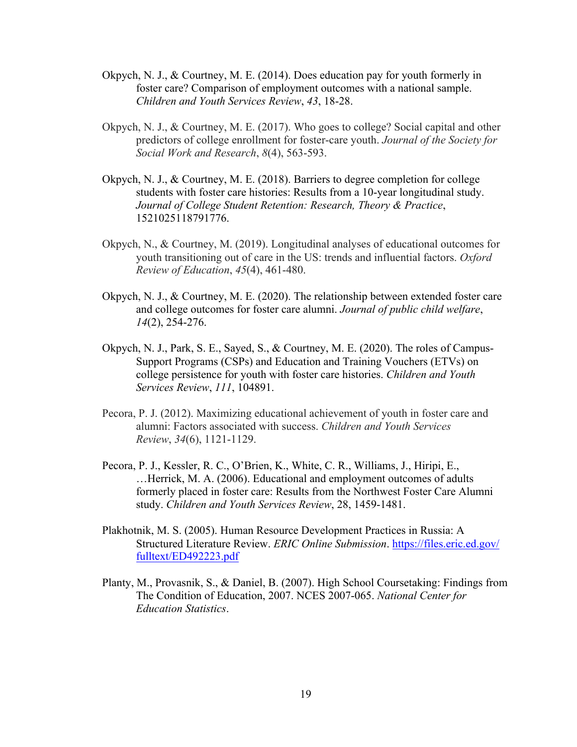Okpych, N. J., & Courtney, M. E. (2014). Does education pay for youth formerly in foster care? Comparison of employment outcomes with a national sample. *Children and Youth Services Review*, *43*, 18-28.

Okpych, N. J., & Courtney, M. E. (2017). Who goes to college? Social capital and other predictors of college enrollment for foster-care youth. *Journal of the Society for Social Work and Research*, *8*(4), 563-593.

Okpych, N. J., & Courtney, M. E. (2018). Barriers to degree completion for college students with foster care histories: Results from a 10-year longitudinal study. *Journal of College Student Retention: Research, Theory & Practice*, 1521025118791776.

Okpych, N., & Courtney, M. (2019). Longitudinal analyses of educational outcomes for youth transitioning out of care in the US: trends and influential factors. *Oxford Review of Education*, *45*(4), 461-480.

Okpych, N. J., & Courtney, M. E. (2020). The relationship between extended foster care and college outcomes for foster care alumni. *Journal of public child welfare*, *14*(2), 254-276.

Okpych, N. J., Park, S. E., Sayed, S., & Courtney, M. E. (2020). The roles of Campus-Support Programs (CSPs) and Education and Training Vouchers (ETVs) on college persistence for youth with foster care histories. *Children and Youth Services Review*, *111*, 104891.

Pecora, P. J. (2012). Maximizing educational achievement of youth in foster care and alumni: Factors associated with success. *Children and Youth Services Review*, *34*(6), 1121-1129.

Pecora, P. J., Kessler, R. C., O'Brien, K., White, C. R., Williams, J., Hiripi, E., …Herrick, M. A. (2006). Educational and employment outcomes of adults formerly placed in foster care: Results from the Northwest Foster Care Alumni study. *Children and Youth Services Review*, 28, 1459-1481.

Plakhotnik, M. S. (2005). Human Resource Development Practices in Russia: A Structured Literature Review. *ERIC Online Submission*. https://files.eric.ed.gov/fulltext/ED492223.pdf

Planty, M., Provasnik, S., & Daniel, B. (2007). High School Coursetaking: Findings from The Condition of Education, 2007. NCES 2007-065. *National Center for Education Statistics*.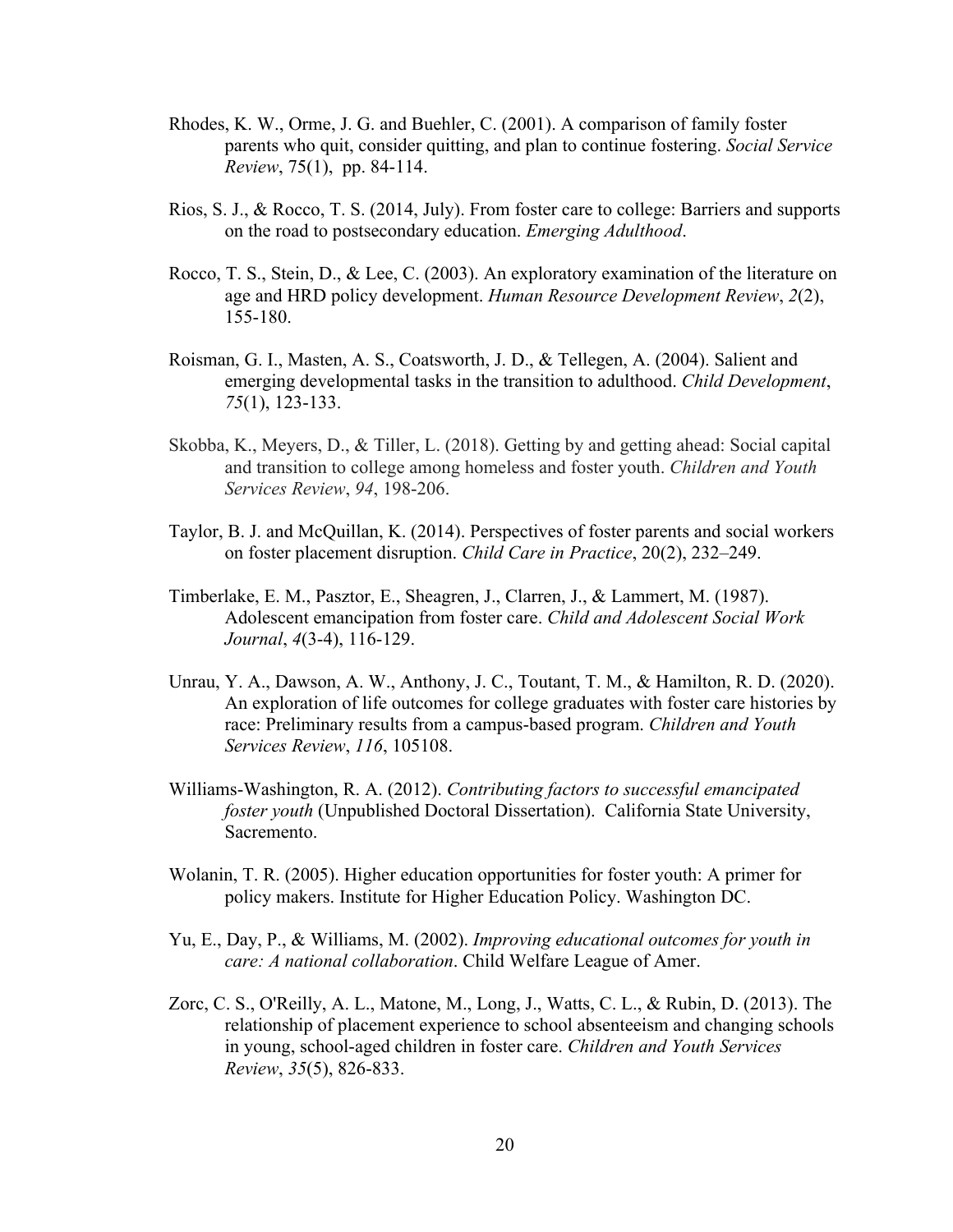Rhodes, K. W., Orme, J. G. and Buehler, C. (2001). A comparison of family foster parents who quit, consider quitting, and plan to continue fostering. *Social Service Review*, 75(1), pp. 84-114.

Rios, S. J., & Rocco, T. S. (2014, July). From foster care to college: Barriers and supports on the road to postsecondary education. *Emerging Adulthood*.

Rocco, T. S., Stein, D., & Lee, C. (2003). An exploratory examination of the literature on age and HRD policy development. *Human Resource Development Review*, *2*(2), 155-180.

Roisman, G. I., Masten, A. S., Coatsworth, J. D., & Tellegen, A. (2004). Salient and emerging developmental tasks in the transition to adulthood. *Child Development*, *75*(1), 123-133.

Skobba, K., Meyers, D., & Tiller, L. (2018). Getting by and getting ahead: Social capital and transition to college among homeless and foster youth. *Children and Youth Services Review*, *94*, 198-206.

Taylor, B. J. and McQuillan, K. (2014). Perspectives of foster parents and social workers on foster placement disruption. *Child Care in Practice*, 20(2), 232–249.

Timberlake, E. M., Pasztor, E., Sheagren, J., Clarren, J., & Lammert, M. (1987). Adolescent emancipation from foster care. *Child and Adolescent Social Work Journal*, *4*(3-4), 116-129.

Unrau, Y. A., Dawson, A. W., Anthony, J. C., Toutant, T. M., & Hamilton, R. D. (2020). An exploration of life outcomes for college graduates with foster care histories by race: Preliminary results from a campus-based program. *Children and Youth Services Review*, *116*, 105108.

Williams-Washington, R. A. (2012). *Contributing factors to successful emancipated foster youth* (Unpublished Doctoral Dissertation). California State University, Sacremento.

Wolanin, T. R. (2005). Higher education opportunities for foster youth: A primer for policy makers. Institute for Higher Education Policy. Washington DC.

Yu, E., Day, P., & Williams, M. (2002). *Improving educational outcomes for youth in care: A national collaboration*. Child Welfare League of Amer.

Zorc, C. S., O'Reilly, A. L., Matone, M., Long, J., Watts, C. L., & Rubin, D. (2013). The relationship of placement experience to school absenteeism and changing schools in young, school-aged children in foster care. *Children and Youth Services Review*, *35*(5), 826-833.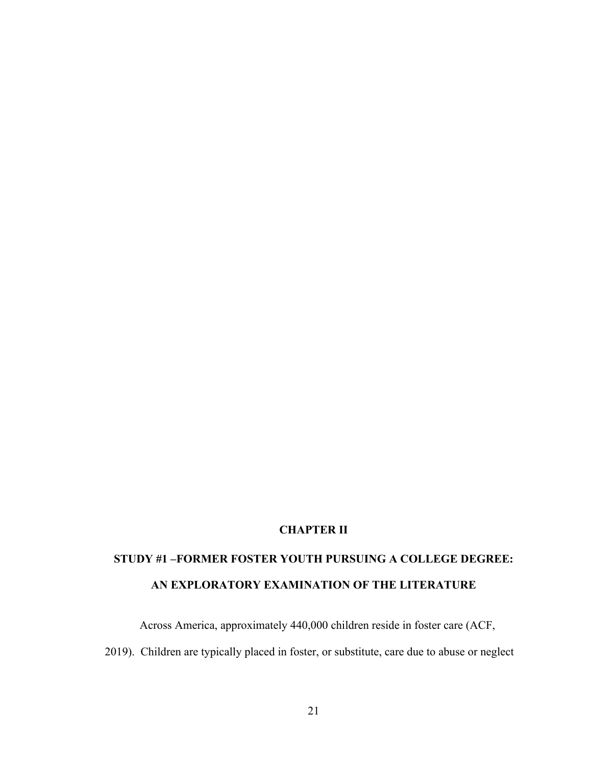# CHAPTER II

## STUDY #1 –FORMER FOSTER YOUTH PURSUING A COLLEGE DEGREE: AN EXPLORATORY EXAMINATION OF THE LITERATURE

Across America, approximately 440,000 children reside in foster care (ACF, 2019). Children are typically placed in foster, or substitute, care due to abuse or neglect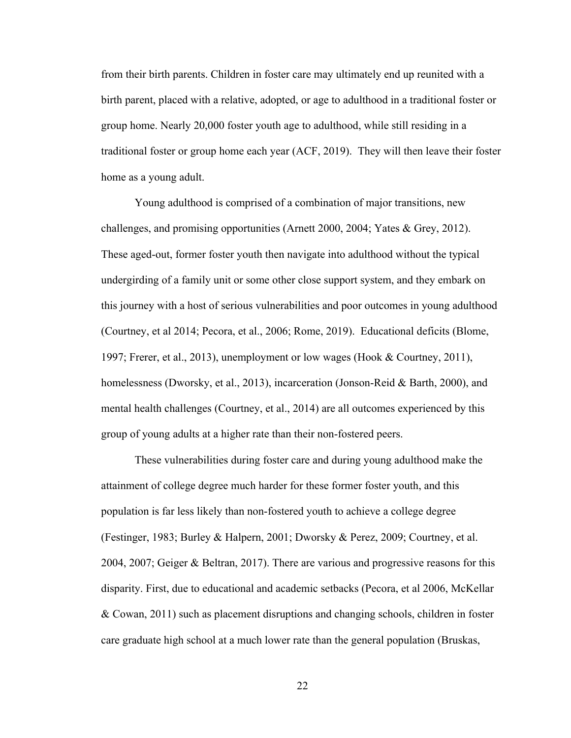from their birth parents. Children in foster care may ultimately end up reunited with a birth parent, placed with a relative, adopted, or age to adulthood in a traditional foster or group home. Nearly 20,000 foster youth age to adulthood, while still residing in a traditional foster or group home each year (ACF, 2019). They will then leave their foster home as a young adult.

Young adulthood is comprised of a combination of major transitions, new challenges, and promising opportunities (Arnett 2000, 2004; Yates & Grey, 2012). These aged-out, former foster youth then navigate into adulthood without the typical undergirding of a family unit or some other close support system, and they embark on this journey with a host of serious vulnerabilities and poor outcomes in young adulthood (Courtney, et al 2014; Pecora, et al., 2006; Rome, 2019). Educational deficits (Blome, 1997; Frerer, et al., 2013), unemployment or low wages (Hook & Courtney, 2011), homelessness (Dworsky, et al., 2013), incarceration (Jonson-Reid & Barth, 2000), and mental health challenges (Courtney, et al., 2014) are all outcomes experienced by this group of young adults at a higher rate than their non-fostered peers.

These vulnerabilities during foster care and during young adulthood make the attainment of college degree much harder for these former foster youth, and this population is far less likely than non-fostered youth to achieve a college degree (Festinger, 1983; Burley & Halpern, 2001; Dworsky & Perez, 2009; Courtney, et al. 2004, 2007; Geiger & Beltran, 2017). There are various and progressive reasons for this disparity. First, due to educational and academic setbacks (Pecora, et al 2006, McKellar & Cowan, 2011) such as placement disruptions and changing schools, children in foster care graduate high school at a much lower rate than the general population (Bruskas,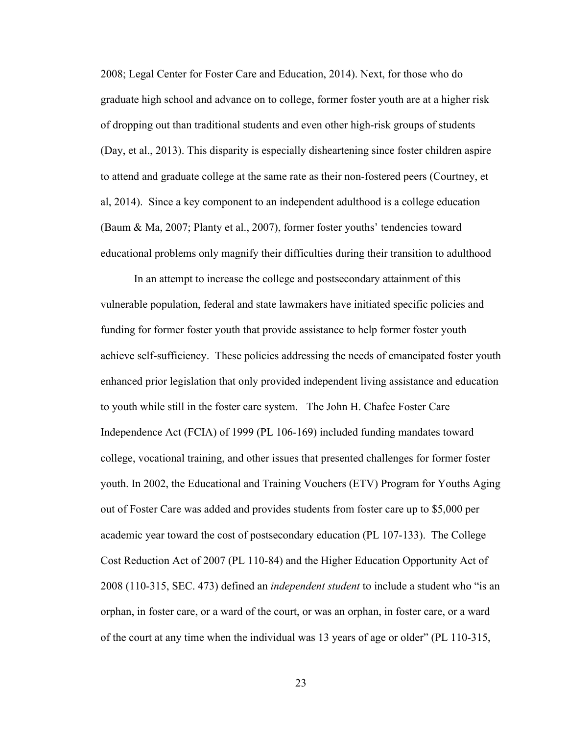2008; Legal Center for Foster Care and Education, 2014). Next, for those who do graduate high school and advance on to college, former foster youth are at a higher risk of dropping out than traditional students and even other high-risk groups of students (Day, et al., 2013). This disparity is especially disheartening since foster children aspire to attend and graduate college at the same rate as their non-fostered peers (Courtney, et al, 2014). Since a key component to an independent adulthood is a college education (Baum & Ma, 2007; Planty et al., 2007), former foster youths' tendencies toward educational problems only magnify their difficulties during their transition to adulthood

In an attempt to increase the college and postsecondary attainment of this vulnerable population, federal and state lawmakers have initiated specific policies and funding for former foster youth that provide assistance to help former foster youth achieve self-sufficiency. These policies addressing the needs of emancipated foster youth enhanced prior legislation that only provided independent living assistance and education to youth while still in the foster care system. The John H. Chafee Foster Care Independence Act (FCIA) of 1999 (PL 106-169) included funding mandates toward college, vocational training, and other issues that presented challenges for former foster youth. In 2002, the Educational and Training Vouchers (ETV) Program for Youths Aging out of Foster Care was added and provides students from foster care up to $5,000 per academic year toward the cost of postsecondary education (PL 107-133). The College Cost Reduction Act of 2007 (PL 110-84) and the Higher Education Opportunity Act of 2008 (110-315, SEC. 473) defined an *independent student* to include a student who "is an orphan, in foster care, or a ward of the court, or was an orphan, in foster care, or a ward of the court at any time when the individual was 13 years of age or older" (PL 110-315,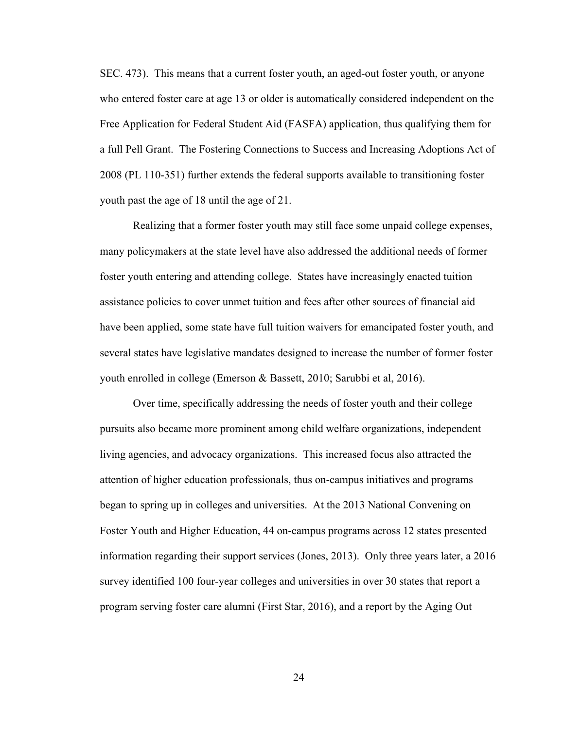SEC. 473). This means that a current foster youth, an aged-out foster youth, or anyone who entered foster care at age 13 or older is automatically considered independent on the Free Application for Federal Student Aid (FASFA) application, thus qualifying them for a full Pell Grant. The Fostering Connections to Success and Increasing Adoptions Act of 2008 (PL 110-351) further extends the federal supports available to transitioning foster youth past the age of 18 until the age of 21.

Realizing that a former foster youth may still face some unpaid college expenses, many policymakers at the state level have also addressed the additional needs of former foster youth entering and attending college. States have increasingly enacted tuition assistance policies to cover unmet tuition and fees after other sources of financial aid have been applied, some state have full tuition waivers for emancipated foster youth, and several states have legislative mandates designed to increase the number of former foster youth enrolled in college (Emerson & Bassett, 2010; Sarubbi et al, 2016).

Over time, specifically addressing the needs of foster youth and their college pursuits also became more prominent among child welfare organizations, independent living agencies, and advocacy organizations. This increased focus also attracted the attention of higher education professionals, thus on-campus initiatives and programs began to spring up in colleges and universities. At the 2013 National Convening on Foster Youth and Higher Education, 44 on-campus programs across 12 states presented information regarding their support services (Jones, 2013). Only three years later, a 2016 survey identified 100 four-year colleges and universities in over 30 states that report a program serving foster care alumni (First Star, 2016), and a report by the Aging Out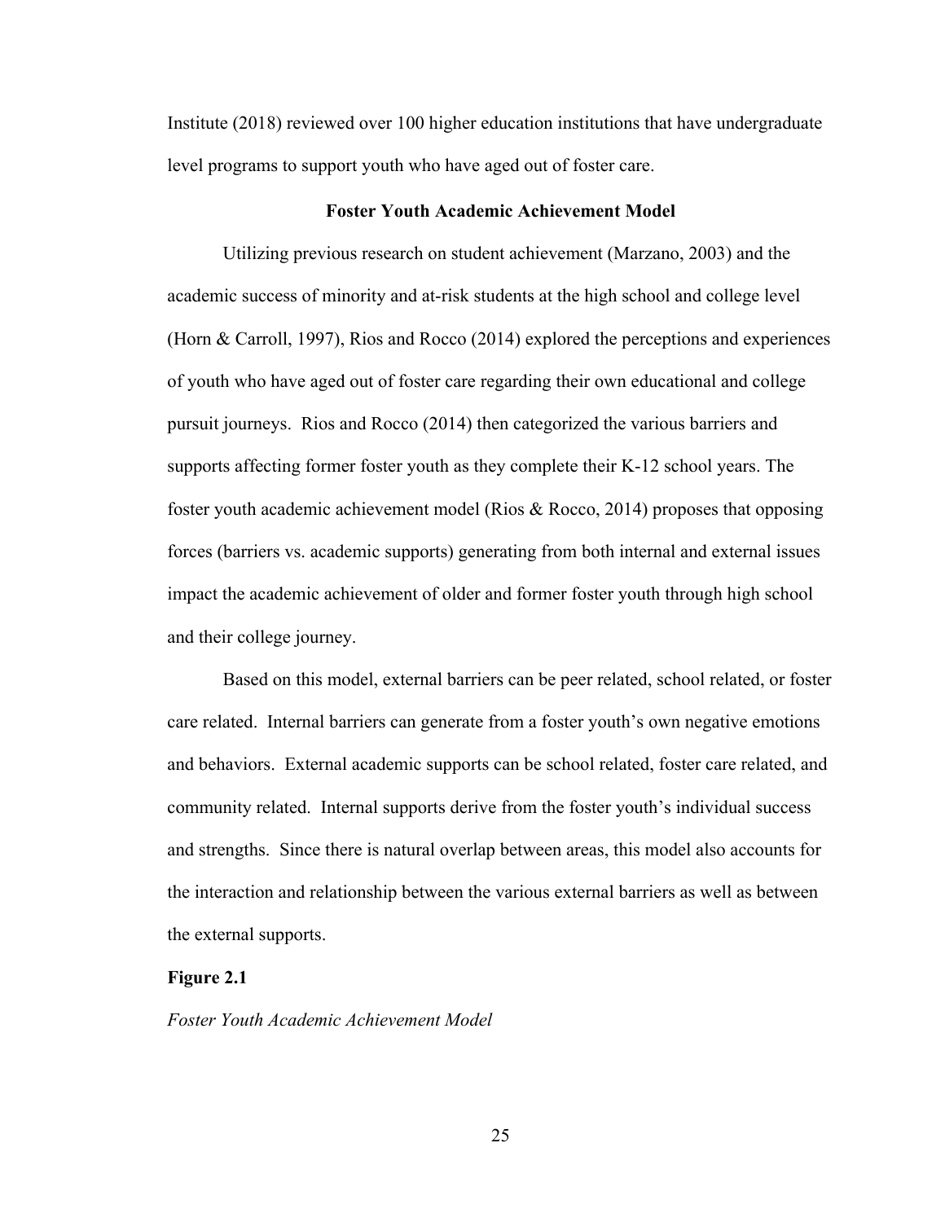Institute (2018) reviewed over 100 higher education institutions that have undergraduate level programs to support youth who have aged out of foster care.

### Foster Youth Academic Achievement Model

Utilizing previous research on student achievement (Marzano, 2003) and the academic success of minority and at-risk students at the high school and college level (Horn & Carroll, 1997), Rios and Rocco (2014) explored the perceptions and experiences of youth who have aged out of foster care regarding their own educational and college pursuit journeys. Rios and Rocco (2014) then categorized the various barriers and supports affecting former foster youth as they complete their K-12 school years. The foster youth academic achievement model (Rios & Rocco, 2014) proposes that opposing forces (barriers vs. academic supports) generating from both internal and external issues impact the academic achievement of older and former foster youth through high school and their college journey.

Based on this model, external barriers can be peer related, school related, or foster care related. Internal barriers can generate from a foster youth's own negative emotions and behaviors. External academic supports can be school related, foster care related, and community related. Internal supports derive from the foster youth's individual success and strengths. Since there is natural overlap between areas, this model also accounts for the interaction and relationship between the various external barriers as well as between the external supports.

**Figure 2.1**

*Foster Youth Academic Achievement Model*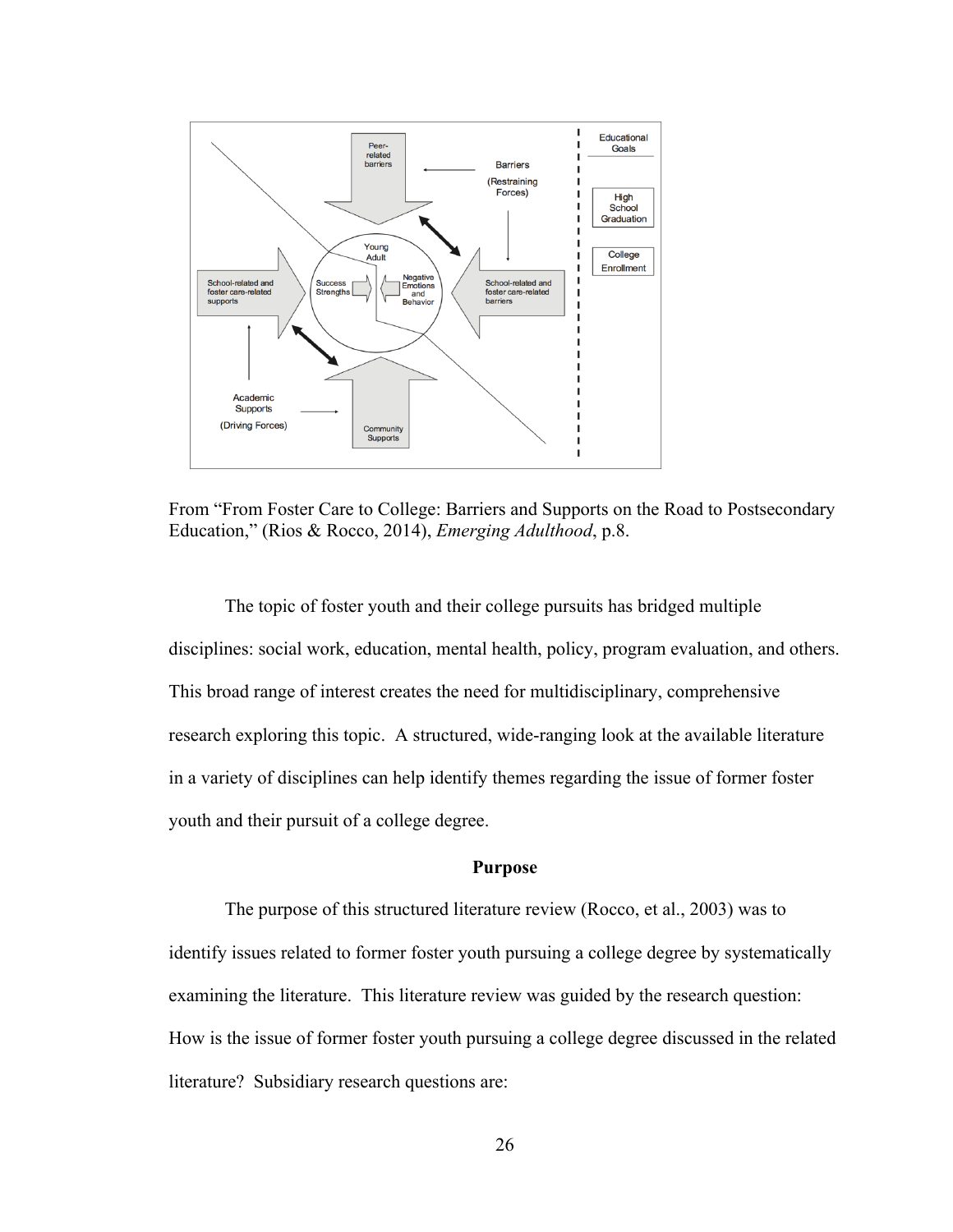From "From Foster Care to College: Barriers and Supports on the Road to Postsecondary Education," (Rios & Rocco, 2014), *Emerging Adulthood*, p.8.

The topic of foster youth and their college pursuits has bridged multiple disciplines: social work, education, mental health, policy, program evaluation, and others. This broad range of interest creates the need for multidisciplinary, comprehensive research exploring this topic. A structured, wide-ranging look at the available literature in a variety of disciplines can help identify themes regarding the issue of former foster youth and their pursuit of a college degree.

## Purpose

The purpose of this structured literature review (Rocco, et al., 2003) was to identify issues related to former foster youth pursuing a college degree by systematically examining the literature. This literature review was guided by the research question: How is the issue of former foster youth pursuing a college degree discussed in the related literature? Subsidiary research questions are: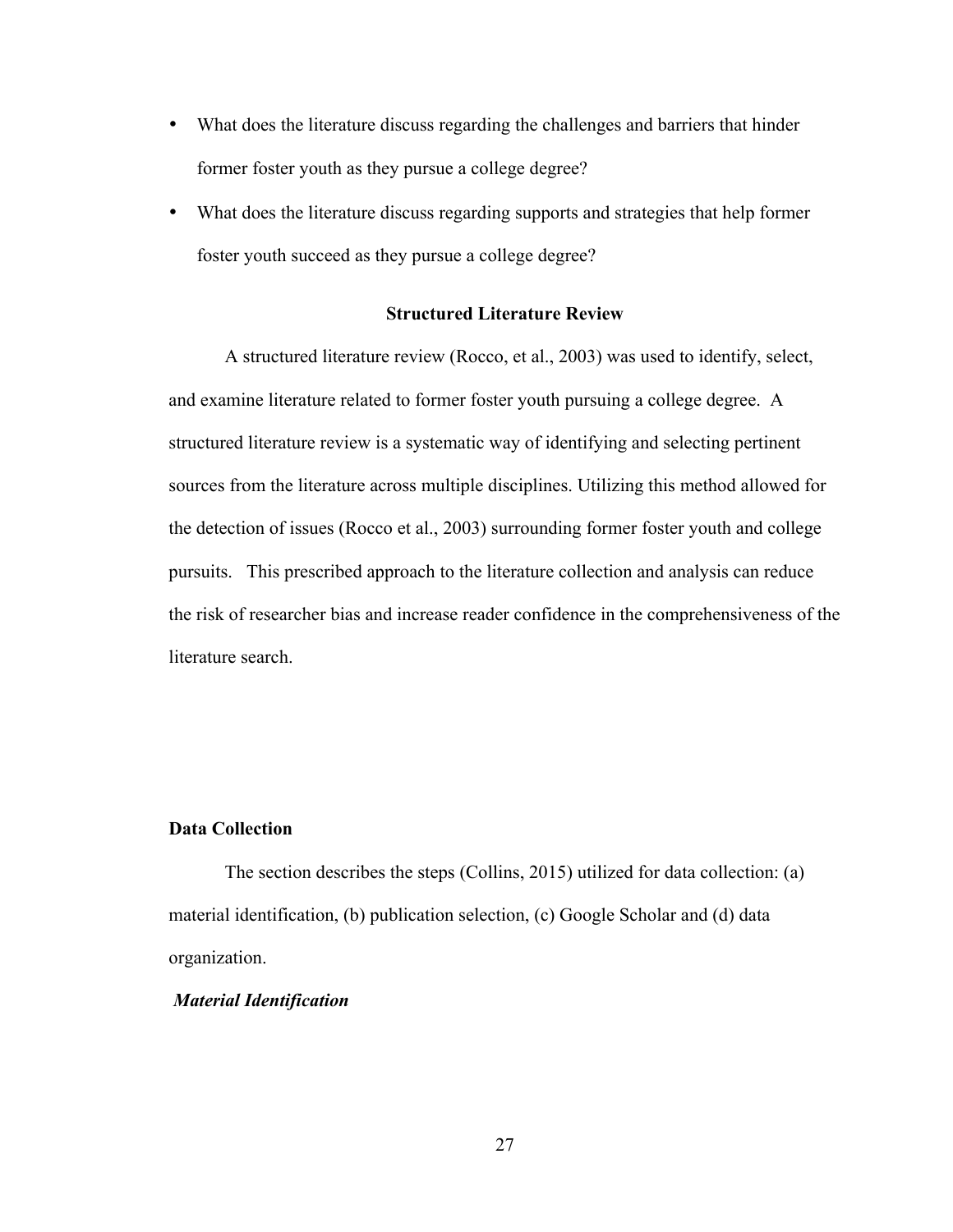- What does the literature discuss regarding the challenges and barriers that hinder former foster youth as they pursue a college degree?
- What does the literature discuss regarding supports and strategies that help former foster youth succeed as they pursue a college degree?

## Structured Literature Review

A structured literature review (Rocco, et al., 2003) was used to identify, select, and examine literature related to former foster youth pursuing a college degree. A structured literature review is a systematic way of identifying and selecting pertinent sources from the literature across multiple disciplines. Utilizing this method allowed for the detection of issues (Rocco et al., 2003) surrounding former foster youth and college pursuits. This prescribed approach to the literature collection and analysis can reduce the risk of researcher bias and increase reader confidence in the comprehensiveness of the literature search.

### Data Collection

The section describes the steps (Collins, 2015) utilized for data collection: (a) material identification, (b) publication selection, (c) Google Scholar and (d) data organization.

#### *Material Identification*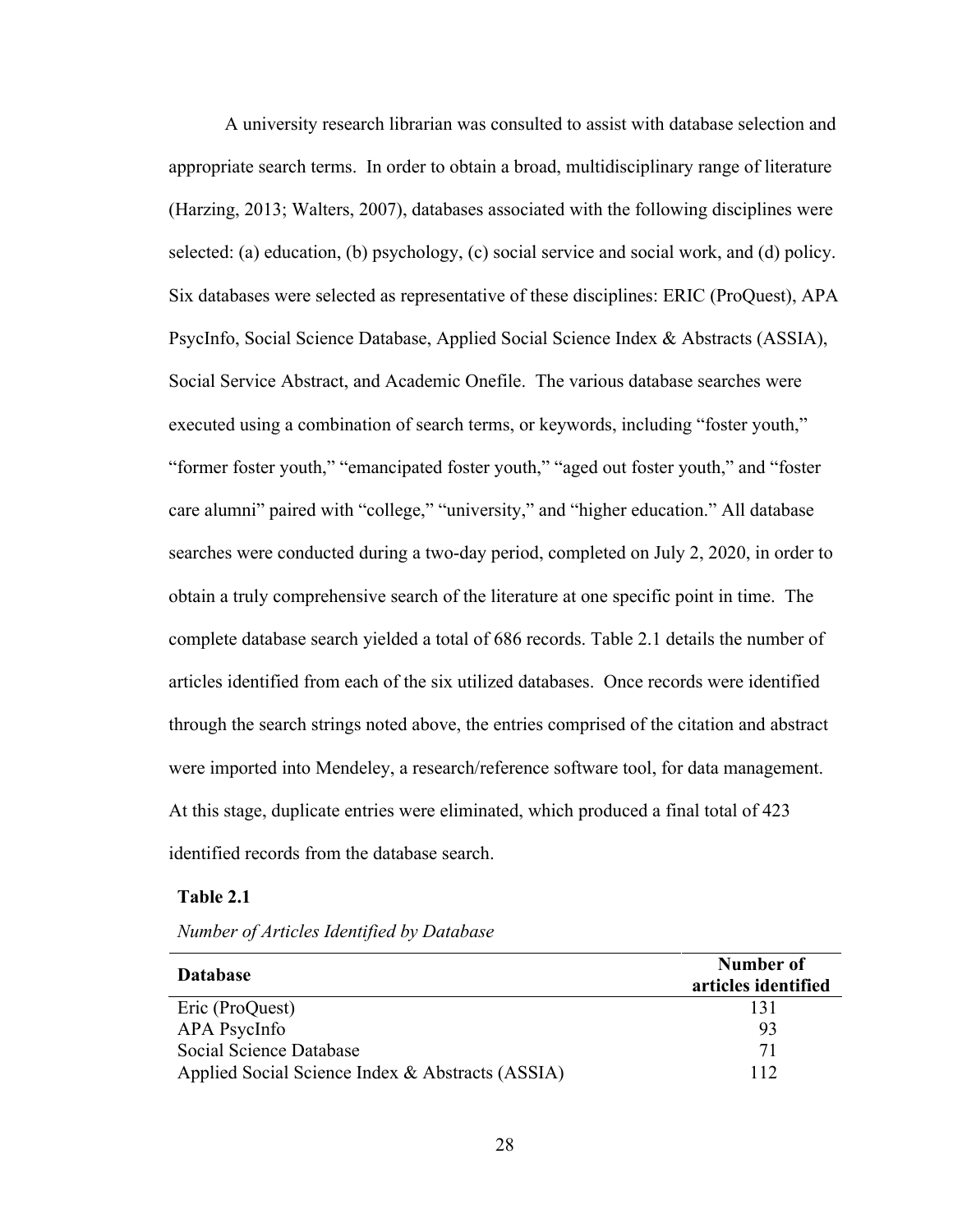A university research librarian was consulted to assist with database selection and appropriate search terms. In order to obtain a broad, multidisciplinary range of literature (Harzing, 2013; Walters, 2007), databases associated with the following disciplines were selected: (a) education, (b) psychology, (c) social service and social work, and (d) policy. Six databases were selected as representative of these disciplines: ERIC (ProQuest), APA PsycInfo, Social Science Database, Applied Social Science Index & Abstracts (ASSIA), Social Service Abstract, and Academic Onefile. The various database searches were executed using a combination of search terms, or keywords, including "foster youth," "former foster youth," "emancipated foster youth," "aged out foster youth," and "foster care alumni" paired with "college," "university," and "higher education." All database searches were conducted during a two-day period, completed on July 2, 2020, in order to obtain a truly comprehensive search of the literature at one specific point in time. The complete database search yielded a total of 686 records. Table 2.1 details the number of articles identified from each of the six utilized databases. Once records were identified through the search strings noted above, the entries comprised of the citation and abstract were imported into Mendeley, a research/reference software tool, for data management. At this stage, duplicate entries were eliminated, which produced a final total of 423 identified records from the database search.

**Table 2.1**

*Number of Articles Identified by Database*

| **Database** | **Number of articles identified** |
|---|---|
| Eric (ProQuest) | 131 |
| APA PsycInfo | 93 |
| Social Science Database | 71 |
| Applied Social Science Index & Abstracts (ASSIA) | 112 |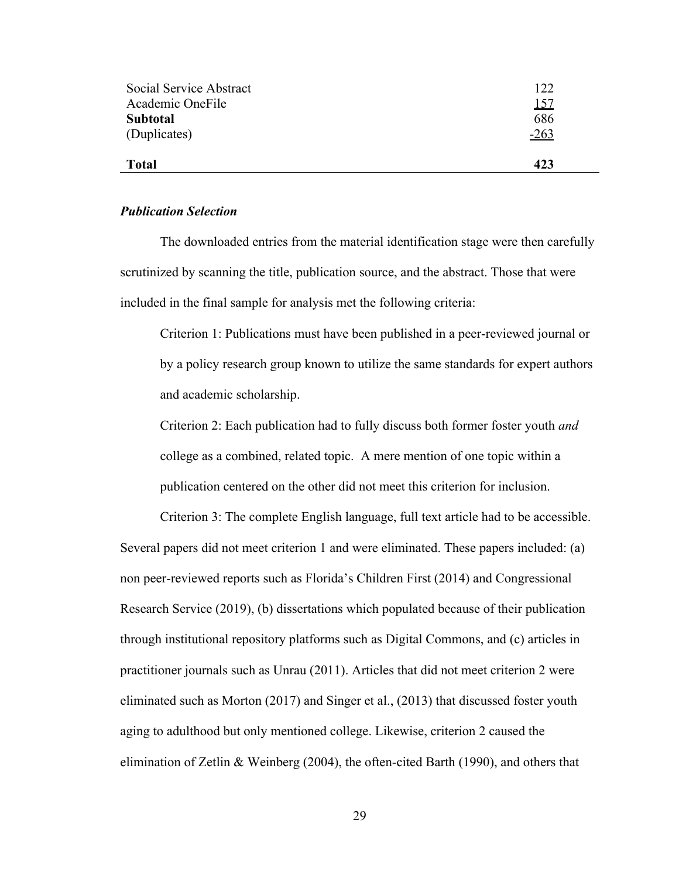| | |
|---|---|
| Social Service Abstract | 122 |
| Academic OneFile | 157 |
| **Subtotal** | 686 |
| (Duplicates) | -263 |
| **Total** | **423** |

### *Publication Selection*

The downloaded entries from the material identification stage were then carefully scrutinized by scanning the title, publication source, and the abstract. Those that were included in the final sample for analysis met the following criteria:

Criterion 1: Publications must have been published in a peer-reviewed journal or by a policy research group known to utilize the same standards for expert authors and academic scholarship.

Criterion 2: Each publication had to fully discuss both former foster youth *and* college as a combined, related topic. A mere mention of one topic within a publication centered on the other did not meet this criterion for inclusion.

Criterion 3: The complete English language, full text article had to be accessible.

Several papers did not meet criterion 1 and were eliminated. These papers included: (a) non peer-reviewed reports such as Florida's Children First (2014) and Congressional Research Service (2019), (b) dissertations which populated because of their publication through institutional repository platforms such as Digital Commons, and (c) articles in practitioner journals such as Unrau (2011). Articles that did not meet criterion 2 were eliminated such as Morton (2017) and Singer et al., (2013) that discussed foster youth aging to adulthood but only mentioned college. Likewise, criterion 2 caused the elimination of Zetlin & Weinberg (2004), the often-cited Barth (1990), and others that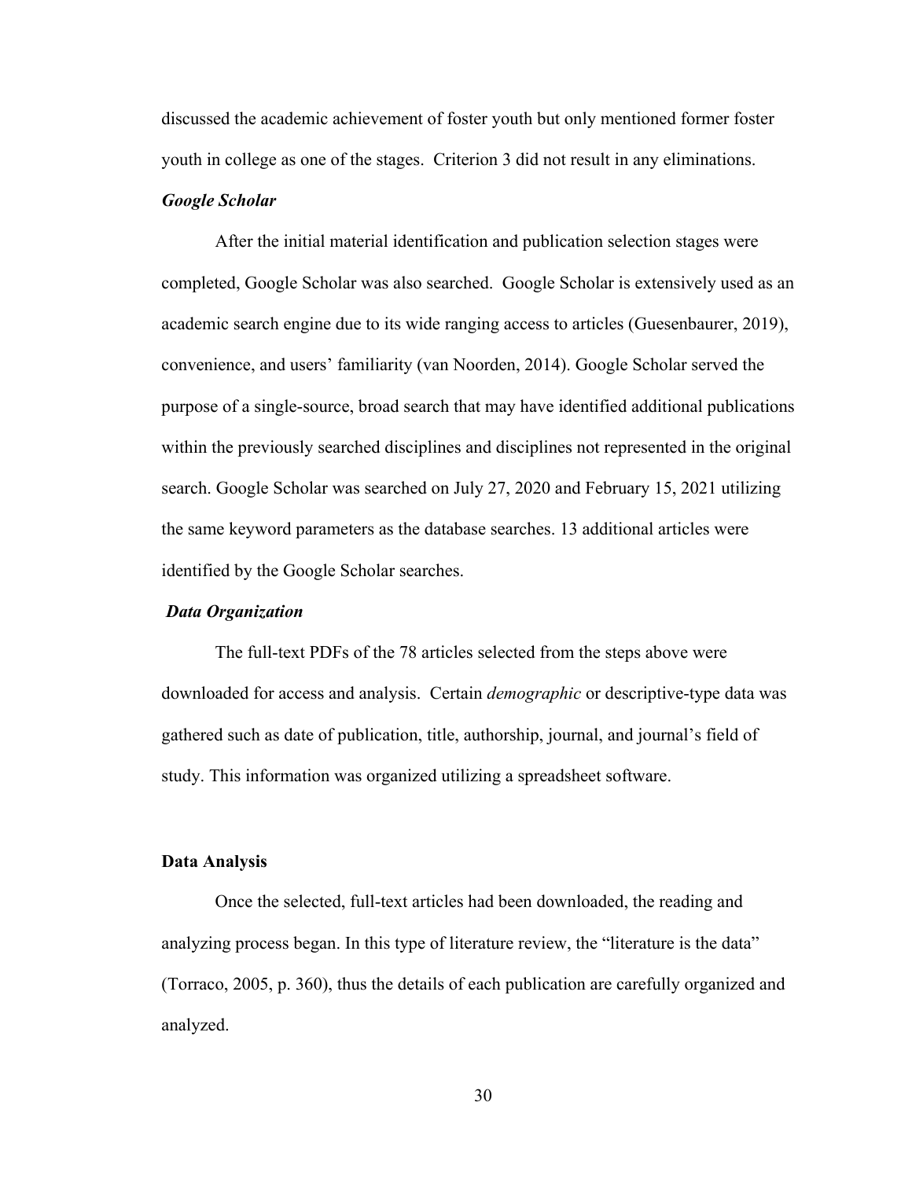discussed the academic achievement of foster youth but only mentioned former foster youth in college as one of the stages. Criterion 3 did not result in any eliminations.

### *Google Scholar*

After the initial material identification and publication selection stages were completed, Google Scholar was also searched. Google Scholar is extensively used as an academic search engine due to its wide ranging access to articles (Guesenbaurer, 2019), convenience, and users' familiarity (van Noorden, 2014). Google Scholar served the purpose of a single-source, broad search that may have identified additional publications within the previously searched disciplines and disciplines not represented in the original search. Google Scholar was searched on July 27, 2020 and February 15, 2021 utilizing the same keyword parameters as the database searches. 13 additional articles were identified by the Google Scholar searches.

### *Data Organization*

The full-text PDFs of the 78 articles selected from the steps above were downloaded for access and analysis. Certain *demographic* or descriptive-type data was gathered such as date of publication, title, authorship, journal, and journal's field of study. This information was organized utilizing a spreadsheet software.

## Data Analysis

Once the selected, full-text articles had been downloaded, the reading and analyzing process began. In this type of literature review, the "literature is the data" (Torraco, 2005, p. 360), thus the details of each publication are carefully organized and analyzed.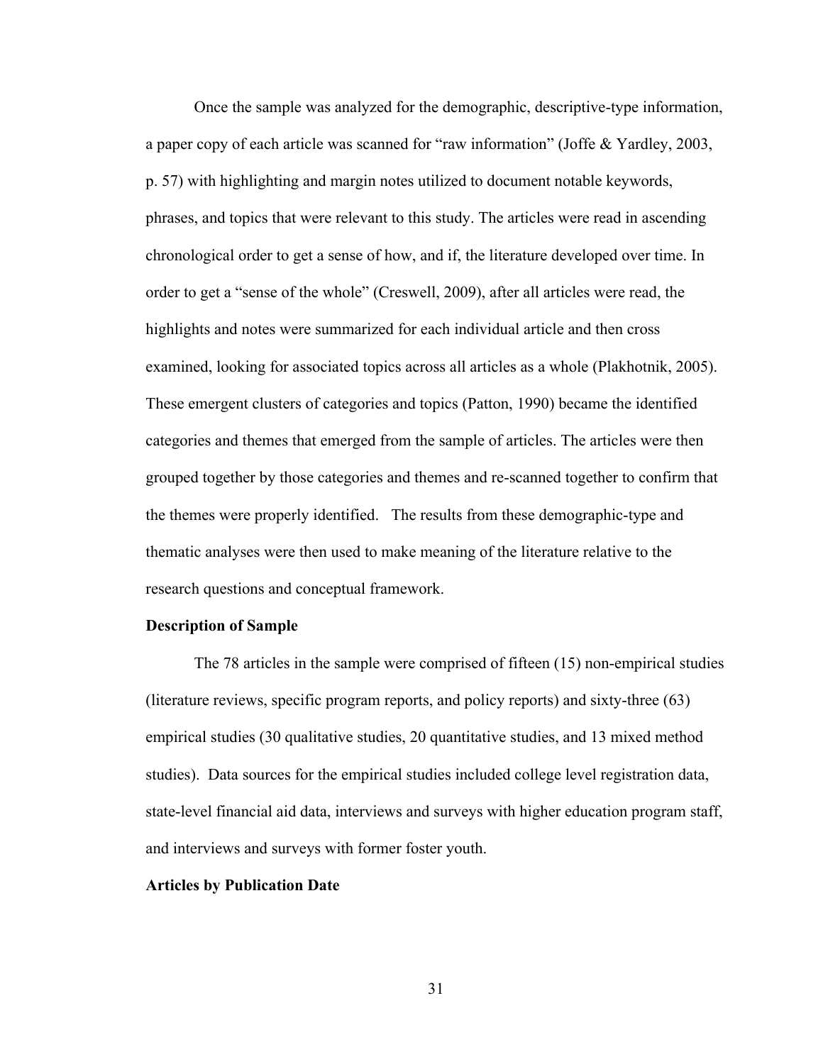Once the sample was analyzed for the demographic, descriptive-type information, a paper copy of each article was scanned for "raw information" (Joffe & Yardley, 2003, p. 57) with highlighting and margin notes utilized to document notable keywords, phrases, and topics that were relevant to this study. The articles were read in ascending chronological order to get a sense of how, and if, the literature developed over time. In order to get a "sense of the whole" (Creswell, 2009), after all articles were read, the highlights and notes were summarized for each individual article and then cross examined, looking for associated topics across all articles as a whole (Plakhotnik, 2005). These emergent clusters of categories and topics (Patton, 1990) became the identified categories and themes that emerged from the sample of articles. The articles were then grouped together by those categories and themes and re-scanned together to confirm that the themes were properly identified. The results from these demographic-type and thematic analyses were then used to make meaning of the literature relative to the research questions and conceptual framework.

**Description of Sample**

The 78 articles in the sample were comprised of fifteen (15) non-empirical studies (literature reviews, specific program reports, and policy reports) and sixty-three (63) empirical studies (30 qualitative studies, 20 quantitative studies, and 13 mixed method studies). Data sources for the empirical studies included college level registration data, state-level financial aid data, interviews and surveys with higher education program staff, and interviews and surveys with former foster youth.

**Articles by Publication Date**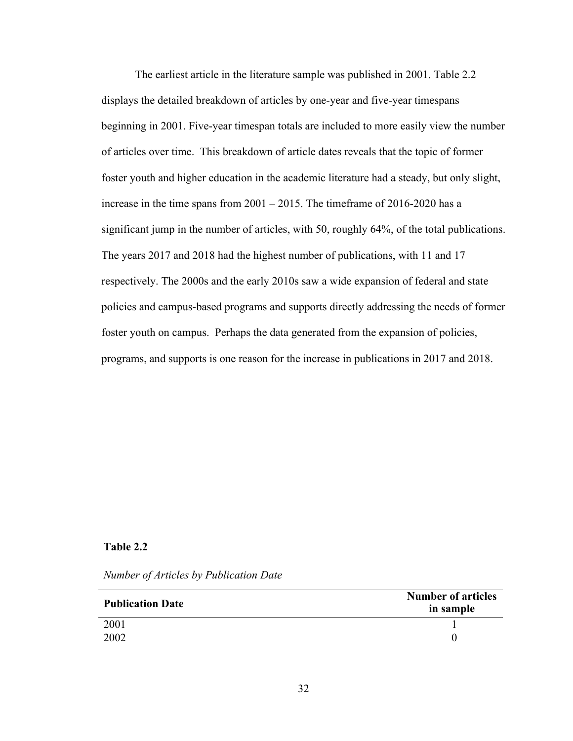The earliest article in the literature sample was published in 2001. Table 2.2 displays the detailed breakdown of articles by one-year and five-year timespans beginning in 2001. Five-year timespan totals are included to more easily view the number of articles over time.  This breakdown of article dates reveals that the topic of former foster youth and higher education in the academic literature had a steady, but only slight, increase in the time spans from 2001 – 2015. The timeframe of 2016-2020 has a significant jump in the number of articles, with 50, roughly 64%, of the total publications. The years 2017 and 2018 had the highest number of publications, with 11 and 17 respectively. The 2000s and the early 2010s saw a wide expansion of federal and state policies and campus-based programs and supports directly addressing the needs of former foster youth on campus.  Perhaps the data generated from the expansion of policies, programs, and supports is one reason for the increase in publications in 2017 and 2018.

**Table 2.2**

*Number of Articles by Publication Date*

| Publication Date | Number of articles in sample |
|---|---|
| 2001 | 1 |
| 2002 | 0 |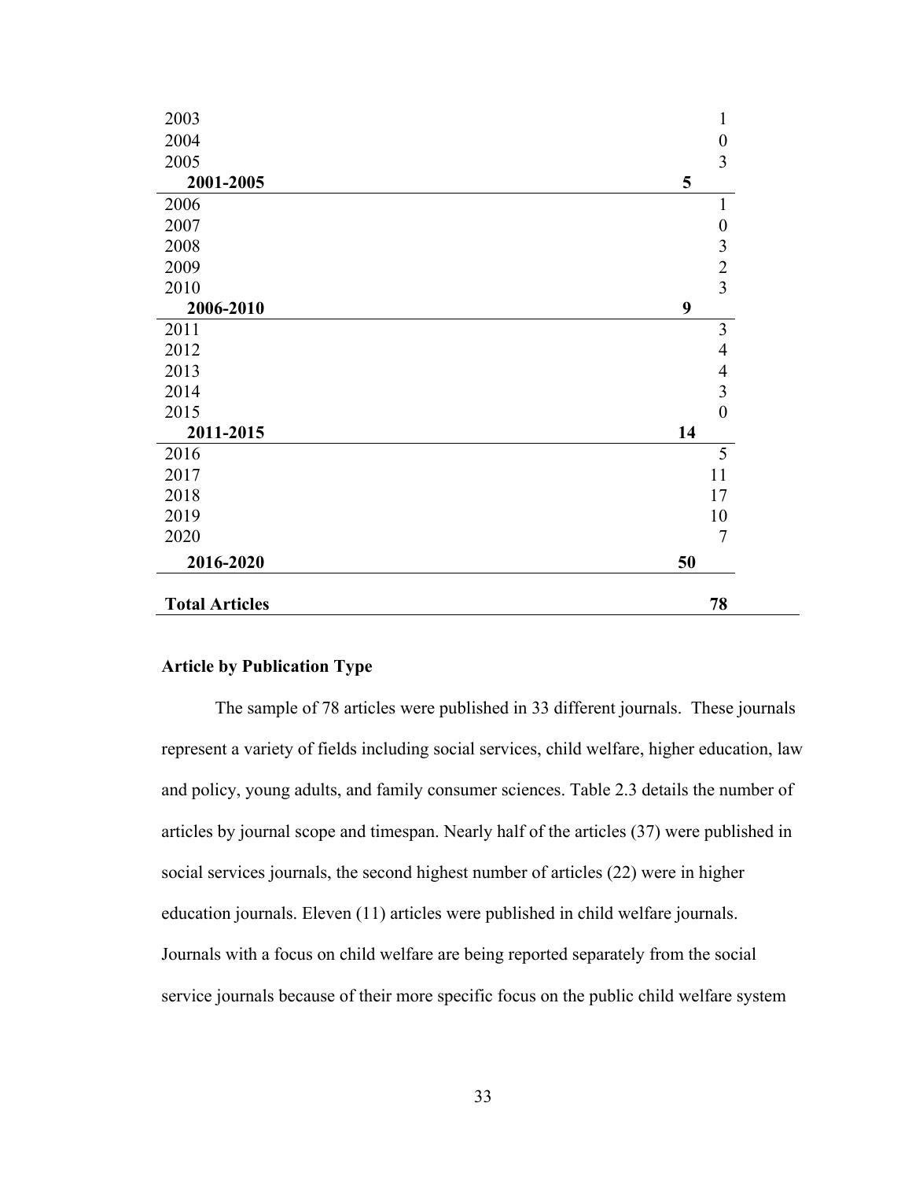| | | |
|---|---|---|
| 2003 | | 1 |
| 2004 | | 0 |
| 2005 | | 3 |
| **2001-2005** | **5** | |
| 2006 | | 1 |
| 2007 | | 0 |
| 2008 | | 3 |
| 2009 | | 2 |
| 2010 | | 3 |
| **2006-2010** | **9** | |
| 2011 | | 3 |
| 2012 | | 4 |
| 2013 | | 4 |
| 2014 | | 3 |
| 2015 | | 0 |
| **2011-2015** | **14** | |
| 2016 | | 5 |
| 2017 | | 11 |
| 2018 | | 17 |
| 2019 | | 10 |
| 2020 | | 7 |
| **2016-2020** | **50** | |
| **Total Articles** | **78** | |

**Article by Publication Type**

The sample of 78 articles were published in 33 different journals. These journals represent a variety of fields including social services, child welfare, higher education, law and policy, young adults, and family consumer sciences. Table 2.3 details the number of articles by journal scope and timespan. Nearly half of the articles (37) were published in social services journals, the second highest number of articles (22) were in higher education journals. Eleven (11) articles were published in child welfare journals. Journals with a focus on child welfare are being reported separately from the social service journals because of their more specific focus on the public child welfare system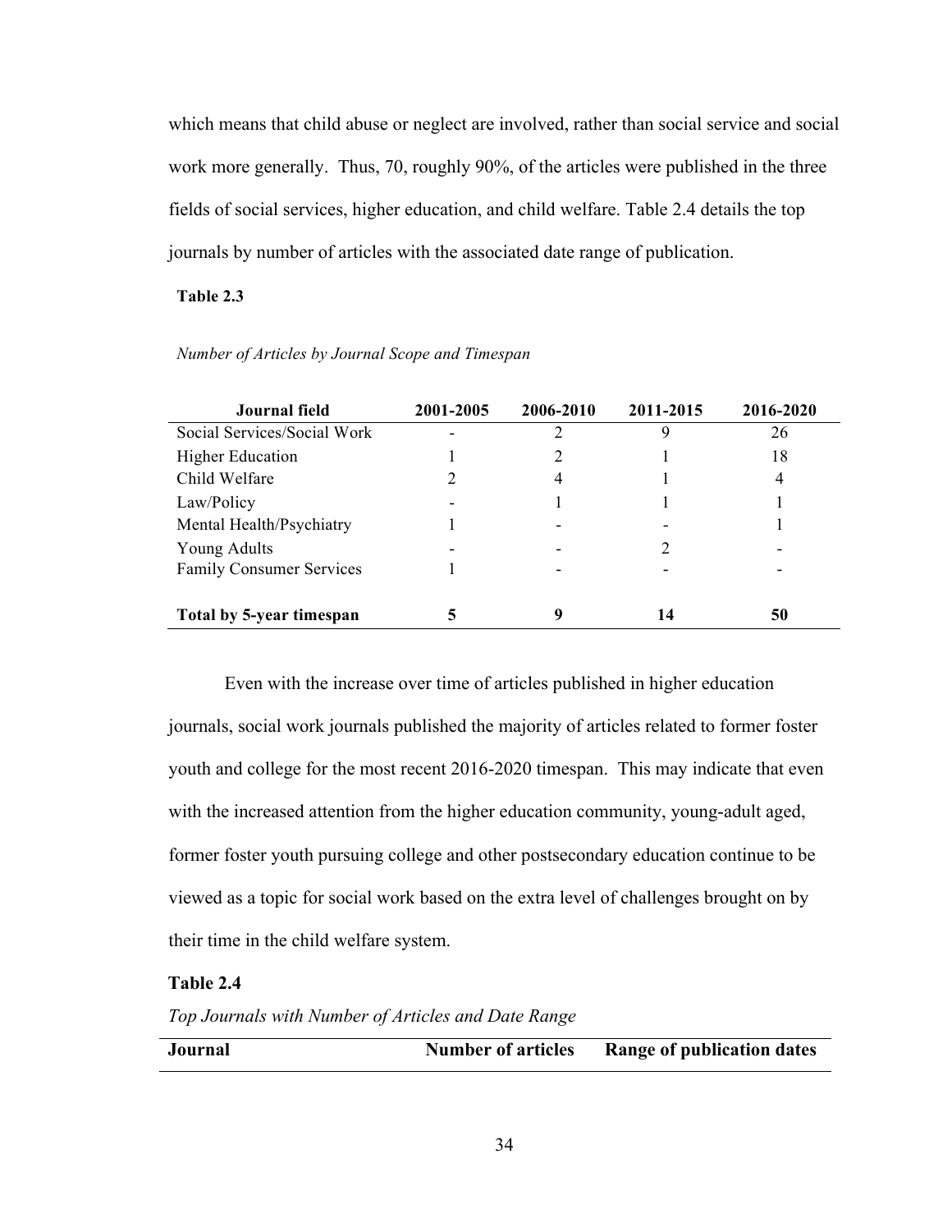which means that child abuse or neglect are involved, rather than social service and social work more generally. Thus, 70, roughly 90%, of the articles were published in the three fields of social services, higher education, and child welfare. Table 2.4 details the top journals by number of articles with the associated date range of publication.

**Table 2.3**

*Number of Articles by Journal Scope and Timespan*

| Journal field | 2001-2005 | 2006-2010 | 2011-2015 | 2016-2020 |
|---|---|---|---|---|
| Social Services/Social Work | - | 2 | 9 | 26 |
| Higher Education | 1 | 2 | 1 | 18 |
| Child Welfare | 2 | 4 | 1 | 4 |
| Law/Policy | - | 1 | 1 | 1 |
| Mental Health/Psychiatry | 1 | - | - | 1 |
| Young Adults | - | - | 2 | - |
| Family Consumer Services | 1 | - | - | - |
| **Total by 5-year timespan** | **5** | **9** | **14** | **50** |

Even with the increase over time of articles published in higher education journals, social work journals published the majority of articles related to former foster youth and college for the most recent 2016-2020 timespan. This may indicate that even with the increased attention from the higher education community, young-adult aged, former foster youth pursuing college and other postsecondary education continue to be viewed as a topic for social work based on the extra level of challenges brought on by their time in the child welfare system.

**Table 2.4**

*Top Journals with Number of Articles and Date Range*

| Journal | Number of articles | Range of publication dates |
|---|---|---|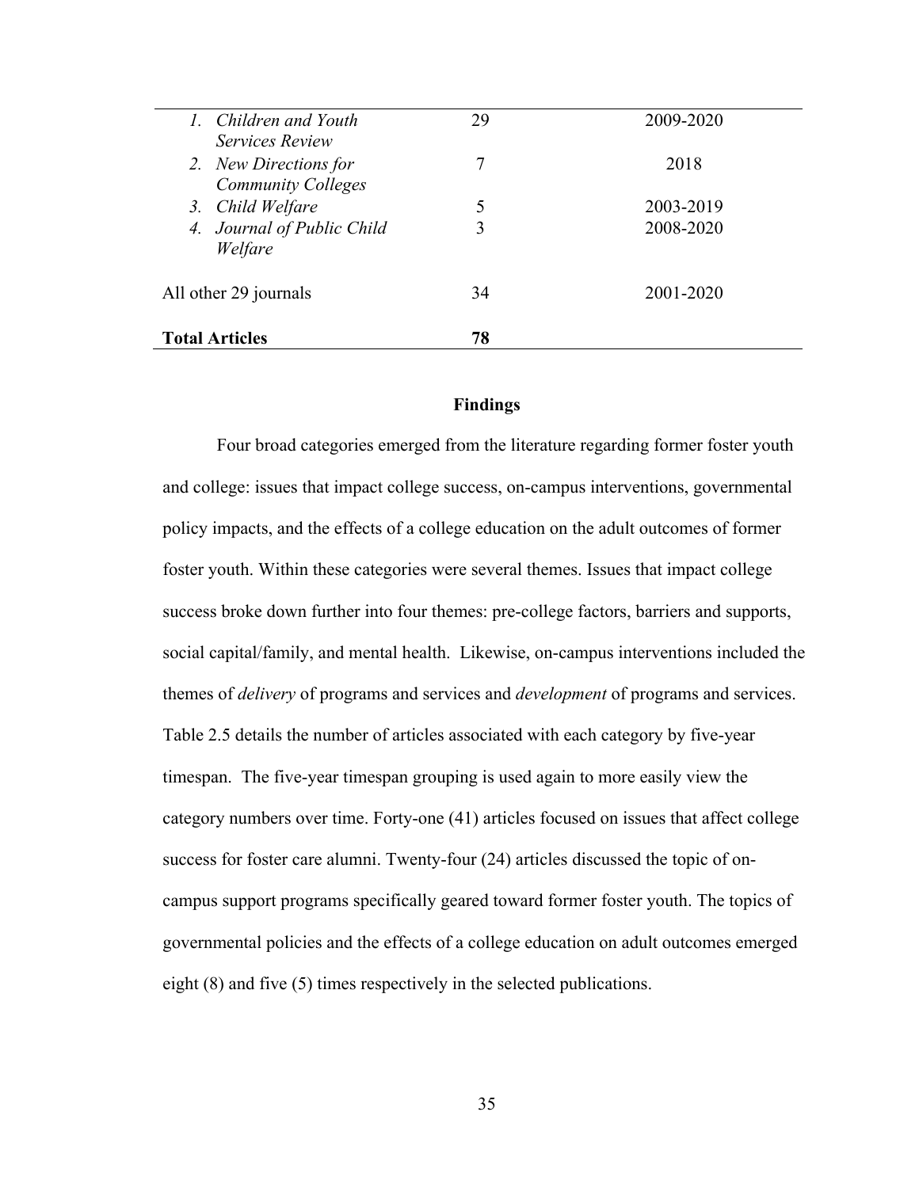| | | |
|---|---|---|
| 1. *Children and Youth Services Review* | 29 | 2009-2020 |
| 2. *New Directions for Community Colleges* | 7 | 2018 |
| 3. *Child Welfare* | 5 | 2003-2019 |
| 4. *Journal of Public Child Welfare* | 3 | 2008-2020 |
| All other 29 journals | 34 | 2001-2020 |
| **Total Articles** | **78** | |

## Findings

Four broad categories emerged from the literature regarding former foster youth and college: issues that impact college success, on-campus interventions, governmental policy impacts, and the effects of a college education on the adult outcomes of former foster youth. Within these categories were several themes. Issues that impact college success broke down further into four themes: pre-college factors, barriers and supports, social capital/family, and mental health. Likewise, on-campus interventions included the themes of *delivery* of programs and services and *development* of programs and services. Table 2.5 details the number of articles associated with each category by five-year timespan. The five-year timespan grouping is used again to more easily view the category numbers over time. Forty-one (41) articles focused on issues that affect college success for foster care alumni. Twenty-four (24) articles discussed the topic of on-campus support programs specifically geared toward former foster youth. The topics of governmental policies and the effects of a college education on adult outcomes emerged eight (8) and five (5) times respectively in the selected publications.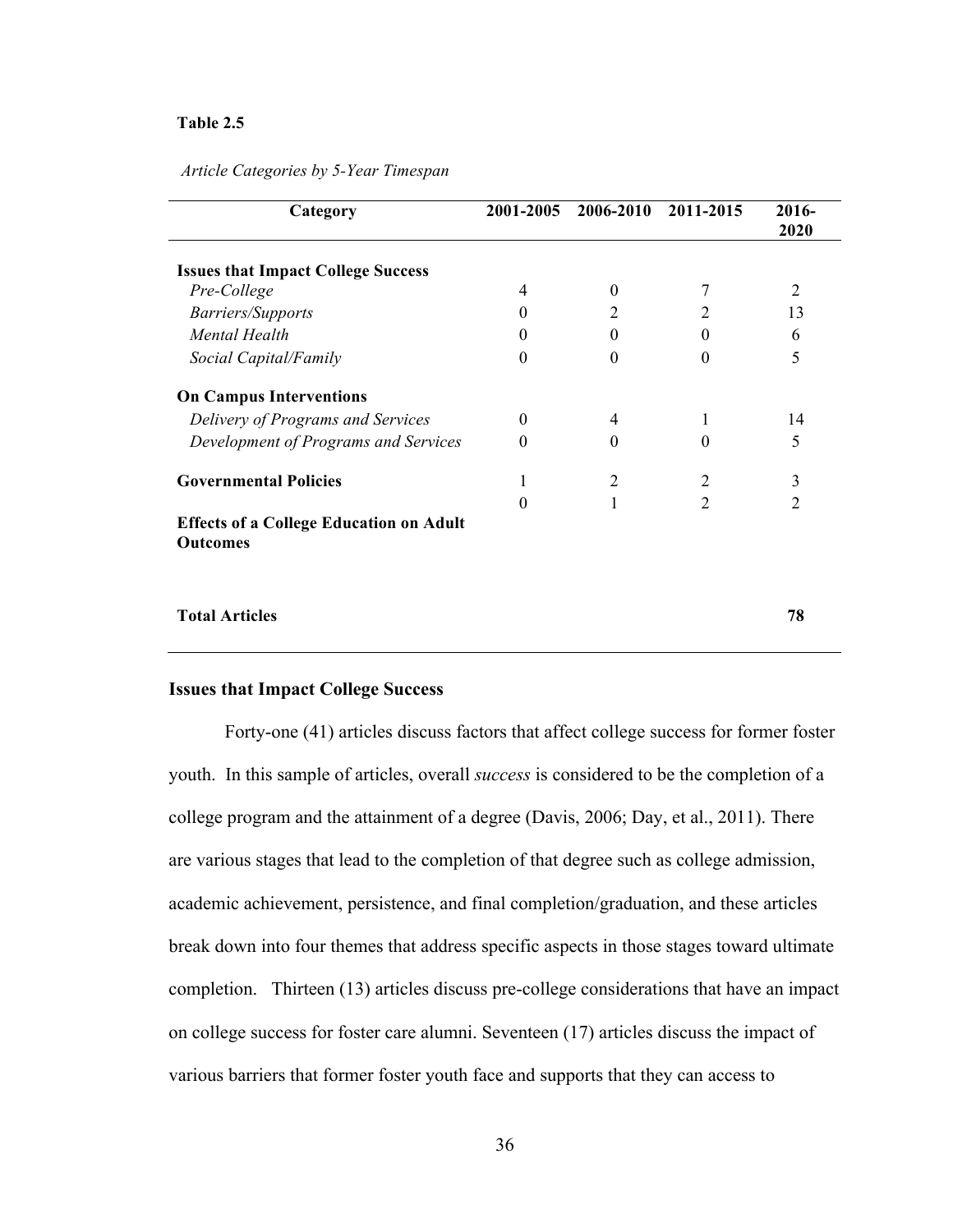**Table 2.5**

*Article Categories by 5-Year Timespan*

| Category | 2001-2005 | 2006-2010 | 2011-2015 | 2016-2020 |
|---|---|---|---|---|
| **Issues that Impact College Success** | | | | |
| *Pre-College* | 4 | 0 | 7 | 2 |
| *Barriers/Supports* | 0 | 2 | 2 | 13 |
| *Mental Health* | 0 | 0 | 0 | 6 |
| *Social Capital/Family* | 0 | 0 | 0 | 5 |
| **On Campus Interventions** | | | | |
| *Delivery of Programs and Services* | 0 | 4 | 1 | 14 |
| *Development of Programs and Services* | 0 | 0 | 0 | 5 |
| **Governmental Policies** | 1 | 2 | 2 | 3 |
| **Effects of a College Education on Adult Outcomes** | 0 | 1 | 2 | 2 |
| **Total Articles** | | | | **78** |

## Issues that Impact College Success

Forty-one (41) articles discuss factors that affect college success for former foster youth. In this sample of articles, overall *success* is considered to be the completion of a college program and the attainment of a degree (Davis, 2006; Day, et al., 2011). There are various stages that lead to the completion of that degree such as college admission, academic achievement, persistence, and final completion/graduation, and these articles break down into four themes that address specific aspects in those stages toward ultimate completion. Thirteen (13) articles discuss pre-college considerations that have an impact on college success for foster care alumni. Seventeen (17) articles discuss the impact of various barriers that former foster youth face and supports that they can access to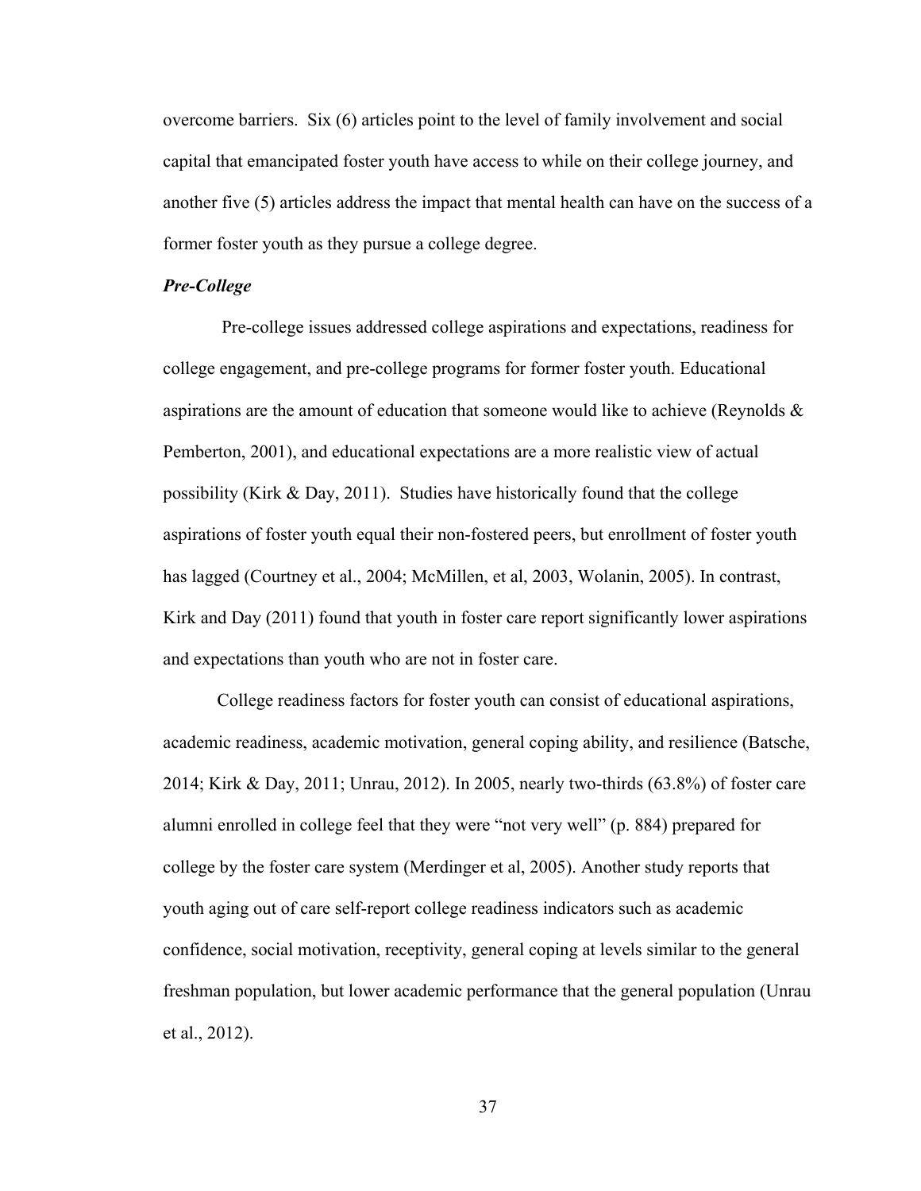overcome barriers. Six (6) articles point to the level of family involvement and social capital that emancipated foster youth have access to while on their college journey, and another five (5) articles address the impact that mental health can have on the success of a former foster youth as they pursue a college degree.

### *Pre-College*

Pre-college issues addressed college aspirations and expectations, readiness for college engagement, and pre-college programs for former foster youth. Educational aspirations are the amount of education that someone would like to achieve (Reynolds & Pemberton, 2001), and educational expectations are a more realistic view of actual possibility (Kirk & Day, 2011). Studies have historically found that the college aspirations of foster youth equal their non-fostered peers, but enrollment of foster youth has lagged (Courtney et al., 2004; McMillen, et al, 2003, Wolanin, 2005). In contrast, Kirk and Day (2011) found that youth in foster care report significantly lower aspirations and expectations than youth who are not in foster care.

College readiness factors for foster youth can consist of educational aspirations, academic readiness, academic motivation, general coping ability, and resilience (Batsche, 2014; Kirk & Day, 2011; Unrau, 2012). In 2005, nearly two-thirds (63.8%) of foster care alumni enrolled in college feel that they were "not very well" (p. 884) prepared for college by the foster care system (Merdinger et al, 2005). Another study reports that youth aging out of care self-report college readiness indicators such as academic confidence, social motivation, receptivity, general coping at levels similar to the general freshman population, but lower academic performance that the general population (Unrau et al., 2012).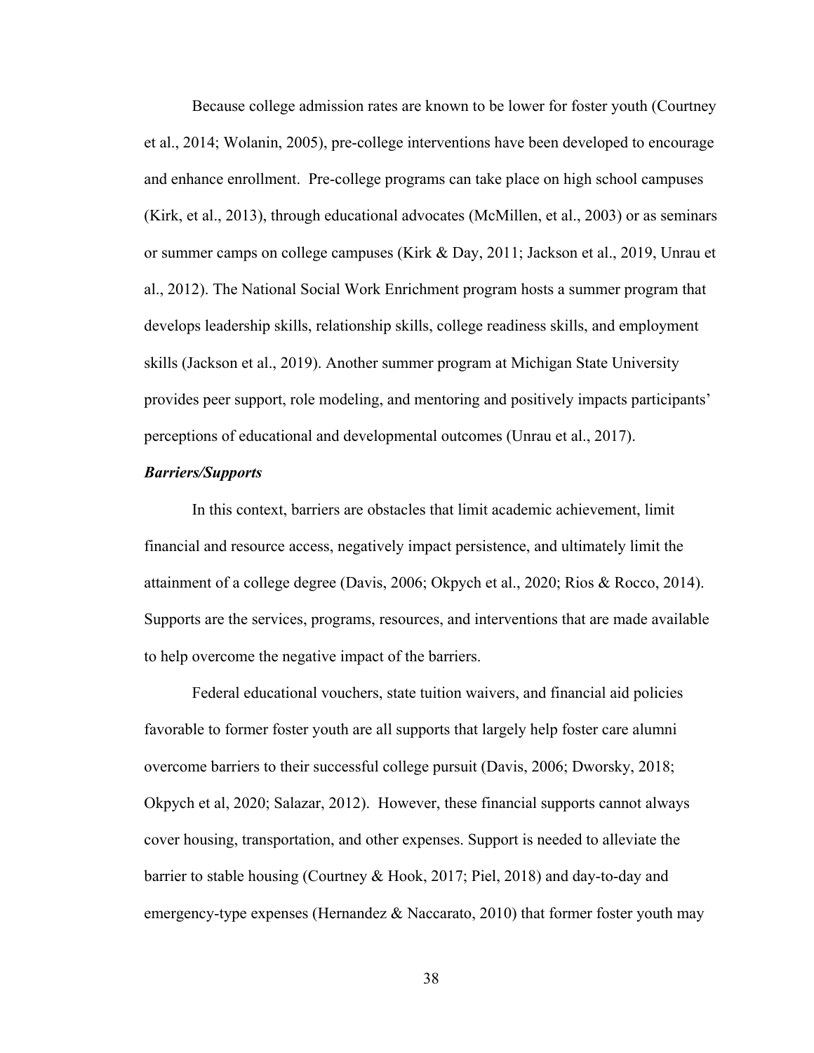Because college admission rates are known to be lower for foster youth (Courtney et al., 2014; Wolanin, 2005), pre-college interventions have been developed to encourage and enhance enrollment. Pre-college programs can take place on high school campuses (Kirk, et al., 2013), through educational advocates (McMillen, et al., 2003) or as seminars or summer camps on college campuses (Kirk & Day, 2011; Jackson et al., 2019, Unrau et al., 2012). The National Social Work Enrichment program hosts a summer program that develops leadership skills, relationship skills, college readiness skills, and employment skills (Jackson et al., 2019). Another summer program at Michigan State University provides peer support, role modeling, and mentoring and positively impacts participants' perceptions of educational and developmental outcomes (Unrau et al., 2017).

***Barriers/Supports***

In this context, barriers are obstacles that limit academic achievement, limit financial and resource access, negatively impact persistence, and ultimately limit the attainment of a college degree (Davis, 2006; Okpych et al., 2020; Rios & Rocco, 2014). Supports are the services, programs, resources, and interventions that are made available to help overcome the negative impact of the barriers.

Federal educational vouchers, state tuition waivers, and financial aid policies favorable to former foster youth are all supports that largely help foster care alumni overcome barriers to their successful college pursuit (Davis, 2006; Dworsky, 2018; Okpych et al, 2020; Salazar, 2012). However, these financial supports cannot always cover housing, transportation, and other expenses. Support is needed to alleviate the barrier to stable housing (Courtney & Hook, 2017; Piel, 2018) and day-to-day and emergency-type expenses (Hernandez & Naccarato, 2010) that former foster youth may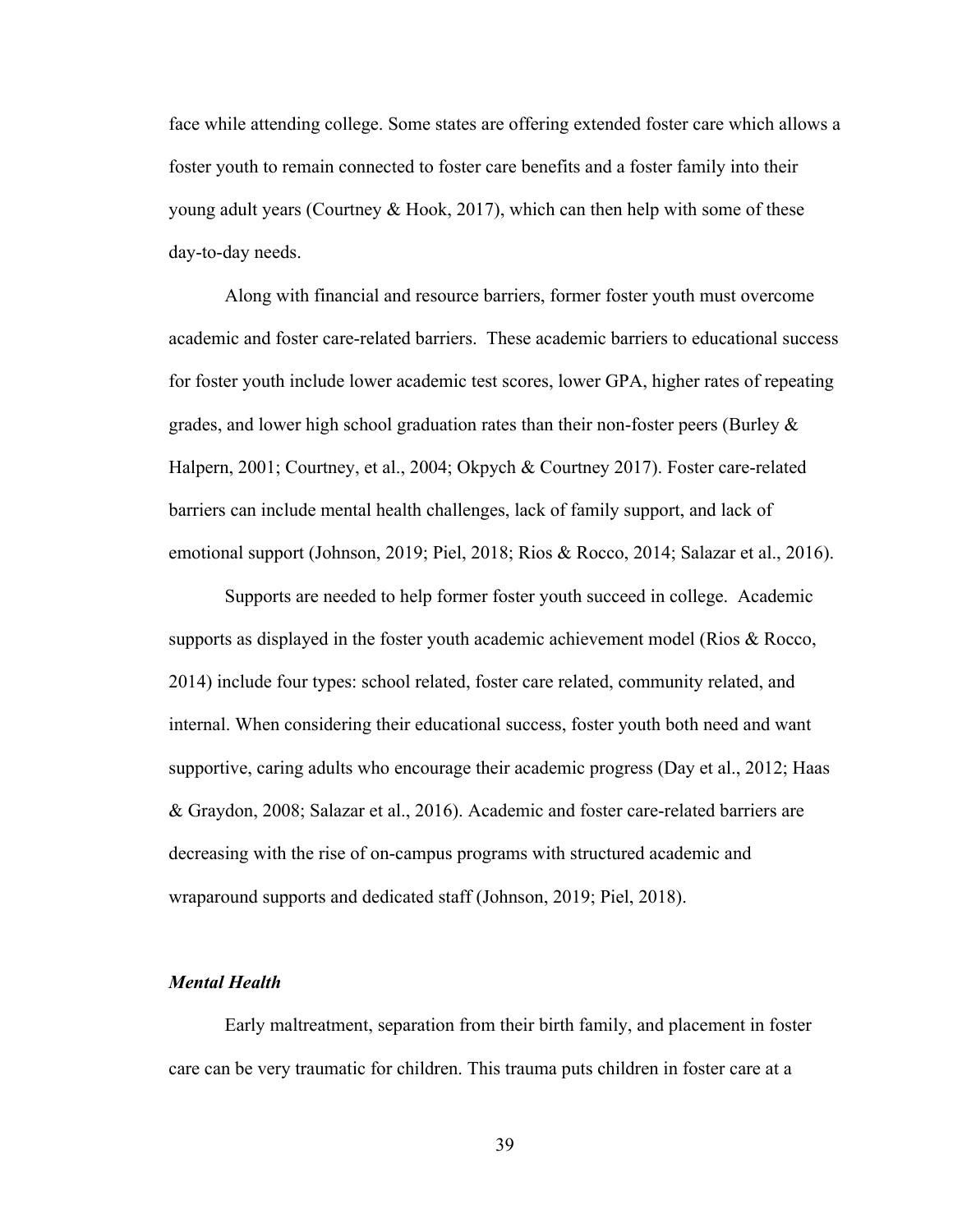face while attending college. Some states are offering extended foster care which allows a foster youth to remain connected to foster care benefits and a foster family into their young adult years (Courtney & Hook, 2017), which can then help with some of these day-to-day needs.

Along with financial and resource barriers, former foster youth must overcome academic and foster care-related barriers. These academic barriers to educational success for foster youth include lower academic test scores, lower GPA, higher rates of repeating grades, and lower high school graduation rates than their non-foster peers (Burley & Halpern, 2001; Courtney, et al., 2004; Okpych & Courtney 2017). Foster care-related barriers can include mental health challenges, lack of family support, and lack of emotional support (Johnson, 2019; Piel, 2018; Rios & Rocco, 2014; Salazar et al., 2016).

Supports are needed to help former foster youth succeed in college. Academic supports as displayed in the foster youth academic achievement model (Rios & Rocco, 2014) include four types: school related, foster care related, community related, and internal. When considering their educational success, foster youth both need and want supportive, caring adults who encourage their academic progress (Day et al., 2012; Haas & Graydon, 2008; Salazar et al., 2016). Academic and foster care-related barriers are decreasing with the rise of on-campus programs with structured academic and wraparound supports and dedicated staff (Johnson, 2019; Piel, 2018).

### *Mental Health*

Early maltreatment, separation from their birth family, and placement in foster care can be very traumatic for children. This trauma puts children in foster care at a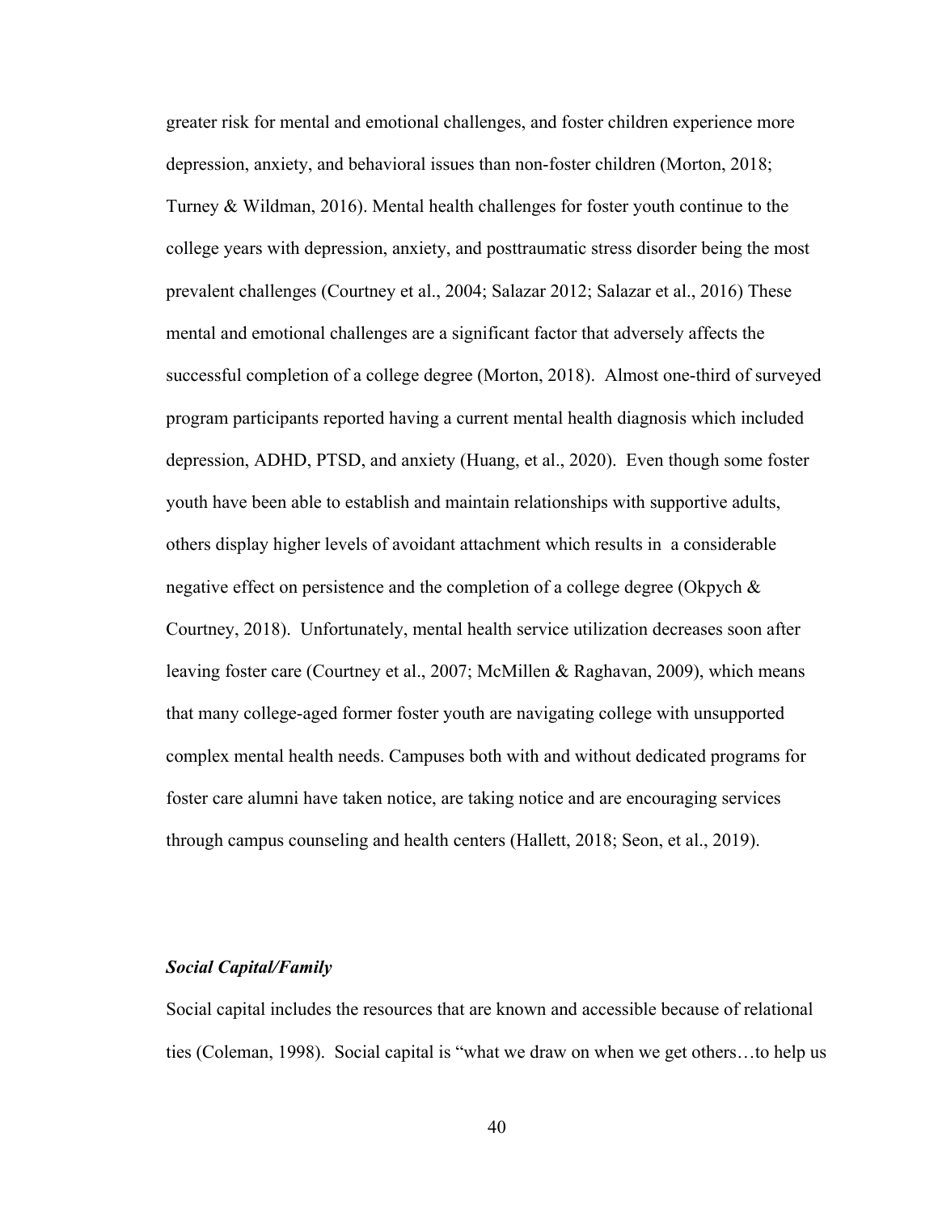greater risk for mental and emotional challenges, and foster children experience more depression, anxiety, and behavioral issues than non-foster children (Morton, 2018; Turney & Wildman, 2016). Mental health challenges for foster youth continue to the college years with depression, anxiety, and posttraumatic stress disorder being the most prevalent challenges (Courtney et al., 2004; Salazar 2012; Salazar et al., 2016) These mental and emotional challenges are a significant factor that adversely affects the successful completion of a college degree (Morton, 2018). Almost one-third of surveyed program participants reported having a current mental health diagnosis which included depression, ADHD, PTSD, and anxiety (Huang, et al., 2020). Even though some foster youth have been able to establish and maintain relationships with supportive adults, others display higher levels of avoidant attachment which results in a considerable negative effect on persistence and the completion of a college degree (Okpych & Courtney, 2018). Unfortunately, mental health service utilization decreases soon after leaving foster care (Courtney et al., 2007; McMillen & Raghavan, 2009), which means that many college-aged former foster youth are navigating college with unsupported complex mental health needs. Campuses both with and without dedicated programs for foster care alumni have taken notice, are taking notice and are encouraging services through campus counseling and health centers (Hallett, 2018; Seon, et al., 2019).

***Social Capital/Family***

Social capital includes the resources that are known and accessible because of relational ties (Coleman, 1998). Social capital is "what we draw on when we get others…to help us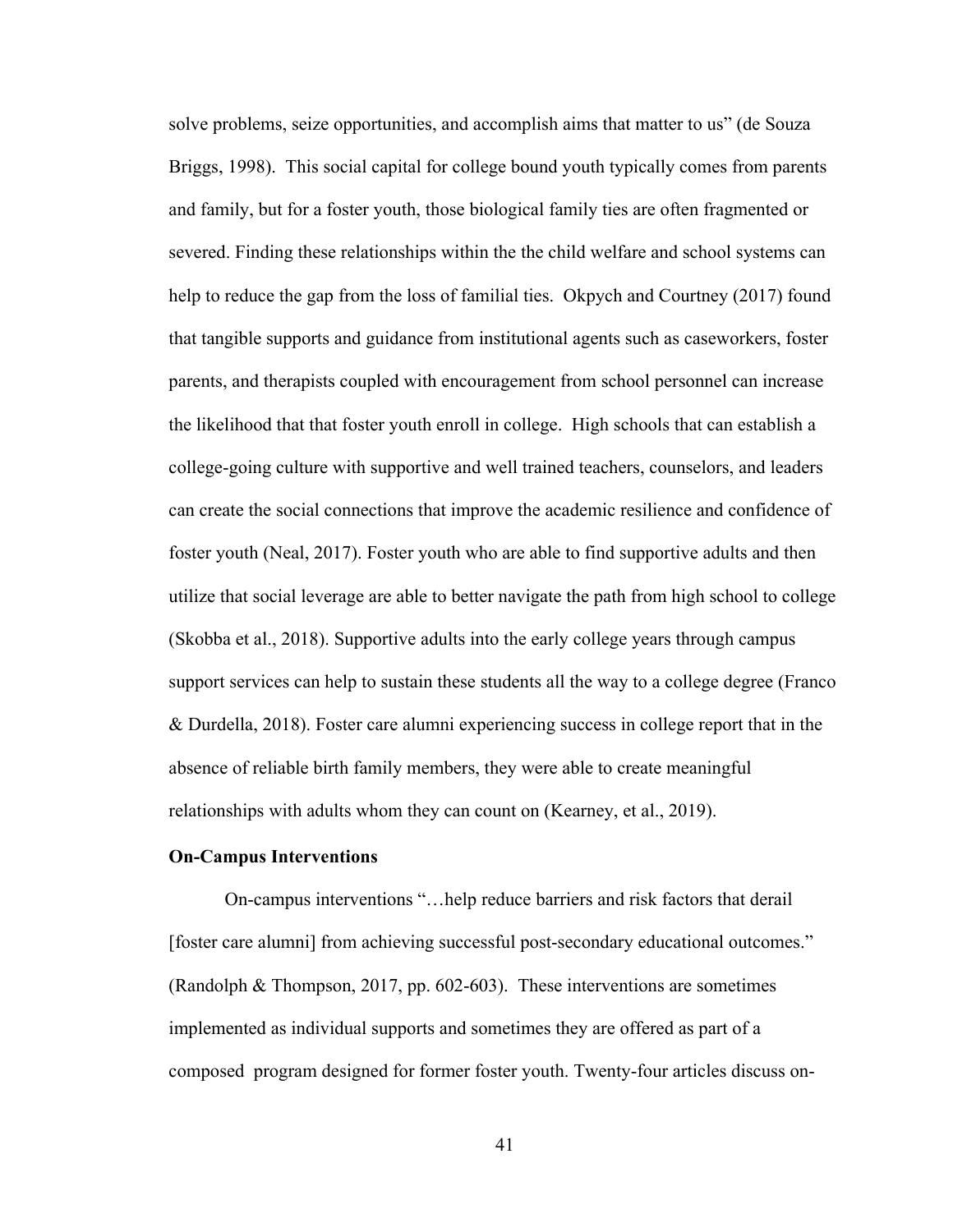solve problems, seize opportunities, and accomplish aims that matter to us" (de Souza Briggs, 1998). This social capital for college bound youth typically comes from parents and family, but for a foster youth, those biological family ties are often fragmented or severed. Finding these relationships within the the child welfare and school systems can help to reduce the gap from the loss of familial ties. Okpych and Courtney (2017) found that tangible supports and guidance from institutional agents such as caseworkers, foster parents, and therapists coupled with encouragement from school personnel can increase the likelihood that that foster youth enroll in college. High schools that can establish a college-going culture with supportive and well trained teachers, counselors, and leaders can create the social connections that improve the academic resilience and confidence of foster youth (Neal, 2017). Foster youth who are able to find supportive adults and then utilize that social leverage are able to better navigate the path from high school to college (Skobba et al., 2018). Supportive adults into the early college years through campus support services can help to sustain these students all the way to a college degree (Franco & Durdella, 2018). Foster care alumni experiencing success in college report that in the absence of reliable birth family members, they were able to create meaningful relationships with adults whom they can count on (Kearney, et al., 2019).

**On-Campus Interventions**

On-campus interventions "…help reduce barriers and risk factors that derail [foster care alumni] from achieving successful post-secondary educational outcomes." (Randolph & Thompson, 2017, pp. 602-603). These interventions are sometimes implemented as individual supports and sometimes they are offered as part of a composed program designed for former foster youth. Twenty-four articles discuss on-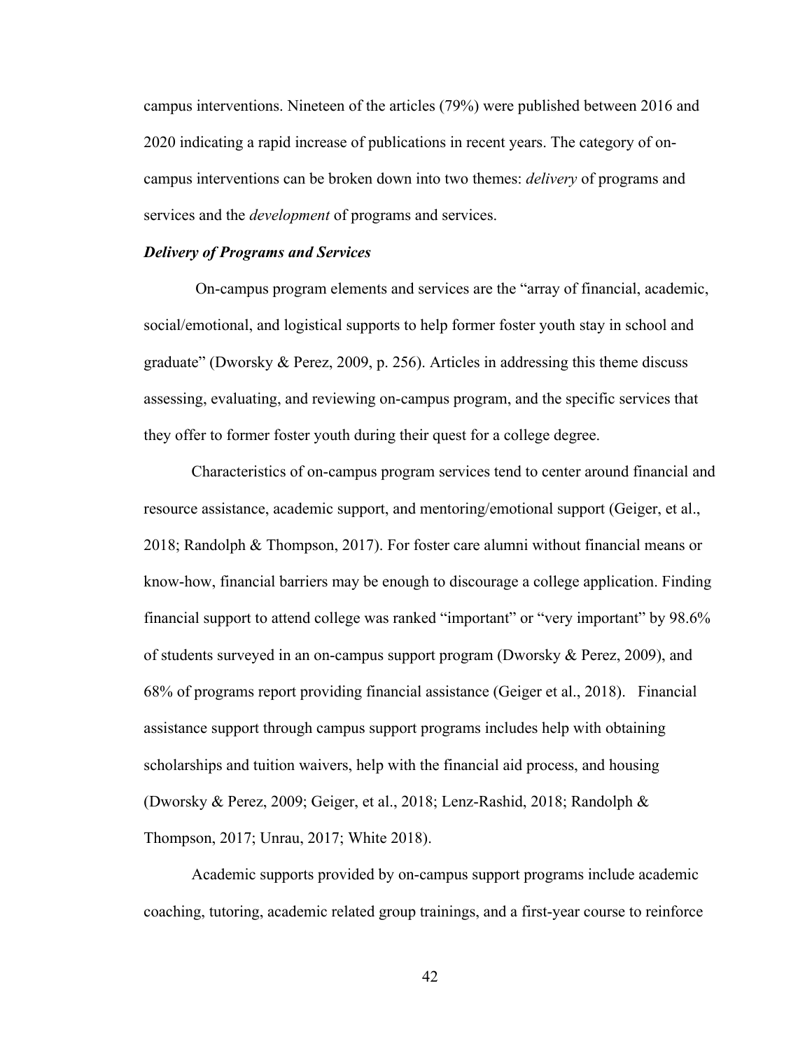campus interventions. Nineteen of the articles (79%) were published between 2016 and 2020 indicating a rapid increase of publications in recent years. The category of on-campus interventions can be broken down into two themes: *delivery* of programs and services and the *development* of programs and services.

### *Delivery of Programs and Services*

On-campus program elements and services are the "array of financial, academic, social/emotional, and logistical supports to help former foster youth stay in school and graduate" (Dworsky & Perez, 2009, p. 256). Articles in addressing this theme discuss assessing, evaluating, and reviewing on-campus program, and the specific services that they offer to former foster youth during their quest for a college degree.

Characteristics of on-campus program services tend to center around financial and resource assistance, academic support, and mentoring/emotional support (Geiger, et al., 2018; Randolph & Thompson, 2017). For foster care alumni without financial means or know-how, financial barriers may be enough to discourage a college application. Finding financial support to attend college was ranked "important" or "very important" by 98.6% of students surveyed in an on-campus support program (Dworsky & Perez, 2009), and 68% of programs report providing financial assistance (Geiger et al., 2018). Financial assistance support through campus support programs includes help with obtaining scholarships and tuition waivers, help with the financial aid process, and housing (Dworsky & Perez, 2009; Geiger, et al., 2018; Lenz-Rashid, 2018; Randolph & Thompson, 2017; Unrau, 2017; White 2018).

Academic supports provided by on-campus support programs include academic coaching, tutoring, academic related group trainings, and a first-year course to reinforce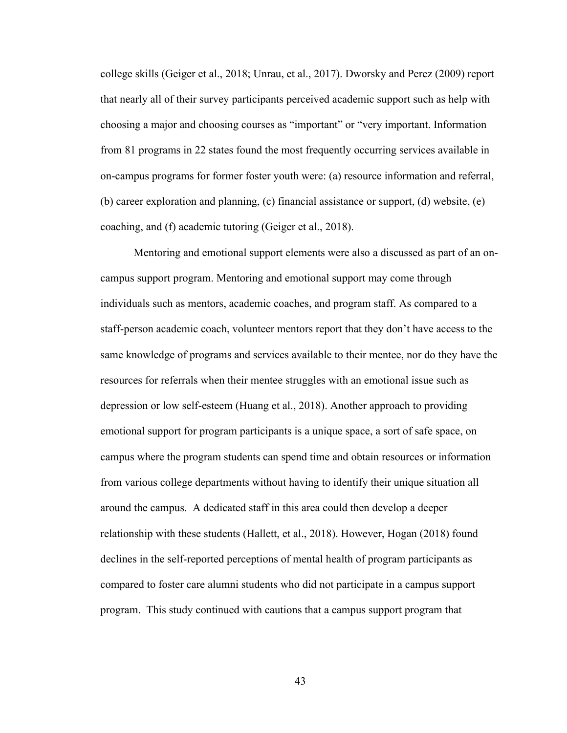college skills (Geiger et al., 2018; Unrau, et al., 2017). Dworsky and Perez (2009) report that nearly all of their survey participants perceived academic support such as help with choosing a major and choosing courses as "important" or "very important. Information from 81 programs in 22 states found the most frequently occurring services available in on-campus programs for former foster youth were: (a) resource information and referral, (b) career exploration and planning, (c) financial assistance or support, (d) website, (e) coaching, and (f) academic tutoring (Geiger et al., 2018).

Mentoring and emotional support elements were also a discussed as part of an on-campus support program. Mentoring and emotional support may come through individuals such as mentors, academic coaches, and program staff. As compared to a staff-person academic coach, volunteer mentors report that they don't have access to the same knowledge of programs and services available to their mentee, nor do they have the resources for referrals when their mentee struggles with an emotional issue such as depression or low self-esteem (Huang et al., 2018). Another approach to providing emotional support for program participants is a unique space, a sort of safe space, on campus where the program students can spend time and obtain resources or information from various college departments without having to identify their unique situation all around the campus. A dedicated staff in this area could then develop a deeper relationship with these students (Hallett, et al., 2018). However, Hogan (2018) found declines in the self-reported perceptions of mental health of program participants as compared to foster care alumni students who did not participate in a campus support program. This study continued with cautions that a campus support program that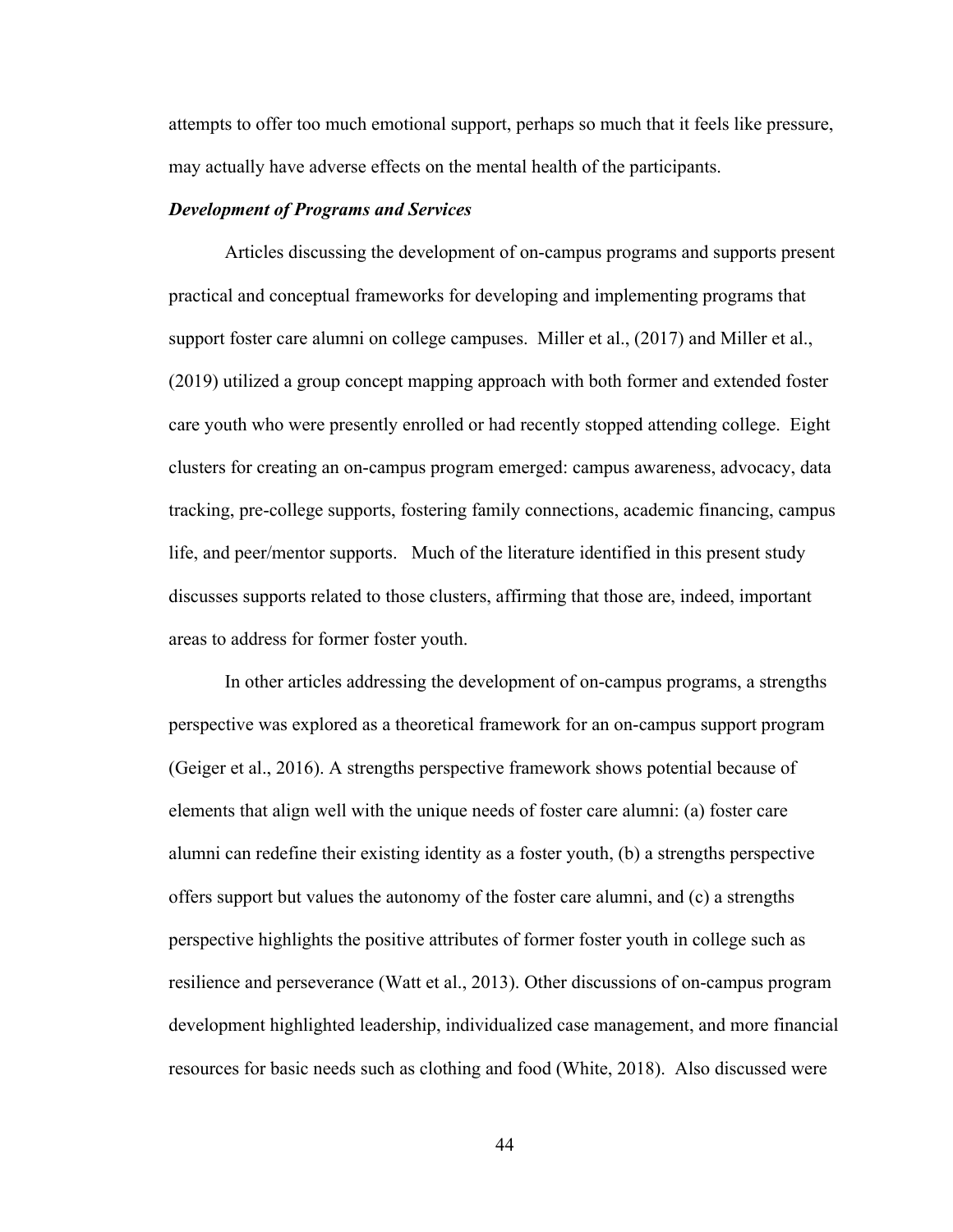attempts to offer too much emotional support, perhaps so much that it feels like pressure, may actually have adverse effects on the mental health of the participants.

***Development of Programs and Services***

Articles discussing the development of on-campus programs and supports present practical and conceptual frameworks for developing and implementing programs that support foster care alumni on college campuses. Miller et al., (2017) and Miller et al., (2019) utilized a group concept mapping approach with both former and extended foster care youth who were presently enrolled or had recently stopped attending college. Eight clusters for creating an on-campus program emerged: campus awareness, advocacy, data tracking, pre-college supports, fostering family connections, academic financing, campus life, and peer/mentor supports. Much of the literature identified in this present study discusses supports related to those clusters, affirming that those are, indeed, important areas to address for former foster youth.

In other articles addressing the development of on-campus programs, a strengths perspective was explored as a theoretical framework for an on-campus support program (Geiger et al., 2016). A strengths perspective framework shows potential because of elements that align well with the unique needs of foster care alumni: (a) foster care alumni can redefine their existing identity as a foster youth, (b) a strengths perspective offers support but values the autonomy of the foster care alumni, and (c) a strengths perspective highlights the positive attributes of former foster youth in college such as resilience and perseverance (Watt et al., 2013). Other discussions of on-campus program development highlighted leadership, individualized case management, and more financial resources for basic needs such as clothing and food (White, 2018). Also discussed were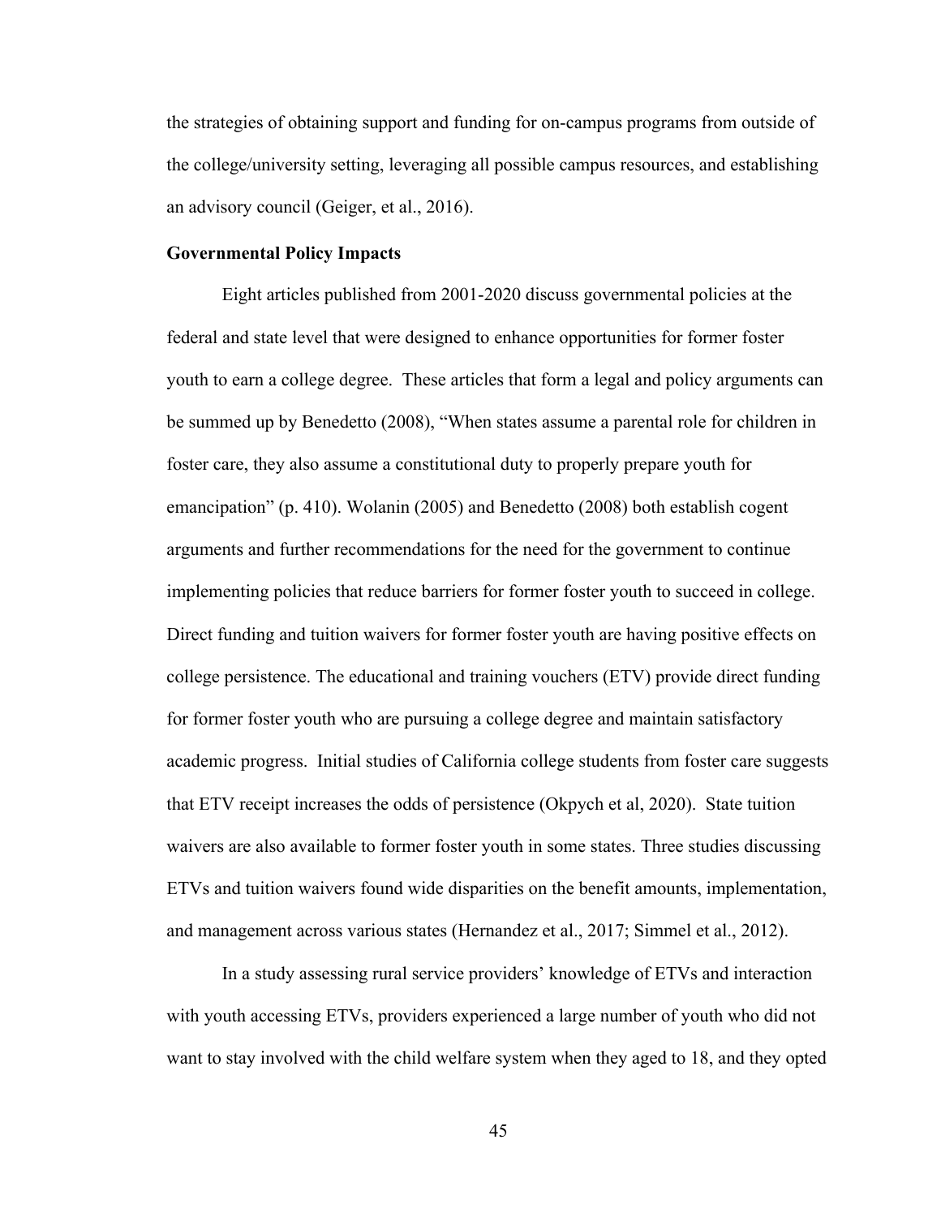the strategies of obtaining support and funding for on-campus programs from outside of the college/university setting, leveraging all possible campus resources, and establishing an advisory council (Geiger, et al., 2016).

**Governmental Policy Impacts**

Eight articles published from 2001-2020 discuss governmental policies at the federal and state level that were designed to enhance opportunities for former foster youth to earn a college degree. These articles that form a legal and policy arguments can be summed up by Benedetto (2008), "When states assume a parental role for children in foster care, they also assume a constitutional duty to properly prepare youth for emancipation" (p. 410). Wolanin (2005) and Benedetto (2008) both establish cogent arguments and further recommendations for the need for the government to continue implementing policies that reduce barriers for former foster youth to succeed in college. Direct funding and tuition waivers for former foster youth are having positive effects on college persistence. The educational and training vouchers (ETV) provide direct funding for former foster youth who are pursuing a college degree and maintain satisfactory academic progress. Initial studies of California college students from foster care suggests that ETV receipt increases the odds of persistence (Okpych et al, 2020). State tuition waivers are also available to former foster youth in some states. Three studies discussing ETVs and tuition waivers found wide disparities on the benefit amounts, implementation, and management across various states (Hernandez et al., 2017; Simmel et al., 2012).

In a study assessing rural service providers' knowledge of ETVs and interaction with youth accessing ETVs, providers experienced a large number of youth who did not want to stay involved with the child welfare system when they aged to 18, and they opted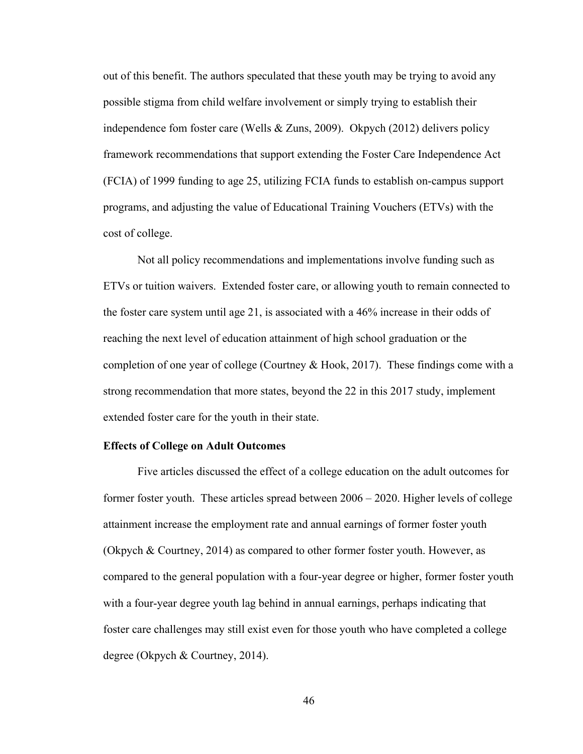out of this benefit. The authors speculated that these youth may be trying to avoid any possible stigma from child welfare involvement or simply trying to establish their independence fom foster care (Wells & Zuns, 2009). Okpych (2012) delivers policy framework recommendations that support extending the Foster Care Independence Act (FCIA) of 1999 funding to age 25, utilizing FCIA funds to establish on-campus support programs, and adjusting the value of Educational Training Vouchers (ETVs) with the cost of college.

Not all policy recommendations and implementations involve funding such as ETVs or tuition waivers. Extended foster care, or allowing youth to remain connected to the foster care system until age 21, is associated with a 46% increase in their odds of reaching the next level of education attainment of high school graduation or the completion of one year of college (Courtney & Hook, 2017). These findings come with a strong recommendation that more states, beyond the 22 in this 2017 study, implement extended foster care for the youth in their state.

**Effects of College on Adult Outcomes**

Five articles discussed the effect of a college education on the adult outcomes for former foster youth. These articles spread between 2006 – 2020. Higher levels of college attainment increase the employment rate and annual earnings of former foster youth (Okpych & Courtney, 2014) as compared to other former foster youth. However, as compared to the general population with a four-year degree or higher, former foster youth with a four-year degree youth lag behind in annual earnings, perhaps indicating that foster care challenges may still exist even for those youth who have completed a college degree (Okpych & Courtney, 2014).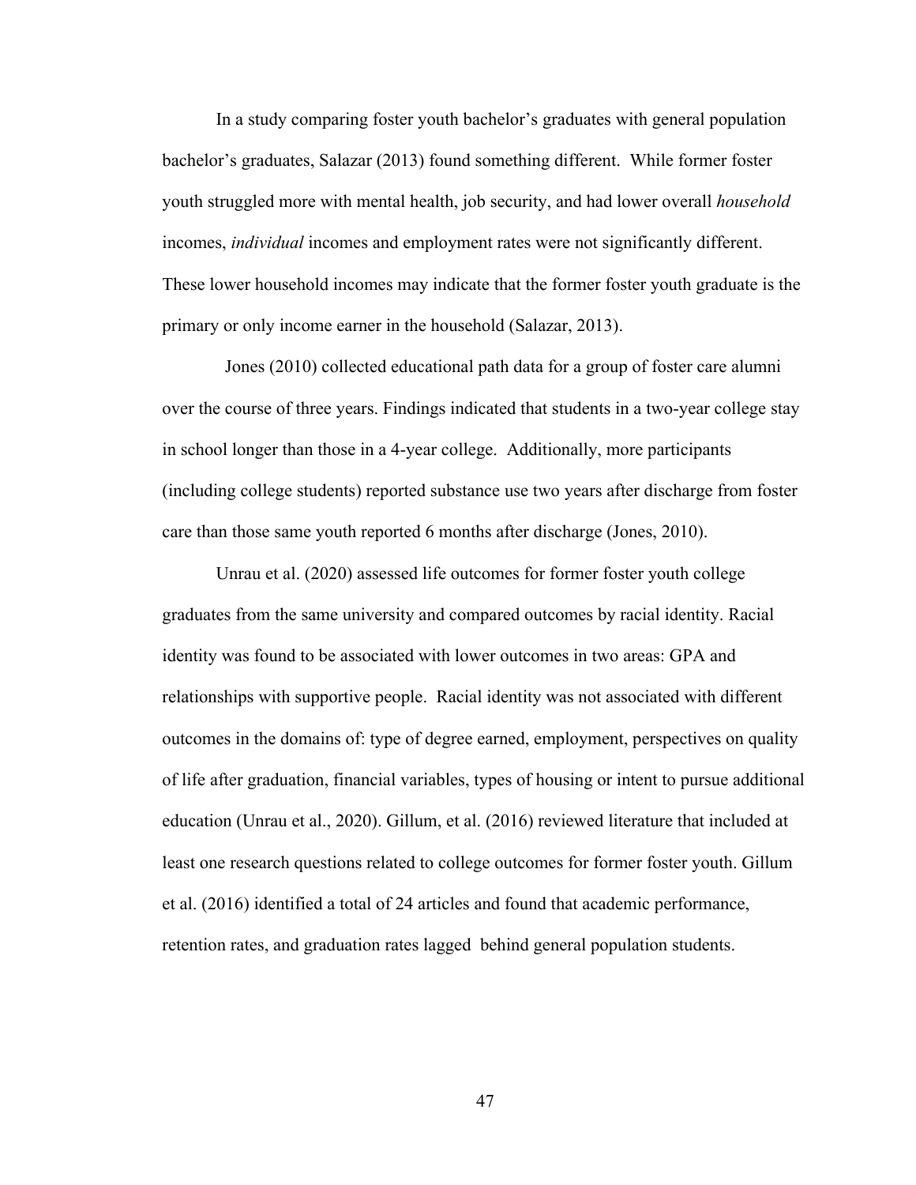In a study comparing foster youth bachelor's graduates with general population bachelor's graduates, Salazar (2013) found something different. While former foster youth struggled more with mental health, job security, and had lower overall *household* incomes, *individual* incomes and employment rates were not significantly different. These lower household incomes may indicate that the former foster youth graduate is the primary or only income earner in the household (Salazar, 2013).

Jones (2010) collected educational path data for a group of foster care alumni over the course of three years. Findings indicated that students in a two-year college stay in school longer than those in a 4-year college. Additionally, more participants (including college students) reported substance use two years after discharge from foster care than those same youth reported 6 months after discharge (Jones, 2010).

Unrau et al. (2020) assessed life outcomes for former foster youth college graduates from the same university and compared outcomes by racial identity. Racial identity was found to be associated with lower outcomes in two areas: GPA and relationships with supportive people. Racial identity was not associated with different outcomes in the domains of: type of degree earned, employment, perspectives on quality of life after graduation, financial variables, types of housing or intent to pursue additional education (Unrau et al., 2020). Gillum, et al. (2016) reviewed literature that included at least one research questions related to college outcomes for former foster youth. Gillum et al. (2016) identified a total of 24 articles and found that academic performance, retention rates, and graduation rates lagged behind general population students.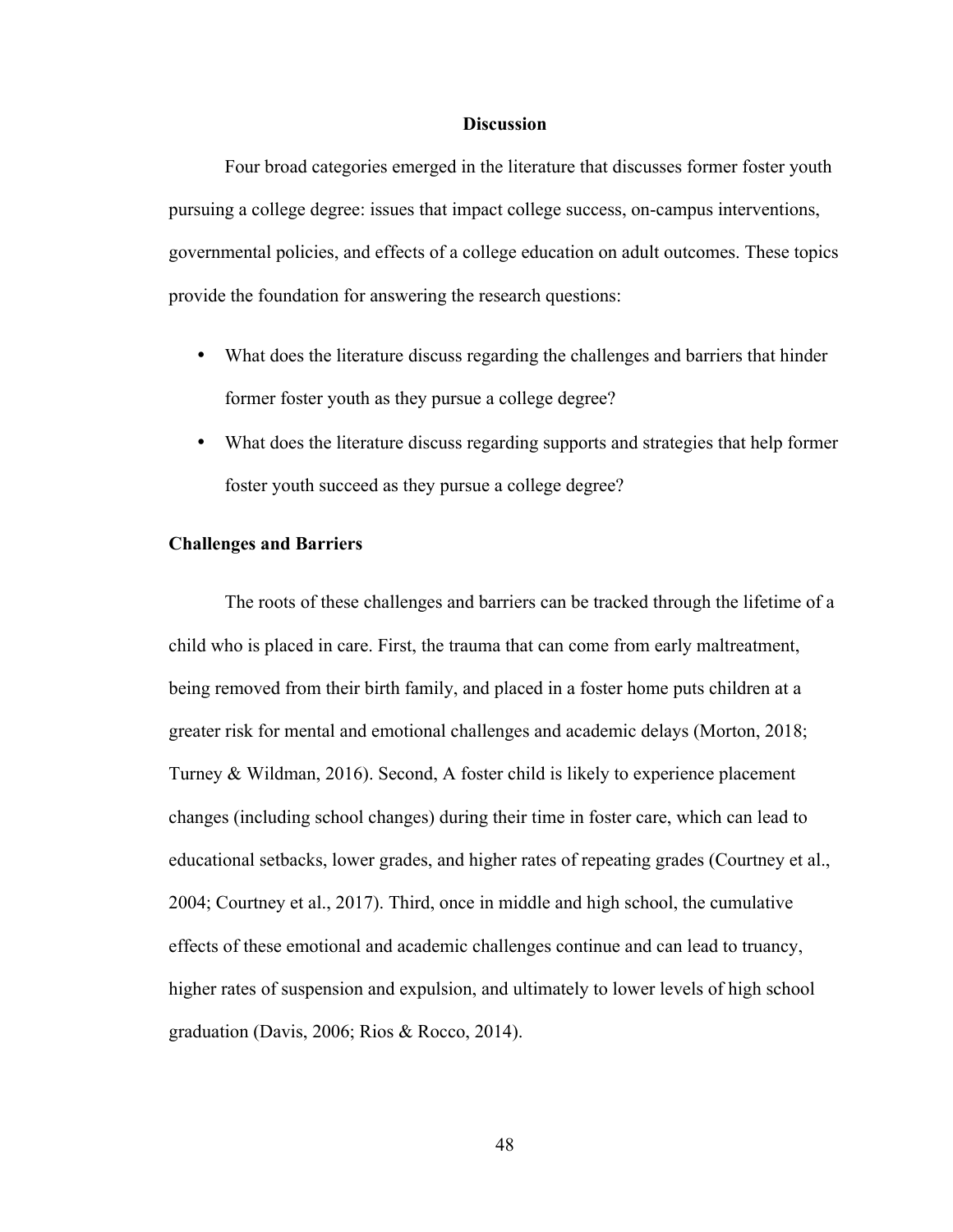## Discussion

Four broad categories emerged in the literature that discusses former foster youth pursuing a college degree: issues that impact college success, on-campus interventions, governmental policies, and effects of a college education on adult outcomes. These topics provide the foundation for answering the research questions:

- What does the literature discuss regarding the challenges and barriers that hinder former foster youth as they pursue a college degree?
- What does the literature discuss regarding supports and strategies that help former foster youth succeed as they pursue a college degree?

### Challenges and Barriers

The roots of these challenges and barriers can be tracked through the lifetime of a child who is placed in care. First, the trauma that can come from early maltreatment, being removed from their birth family, and placed in a foster home puts children at a greater risk for mental and emotional challenges and academic delays (Morton, 2018; Turney & Wildman, 2016). Second, A foster child is likely to experience placement changes (including school changes) during their time in foster care, which can lead to educational setbacks, lower grades, and higher rates of repeating grades (Courtney et al., 2004; Courtney et al., 2017). Third, once in middle and high school, the cumulative effects of these emotional and academic challenges continue and can lead to truancy, higher rates of suspension and expulsion, and ultimately to lower levels of high school graduation (Davis, 2006; Rios & Rocco, 2014).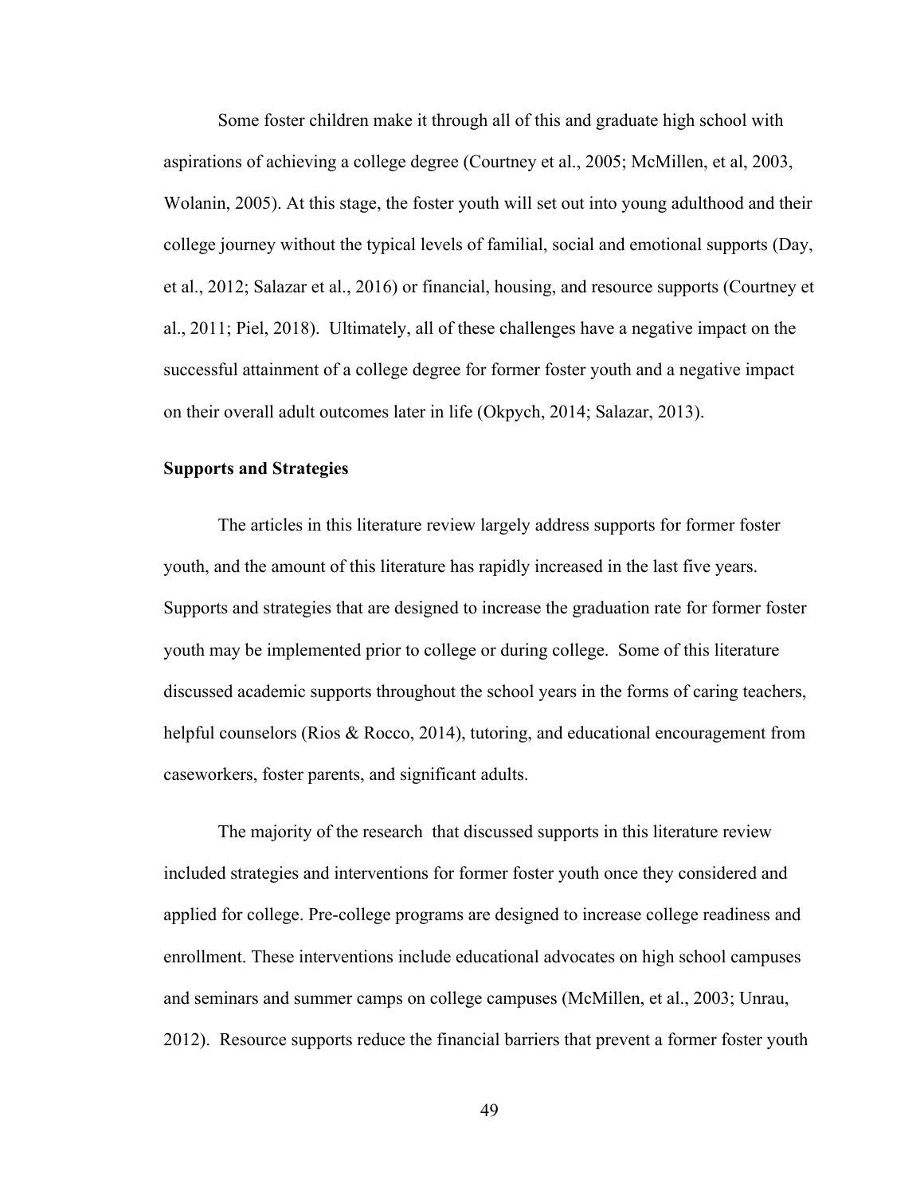Some foster children make it through all of this and graduate high school with aspirations of achieving a college degree (Courtney et al., 2005; McMillen, et al, 2003, Wolanin, 2005). At this stage, the foster youth will set out into young adulthood and their college journey without the typical levels of familial, social and emotional supports (Day, et al., 2012; Salazar et al., 2016) or financial, housing, and resource supports (Courtney et al., 2011; Piel, 2018). Ultimately, all of these challenges have a negative impact on the successful attainment of a college degree for former foster youth and a negative impact on their overall adult outcomes later in life (Okpych, 2014; Salazar, 2013).

**Supports and Strategies**

The articles in this literature review largely address supports for former foster youth, and the amount of this literature has rapidly increased in the last five years. Supports and strategies that are designed to increase the graduation rate for former foster youth may be implemented prior to college or during college. Some of this literature discussed academic supports throughout the school years in the forms of caring teachers, helpful counselors (Rios & Rocco, 2014), tutoring, and educational encouragement from caseworkers, foster parents, and significant adults.

The majority of the research that discussed supports in this literature review included strategies and interventions for former foster youth once they considered and applied for college. Pre-college programs are designed to increase college readiness and enrollment. These interventions include educational advocates on high school campuses and seminars and summer camps on college campuses (McMillen, et al., 2003; Unrau, 2012). Resource supports reduce the financial barriers that prevent a former foster youth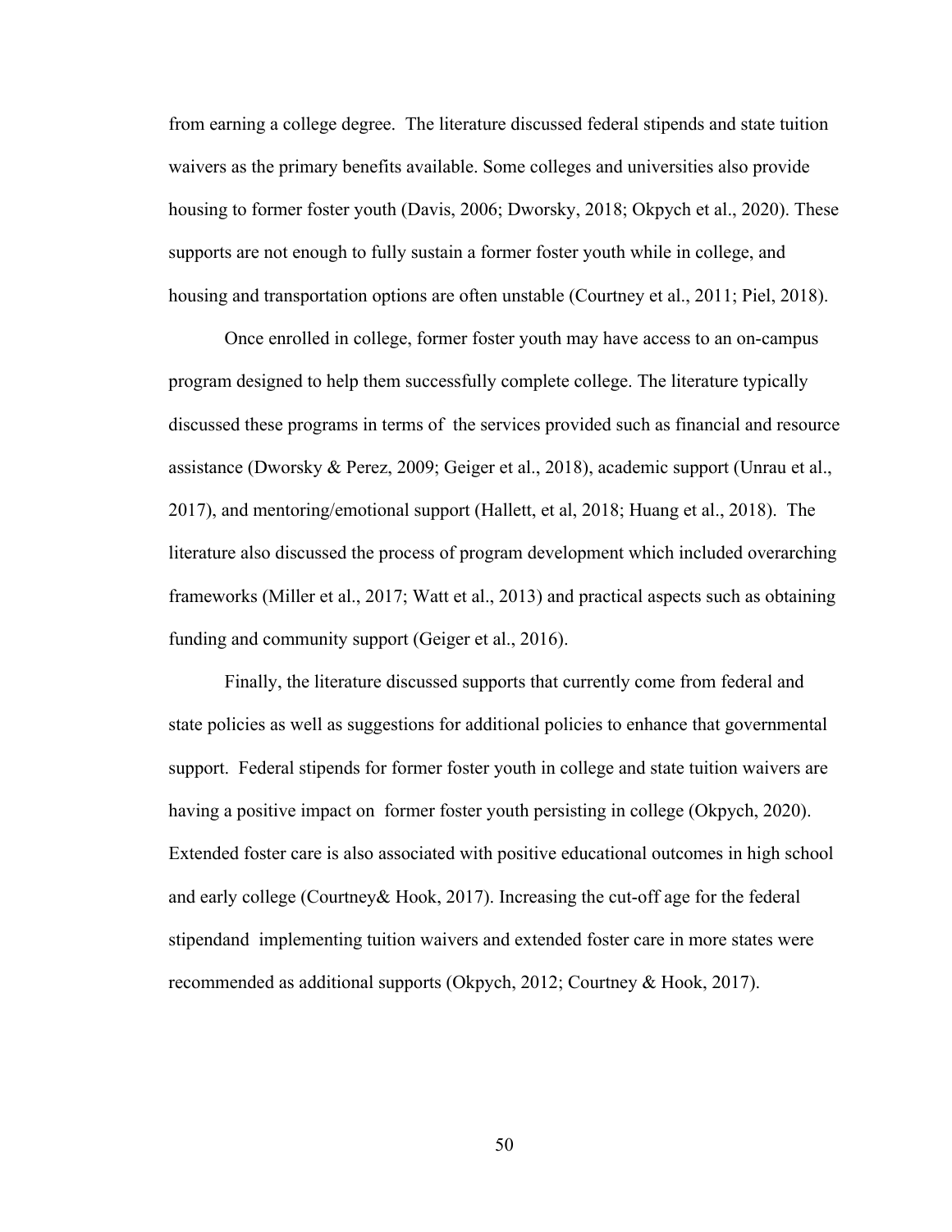from earning a college degree. The literature discussed federal stipends and state tuition waivers as the primary benefits available. Some colleges and universities also provide housing to former foster youth (Davis, 2006; Dworsky, 2018; Okpych et al., 2020). These supports are not enough to fully sustain a former foster youth while in college, and housing and transportation options are often unstable (Courtney et al., 2011; Piel, 2018).

Once enrolled in college, former foster youth may have access to an on-campus program designed to help them successfully complete college. The literature typically discussed these programs in terms of the services provided such as financial and resource assistance (Dworsky & Perez, 2009; Geiger et al., 2018), academic support (Unrau et al., 2017), and mentoring/emotional support (Hallett, et al, 2018; Huang et al., 2018). The literature also discussed the process of program development which included overarching frameworks (Miller et al., 2017; Watt et al., 2013) and practical aspects such as obtaining funding and community support (Geiger et al., 2016).

Finally, the literature discussed supports that currently come from federal and state policies as well as suggestions for additional policies to enhance that governmental support. Federal stipends for former foster youth in college and state tuition waivers are having a positive impact on former foster youth persisting in college (Okpych, 2020). Extended foster care is also associated with positive educational outcomes in high school and early college (Courtney& Hook, 2017). Increasing the cut-off age for the federal stipendand implementing tuition waivers and extended foster care in more states were recommended as additional supports (Okpych, 2012; Courtney & Hook, 2017).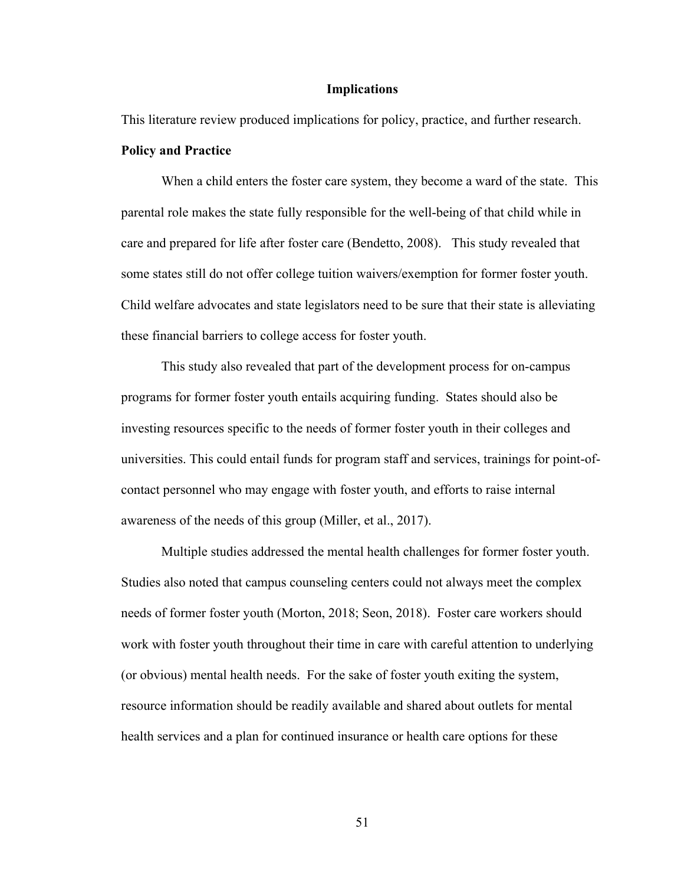## Implications

This literature review produced implications for policy, practice, and further research.

### Policy and Practice

When a child enters the foster care system, they become a ward of the state. This parental role makes the state fully responsible for the well-being of that child while in care and prepared for life after foster care (Bendetto, 2008). This study revealed that some states still do not offer college tuition waivers/exemption for former foster youth. Child welfare advocates and state legislators need to be sure that their state is alleviating these financial barriers to college access for foster youth.

This study also revealed that part of the development process for on-campus programs for former foster youth entails acquiring funding. States should also be investing resources specific to the needs of former foster youth in their colleges and universities. This could entail funds for program staff and services, trainings for point-of-contact personnel who may engage with foster youth, and efforts to raise internal awareness of the needs of this group (Miller, et al., 2017).

Multiple studies addressed the mental health challenges for former foster youth. Studies also noted that campus counseling centers could not always meet the complex needs of former foster youth (Morton, 2018; Seon, 2018). Foster care workers should work with foster youth throughout their time in care with careful attention to underlying (or obvious) mental health needs. For the sake of foster youth exiting the system, resource information should be readily available and shared about outlets for mental health services and a plan for continued insurance or health care options for these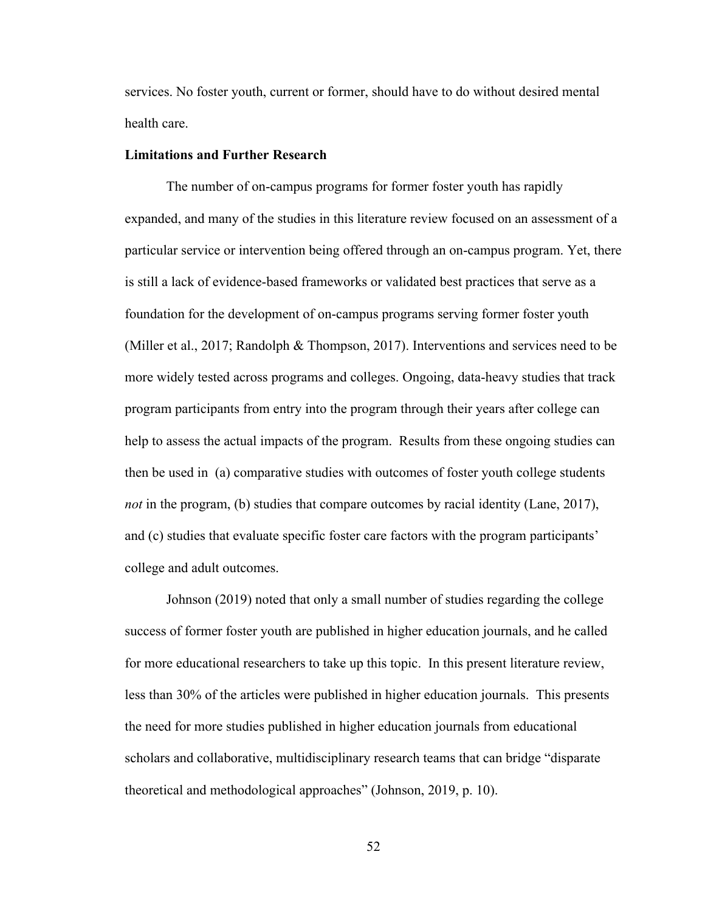services. No foster youth, current or former, should have to do without desired mental health care.

**Limitations and Further Research**

The number of on-campus programs for former foster youth has rapidly expanded, and many of the studies in this literature review focused on an assessment of a particular service or intervention being offered through an on-campus program. Yet, there is still a lack of evidence-based frameworks or validated best practices that serve as a foundation for the development of on-campus programs serving former foster youth (Miller et al., 2017; Randolph & Thompson, 2017). Interventions and services need to be more widely tested across programs and colleges. Ongoing, data-heavy studies that track program participants from entry into the program through their years after college can help to assess the actual impacts of the program. Results from these ongoing studies can then be used in (a) comparative studies with outcomes of foster youth college students *not* in the program, (b) studies that compare outcomes by racial identity (Lane, 2017), and (c) studies that evaluate specific foster care factors with the program participants' college and adult outcomes.

Johnson (2019) noted that only a small number of studies regarding the college success of former foster youth are published in higher education journals, and he called for more educational researchers to take up this topic. In this present literature review, less than 30% of the articles were published in higher education journals. This presents the need for more studies published in higher education journals from educational scholars and collaborative, multidisciplinary research teams that can bridge "disparate theoretical and methodological approaches" (Johnson, 2019, p. 10).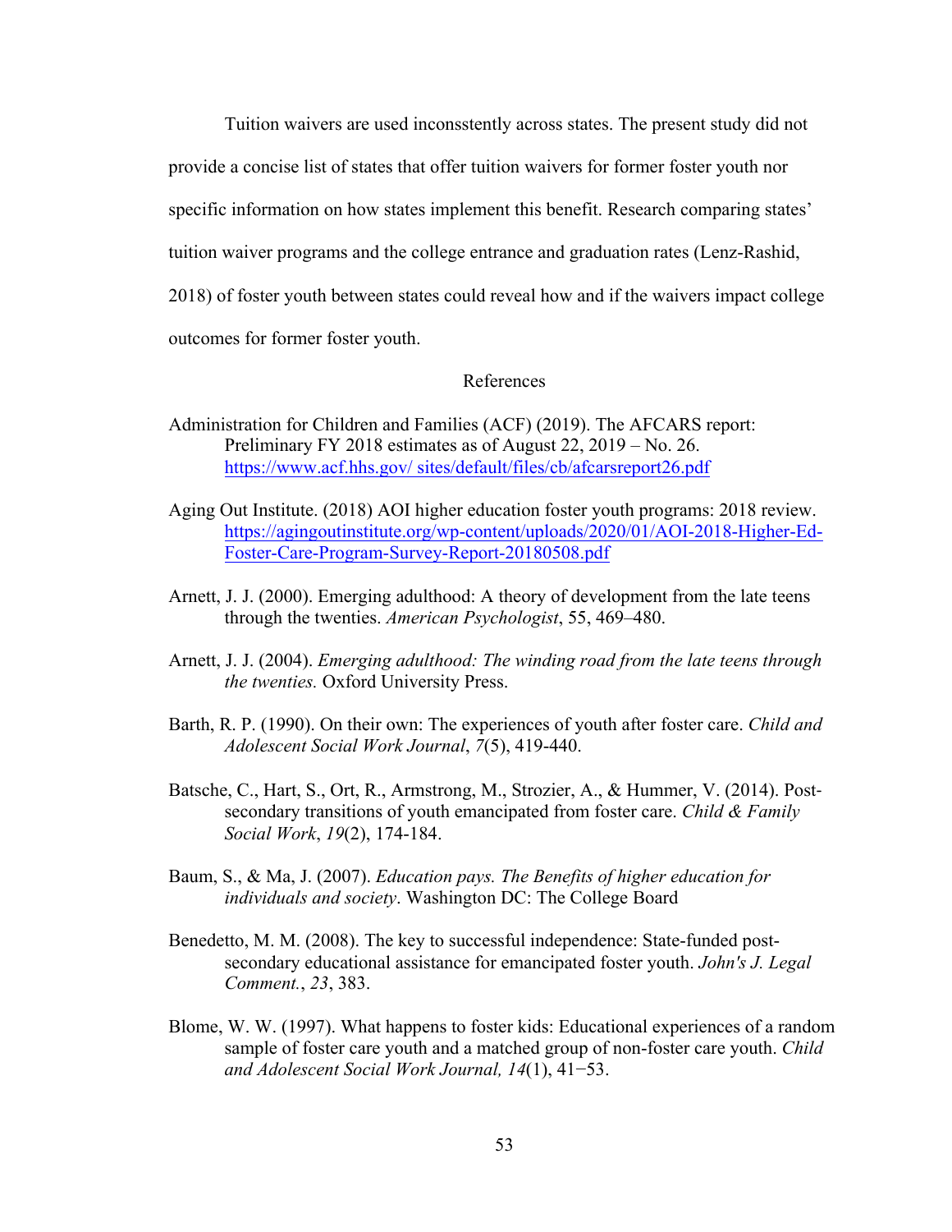Tuition waivers are used inconsstently across states. The present study did not provide a concise list of states that offer tuition waivers for former foster youth nor specific information on how states implement this benefit. Research comparing states' tuition waiver programs and the college entrance and graduation rates (Lenz-Rashid, 2018) of foster youth between states could reveal how and if the waivers impact college outcomes for former foster youth.

## References

Administration for Children and Families (ACF) (2019). The AFCARS report: Preliminary FY 2018 estimates as of August 22, 2019 – No. 26. https://www.acf.hhs.gov/ sites/default/files/cb/afcarsreport26.pdf

Aging Out Institute. (2018) AOI higher education foster youth programs: 2018 review. https://agingoutinstitute.org/wp-content/uploads/2020/01/AOI-2018-Higher-Ed-Foster-Care-Program-Survey-Report-20180508.pdf

Arnett, J. J. (2000). Emerging adulthood: A theory of development from the late teens through the twenties. *American Psychologist*, 55, 469–480.

Arnett, J. J. (2004). *Emerging adulthood: The winding road from the late teens through the twenties.* Oxford University Press.

Barth, R. P. (1990). On their own: The experiences of youth after foster care. *Child and Adolescent Social Work Journal*, *7*(5), 419-440.

Batsche, C., Hart, S., Ort, R., Armstrong, M., Strozier, A., & Hummer, V. (2014). Post-secondary transitions of youth emancipated from foster care. *Child & Family Social Work*, *19*(2), 174-184.

Baum, S., & Ma, J. (2007). *Education pays. The Benefits of higher education for individuals and society*. Washington DC: The College Board

Benedetto, M. M. (2008). The key to successful independence: State-funded post-secondary educational assistance for emancipated foster youth. *John's J. Legal Comment.*, *23*, 383.

Blome, W. W. (1997). What happens to foster kids: Educational experiences of a random sample of foster care youth and a matched group of non-foster care youth. *Child and Adolescent Social Work Journal, 14*(1), 41−53.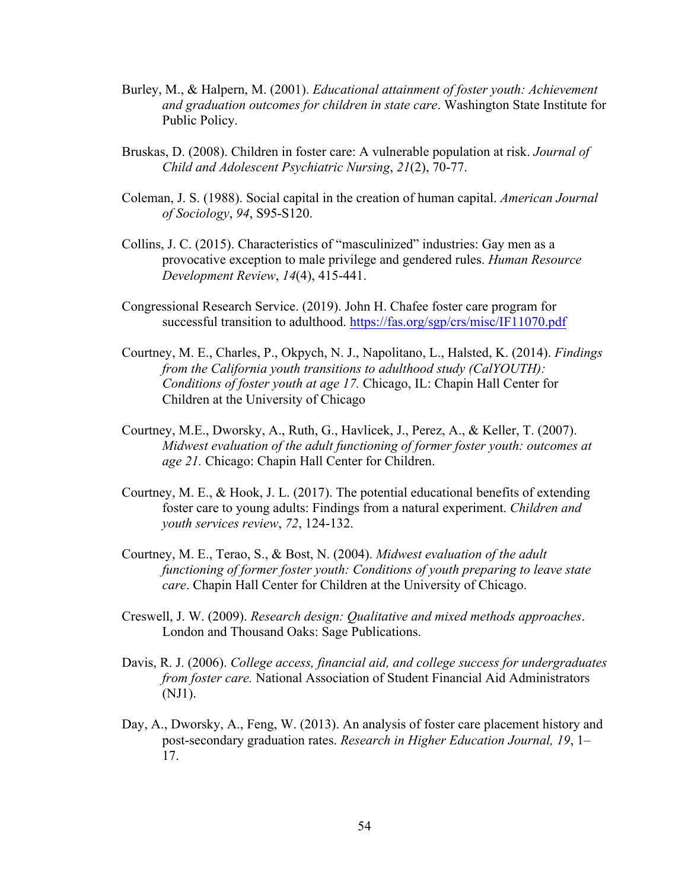Burley, M., & Halpern, M. (2001). *Educational attainment of foster youth: Achievement and graduation outcomes for children in state care*. Washington State Institute for Public Policy.

Bruskas, D. (2008). Children in foster care: A vulnerable population at risk. *Journal of Child and Adolescent Psychiatric Nursing*, *21*(2), 70-77.

Coleman, J. S. (1988). Social capital in the creation of human capital. *American Journal of Sociology*, *94*, S95-S120.

Collins, J. C. (2015). Characteristics of "masculinized" industries: Gay men as a provocative exception to male privilege and gendered rules. *Human Resource Development Review*, *14*(4), 415-441.

Congressional Research Service. (2019). John H. Chafee foster care program for successful transition to adulthood. https://fas.org/sgp/crs/misc/IF11070.pdf

Courtney, M. E., Charles, P., Okpych, N. J., Napolitano, L., Halsted, K. (2014). *Findings from the California youth transitions to adulthood study (CalYOUTH): Conditions of foster youth at age 17.* Chicago, IL: Chapin Hall Center for Children at the University of Chicago

Courtney, M.E., Dworsky, A., Ruth, G., Havlicek, J., Perez, A., & Keller, T. (2007). *Midwest evaluation of the adult functioning of former foster youth: outcomes at age 21.* Chicago: Chapin Hall Center for Children.

Courtney, M. E., & Hook, J. L. (2017). The potential educational benefits of extending foster care to young adults: Findings from a natural experiment. *Children and youth services review*, *72*, 124-132.

Courtney, M. E., Terao, S., & Bost, N. (2004). *Midwest evaluation of the adult functioning of former foster youth: Conditions of youth preparing to leave state care*. Chapin Hall Center for Children at the University of Chicago.

Creswell, J. W. (2009). *Research design: Qualitative and mixed methods approaches*. London and Thousand Oaks: Sage Publications.

Davis, R. J. (2006). *College access, financial aid, and college success for undergraduates from foster care.* National Association of Student Financial Aid Administrators (NJ1).

Day, A., Dworsky, A., Feng, W. (2013). An analysis of foster care placement history and post-secondary graduation rates. *Research in Higher Education Journal, 19*, 1–17.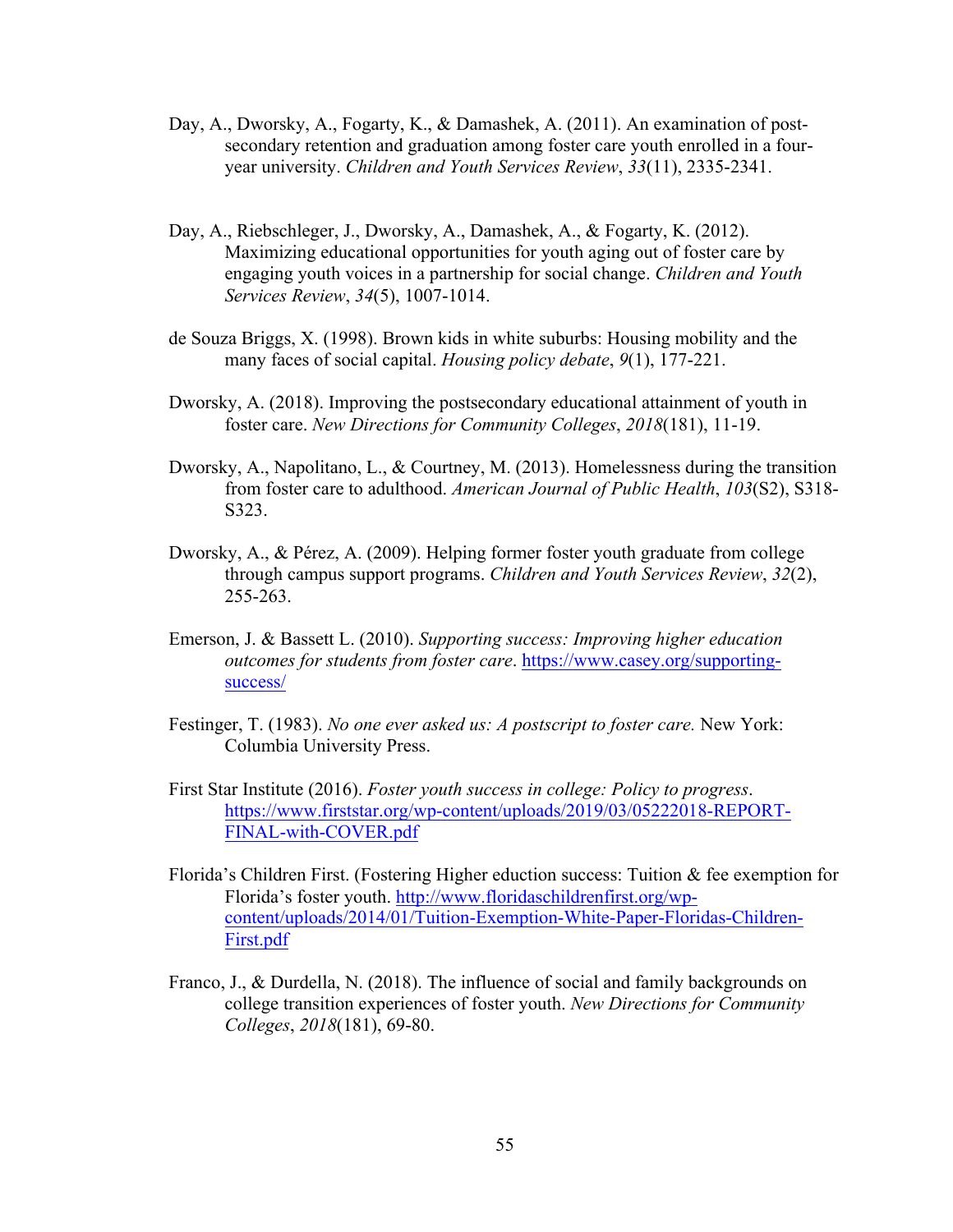Day, A., Dworsky, A., Fogarty, K., & Damashek, A. (2011). An examination of post-secondary retention and graduation among foster care youth enrolled in a four-year university. *Children and Youth Services Review*, *33*(11), 2335-2341.

Day, A., Riebschleger, J., Dworsky, A., Damashek, A., & Fogarty, K. (2012). Maximizing educational opportunities for youth aging out of foster care by engaging youth voices in a partnership for social change. *Children and Youth Services Review*, *34*(5), 1007-1014.

de Souza Briggs, X. (1998). Brown kids in white suburbs: Housing mobility and the many faces of social capital. *Housing policy debate*, *9*(1), 177-221.

Dworsky, A. (2018). Improving the postsecondary educational attainment of youth in foster care. *New Directions for Community Colleges*, *2018*(181), 11-19.

Dworsky, A., Napolitano, L., & Courtney, M. (2013). Homelessness during the transition from foster care to adulthood. *American Journal of Public Health*, *103*(S2), S318-S323.

Dworsky, A., & Pérez, A. (2009). Helping former foster youth graduate from college through campus support programs. *Children and Youth Services Review*, *32*(2), 255-263.

Emerson, J. & Bassett L. (2010). *Supporting success: Improving higher education outcomes for students from foster care*. https://www.casey.org/supporting-success/

Festinger, T. (1983). *No one ever asked us: A postscript to foster care.* New York: Columbia University Press.

First Star Institute (2016). *Foster youth success in college: Policy to progress*. https://www.firststar.org/wp-content/uploads/2019/03/05222018-REPORT-FINAL-with-COVER.pdf

Florida's Children First. (Fostering Higher eduction success: Tuition & fee exemption for Florida's foster youth. http://www.floridaschildrenfirst.org/wp-content/uploads/2014/01/Tuition-Exemption-White-Paper-Floridas-Children-First.pdf

Franco, J., & Durdella, N. (2018). The influence of social and family backgrounds on college transition experiences of foster youth. *New Directions for Community Colleges*, *2018*(181), 69-80.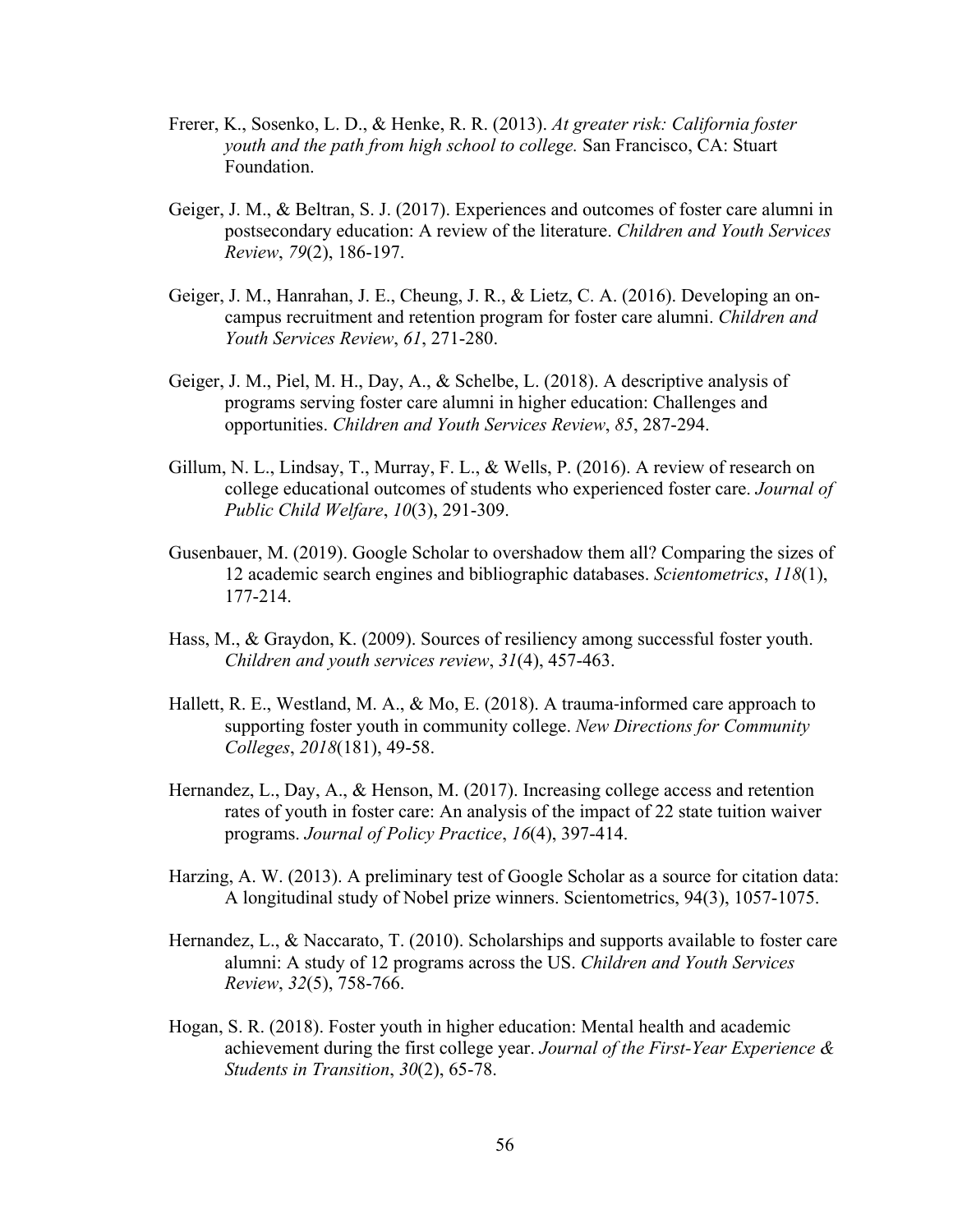Frerer, K., Sosenko, L. D., & Henke, R. R. (2013). *At greater risk: California foster youth and the path from high school to college.* San Francisco, CA: Stuart Foundation.

Geiger, J. M., & Beltran, S. J. (2017). Experiences and outcomes of foster care alumni in postsecondary education: A review of the literature. *Children and Youth Services Review*, *79*(2), 186-197.

Geiger, J. M., Hanrahan, J. E., Cheung, J. R., & Lietz, C. A. (2016). Developing an on-campus recruitment and retention program for foster care alumni. *Children and Youth Services Review*, *61*, 271-280.

Geiger, J. M., Piel, M. H., Day, A., & Schelbe, L. (2018). A descriptive analysis of programs serving foster care alumni in higher education: Challenges and opportunities. *Children and Youth Services Review*, *85*, 287-294.

Gillum, N. L., Lindsay, T., Murray, F. L., & Wells, P. (2016). A review of research on college educational outcomes of students who experienced foster care. *Journal of Public Child Welfare*, *10*(3), 291-309.

Gusenbauer, M. (2019). Google Scholar to overshadow them all? Comparing the sizes of 12 academic search engines and bibliographic databases. *Scientometrics*, *118*(1), 177-214.

Hass, M., & Graydon, K. (2009). Sources of resiliency among successful foster youth. *Children and youth services review*, *31*(4), 457-463.

Hallett, R. E., Westland, M. A., & Mo, E. (2018). A trauma-informed care approach to supporting foster youth in community college. *New Directions for Community Colleges*, *2018*(181), 49-58.

Hernandez, L., Day, A., & Henson, M. (2017). Increasing college access and retention rates of youth in foster care: An analysis of the impact of 22 state tuition waiver programs. *Journal of Policy Practice*, *16*(4), 397-414.

Harzing, A. W. (2013). A preliminary test of Google Scholar as a source for citation data: A longitudinal study of Nobel prize winners. Scientometrics, 94(3), 1057-1075.

Hernandez, L., & Naccarato, T. (2010). Scholarships and supports available to foster care alumni: A study of 12 programs across the US. *Children and Youth Services Review*, *32*(5), 758-766.

Hogan, S. R. (2018). Foster youth in higher education: Mental health and academic achievement during the first college year. *Journal of the First-Year Experience & Students in Transition*, *30*(2), 65-78.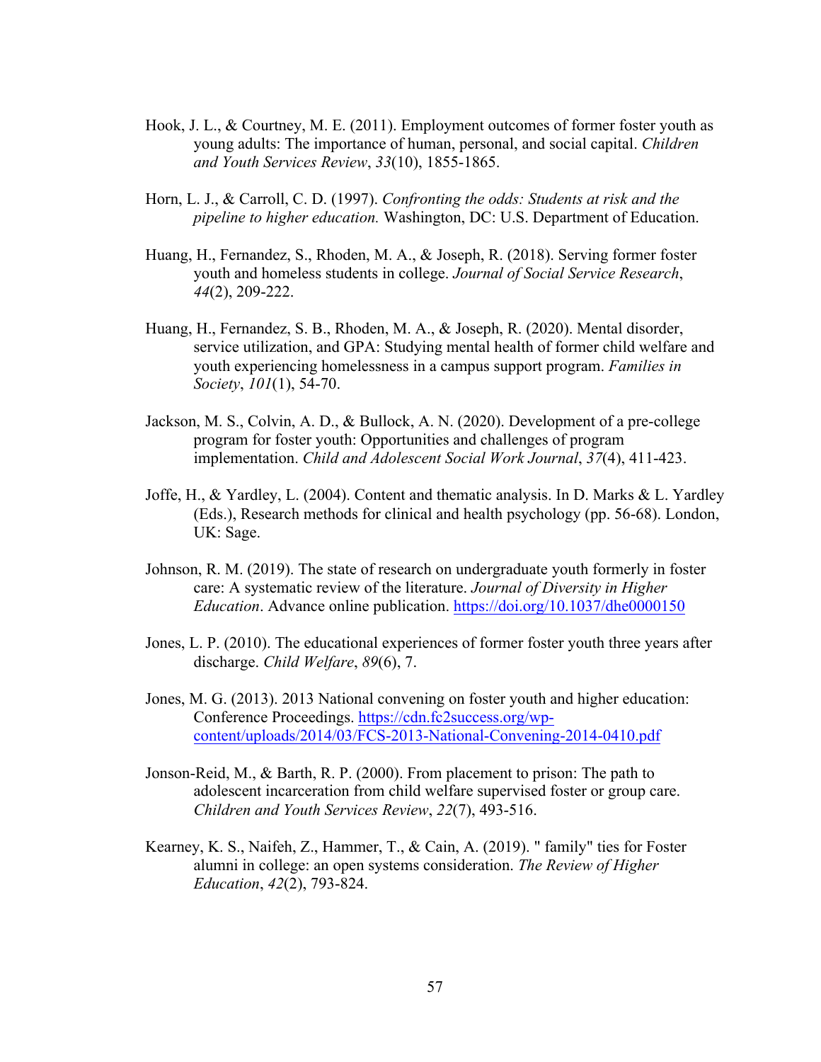Hook, J. L., & Courtney, M. E. (2011). Employment outcomes of former foster youth as young adults: The importance of human, personal, and social capital. *Children and Youth Services Review*, *33*(10), 1855-1865.

Horn, L. J., & Carroll, C. D. (1997). *Confronting the odds: Students at risk and the pipeline to higher education.* Washington, DC: U.S. Department of Education.

Huang, H., Fernandez, S., Rhoden, M. A., & Joseph, R. (2018). Serving former foster youth and homeless students in college. *Journal of Social Service Research*, *44*(2), 209-222.

Huang, H., Fernandez, S. B., Rhoden, M. A., & Joseph, R. (2020). Mental disorder, service utilization, and GPA: Studying mental health of former child welfare and youth experiencing homelessness in a campus support program. *Families in Society*, *101*(1), 54-70.

Jackson, M. S., Colvin, A. D., & Bullock, A. N. (2020). Development of a pre-college program for foster youth: Opportunities and challenges of program implementation. *Child and Adolescent Social Work Journal*, *37*(4), 411-423.

Joffe, H., & Yardley, L. (2004). Content and thematic analysis. In D. Marks & L. Yardley (Eds.), Research methods for clinical and health psychology (pp. 56-68). London, UK: Sage.

Johnson, R. M. (2019). The state of research on undergraduate youth formerly in foster care: A systematic review of the literature. *Journal of Diversity in Higher Education*. Advance online publication. https://doi.org/10.1037/dhe0000150

Jones, L. P. (2010). The educational experiences of former foster youth three years after discharge. *Child Welfare*, *89*(6), 7.

Jones, M. G. (2013). 2013 National convening on foster youth and higher education: Conference Proceedings. https://cdn.fc2success.org/wp-content/uploads/2014/03/FCS-2013-National-Convening-2014-0410.pdf

Jonson-Reid, M., & Barth, R. P. (2000). From placement to prison: The path to adolescent incarceration from child welfare supervised foster or group care. *Children and Youth Services Review*, *22*(7), 493-516.

Kearney, K. S., Naifeh, Z., Hammer, T., & Cain, A. (2019). " family" ties for Foster alumni in college: an open systems consideration. *The Review of Higher Education*, *42*(2), 793-824.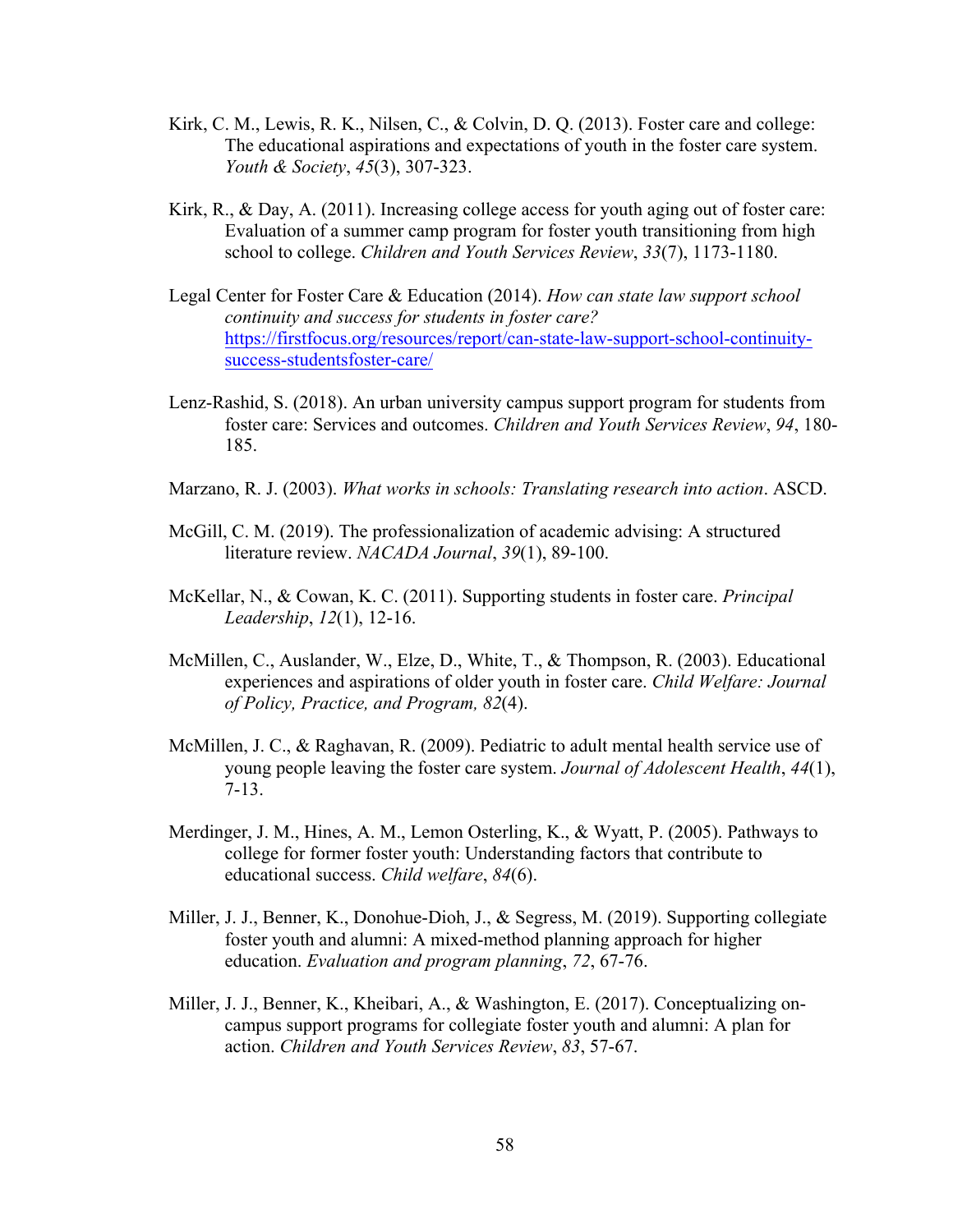Kirk, C. M., Lewis, R. K., Nilsen, C., & Colvin, D. Q. (2013). Foster care and college: The educational aspirations and expectations of youth in the foster care system. *Youth & Society*, *45*(3), 307-323.

Kirk, R., & Day, A. (2011). Increasing college access for youth aging out of foster care: Evaluation of a summer camp program for foster youth transitioning from high school to college. *Children and Youth Services Review*, *33*(7), 1173-1180.

Legal Center for Foster Care & Education (2014). *How can state law support school continuity and success for students in foster care?* https://firstfocus.org/resources/report/can-state-law-support-school-continuity-success-studentsfoster-care/

Lenz-Rashid, S. (2018). An urban university campus support program for students from foster care: Services and outcomes. *Children and Youth Services Review*, *94*, 180-185.

Marzano, R. J. (2003). *What works in schools: Translating research into action*. ASCD.

McGill, C. M. (2019). The professionalization of academic advising: A structured literature review. *NACADA Journal*, *39*(1), 89-100.

McKellar, N., & Cowan, K. C. (2011). Supporting students in foster care. *Principal Leadership*, *12*(1), 12-16.

McMillen, C., Auslander, W., Elze, D., White, T., & Thompson, R. (2003). Educational experiences and aspirations of older youth in foster care. *Child Welfare: Journal of Policy, Practice, and Program, 82*(4).

McMillen, J. C., & Raghavan, R. (2009). Pediatric to adult mental health service use of young people leaving the foster care system. *Journal of Adolescent Health*, *44*(1), 7-13.

Merdinger, J. M., Hines, A. M., Lemon Osterling, K., & Wyatt, P. (2005). Pathways to college for former foster youth: Understanding factors that contribute to educational success. *Child welfare*, *84*(6).

Miller, J. J., Benner, K., Donohue-Dioh, J., & Segress, M. (2019). Supporting collegiate foster youth and alumni: A mixed-method planning approach for higher education. *Evaluation and program planning*, *72*, 67-76.

Miller, J. J., Benner, K., Kheibari, A., & Washington, E. (2017). Conceptualizing on-campus support programs for collegiate foster youth and alumni: A plan for action. *Children and Youth Services Review*, *83*, 57-67.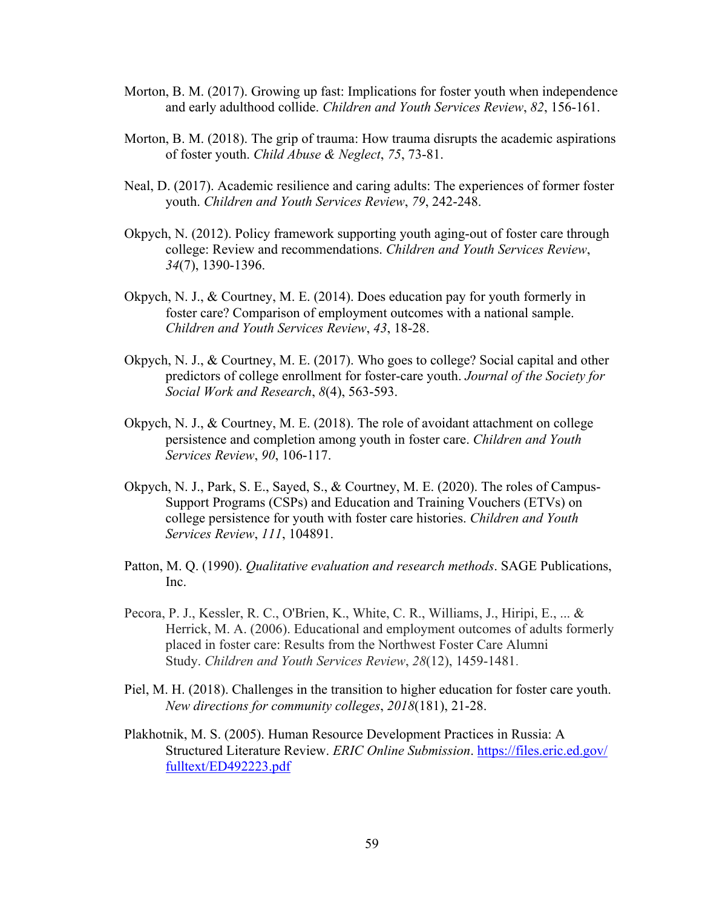Morton, B. M. (2017). Growing up fast: Implications for foster youth when independence and early adulthood collide. *Children and Youth Services Review*, *82*, 156-161.

Morton, B. M. (2018). The grip of trauma: How trauma disrupts the academic aspirations of foster youth. *Child Abuse & Neglect*, *75*, 73-81.

Neal, D. (2017). Academic resilience and caring adults: The experiences of former foster youth. *Children and Youth Services Review*, *79*, 242-248.

Okpych, N. (2012). Policy framework supporting youth aging-out of foster care through college: Review and recommendations. *Children and Youth Services Review*, *34*(7), 1390-1396.

Okpych, N. J., & Courtney, M. E. (2014). Does education pay for youth formerly in foster care? Comparison of employment outcomes with a national sample. *Children and Youth Services Review*, *43*, 18-28.

Okpych, N. J., & Courtney, M. E. (2017). Who goes to college? Social capital and other predictors of college enrollment for foster-care youth. *Journal of the Society for Social Work and Research*, *8*(4), 563-593.

Okpych, N. J., & Courtney, M. E. (2018). The role of avoidant attachment on college persistence and completion among youth in foster care. *Children and Youth Services Review*, *90*, 106-117.

Okpych, N. J., Park, S. E., Sayed, S., & Courtney, M. E. (2020). The roles of Campus-Support Programs (CSPs) and Education and Training Vouchers (ETVs) on college persistence for youth with foster care histories. *Children and Youth Services Review*, *111*, 104891.

Patton, M. Q. (1990). *Qualitative evaluation and research methods*. SAGE Publications, Inc.

Pecora, P. J., Kessler, R. C., O'Brien, K., White, C. R., Williams, J., Hiripi, E., ... & Herrick, M. A. (2006). Educational and employment outcomes of adults formerly placed in foster care: Results from the Northwest Foster Care Alumni Study. *Children and Youth Services Review*, *28*(12), 1459-1481.

Piel, M. H. (2018). Challenges in the transition to higher education for foster care youth. *New directions for community colleges*, *2018*(181), 21-28.

Plakhotnik, M. S. (2005). Human Resource Development Practices in Russia: A Structured Literature Review. *ERIC Online Submission*. https://files.eric.ed.gov/fulltext/ED492223.pdf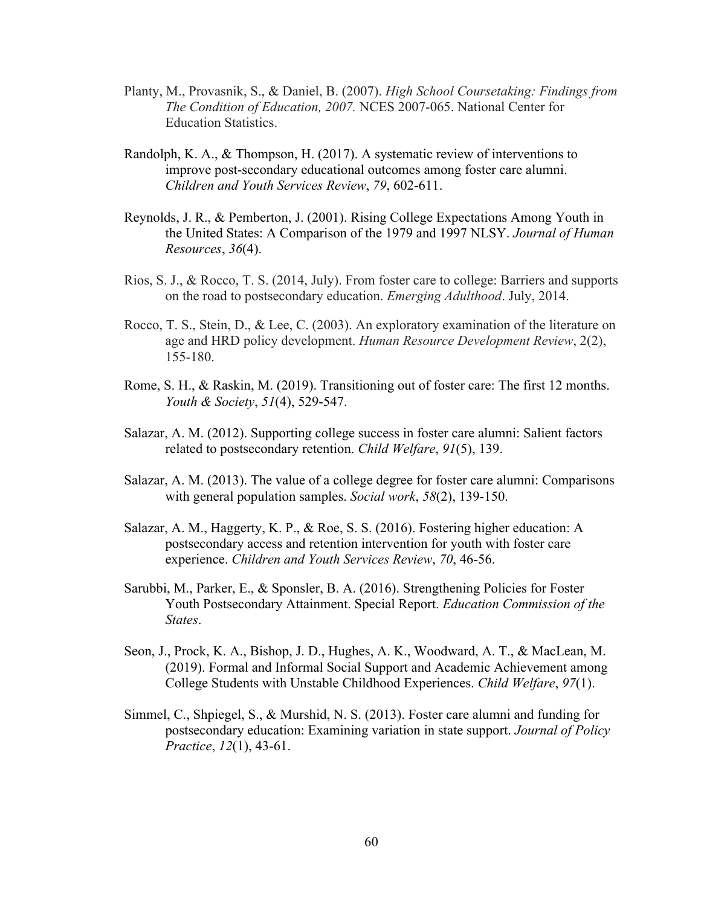Planty, M., Provasnik, S., & Daniel, B. (2007). *High School Coursetaking: Findings from The Condition of Education, 2007.* NCES 2007-065. National Center for Education Statistics.

Randolph, K. A., & Thompson, H. (2017). A systematic review of interventions to improve post-secondary educational outcomes among foster care alumni. *Children and Youth Services Review*, *79*, 602-611.

Reynolds, J. R., & Pemberton, J. (2001). Rising College Expectations Among Youth in the United States: A Comparison of the 1979 and 1997 NLSY. *Journal of Human Resources*, *36*(4).

Rios, S. J., & Rocco, T. S. (2014, July). From foster care to college: Barriers and supports on the road to postsecondary education. *Emerging Adulthood*. July, 2014.

Rocco, T. S., Stein, D., & Lee, C. (2003). An exploratory examination of the literature on age and HRD policy development. *Human Resource Development Review*, 2(2), 155-180.

Rome, S. H., & Raskin, M. (2019). Transitioning out of foster care: The first 12 months. *Youth & Society*, *51*(4), 529-547.

Salazar, A. M. (2012). Supporting college success in foster care alumni: Salient factors related to postsecondary retention. *Child Welfare*, *91*(5), 139.

Salazar, A. M. (2013). The value of a college degree for foster care alumni: Comparisons with general population samples. *Social work*, *58*(2), 139-150.

Salazar, A. M., Haggerty, K. P., & Roe, S. S. (2016). Fostering higher education: A postsecondary access and retention intervention for youth with foster care experience. *Children and Youth Services Review*, *70*, 46-56.

Sarubbi, M., Parker, E., & Sponsler, B. A. (2016). Strengthening Policies for Foster Youth Postsecondary Attainment. Special Report. *Education Commission of the States*.

Seon, J., Prock, K. A., Bishop, J. D., Hughes, A. K., Woodward, A. T., & MacLean, M. (2019). Formal and Informal Social Support and Academic Achievement among College Students with Unstable Childhood Experiences. *Child Welfare*, *97*(1).

Simmel, C., Shpiegel, S., & Murshid, N. S. (2013). Foster care alumni and funding for postsecondary education: Examining variation in state support. *Journal of Policy Practice*, *12*(1), 43-61.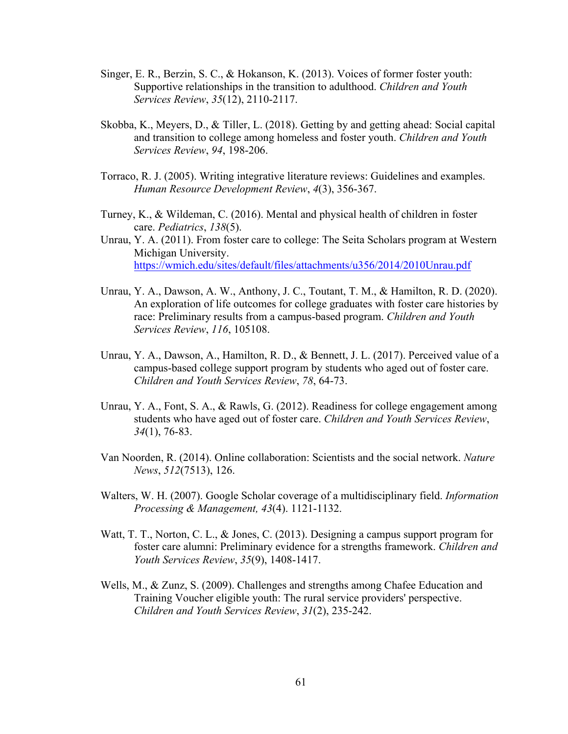Singer, E. R., Berzin, S. C., & Hokanson, K. (2013). Voices of former foster youth: Supportive relationships in the transition to adulthood. *Children and Youth Services Review*, *35*(12), 2110-2117.

Skobba, K., Meyers, D., & Tiller, L. (2018). Getting by and getting ahead: Social capital and transition to college among homeless and foster youth. *Children and Youth Services Review*, *94*, 198-206.

Torraco, R. J. (2005). Writing integrative literature reviews: Guidelines and examples. *Human Resource Development Review*, *4*(3), 356-367.

Turney, K., & Wildeman, C. (2016). Mental and physical health of children in foster care. *Pediatrics*, *138*(5).

Unrau, Y. A. (2011). From foster care to college: The Seita Scholars program at Western Michigan University. https://wmich.edu/sites/default/files/attachments/u356/2014/2010Unrau.pdf

Unrau, Y. A., Dawson, A. W., Anthony, J. C., Toutant, T. M., & Hamilton, R. D. (2020). An exploration of life outcomes for college graduates with foster care histories by race: Preliminary results from a campus-based program. *Children and Youth Services Review*, *116*, 105108.

Unrau, Y. A., Dawson, A., Hamilton, R. D., & Bennett, J. L. (2017). Perceived value of a campus-based college support program by students who aged out of foster care. *Children and Youth Services Review*, *78*, 64-73.

Unrau, Y. A., Font, S. A., & Rawls, G. (2012). Readiness for college engagement among students who have aged out of foster care. *Children and Youth Services Review*, *34*(1), 76-83.

Van Noorden, R. (2014). Online collaboration: Scientists and the social network. *Nature News*, *512*(7513), 126.

Walters, W. H. (2007). Google Scholar coverage of a multidisciplinary field. *Information Processing & Management, 43*(4). 1121-1132.

Watt, T. T., Norton, C. L., & Jones, C. (2013). Designing a campus support program for foster care alumni: Preliminary evidence for a strengths framework. *Children and Youth Services Review*, *35*(9), 1408-1417.

Wells, M., & Zunz, S. (2009). Challenges and strengths among Chafee Education and Training Voucher eligible youth: The rural service providers' perspective. *Children and Youth Services Review*, *31*(2), 235-242.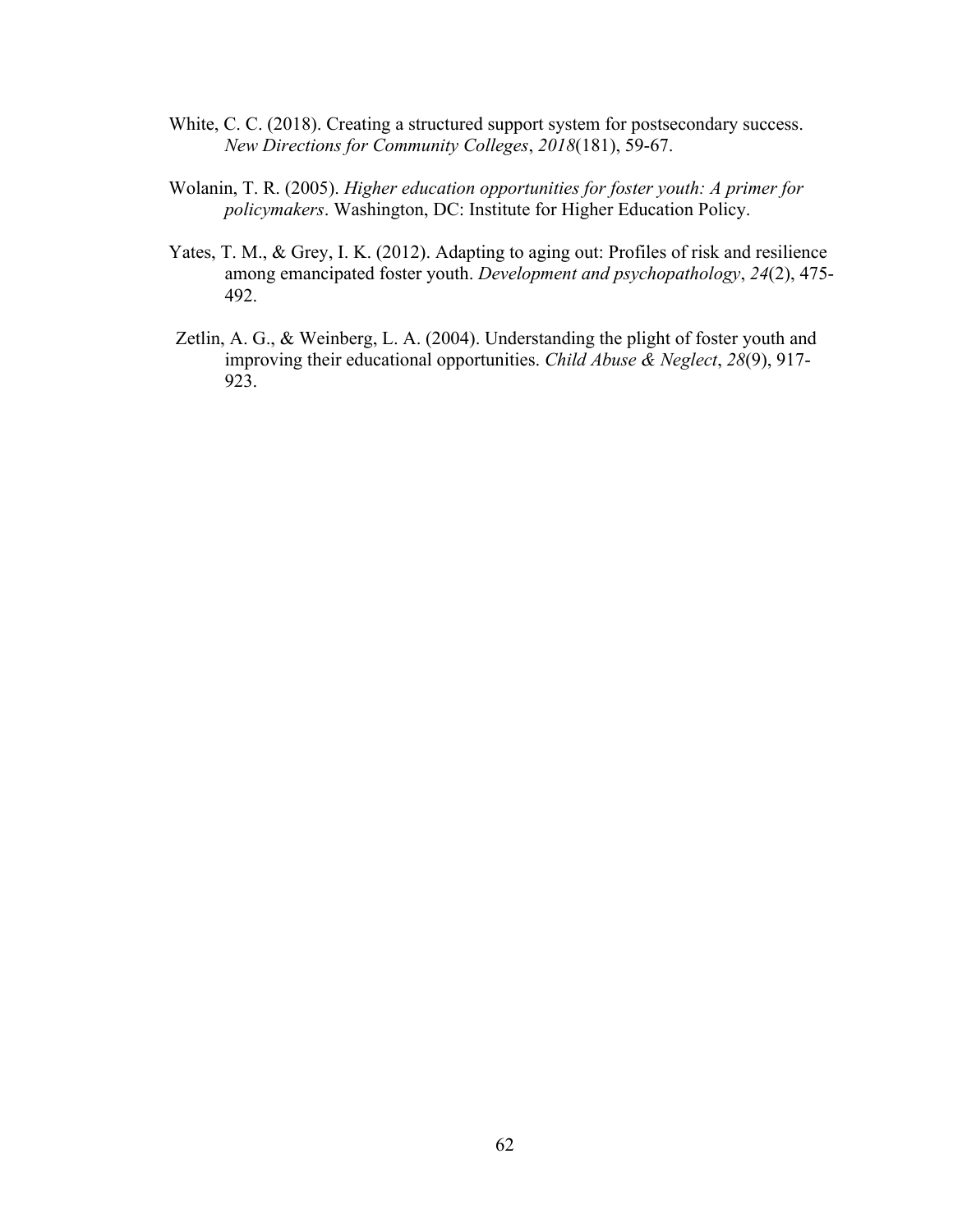White, C. C. (2018). Creating a structured support system for postsecondary success. *New Directions for Community Colleges*, *2018*(181), 59-67.

Wolanin, T. R. (2005). *Higher education opportunities for foster youth: A primer for policymakers*. Washington, DC: Institute for Higher Education Policy.

Yates, T. M., & Grey, I. K. (2012). Adapting to aging out: Profiles of risk and resilience among emancipated foster youth. *Development and psychopathology*, *24*(2), 475-492.

Zetlin, A. G., & Weinberg, L. A. (2004). Understanding the plight of foster youth and improving their educational opportunities. *Child Abuse & Neglect*, *28*(9), 917-923.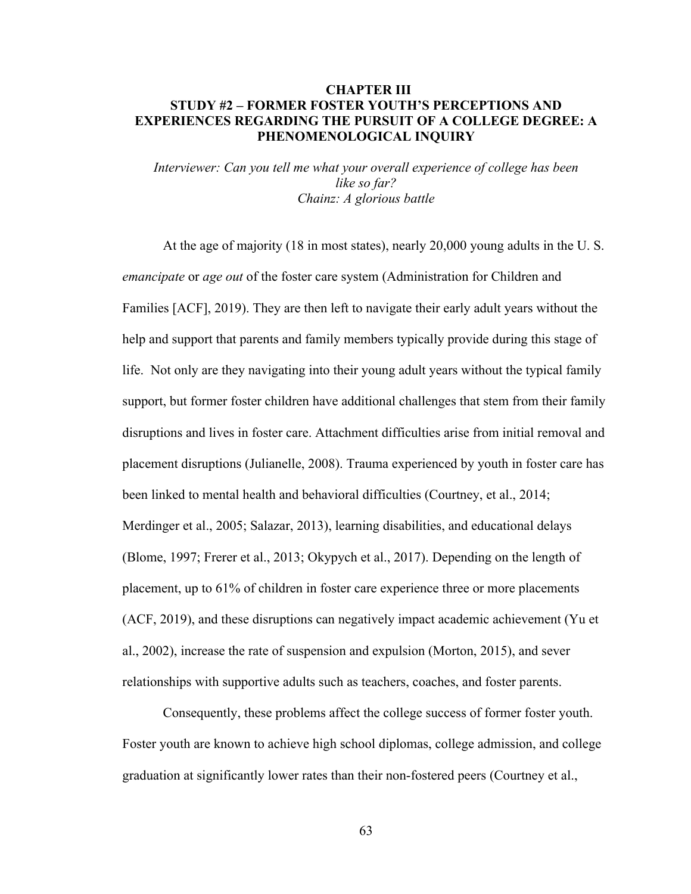# CHAPTER III
# STUDY #2 – FORMER FOSTER YOUTH'S PERCEPTIONS AND EXPERIENCES REGARDING THE PURSUIT OF A COLLEGE DEGREE: A PHENOMENOLOGICAL INQUIRY

*Interviewer: Can you tell me what your overall experience of college has been like so far?*
*Chainz: A glorious battle*

At the age of majority (18 in most states), nearly 20,000 young adults in the U. S. *emancipate* or *age out* of the foster care system (Administration for Children and Families [ACF], 2019). They are then left to navigate their early adult years without the help and support that parents and family members typically provide during this stage of life. Not only are they navigating into their young adult years without the typical family support, but former foster children have additional challenges that stem from their family disruptions and lives in foster care. Attachment difficulties arise from initial removal and placement disruptions (Julianelle, 2008). Trauma experienced by youth in foster care has been linked to mental health and behavioral difficulties (Courtney, et al., 2014; Merdinger et al., 2005; Salazar, 2013), learning disabilities, and educational delays (Blome, 1997; Frerer et al., 2013; Okypych et al., 2017). Depending on the length of placement, up to 61% of children in foster care experience three or more placements (ACF, 2019), and these disruptions can negatively impact academic achievement (Yu et al., 2002), increase the rate of suspension and expulsion (Morton, 2015), and sever relationships with supportive adults such as teachers, coaches, and foster parents.

Consequently, these problems affect the college success of former foster youth. Foster youth are known to achieve high school diplomas, college admission, and college graduation at significantly lower rates than their non-fostered peers (Courtney et al.,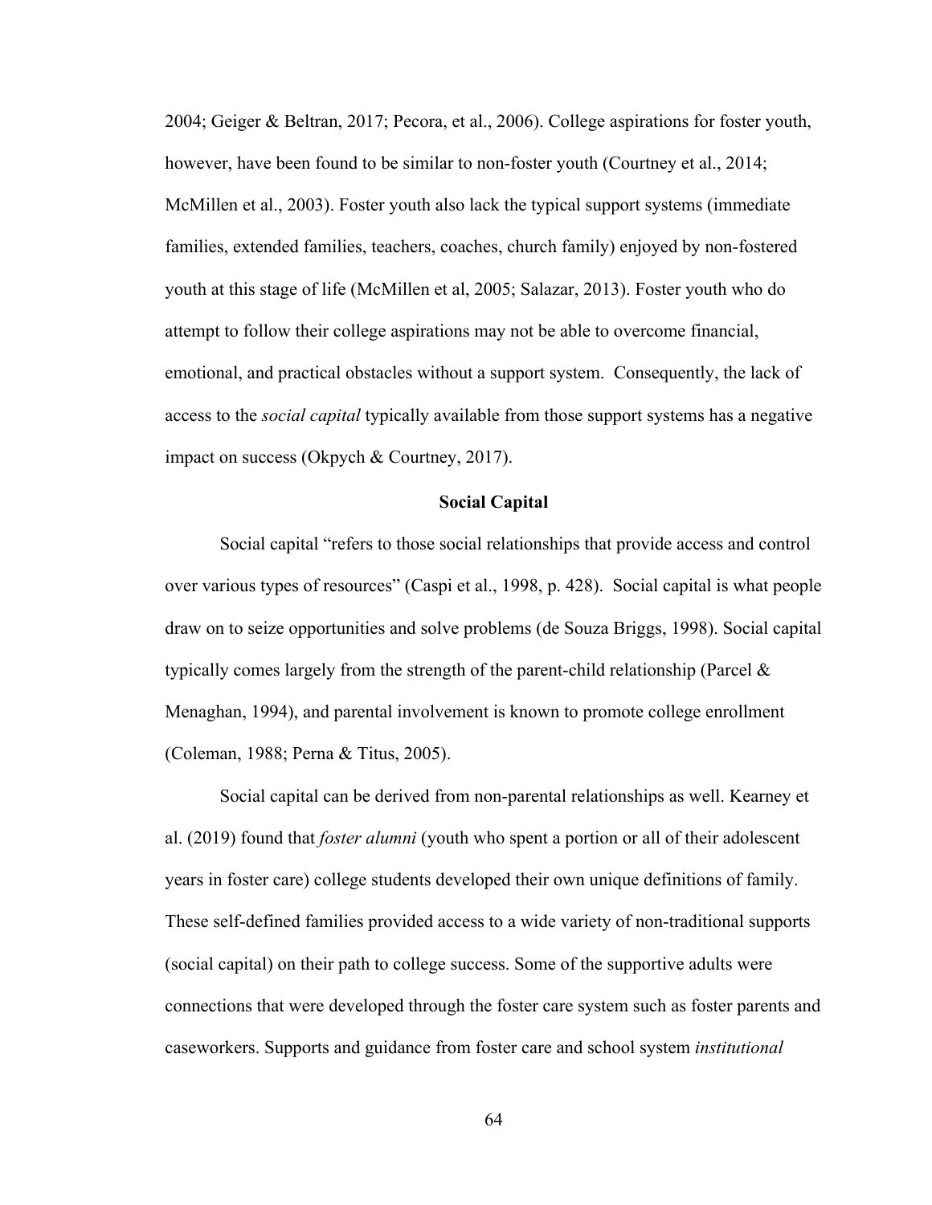2004; Geiger & Beltran, 2017; Pecora, et al., 2006). College aspirations for foster youth, however, have been found to be similar to non-foster youth (Courtney et al., 2014; McMillen et al., 2003). Foster youth also lack the typical support systems (immediate families, extended families, teachers, coaches, church family) enjoyed by non-fostered youth at this stage of life (McMillen et al, 2005; Salazar, 2013). Foster youth who do attempt to follow their college aspirations may not be able to overcome financial, emotional, and practical obstacles without a support system. Consequently, the lack of access to the *social capital* typically available from those support systems has a negative impact on success (Okpych & Courtney, 2017).

## Social Capital

Social capital "refers to those social relationships that provide access and control over various types of resources" (Caspi et al., 1998, p. 428). Social capital is what people draw on to seize opportunities and solve problems (de Souza Briggs, 1998). Social capital typically comes largely from the strength of the parent-child relationship (Parcel & Menaghan, 1994), and parental involvement is known to promote college enrollment (Coleman, 1988; Perna & Titus, 2005).

Social capital can be derived from non-parental relationships as well. Kearney et al. (2019) found that *foster alumni* (youth who spent a portion or all of their adolescent years in foster care) college students developed their own unique definitions of family. These self-defined families provided access to a wide variety of non-traditional supports (social capital) on their path to college success. Some of the supportive adults were connections that were developed through the foster care system such as foster parents and caseworkers. Supports and guidance from foster care and school system *institutional*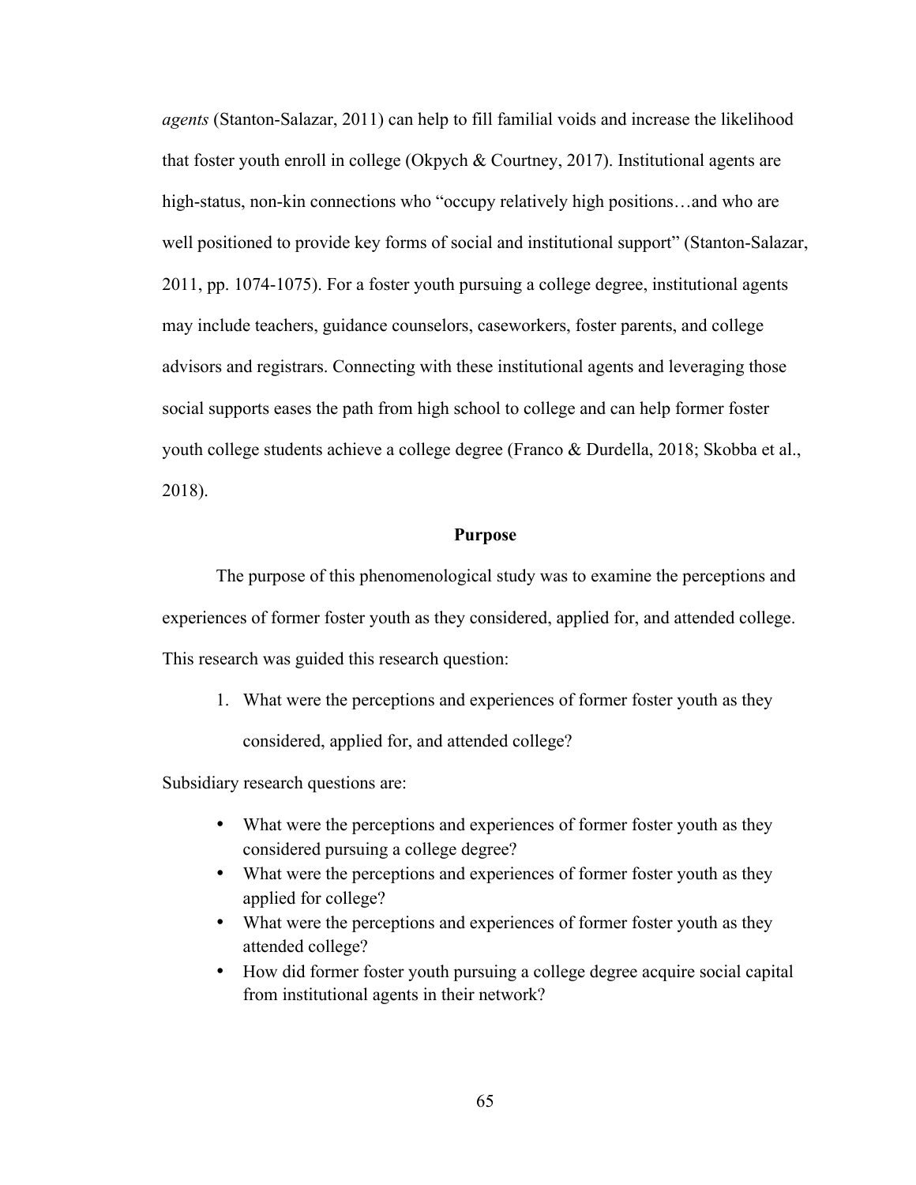*agents* (Stanton-Salazar, 2011) can help to fill familial voids and increase the likelihood that foster youth enroll in college (Okpych & Courtney, 2017). Institutional agents are high-status, non-kin connections who "occupy relatively high positions…and who are well positioned to provide key forms of social and institutional support" (Stanton-Salazar, 2011, pp. 1074-1075). For a foster youth pursuing a college degree, institutional agents may include teachers, guidance counselors, caseworkers, foster parents, and college advisors and registrars. Connecting with these institutional agents and leveraging those social supports eases the path from high school to college and can help former foster youth college students achieve a college degree (Franco & Durdella, 2018; Skobba et al., 2018).

## Purpose

The purpose of this phenomenological study was to examine the perceptions and experiences of former foster youth as they considered, applied for, and attended college. This research was guided this research question:

1. What were the perceptions and experiences of former foster youth as they considered, applied for, and attended college?

Subsidiary research questions are:

- What were the perceptions and experiences of former foster youth as they considered pursuing a college degree?
- What were the perceptions and experiences of former foster youth as they applied for college?
- What were the perceptions and experiences of former foster youth as they attended college?
- How did former foster youth pursuing a college degree acquire social capital from institutional agents in their network?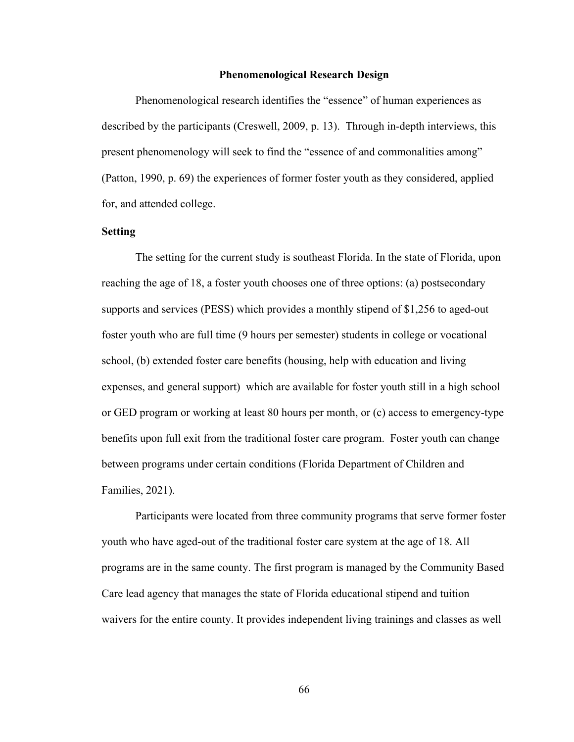## Phenomenological Research Design

Phenomenological research identifies the "essence" of human experiences as described by the participants (Creswell, 2009, p. 13). Through in-depth interviews, this present phenomenology will seek to find the "essence of and commonalities among" (Patton, 1990, p. 69) the experiences of former foster youth as they considered, applied for, and attended college.

### Setting

The setting for the current study is southeast Florida. In the state of Florida, upon reaching the age of 18, a foster youth chooses one of three options: (a) postsecondary supports and services (PESS) which provides a monthly stipend of $1,256 to aged-out foster youth who are full time (9 hours per semester) students in college or vocational school, (b) extended foster care benefits (housing, help with education and living expenses, and general support) which are available for foster youth still in a high school or GED program or working at least 80 hours per month, or (c) access to emergency-type benefits upon full exit from the traditional foster care program. Foster youth can change between programs under certain conditions (Florida Department of Children and Families, 2021).

Participants were located from three community programs that serve former foster youth who have aged-out of the traditional foster care system at the age of 18. All programs are in the same county. The first program is managed by the Community Based Care lead agency that manages the state of Florida educational stipend and tuition waivers for the entire county. It provides independent living trainings and classes as well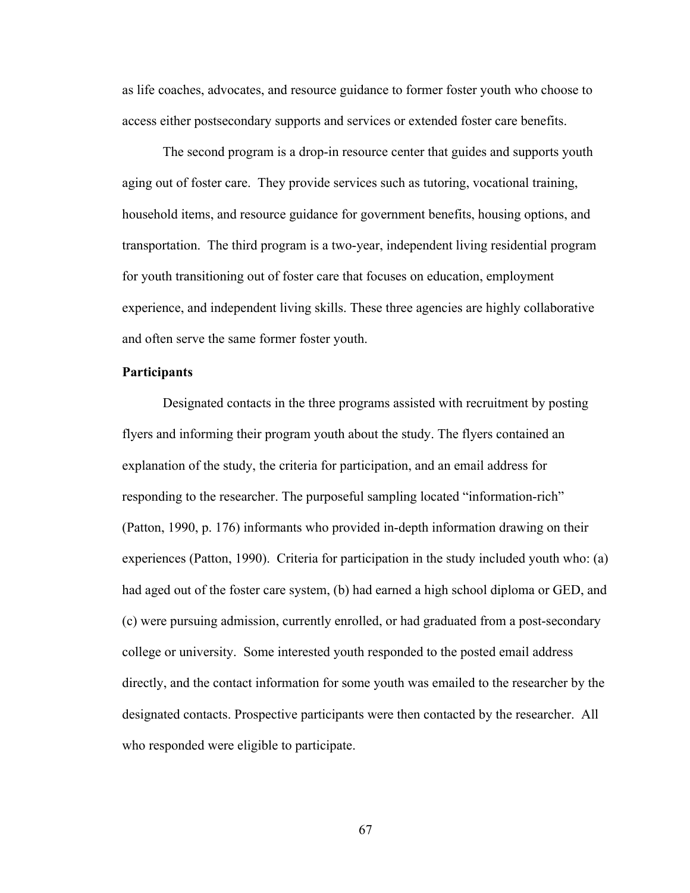as life coaches, advocates, and resource guidance to former foster youth who choose to access either postsecondary supports and services or extended foster care benefits.

The second program is a drop-in resource center that guides and supports youth aging out of foster care. They provide services such as tutoring, vocational training, household items, and resource guidance for government benefits, housing options, and transportation. The third program is a two-year, independent living residential program for youth transitioning out of foster care that focuses on education, employment experience, and independent living skills. These three agencies are highly collaborative and often serve the same former foster youth.

**Participants**

Designated contacts in the three programs assisted with recruitment by posting flyers and informing their program youth about the study. The flyers contained an explanation of the study, the criteria for participation, and an email address for responding to the researcher. The purposeful sampling located "information-rich" (Patton, 1990, p. 176) informants who provided in-depth information drawing on their experiences (Patton, 1990). Criteria for participation in the study included youth who: (a) had aged out of the foster care system, (b) had earned a high school diploma or GED, and (c) were pursuing admission, currently enrolled, or had graduated from a post-secondary college or university. Some interested youth responded to the posted email address directly, and the contact information for some youth was emailed to the researcher by the designated contacts. Prospective participants were then contacted by the researcher. All who responded were eligible to participate.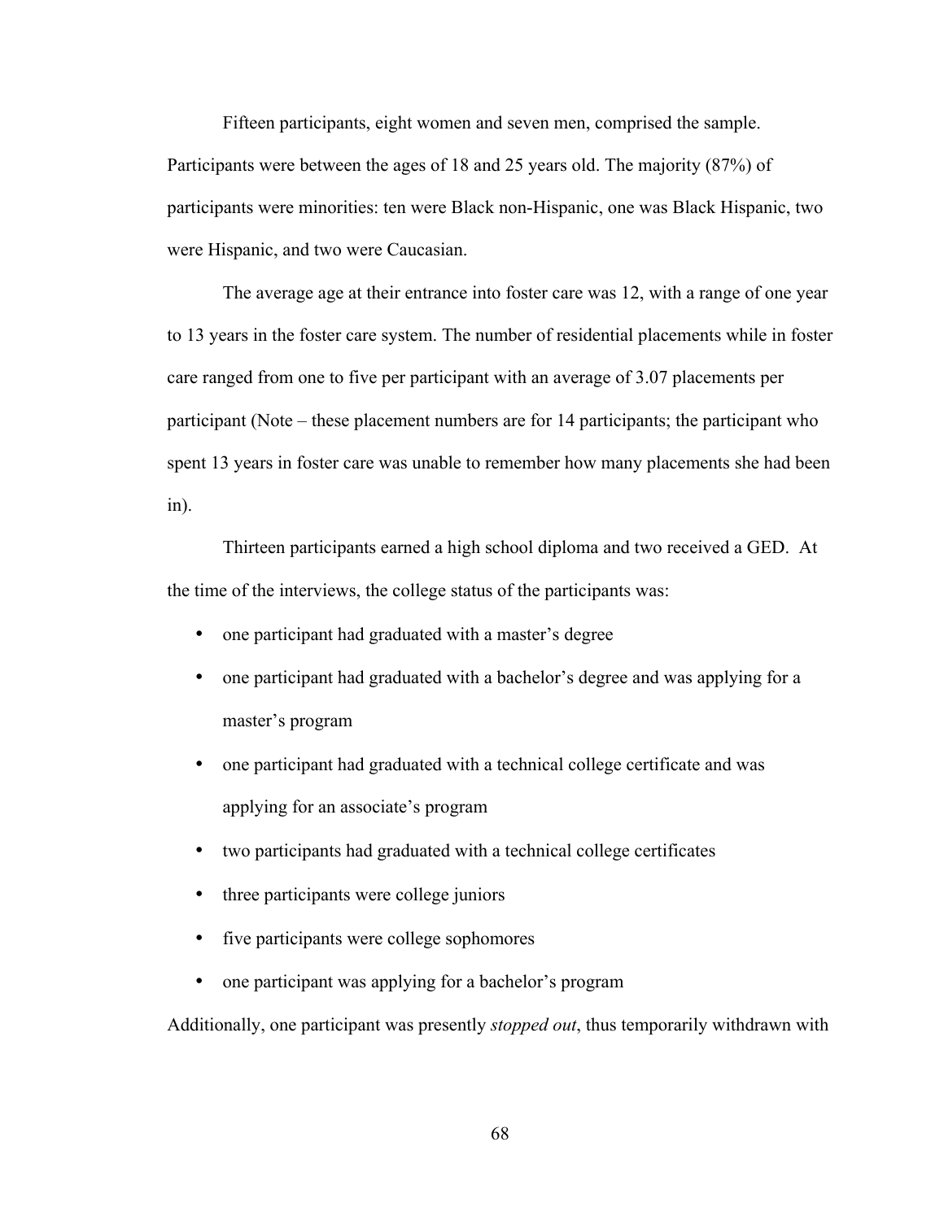Fifteen participants, eight women and seven men, comprised the sample. Participants were between the ages of 18 and 25 years old. The majority (87%) of participants were minorities: ten were Black non-Hispanic, one was Black Hispanic, two were Hispanic, and two were Caucasian.

The average age at their entrance into foster care was 12, with a range of one year to 13 years in the foster care system. The number of residential placements while in foster care ranged from one to five per participant with an average of 3.07 placements per participant (Note – these placement numbers are for 14 participants; the participant who spent 13 years in foster care was unable to remember how many placements she had been in).

Thirteen participants earned a high school diploma and two received a GED. At the time of the interviews, the college status of the participants was:

- one participant had graduated with a master's degree
- one participant had graduated with a bachelor's degree and was applying for a master's program
- one participant had graduated with a technical college certificate and was applying for an associate's program
- two participants had graduated with a technical college certificates
- three participants were college juniors
- five participants were college sophomores
- one participant was applying for a bachelor's program

Additionally, one participant was presently *stopped out*, thus temporarily withdrawn with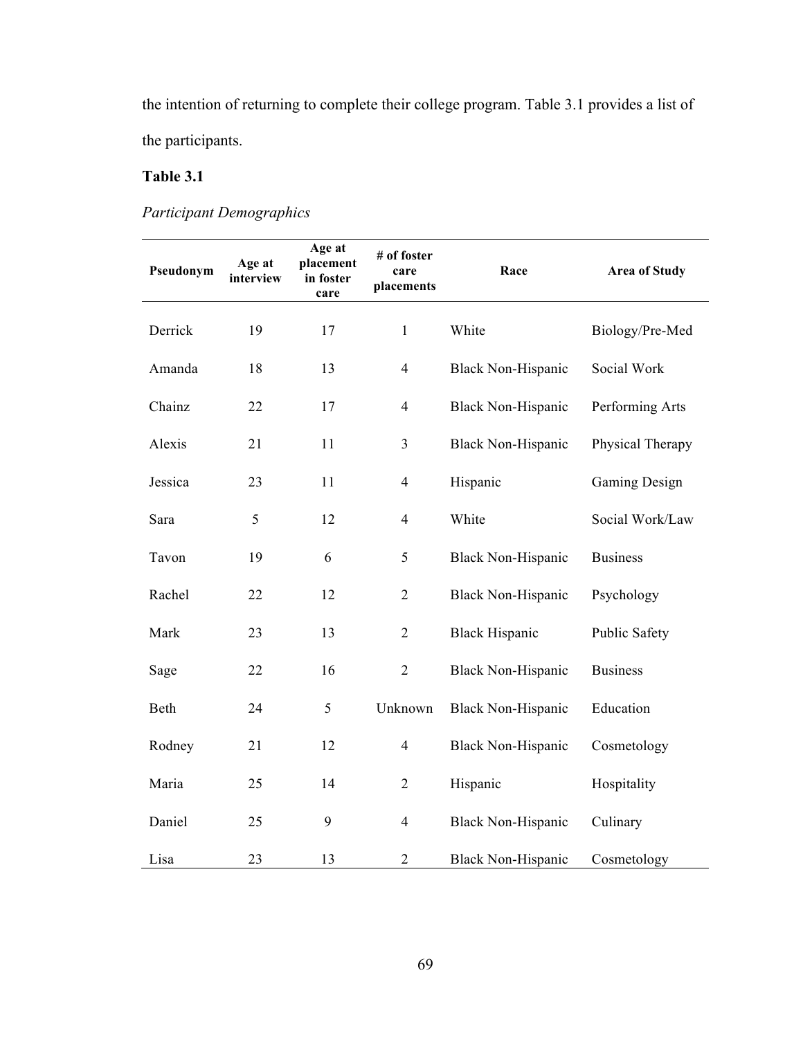the intention of returning to complete their college program. Table 3.1 provides a list of the participants.

**Table 3.1**

*Participant Demographics*

| Pseudonym | Age at interview | Age at placement in foster care | # of foster care placements | Race | Area of Study |
|---|---|---|---|---|---|
| Derrick | 19 | 17 | 1 | White | Biology/Pre-Med |
| Amanda | 18 | 13 | 4 | Black Non-Hispanic | Social Work |
| Chainz | 22 | 17 | 4 | Black Non-Hispanic | Performing Arts |
| Alexis | 21 | 11 | 3 | Black Non-Hispanic | Physical Therapy |
| Jessica | 23 | 11 | 4 | Hispanic | Gaming Design |
| Sara | 5 | 12 | 4 | White | Social Work/Law |
| Tavon | 19 | 6 | 5 | Black Non-Hispanic | Business |
| Rachel | 22 | 12 | 2 | Black Non-Hispanic | Psychology |
| Mark | 23 | 13 | 2 | Black Hispanic | Public Safety |
| Sage | 22 | 16 | 2 | Black Non-Hispanic | Business |
| Beth | 24 | 5 | Unknown | Black Non-Hispanic | Education |
| Rodney | 21 | 12 | 4 | Black Non-Hispanic | Cosmetology |
| Maria | 25 | 14 | 2 | Hispanic | Hospitality |
| Daniel | 25 | 9 | 4 | Black Non-Hispanic | Culinary |
| Lisa | 23 | 13 | 2 | Black Non-Hispanic | Cosmetology |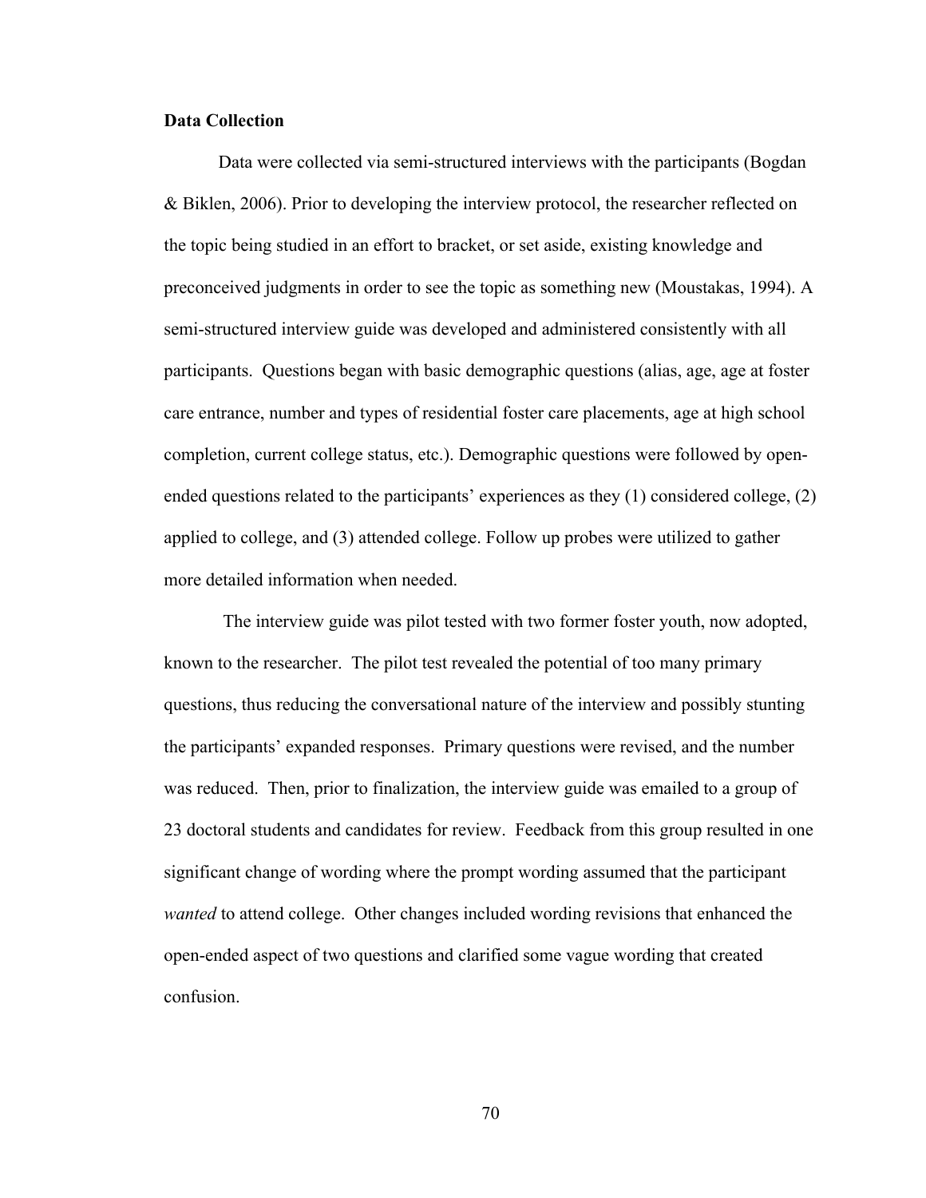**Data Collection**

Data were collected via semi-structured interviews with the participants (Bogdan & Biklen, 2006). Prior to developing the interview protocol, the researcher reflected on the topic being studied in an effort to bracket, or set aside, existing knowledge and preconceived judgments in order to see the topic as something new (Moustakas, 1994). A semi-structured interview guide was developed and administered consistently with all participants. Questions began with basic demographic questions (alias, age, age at foster care entrance, number and types of residential foster care placements, age at high school completion, current college status, etc.). Demographic questions were followed by open-ended questions related to the participants' experiences as they (1) considered college, (2) applied to college, and (3) attended college. Follow up probes were utilized to gather more detailed information when needed.

The interview guide was pilot tested with two former foster youth, now adopted, known to the researcher. The pilot test revealed the potential of too many primary questions, thus reducing the conversational nature of the interview and possibly stunting the participants' expanded responses. Primary questions were revised, and the number was reduced. Then, prior to finalization, the interview guide was emailed to a group of 23 doctoral students and candidates for review. Feedback from this group resulted in one significant change of wording where the prompt wording assumed that the participant *wanted* to attend college. Other changes included wording revisions that enhanced the open-ended aspect of two questions and clarified some vague wording that created confusion.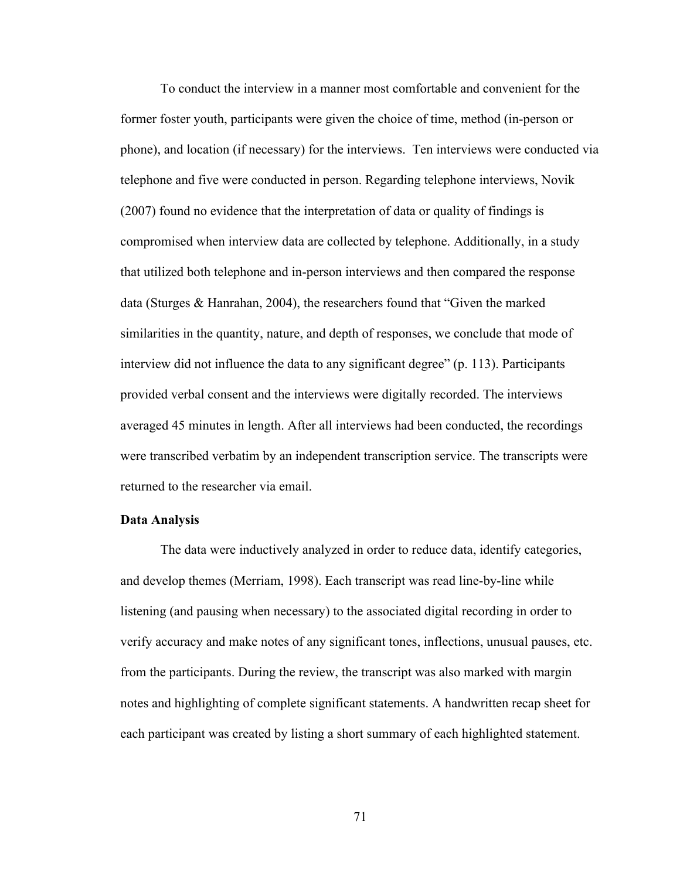To conduct the interview in a manner most comfortable and convenient for the former foster youth, participants were given the choice of time, method (in-person or phone), and location (if necessary) for the interviews.  Ten interviews were conducted via telephone and five were conducted in person. Regarding telephone interviews, Novik (2007) found no evidence that the interpretation of data or quality of findings is compromised when interview data are collected by telephone. Additionally, in a study that utilized both telephone and in-person interviews and then compared the response data (Sturges & Hanrahan, 2004), the researchers found that "Given the marked similarities in the quantity, nature, and depth of responses, we conclude that mode of interview did not influence the data to any significant degree" (p. 113). Participants provided verbal consent and the interviews were digitally recorded. The interviews averaged 45 minutes in length. After all interviews had been conducted, the recordings were transcribed verbatim by an independent transcription service. The transcripts were returned to the researcher via email.

**Data Analysis**

The data were inductively analyzed in order to reduce data, identify categories, and develop themes (Merriam, 1998). Each transcript was read line-by-line while listening (and pausing when necessary) to the associated digital recording in order to verify accuracy and make notes of any significant tones, inflections, unusual pauses, etc. from the participants. During the review, the transcript was also marked with margin notes and highlighting of complete significant statements. A handwritten recap sheet for each participant was created by listing a short summary of each highlighted statement.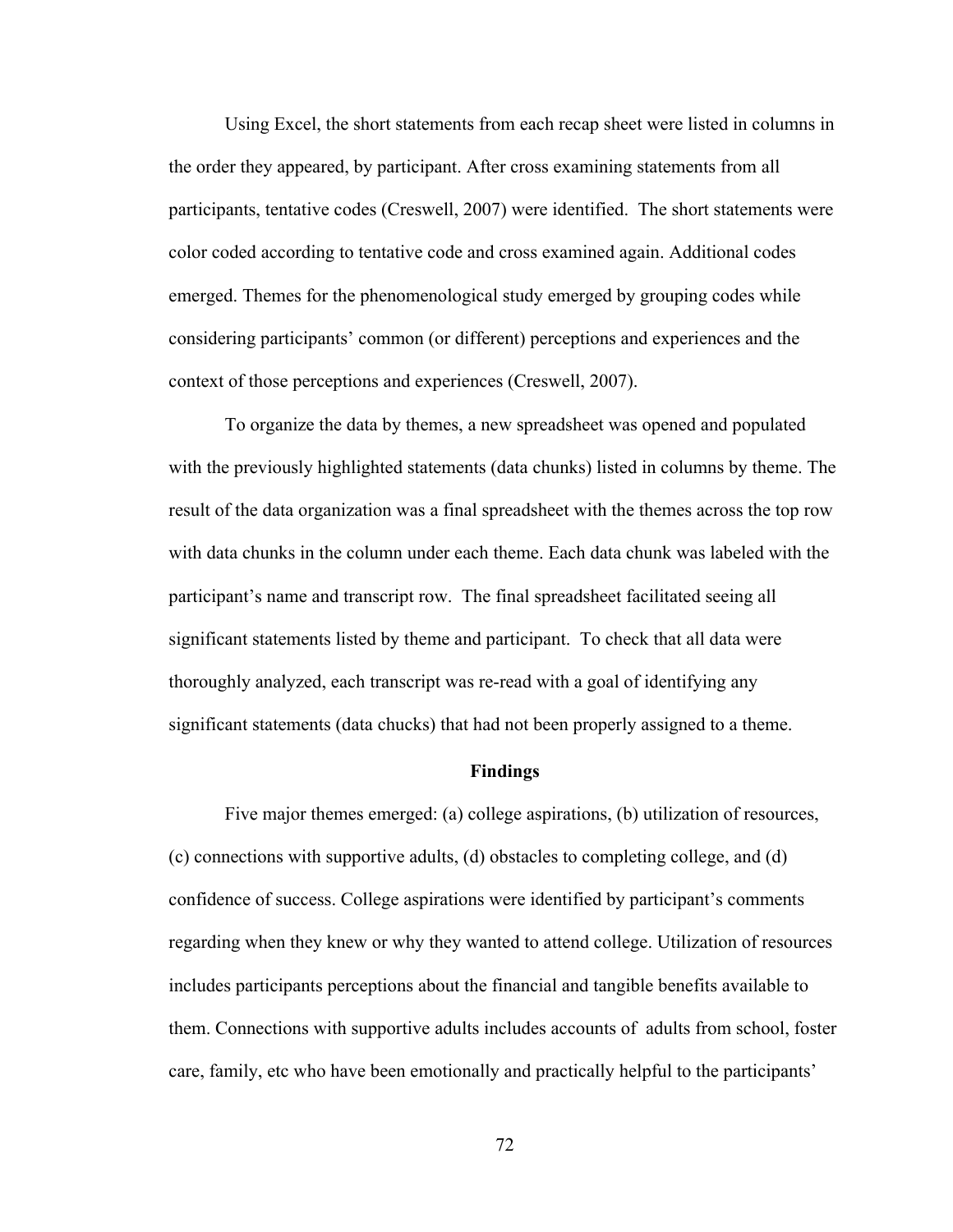Using Excel, the short statements from each recap sheet were listed in columns in the order they appeared, by participant. After cross examining statements from all participants, tentative codes (Creswell, 2007) were identified. The short statements were color coded according to tentative code and cross examined again. Additional codes emerged. Themes for the phenomenological study emerged by grouping codes while considering participants' common (or different) perceptions and experiences and the context of those perceptions and experiences (Creswell, 2007).

To organize the data by themes, a new spreadsheet was opened and populated with the previously highlighted statements (data chunks) listed in columns by theme. The result of the data organization was a final spreadsheet with the themes across the top row with data chunks in the column under each theme. Each data chunk was labeled with the participant's name and transcript row. The final spreadsheet facilitated seeing all significant statements listed by theme and participant. To check that all data were thoroughly analyzed, each transcript was re-read with a goal of identifying any significant statements (data chucks) that had not been properly assigned to a theme.

## Findings

Five major themes emerged: (a) college aspirations, (b) utilization of resources, (c) connections with supportive adults, (d) obstacles to completing college, and (d) confidence of success. College aspirations were identified by participant's comments regarding when they knew or why they wanted to attend college. Utilization of resources includes participants perceptions about the financial and tangible benefits available to them. Connections with supportive adults includes accounts of adults from school, foster care, family, etc who have been emotionally and practically helpful to the participants'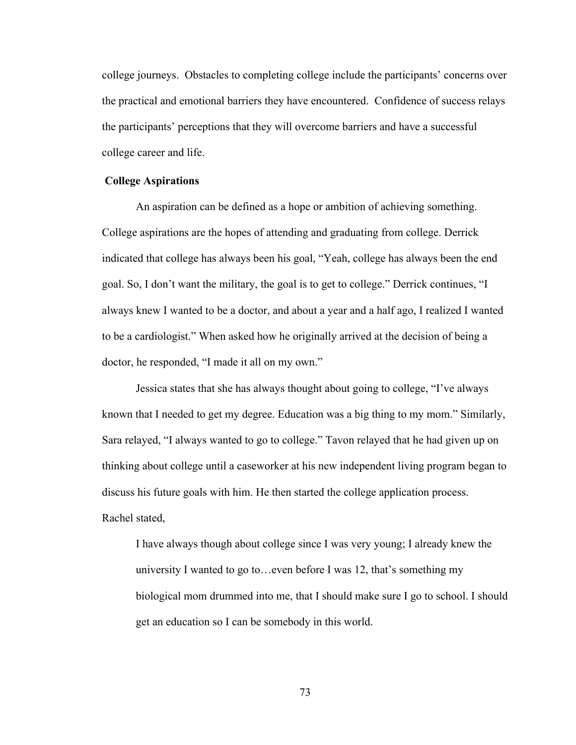college journeys. Obstacles to completing college include the participants' concerns over the practical and emotional barriers they have encountered. Confidence of success relays the participants' perceptions that they will overcome barriers and have a successful college career and life.

**College Aspirations**

An aspiration can be defined as a hope or ambition of achieving something. College aspirations are the hopes of attending and graduating from college. Derrick indicated that college has always been his goal, "Yeah, college has always been the end goal. So, I don't want the military, the goal is to get to college." Derrick continues, "I always knew I wanted to be a doctor, and about a year and a half ago, I realized I wanted to be a cardiologist." When asked how he originally arrived at the decision of being a doctor, he responded, "I made it all on my own."

Jessica states that she has always thought about going to college, "I've always known that I needed to get my degree. Education was a big thing to my mom." Similarly, Sara relayed, "I always wanted to go to college." Tavon relayed that he had given up on thinking about college until a caseworker at his new independent living program began to discuss his future goals with him. He then started the college application process. Rachel stated,

> I have always though about college since I was very young; I already knew the university I wanted to go to…even before I was 12, that's something my biological mom drummed into me, that I should make sure I go to school. I should get an education so I can be somebody in this world.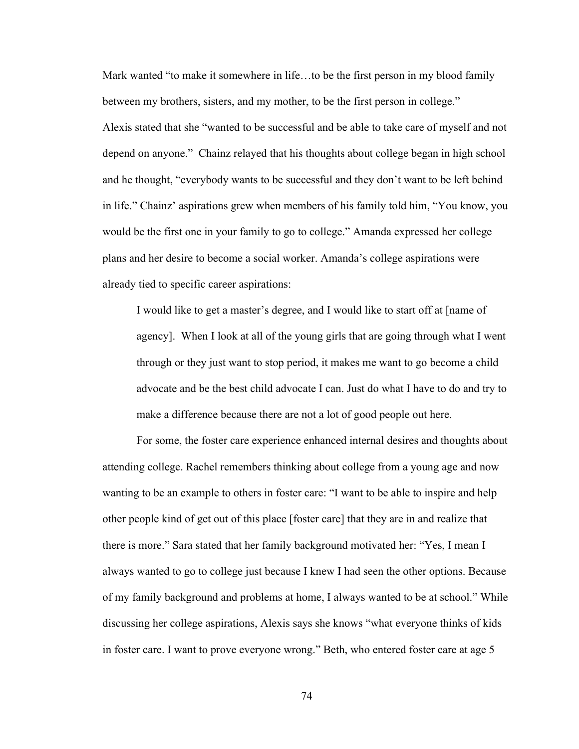Mark wanted “to make it somewhere in life…to be the first person in my blood family between my brothers, sisters, and my mother, to be the first person in college.” Alexis stated that she “wanted to be successful and be able to take care of myself and not depend on anyone.” Chainz relayed that his thoughts about college began in high school and he thought, “everybody wants to be successful and they don’t want to be left behind in life.” Chainz’ aspirations grew when members of his family told him, “You know, you would be the first one in your family to go to college.” Amanda expressed her college plans and her desire to become a social worker. Amanda’s college aspirations were already tied to specific career aspirations:

> I would like to get a master’s degree, and I would like to start off at [name of agency]. When I look at all of the young girls that are going through what I went through or they just want to stop period, it makes me want to go become a child advocate and be the best child advocate I can. Just do what I have to do and try to make a difference because there are not a lot of good people out here.

For some, the foster care experience enhanced internal desires and thoughts about attending college. Rachel remembers thinking about college from a young age and now wanting to be an example to others in foster care: “I want to be able to inspire and help other people kind of get out of this place [foster care] that they are in and realize that there is more.” Sara stated that her family background motivated her: “Yes, I mean I always wanted to go to college just because I knew I had seen the other options. Because of my family background and problems at home, I always wanted to be at school.” While discussing her college aspirations, Alexis says she knows “what everyone thinks of kids in foster care. I want to prove everyone wrong.” Beth, who entered foster care at age 5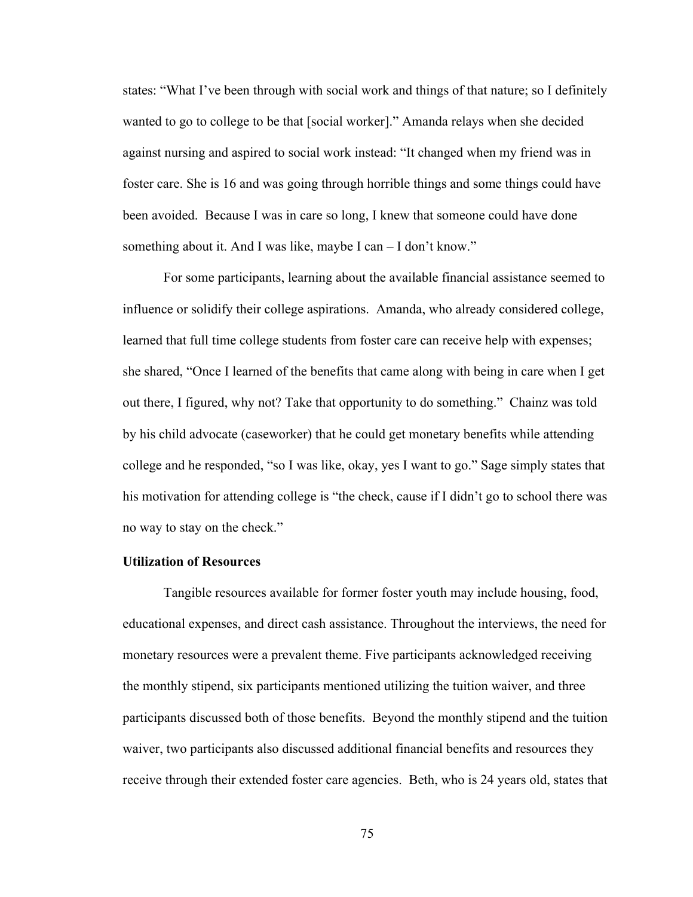states: "What I've been through with social work and things of that nature; so I definitely wanted to go to college to be that [social worker]." Amanda relays when she decided against nursing and aspired to social work instead: "It changed when my friend was in foster care. She is 16 and was going through horrible things and some things could have been avoided. Because I was in care so long, I knew that someone could have done something about it. And I was like, maybe I can – I don't know."

For some participants, learning about the available financial assistance seemed to influence or solidify their college aspirations. Amanda, who already considered college, learned that full time college students from foster care can receive help with expenses; she shared, "Once I learned of the benefits that came along with being in care when I get out there, I figured, why not? Take that opportunity to do something." Chainz was told by his child advocate (caseworker) that he could get monetary benefits while attending college and he responded, "so I was like, okay, yes I want to go." Sage simply states that his motivation for attending college is "the check, cause if I didn't go to school there was no way to stay on the check."

**Utilization of Resources**

Tangible resources available for former foster youth may include housing, food, educational expenses, and direct cash assistance. Throughout the interviews, the need for monetary resources were a prevalent theme. Five participants acknowledged receiving the monthly stipend, six participants mentioned utilizing the tuition waiver, and three participants discussed both of those benefits. Beyond the monthly stipend and the tuition waiver, two participants also discussed additional financial benefits and resources they receive through their extended foster care agencies. Beth, who is 24 years old, states that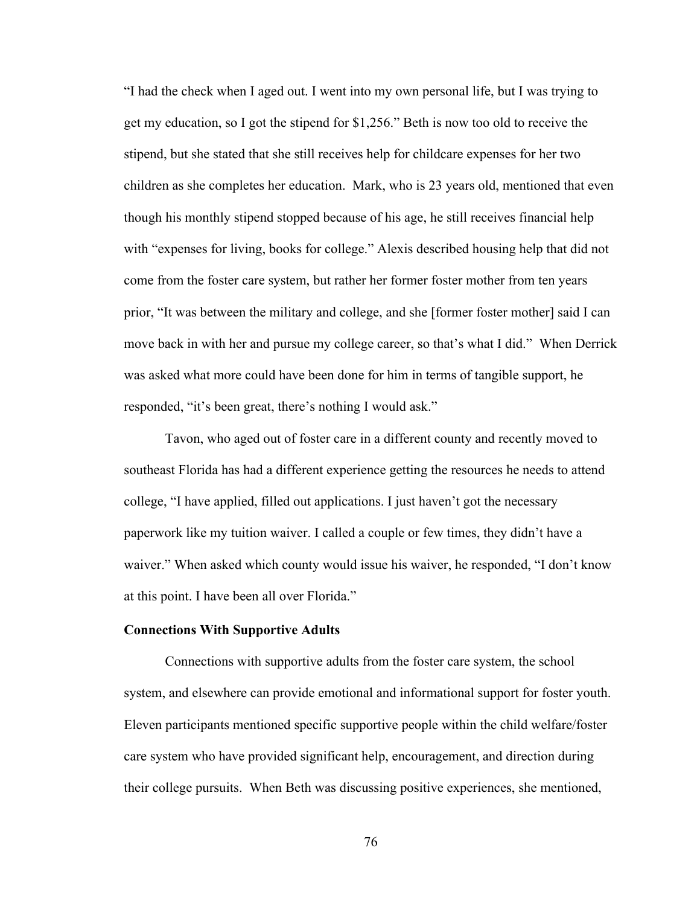"I had the check when I aged out. I went into my own personal life, but I was trying to get my education, so I got the stipend for $1,256." Beth is now too old to receive the stipend, but she stated that she still receives help for childcare expenses for her two children as she completes her education. Mark, who is 23 years old, mentioned that even though his monthly stipend stopped because of his age, he still receives financial help with "expenses for living, books for college." Alexis described housing help that did not come from the foster care system, but rather her former foster mother from ten years prior, "It was between the military and college, and she [former foster mother] said I can move back in with her and pursue my college career, so that's what I did." When Derrick was asked what more could have been done for him in terms of tangible support, he responded, "it's been great, there's nothing I would ask."

Tavon, who aged out of foster care in a different county and recently moved to southeast Florida has had a different experience getting the resources he needs to attend college, "I have applied, filled out applications. I just haven't got the necessary paperwork like my tuition waiver. I called a couple or few times, they didn't have a waiver." When asked which county would issue his waiver, he responded, "I don't know at this point. I have been all over Florida."

### Connections With Supportive Adults

Connections with supportive adults from the foster care system, the school system, and elsewhere can provide emotional and informational support for foster youth. Eleven participants mentioned specific supportive people within the child welfare/foster care system who have provided significant help, encouragement, and direction during their college pursuits. When Beth was discussing positive experiences, she mentioned,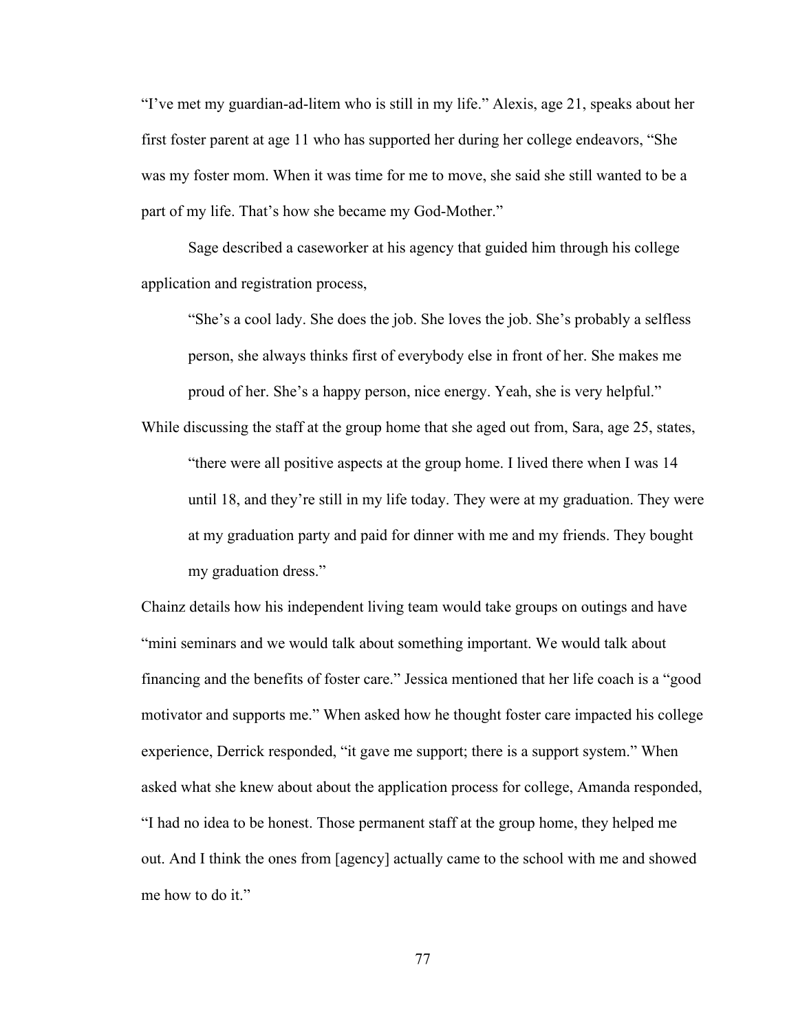"I've met my guardian-ad-litem who is still in my life." Alexis, age 21, speaks about her first foster parent at age 11 who has supported her during her college endeavors, "She was my foster mom. When it was time for me to move, she said she still wanted to be a part of my life. That's how she became my God-Mother."

Sage described a caseworker at his agency that guided him through his college application and registration process,

> "She's a cool lady. She does the job. She loves the job. She's probably a selfless person, she always thinks first of everybody else in front of her. She makes me proud of her. She's a happy person, nice energy. Yeah, she is very helpful."

While discussing the staff at the group home that she aged out from, Sara, age 25, states,

> "there were all positive aspects at the group home. I lived there when I was 14 until 18, and they're still in my life today. They were at my graduation. They were at my graduation party and paid for dinner with me and my friends. They bought my graduation dress."

Chainz details how his independent living team would take groups on outings and have "mini seminars and we would talk about something important. We would talk about financing and the benefits of foster care." Jessica mentioned that her life coach is a "good motivator and supports me." When asked how he thought foster care impacted his college experience, Derrick responded, "it gave me support; there is a support system." When asked what she knew about about the application process for college, Amanda responded, "I had no idea to be honest. Those permanent staff at the group home, they helped me out. And I think the ones from [agency] actually came to the school with me and showed me how to do it."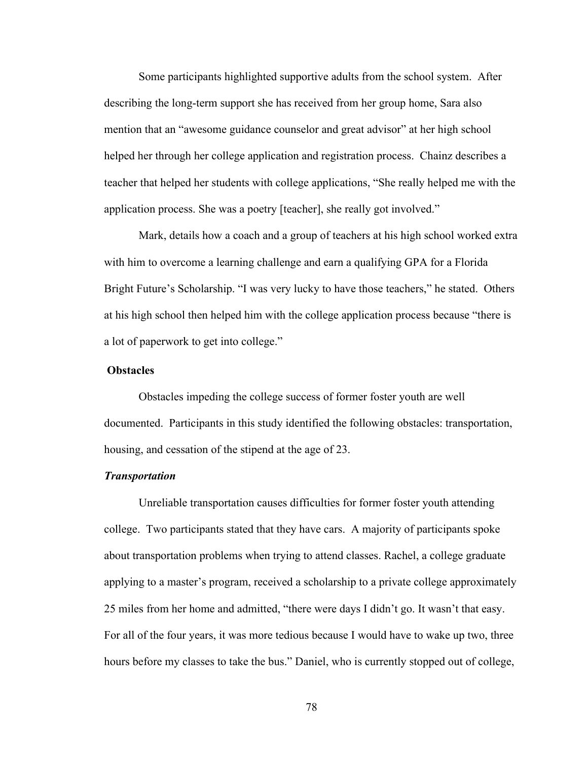Some participants highlighted supportive adults from the school system. After describing the long-term support she has received from her group home, Sara also mention that an "awesome guidance counselor and great advisor" at her high school helped her through her college application and registration process. Chainz describes a teacher that helped her students with college applications, "She really helped me with the application process. She was a poetry [teacher], she really got involved."

Mark, details how a coach and a group of teachers at his high school worked extra with him to overcome a learning challenge and earn a qualifying GPA for a Florida Bright Future's Scholarship. "I was very lucky to have those teachers," he stated. Others at his high school then helped him with the college application process because "there is a lot of paperwork to get into college."

**Obstacles**

Obstacles impeding the college success of former foster youth are well documented. Participants in this study identified the following obstacles: transportation, housing, and cessation of the stipend at the age of 23.

***Transportation***

Unreliable transportation causes difficulties for former foster youth attending college. Two participants stated that they have cars. A majority of participants spoke about transportation problems when trying to attend classes. Rachel, a college graduate applying to a master's program, received a scholarship to a private college approximately 25 miles from her home and admitted, "there were days I didn't go. It wasn't that easy. For all of the four years, it was more tedious because I would have to wake up two, three hours before my classes to take the bus." Daniel, who is currently stopped out of college,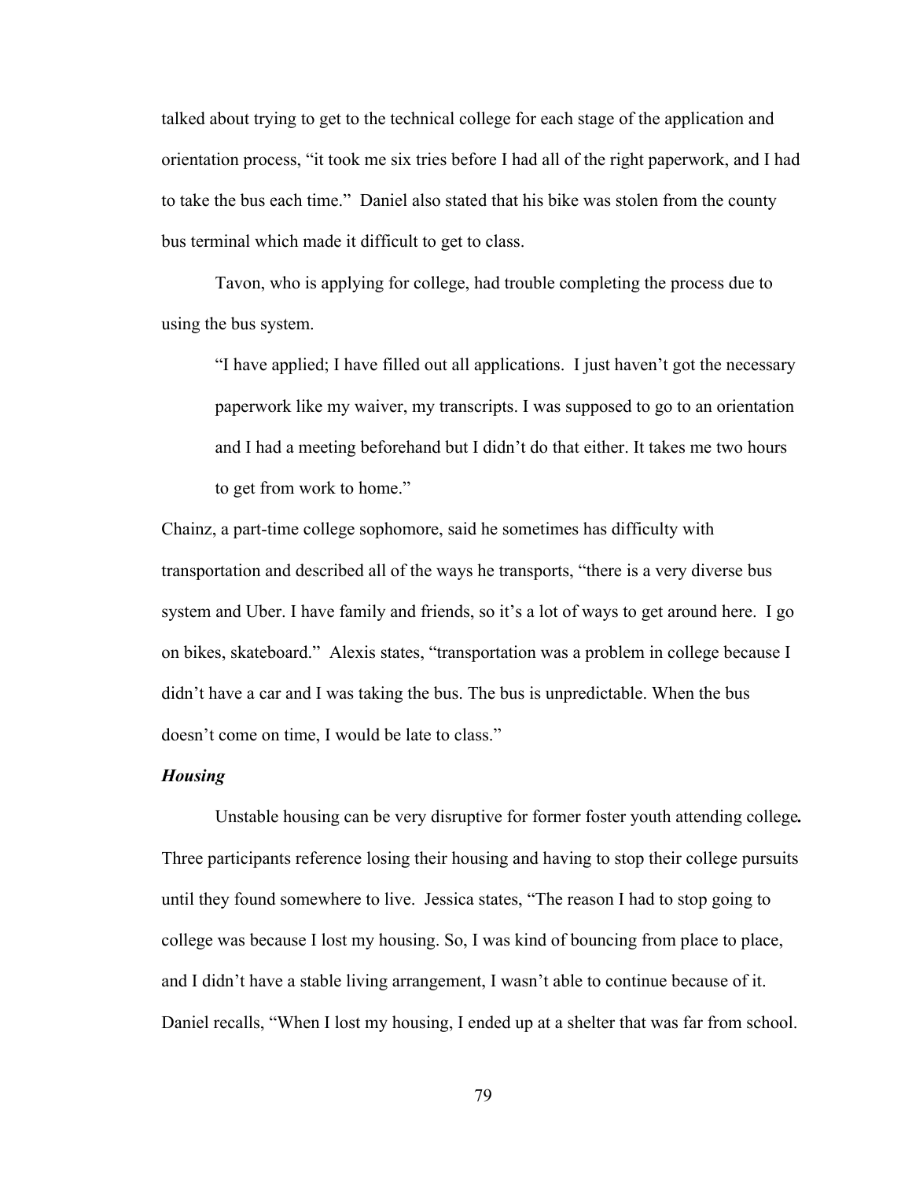talked about trying to get to the technical college for each stage of the application and orientation process, “it took me six tries before I had all of the right paperwork, and I had to take the bus each time.” Daniel also stated that his bike was stolen from the county bus terminal which made it difficult to get to class.

Tavon, who is applying for college, had trouble completing the process due to using the bus system.

> “I have applied; I have filled out all applications. I just haven’t got the necessary paperwork like my waiver, my transcripts. I was supposed to go to an orientation and I had a meeting beforehand but I didn’t do that either. It takes me two hours to get from work to home.”

Chainz, a part-time college sophomore, said he sometimes has difficulty with transportation and described all of the ways he transports, “there is a very diverse bus system and Uber. I have family and friends, so it’s a lot of ways to get around here. I go on bikes, skateboard.” Alexis states, “transportation was a problem in college because I didn’t have a car and I was taking the bus. The bus is unpredictable. When the bus doesn’t come on time, I would be late to class.”

### ***Housing***

Unstable housing can be very disruptive for former foster youth attending college**.** Three participants reference losing their housing and having to stop their college pursuits until they found somewhere to live. Jessica states, “The reason I had to stop going to college was because I lost my housing. So, I was kind of bouncing from place to place, and I didn’t have a stable living arrangement, I wasn’t able to continue because of it. Daniel recalls, “When I lost my housing, I ended up at a shelter that was far from school.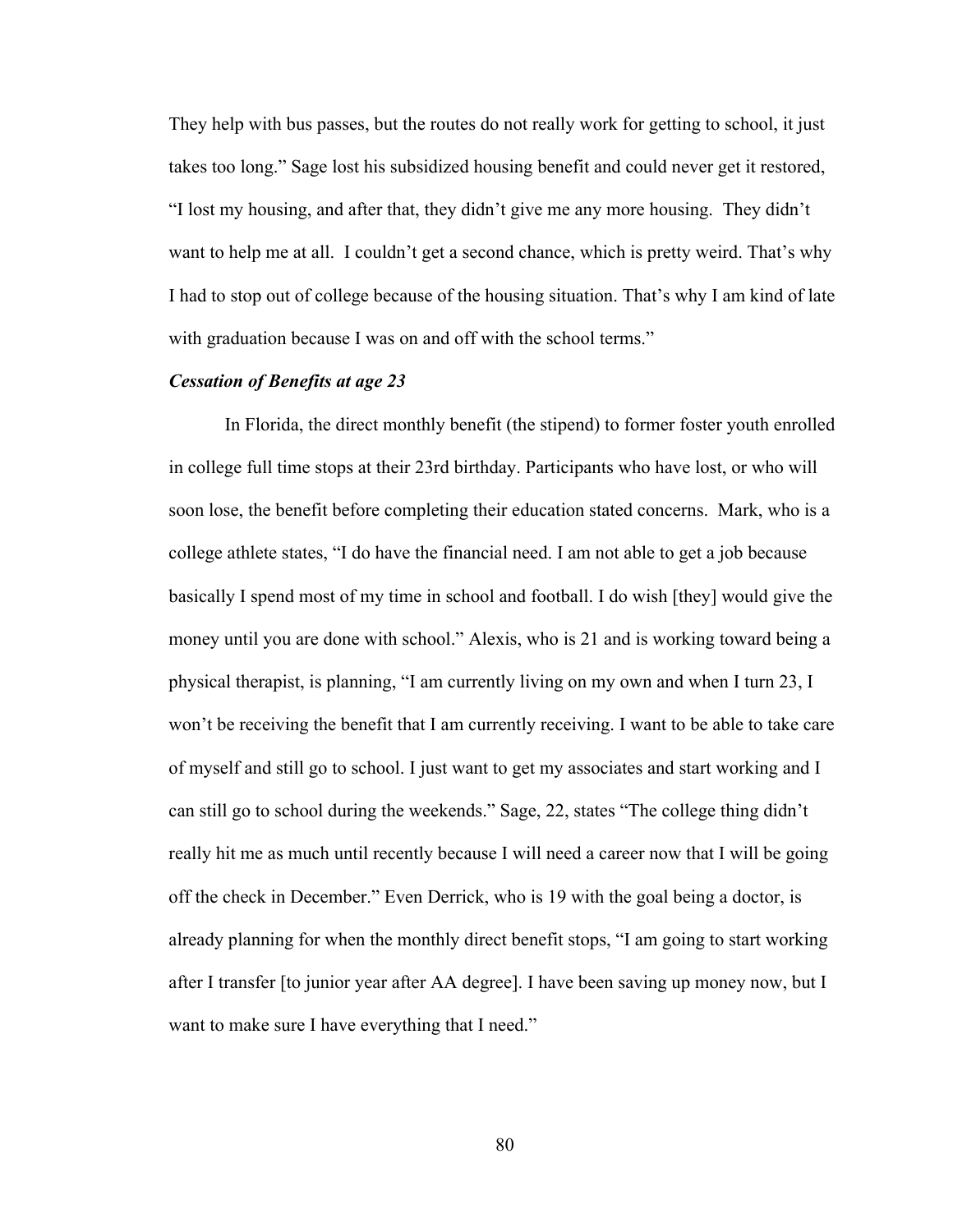They help with bus passes, but the routes do not really work for getting to school, it just takes too long." Sage lost his subsidized housing benefit and could never get it restored, "I lost my housing, and after that, they didn't give me any more housing. They didn't want to help me at all. I couldn't get a second chance, which is pretty weird. That's why I had to stop out of college because of the housing situation. That's why I am kind of late with graduation because I was on and off with the school terms."

***Cessation of Benefits at age 23***

In Florida, the direct monthly benefit (the stipend) to former foster youth enrolled in college full time stops at their 23rd birthday. Participants who have lost, or who will soon lose, the benefit before completing their education stated concerns. Mark, who is a college athlete states, "I do have the financial need. I am not able to get a job because basically I spend most of my time in school and football. I do wish [they] would give the money until you are done with school." Alexis, who is 21 and is working toward being a physical therapist, is planning, "I am currently living on my own and when I turn 23, I won't be receiving the benefit that I am currently receiving. I want to be able to take care of myself and still go to school. I just want to get my associates and start working and I can still go to school during the weekends." Sage, 22, states "The college thing didn't really hit me as much until recently because I will need a career now that I will be going off the check in December." Even Derrick, who is 19 with the goal being a doctor, is already planning for when the monthly direct benefit stops, "I am going to start working after I transfer [to junior year after AA degree]. I have been saving up money now, but I want to make sure I have everything that I need."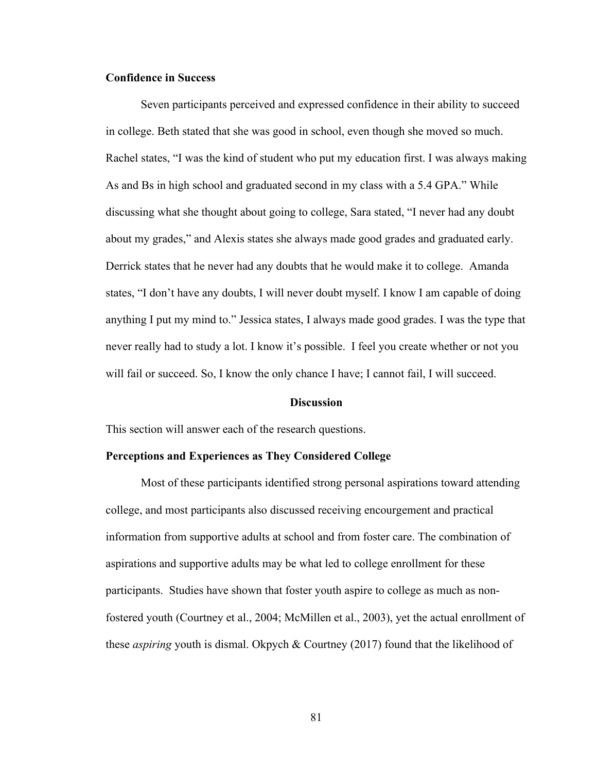**Confidence in Success**

Seven participants perceived and expressed confidence in their ability to succeed in college. Beth stated that she was good in school, even though she moved so much. Rachel states, “I was the kind of student who put my education first. I was always making As and Bs in high school and graduated second in my class with a 5.4 GPA.” While discussing what she thought about going to college, Sara stated, “I never had any doubt about my grades,” and Alexis states she always made good grades and graduated early. Derrick states that he never had any doubts that he would make it to college. Amanda states, “I don’t have any doubts, I will never doubt myself. I know I am capable of doing anything I put my mind to.” Jessica states, I always made good grades. I was the type that never really had to study a lot. I know it’s possible. I feel you create whether or not you will fail or succeed. So, I know the only chance I have; I cannot fail, I will succeed.

## Discussion

This section will answer each of the research questions.

**Perceptions and Experiences as They Considered College**

Most of these participants identified strong personal aspirations toward attending college, and most participants also discussed receiving encourgement and practical information from supportive adults at school and from foster care. The combination of aspirations and supportive adults may be what led to college enrollment for these participants. Studies have shown that foster youth aspire to college as much as non-fostered youth (Courtney et al., 2004; McMillen et al., 2003), yet the actual enrollment of these *aspiring* youth is dismal. Okpych & Courtney (2017) found that the likelihood of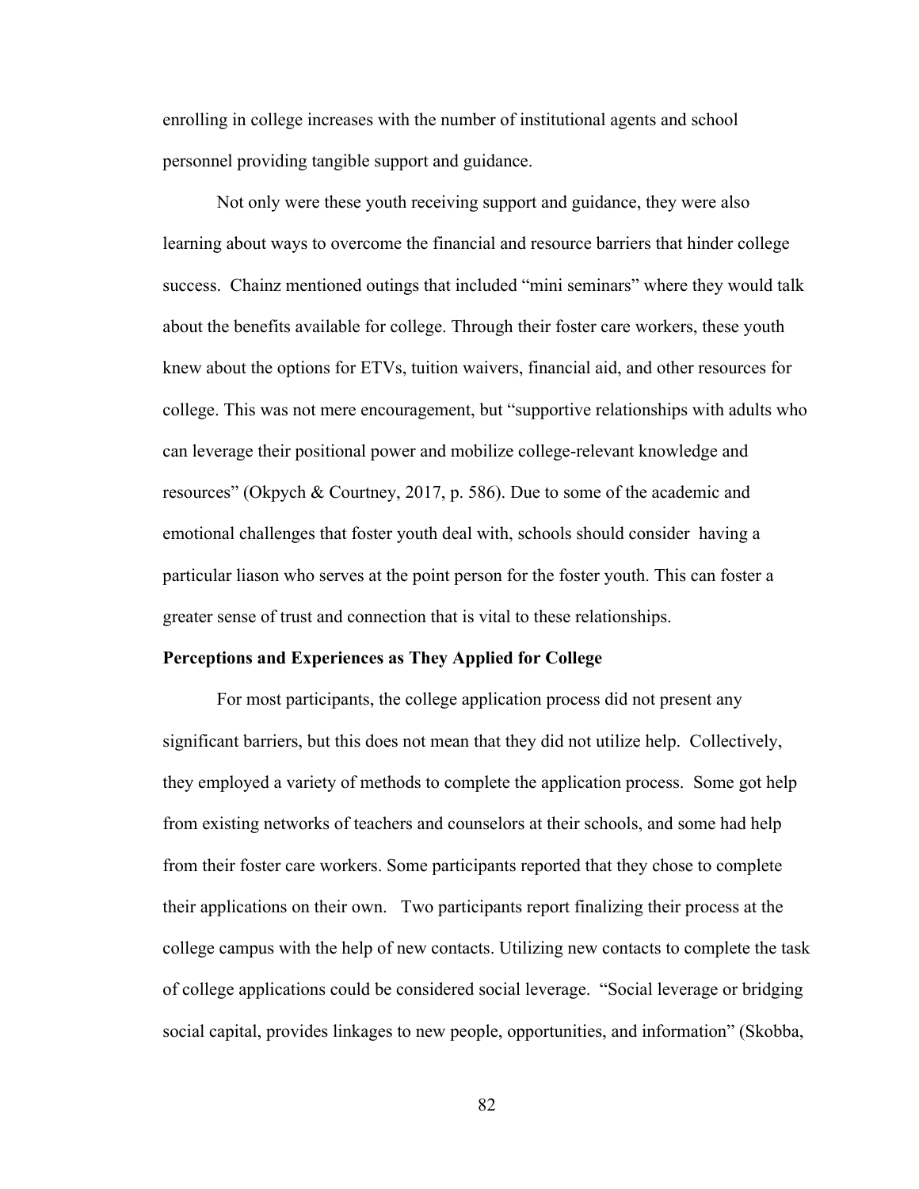enrolling in college increases with the number of institutional agents and school personnel providing tangible support and guidance.

Not only were these youth receiving support and guidance, they were also learning about ways to overcome the financial and resource barriers that hinder college success. Chainz mentioned outings that included "mini seminars" where they would talk about the benefits available for college. Through their foster care workers, these youth knew about the options for ETVs, tuition waivers, financial aid, and other resources for college. This was not mere encouragement, but "supportive relationships with adults who can leverage their positional power and mobilize college-relevant knowledge and resources" (Okpych & Courtney, 2017, p. 586). Due to some of the academic and emotional challenges that foster youth deal with, schools should consider having a particular liason who serves at the point person for the foster youth. This can foster a greater sense of trust and connection that is vital to these relationships.

**Perceptions and Experiences as They Applied for College**

For most participants, the college application process did not present any significant barriers, but this does not mean that they did not utilize help. Collectively, they employed a variety of methods to complete the application process. Some got help from existing networks of teachers and counselors at their schools, and some had help from their foster care workers. Some participants reported that they chose to complete their applications on their own. Two participants report finalizing their process at the college campus with the help of new contacts. Utilizing new contacts to complete the task of college applications could be considered social leverage. "Social leverage or bridging social capital, provides linkages to new people, opportunities, and information" (Skobba,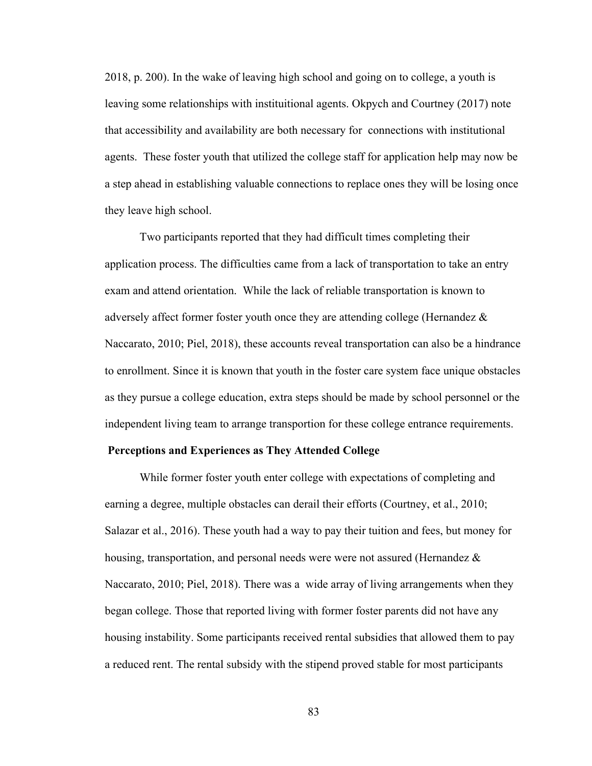2018, p. 200). In the wake of leaving high school and going on to college, a youth is leaving some relationships with instituitional agents. Okpych and Courtney (2017) note that accessibility and availability are both necessary for connections with institutional agents. These foster youth that utilized the college staff for application help may now be a step ahead in establishing valuable connections to replace ones they will be losing once they leave high school.

Two participants reported that they had difficult times completing their application process. The difficulties came from a lack of transportation to take an entry exam and attend orientation. While the lack of reliable transportation is known to adversely affect former foster youth once they are attending college (Hernandez & Naccarato, 2010; Piel, 2018), these accounts reveal transportation can also be a hindrance to enrollment. Since it is known that youth in the foster care system face unique obstacles as they pursue a college education, extra steps should be made by school personnel or the independent living team to arrange transportion for these college entrance requirements.

**Perceptions and Experiences as They Attended College**

While former foster youth enter college with expectations of completing and earning a degree, multiple obstacles can derail their efforts (Courtney, et al., 2010; Salazar et al., 2016). These youth had a way to pay their tuition and fees, but money for housing, transportation, and personal needs were were not assured (Hernandez & Naccarato, 2010; Piel, 2018). There was a wide array of living arrangements when they began college. Those that reported living with former foster parents did not have any housing instability. Some participants received rental subsidies that allowed them to pay a reduced rent. The rental subsidy with the stipend proved stable for most participants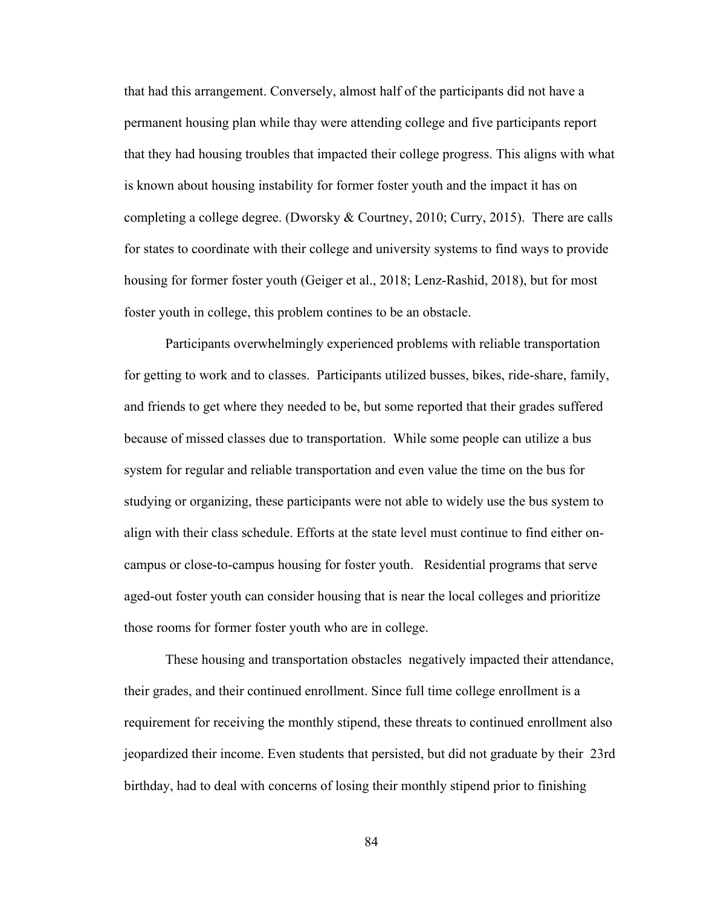that had this arrangement. Conversely, almost half of the participants did not have a permanent housing plan while thay were attending college and five participants report that they had housing troubles that impacted their college progress. This aligns with what is known about housing instability for former foster youth and the impact it has on completing a college degree. (Dworsky & Courtney, 2010; Curry, 2015). There are calls for states to coordinate with their college and university systems to find ways to provide housing for former foster youth (Geiger et al., 2018; Lenz-Rashid, 2018), but for most foster youth in college, this problem contines to be an obstacle.

Participants overwhelmingly experienced problems with reliable transportation for getting to work and to classes. Participants utilized busses, bikes, ride-share, family, and friends to get where they needed to be, but some reported that their grades suffered because of missed classes due to transportation. While some people can utilize a bus system for regular and reliable transportation and even value the time on the bus for studying or organizing, these participants were not able to widely use the bus system to align with their class schedule. Efforts at the state level must continue to find either on-campus or close-to-campus housing for foster youth. Residential programs that serve aged-out foster youth can consider housing that is near the local colleges and prioritize those rooms for former foster youth who are in college.

These housing and transportation obstacles negatively impacted their attendance, their grades, and their continued enrollment. Since full time college enrollment is a requirement for receiving the monthly stipend, these threats to continued enrollment also jeopardized their income. Even students that persisted, but did not graduate by their 23rd birthday, had to deal with concerns of losing their monthly stipend prior to finishing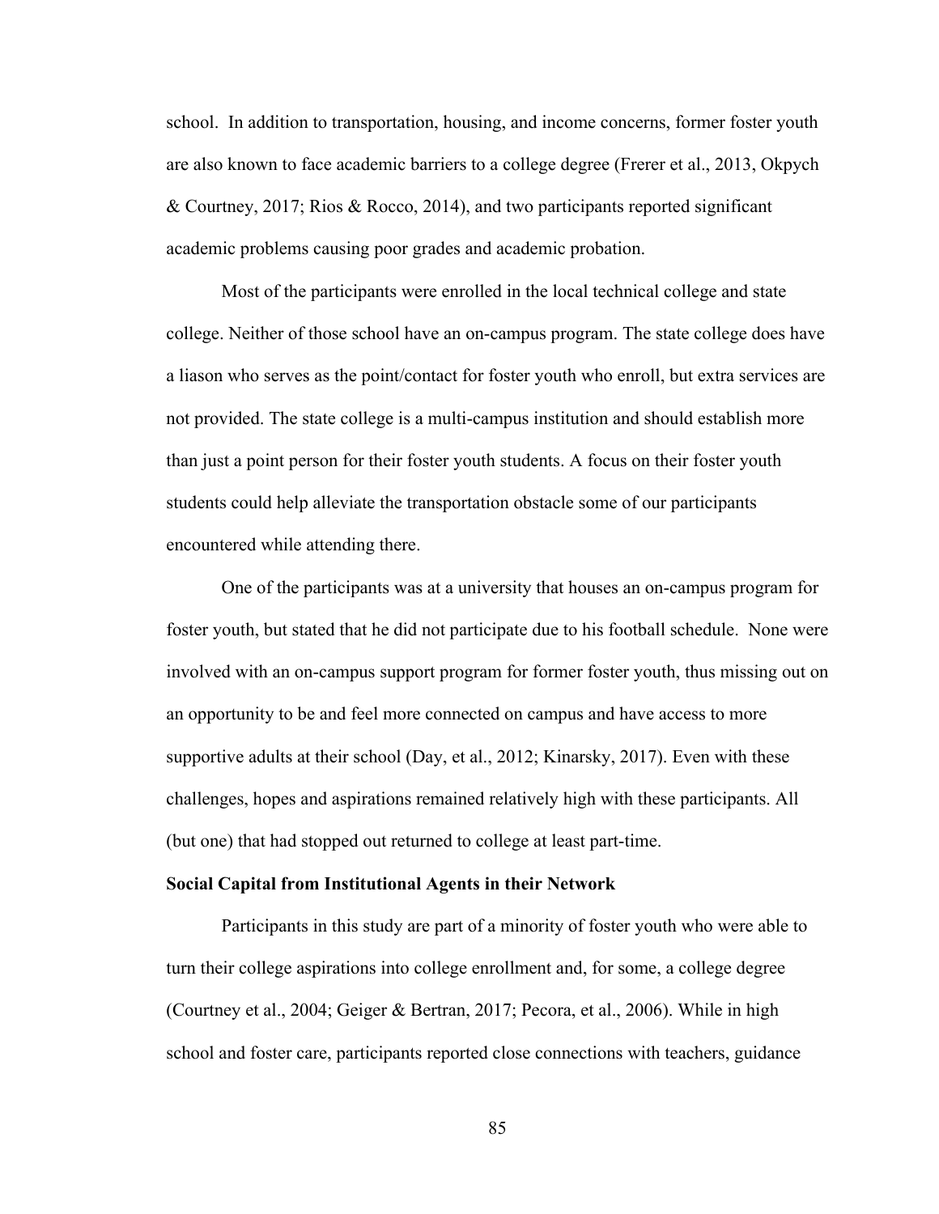school. In addition to transportation, housing, and income concerns, former foster youth are also known to face academic barriers to a college degree (Frerer et al., 2013, Okpych & Courtney, 2017; Rios & Rocco, 2014), and two participants reported significant academic problems causing poor grades and academic probation.

Most of the participants were enrolled in the local technical college and state college. Neither of those school have an on-campus program. The state college does have a liason who serves as the point/contact for foster youth who enroll, but extra services are not provided. The state college is a multi-campus institution and should establish more than just a point person for their foster youth students. A focus on their foster youth students could help alleviate the transportation obstacle some of our participants encountered while attending there.

One of the participants was at a university that houses an on-campus program for foster youth, but stated that he did not participate due to his football schedule. None were involved with an on-campus support program for former foster youth, thus missing out on an opportunity to be and feel more connected on campus and have access to more supportive adults at their school (Day, et al., 2012; Kinarsky, 2017). Even with these challenges, hopes and aspirations remained relatively high with these participants. All (but one) that had stopped out returned to college at least part-time.

**Social Capital from Institutional Agents in their Network**

Participants in this study are part of a minority of foster youth who were able to turn their college aspirations into college enrollment and, for some, a college degree (Courtney et al., 2004; Geiger & Bertran, 2017; Pecora, et al., 2006). While in high school and foster care, participants reported close connections with teachers, guidance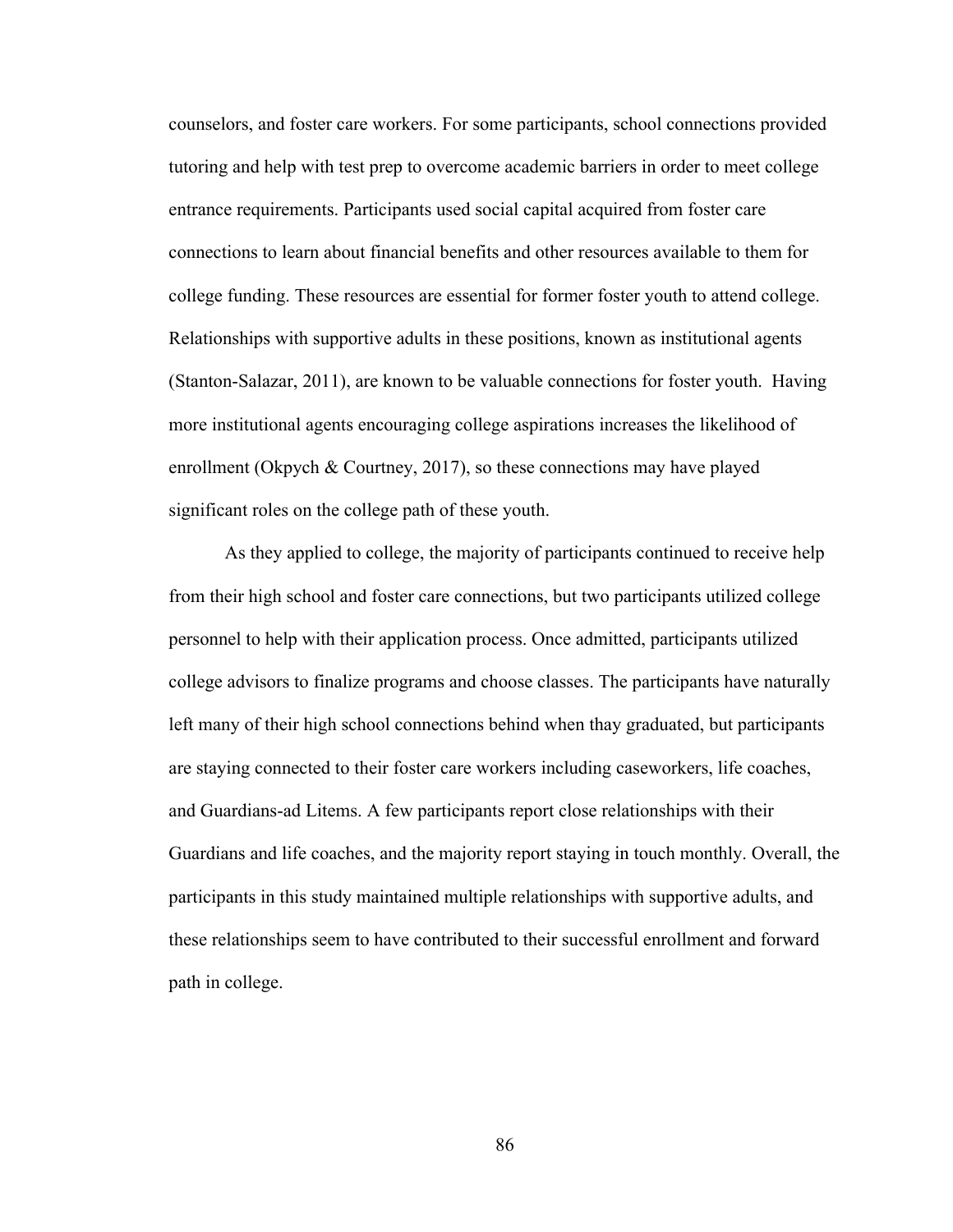counselors, and foster care workers. For some participants, school connections provided tutoring and help with test prep to overcome academic barriers in order to meet college entrance requirements. Participants used social capital acquired from foster care connections to learn about financial benefits and other resources available to them for college funding. These resources are essential for former foster youth to attend college. Relationships with supportive adults in these positions, known as institutional agents (Stanton-Salazar, 2011), are known to be valuable connections for foster youth.  Having more institutional agents encouraging college aspirations increases the likelihood of enrollment (Okpych & Courtney, 2017), so these connections may have played significant roles on the college path of these youth.

As they applied to college, the majority of participants continued to receive help from their high school and foster care connections, but two participants utilized college personnel to help with their application process. Once admitted, participants utilized college advisors to finalize programs and choose classes. The participants have naturally left many of their high school connections behind when thay graduated, but participants are staying connected to their foster care workers including caseworkers, life coaches, and Guardians-ad Litems. A few participants report close relationships with their Guardians and life coaches, and the majority report staying in touch monthly. Overall, the participants in this study maintained multiple relationships with supportive adults, and these relationships seem to have contributed to their successful enrollment and forward path in college.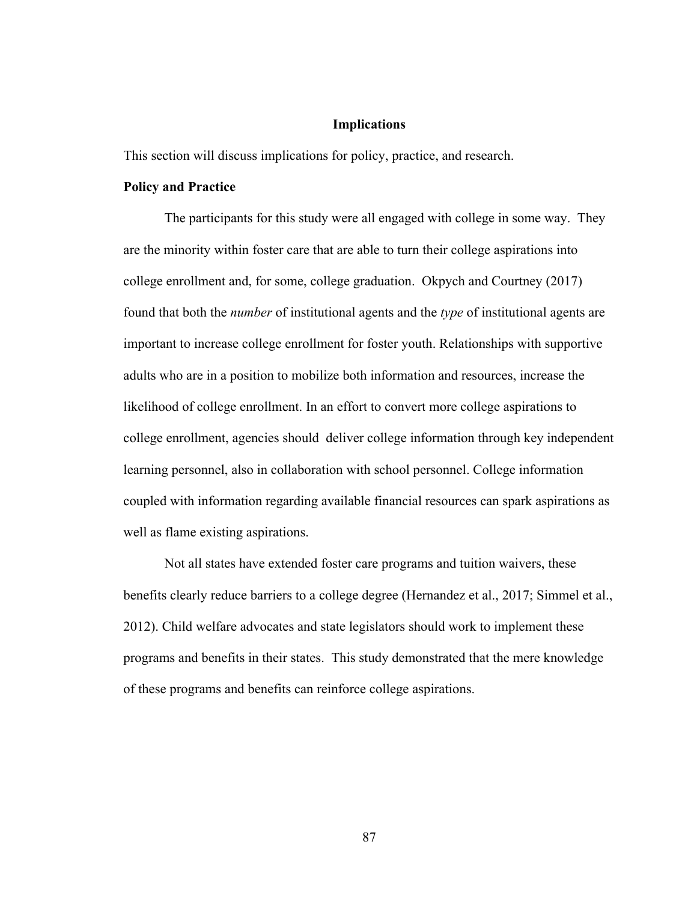## Implications

This section will discuss implications for policy, practice, and research.

### Policy and Practice

The participants for this study were all engaged with college in some way. They are the minority within foster care that are able to turn their college aspirations into college enrollment and, for some, college graduation. Okpych and Courtney (2017) found that both the *number* of institutional agents and the *type* of institutional agents are important to increase college enrollment for foster youth. Relationships with supportive adults who are in a position to mobilize both information and resources, increase the likelihood of college enrollment. In an effort to convert more college aspirations to college enrollment, agencies should deliver college information through key independent learning personnel, also in collaboration with school personnel. College information coupled with information regarding available financial resources can spark aspirations as well as flame existing aspirations.

Not all states have extended foster care programs and tuition waivers, these benefits clearly reduce barriers to a college degree (Hernandez et al., 2017; Simmel et al., 2012). Child welfare advocates and state legislators should work to implement these programs and benefits in their states. This study demonstrated that the mere knowledge of these programs and benefits can reinforce college aspirations.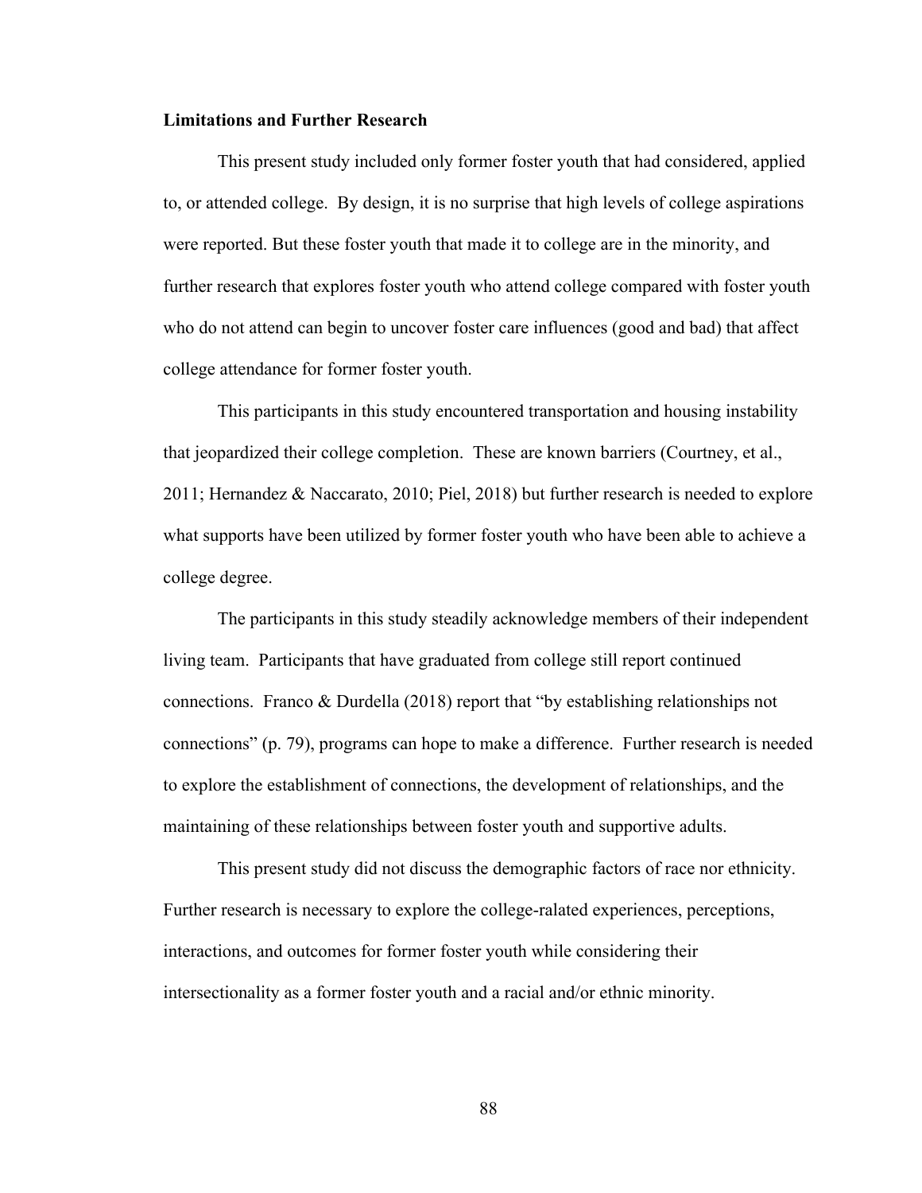**Limitations and Further Research**

This present study included only former foster youth that had considered, applied to, or attended college. By design, it is no surprise that high levels of college aspirations were reported. But these foster youth that made it to college are in the minority, and further research that explores foster youth who attend college compared with foster youth who do not attend can begin to uncover foster care influences (good and bad) that affect college attendance for former foster youth.

This participants in this study encountered transportation and housing instability that jeopardized their college completion. These are known barriers (Courtney, et al., 2011; Hernandez & Naccarato, 2010; Piel, 2018) but further research is needed to explore what supports have been utilized by former foster youth who have been able to achieve a college degree.

The participants in this study steadily acknowledge members of their independent living team. Participants that have graduated from college still report continued connections. Franco & Durdella (2018) report that "by establishing relationships not connections" (p. 79), programs can hope to make a difference. Further research is needed to explore the establishment of connections, the development of relationships, and the maintaining of these relationships between foster youth and supportive adults.

This present study did not discuss the demographic factors of race nor ethnicity. Further research is necessary to explore the college-ralated experiences, perceptions, interactions, and outcomes for former foster youth while considering their intersectionality as a former foster youth and a racial and/or ethnic minority.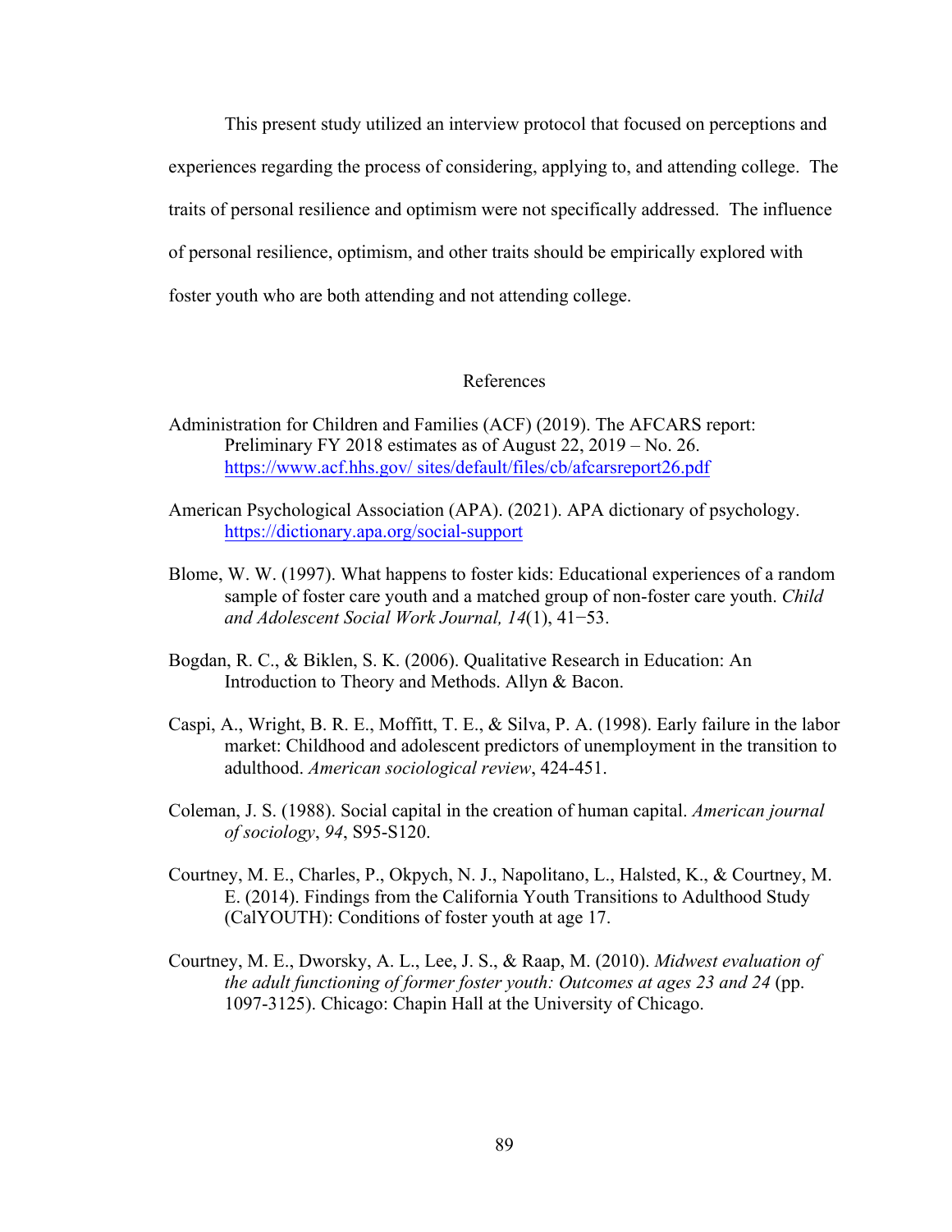This present study utilized an interview protocol that focused on perceptions and experiences regarding the process of considering, applying to, and attending college. The traits of personal resilience and optimism were not specifically addressed. The influence of personal resilience, optimism, and other traits should be empirically explored with foster youth who are both attending and not attending college.

## References

Administration for Children and Families (ACF) (2019). The AFCARS report: Preliminary FY 2018 estimates as of August 22, 2019 – No. 26. https://www.acf.hhs.gov/ sites/default/files/cb/afcarsreport26.pdf

American Psychological Association (APA). (2021). APA dictionary of psychology. https://dictionary.apa.org/social-support

Blome, W. W. (1997). What happens to foster kids: Educational experiences of a random sample of foster care youth and a matched group of non-foster care youth. *Child and Adolescent Social Work Journal, 14*(1), 41−53.

Bogdan, R. C., & Biklen, S. K. (2006). Qualitative Research in Education: An Introduction to Theory and Methods. Allyn & Bacon.

Caspi, A., Wright, B. R. E., Moffitt, T. E., & Silva, P. A. (1998). Early failure in the labor market: Childhood and adolescent predictors of unemployment in the transition to adulthood. *American sociological review*, 424-451.

Coleman, J. S. (1988). Social capital in the creation of human capital. *American journal of sociology*, *94*, S95-S120.

Courtney, M. E., Charles, P., Okpych, N. J., Napolitano, L., Halsted, K., & Courtney, M. E. (2014). Findings from the California Youth Transitions to Adulthood Study (CalYOUTH): Conditions of foster youth at age 17.

Courtney, M. E., Dworsky, A. L., Lee, J. S., & Raap, M. (2010). *Midwest evaluation of the adult functioning of former foster youth: Outcomes at ages 23 and 24* (pp. 1097-3125). Chicago: Chapin Hall at the University of Chicago.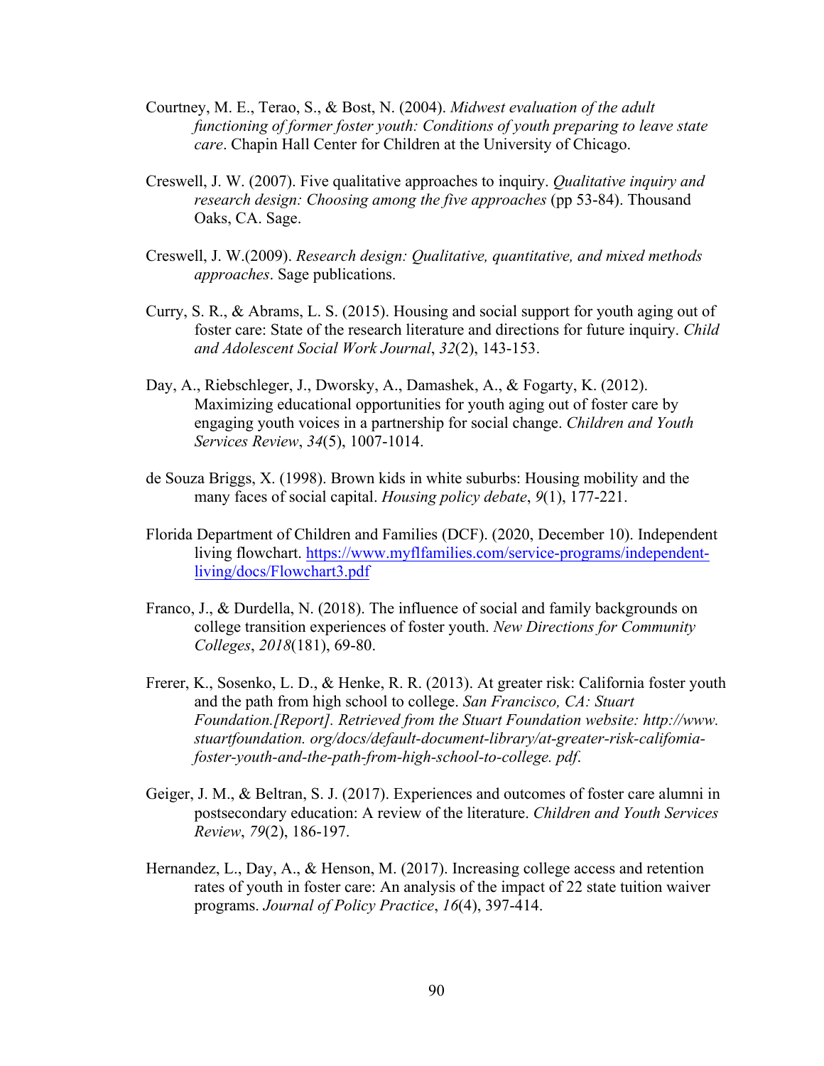Courtney, M. E., Terao, S., & Bost, N. (2004). *Midwest evaluation of the adult functioning of former foster youth: Conditions of youth preparing to leave state care*. Chapin Hall Center for Children at the University of Chicago.

Creswell, J. W. (2007). Five qualitative approaches to inquiry. *Qualitative inquiry and research design: Choosing among the five approaches* (pp 53-84). Thousand Oaks, CA. Sage.

Creswell, J. W.(2009). *Research design: Qualitative, quantitative, and mixed methods approaches*. Sage publications.

Curry, S. R., & Abrams, L. S. (2015). Housing and social support for youth aging out of foster care: State of the research literature and directions for future inquiry. *Child and Adolescent Social Work Journal*, *32*(2), 143-153.

Day, A., Riebschleger, J., Dworsky, A., Damashek, A., & Fogarty, K. (2012). Maximizing educational opportunities for youth aging out of foster care by engaging youth voices in a partnership for social change. *Children and Youth Services Review*, *34*(5), 1007-1014.

de Souza Briggs, X. (1998). Brown kids in white suburbs: Housing mobility and the many faces of social capital. *Housing policy debate*, *9*(1), 177-221.

Florida Department of Children and Families (DCF). (2020, December 10). Independent living flowchart. https://www.myflfamilies.com/service-programs/independent-living/docs/Flowchart3.pdf

Franco, J., & Durdella, N. (2018). The influence of social and family backgrounds on college transition experiences of foster youth. *New Directions for Community Colleges*, *2018*(181), 69-80.

Frerer, K., Sosenko, L. D., & Henke, R. R. (2013). At greater risk: California foster youth and the path from high school to college. *San Francisco, CA: Stuart Foundation.[Report]. Retrieved from the Stuart Foundation website: http://www. stuartfoundation. org/docs/default-document-library/at-greater-risk-califomia-foster-youth-and-the-path-from-high-school-to-college. pdf*.

Geiger, J. M., & Beltran, S. J. (2017). Experiences and outcomes of foster care alumni in postsecondary education: A review of the literature. *Children and Youth Services Review*, *79*(2), 186-197.

Hernandez, L., Day, A., & Henson, M. (2017). Increasing college access and retention rates of youth in foster care: An analysis of the impact of 22 state tuition waiver programs. *Journal of Policy Practice*, *16*(4), 397-414.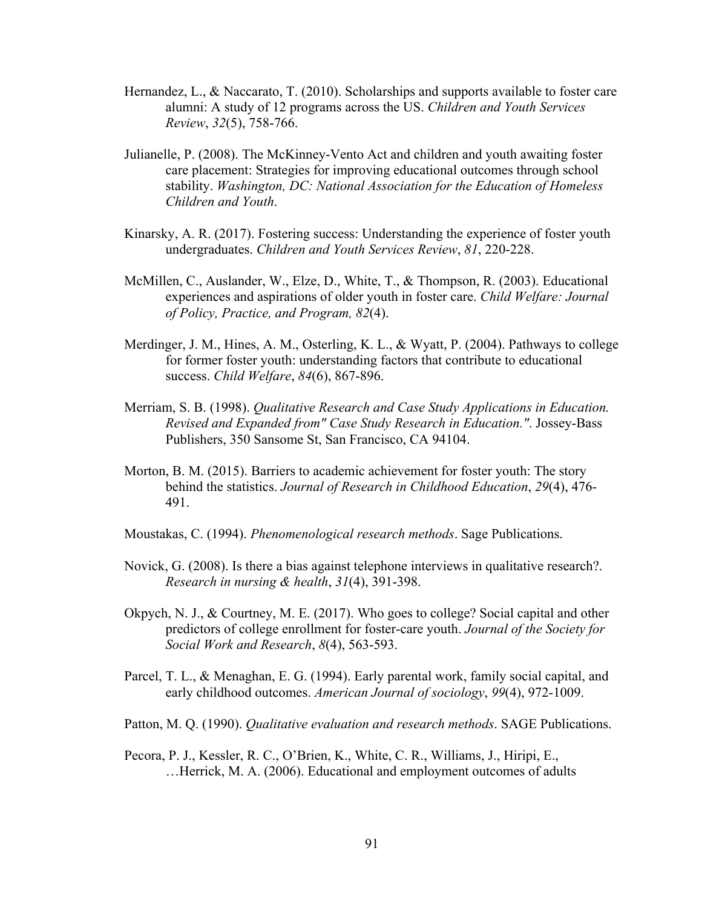Hernandez, L., & Naccarato, T. (2010). Scholarships and supports available to foster care alumni: A study of 12 programs across the US. *Children and Youth Services Review*, *32*(5), 758-766.

Julianelle, P. (2008). The McKinney-Vento Act and children and youth awaiting foster care placement: Strategies for improving educational outcomes through school stability. *Washington, DC: National Association for the Education of Homeless Children and Youth*.

Kinarsky, A. R. (2017). Fostering success: Understanding the experience of foster youth undergraduates. *Children and Youth Services Review*, *81*, 220-228.

McMillen, C., Auslander, W., Elze, D., White, T., & Thompson, R. (2003). Educational experiences and aspirations of older youth in foster care. *Child Welfare: Journal of Policy, Practice, and Program, 82*(4).

Merdinger, J. M., Hines, A. M., Osterling, K. L., & Wyatt, P. (2004). Pathways to college for former foster youth: understanding factors that contribute to educational success. *Child Welfare*, *84*(6), 867-896.

Merriam, S. B. (1998). *Qualitative Research and Case Study Applications in Education. Revised and Expanded from" Case Study Research in Education."*. Jossey-Bass Publishers, 350 Sansome St, San Francisco, CA 94104.

Morton, B. M. (2015). Barriers to academic achievement for foster youth: The story behind the statistics. *Journal of Research in Childhood Education*, *29*(4), 476-491.

Moustakas, C. (1994). *Phenomenological research methods*. Sage Publications.

Novick, G. (2008). Is there a bias against telephone interviews in qualitative research?. *Research in nursing & health*, *31*(4), 391-398.

Okpych, N. J., & Courtney, M. E. (2017). Who goes to college? Social capital and other predictors of college enrollment for foster-care youth. *Journal of the Society for Social Work and Research*, *8*(4), 563-593.

Parcel, T. L., & Menaghan, E. G. (1994). Early parental work, family social capital, and early childhood outcomes. *American Journal of sociology*, *99*(4), 972-1009.

Patton, M. Q. (1990). *Qualitative evaluation and research methods*. SAGE Publications.

Pecora, P. J., Kessler, R. C., O'Brien, K., White, C. R., Williams, J., Hiripi, E., …Herrick, M. A. (2006). Educational and employment outcomes of adults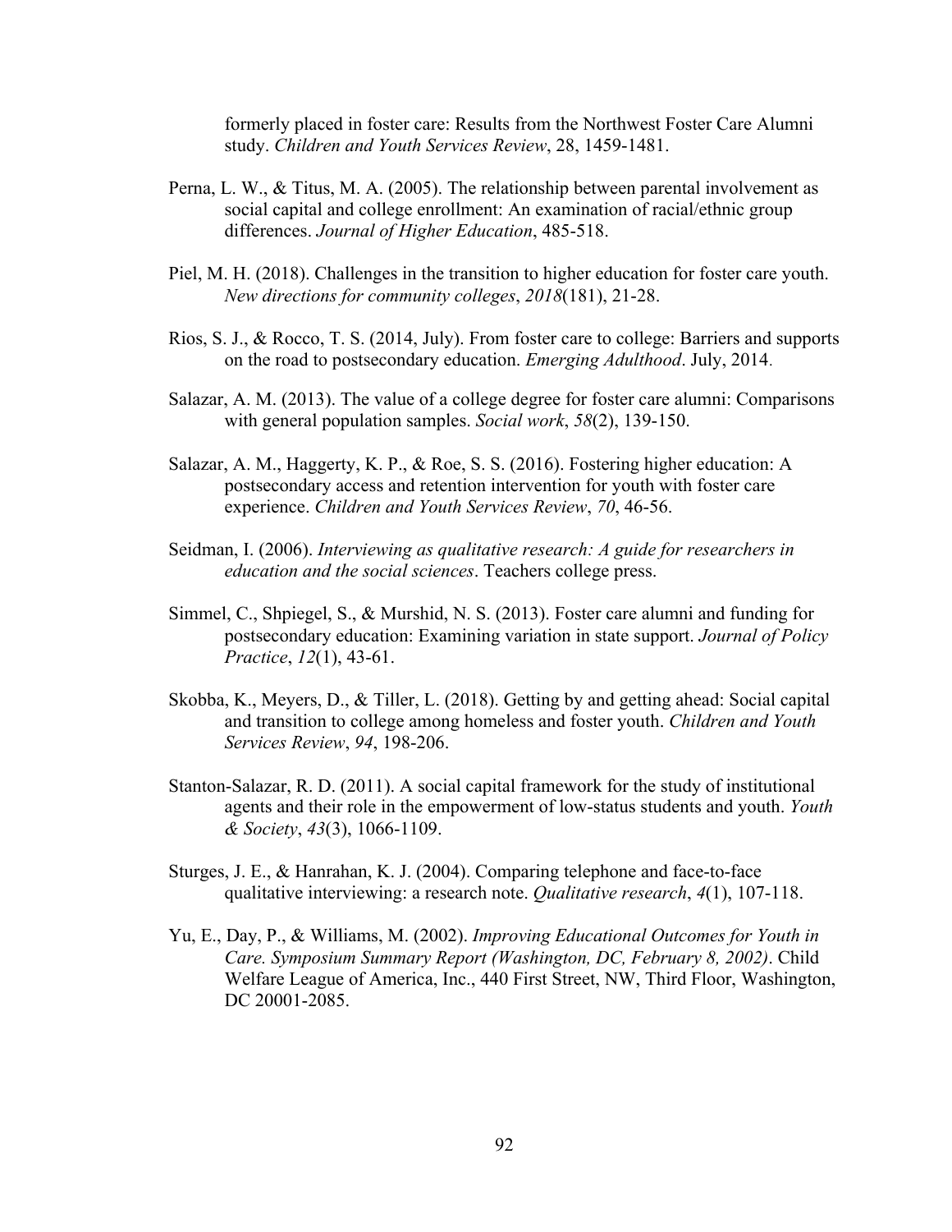formerly placed in foster care: Results from the Northwest Foster Care Alumni study. *Children and Youth Services Review*, 28, 1459-1481.

Perna, L. W., & Titus, M. A. (2005). The relationship between parental involvement as social capital and college enrollment: An examination of racial/ethnic group differences. *Journal of Higher Education*, 485-518.

Piel, M. H. (2018). Challenges in the transition to higher education for foster care youth. *New directions for community colleges*, *2018*(181), 21-28.

Rios, S. J., & Rocco, T. S. (2014, July). From foster care to college: Barriers and supports on the road to postsecondary education. *Emerging Adulthood*. July, 2014.

Salazar, A. M. (2013). The value of a college degree for foster care alumni: Comparisons with general population samples. *Social work*, *58*(2), 139-150.

Salazar, A. M., Haggerty, K. P., & Roe, S. S. (2016). Fostering higher education: A postsecondary access and retention intervention for youth with foster care experience. *Children and Youth Services Review*, *70*, 46-56.

Seidman, I. (2006). *Interviewing as qualitative research: A guide for researchers in education and the social sciences*. Teachers college press.

Simmel, C., Shpiegel, S., & Murshid, N. S. (2013). Foster care alumni and funding for postsecondary education: Examining variation in state support. *Journal of Policy Practice*, *12*(1), 43-61.

Skobba, K., Meyers, D., & Tiller, L. (2018). Getting by and getting ahead: Social capital and transition to college among homeless and foster youth. *Children and Youth Services Review*, *94*, 198-206.

Stanton-Salazar, R. D. (2011). A social capital framework for the study of institutional agents and their role in the empowerment of low-status students and youth. *Youth & Society*, *43*(3), 1066-1109.

Sturges, J. E., & Hanrahan, K. J. (2004). Comparing telephone and face-to-face qualitative interviewing: a research note. *Qualitative research*, *4*(1), 107-118.

Yu, E., Day, P., & Williams, M. (2002). *Improving Educational Outcomes for Youth in Care. Symposium Summary Report (Washington, DC, February 8, 2002)*. Child Welfare League of America, Inc., 440 First Street, NW, Third Floor, Washington, DC 20001-2085.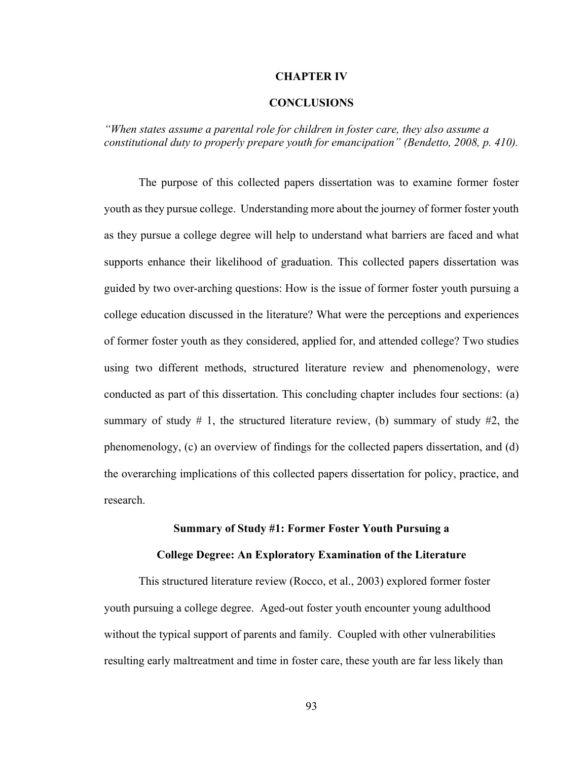# CHAPTER IV

# CONCLUSIONS

*"When states assume a parental role for children in foster care, they also assume a constitutional duty to properly prepare youth for emancipation" (Bendetto, 2008, p. 410).*

The purpose of this collected papers dissertation was to examine former foster youth as they pursue college. Understanding more about the journey of former foster youth as they pursue a college degree will help to understand what barriers are faced and what supports enhance their likelihood of graduation. This collected papers dissertation was guided by two over-arching questions: How is the issue of former foster youth pursuing a college education discussed in the literature? What were the perceptions and experiences of former foster youth as they considered, applied for, and attended college? Two studies using two different methods, structured literature review and phenomenology, were conducted as part of this dissertation. This concluding chapter includes four sections: (a) summary of study # 1, the structured literature review, (b) summary of study #2, the phenomenology, (c) an overview of findings for the collected papers dissertation, and (d) the overarching implications of this collected papers dissertation for policy, practice, and research.

## Summary of Study #1: Former Foster Youth Pursuing a College Degree: An Exploratory Examination of the Literature

This structured literature review (Rocco, et al., 2003) explored former foster youth pursuing a college degree. Aged-out foster youth encounter young adulthood without the typical support of parents and family. Coupled with other vulnerabilities resulting early maltreatment and time in foster care, these youth are far less likely than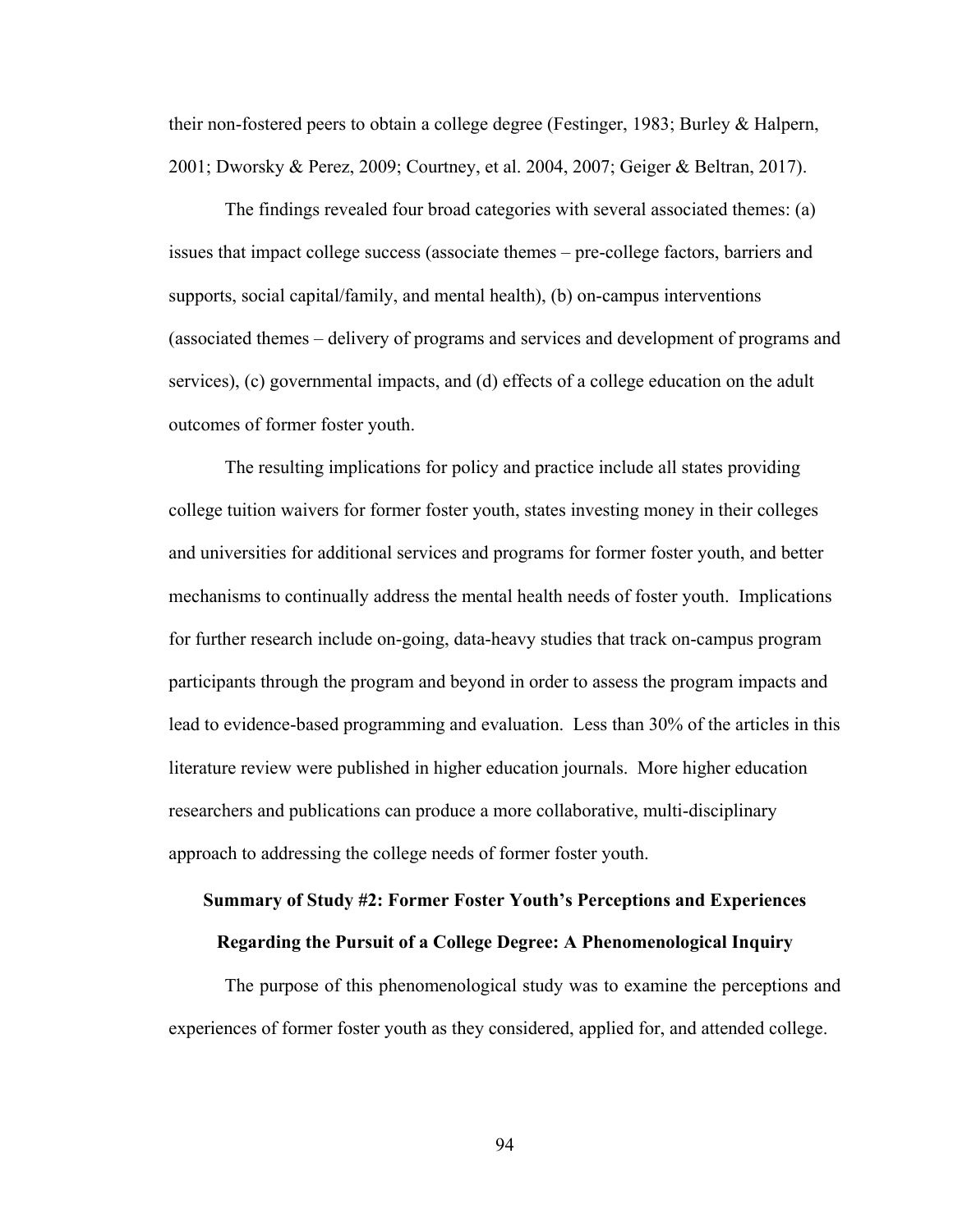their non-fostered peers to obtain a college degree (Festinger, 1983; Burley & Halpern, 2001; Dworsky & Perez, 2009; Courtney, et al. 2004, 2007; Geiger & Beltran, 2017).

The findings revealed four broad categories with several associated themes: (a) issues that impact college success (associate themes – pre-college factors, barriers and supports, social capital/family, and mental health), (b) on-campus interventions (associated themes – delivery of programs and services and development of programs and services), (c) governmental impacts, and (d) effects of a college education on the adult outcomes of former foster youth.

The resulting implications for policy and practice include all states providing college tuition waivers for former foster youth, states investing money in their colleges and universities for additional services and programs for former foster youth, and better mechanisms to continually address the mental health needs of foster youth. Implications for further research include on-going, data-heavy studies that track on-campus program participants through the program and beyond in order to assess the program impacts and lead to evidence-based programming and evaluation. Less than 30% of the articles in this literature review were published in higher education journals. More higher education researchers and publications can produce a more collaborative, multi-disciplinary approach to addressing the college needs of former foster youth.

## Summary of Study #2: Former Foster Youth's Perceptions and Experiences Regarding the Pursuit of a College Degree: A Phenomenological Inquiry

The purpose of this phenomenological study was to examine the perceptions and experiences of former foster youth as they considered, applied for, and attended college.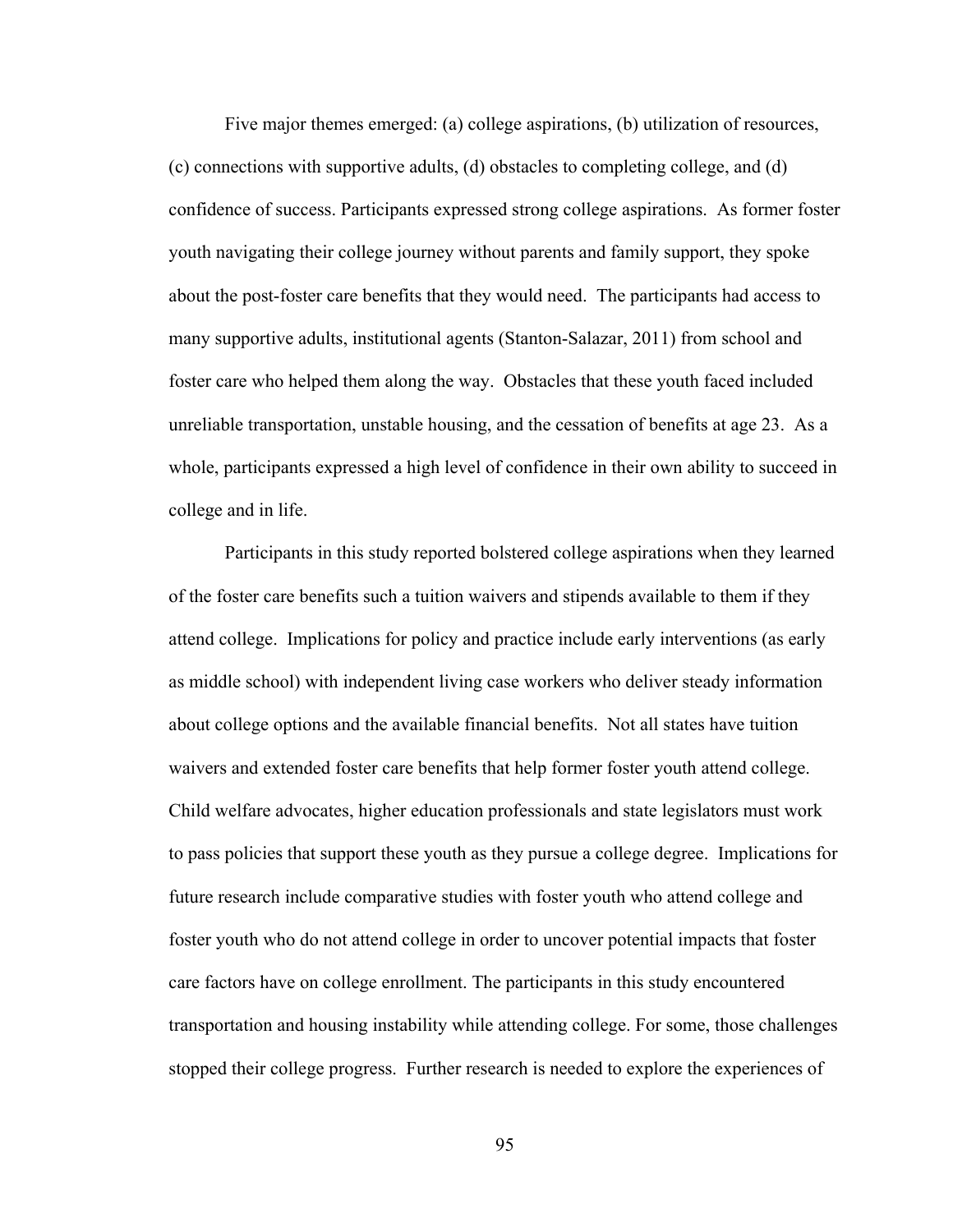Five major themes emerged: (a) college aspirations, (b) utilization of resources, (c) connections with supportive adults, (d) obstacles to completing college, and (d) confidence of success. Participants expressed strong college aspirations. As former foster youth navigating their college journey without parents and family support, they spoke about the post-foster care benefits that they would need. The participants had access to many supportive adults, institutional agents (Stanton-Salazar, 2011) from school and foster care who helped them along the way. Obstacles that these youth faced included unreliable transportation, unstable housing, and the cessation of benefits at age 23. As a whole, participants expressed a high level of confidence in their own ability to succeed in college and in life.

Participants in this study reported bolstered college aspirations when they learned of the foster care benefits such a tuition waivers and stipends available to them if they attend college. Implications for policy and practice include early interventions (as early as middle school) with independent living case workers who deliver steady information about college options and the available financial benefits. Not all states have tuition waivers and extended foster care benefits that help former foster youth attend college. Child welfare advocates, higher education professionals and state legislators must work to pass policies that support these youth as they pursue a college degree. Implications for future research include comparative studies with foster youth who attend college and foster youth who do not attend college in order to uncover potential impacts that foster care factors have on college enrollment. The participants in this study encountered transportation and housing instability while attending college. For some, those challenges stopped their college progress. Further research is needed to explore the experiences of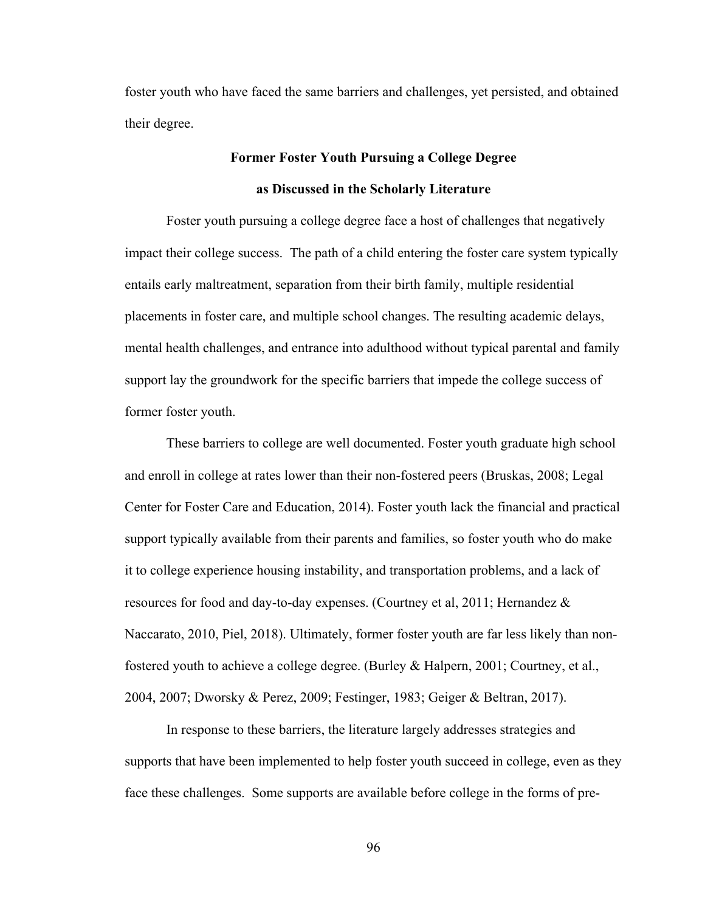foster youth who have faced the same barriers and challenges, yet persisted, and obtained their degree.

## Former Foster Youth Pursuing a College Degree as Discussed in the Scholarly Literature

Foster youth pursuing a college degree face a host of challenges that negatively impact their college success. The path of a child entering the foster care system typically entails early maltreatment, separation from their birth family, multiple residential placements in foster care, and multiple school changes. The resulting academic delays, mental health challenges, and entrance into adulthood without typical parental and family support lay the groundwork for the specific barriers that impede the college success of former foster youth.

These barriers to college are well documented. Foster youth graduate high school and enroll in college at rates lower than their non-fostered peers (Bruskas, 2008; Legal Center for Foster Care and Education, 2014). Foster youth lack the financial and practical support typically available from their parents and families, so foster youth who do make it to college experience housing instability, and transportation problems, and a lack of resources for food and day-to-day expenses. (Courtney et al, 2011; Hernandez & Naccarato, 2010, Piel, 2018). Ultimately, former foster youth are far less likely than non-fostered youth to achieve a college degree. (Burley & Halpern, 2001; Courtney, et al., 2004, 2007; Dworsky & Perez, 2009; Festinger, 1983; Geiger & Beltran, 2017).

In response to these barriers, the literature largely addresses strategies and supports that have been implemented to help foster youth succeed in college, even as they face these challenges. Some supports are available before college in the forms of pre-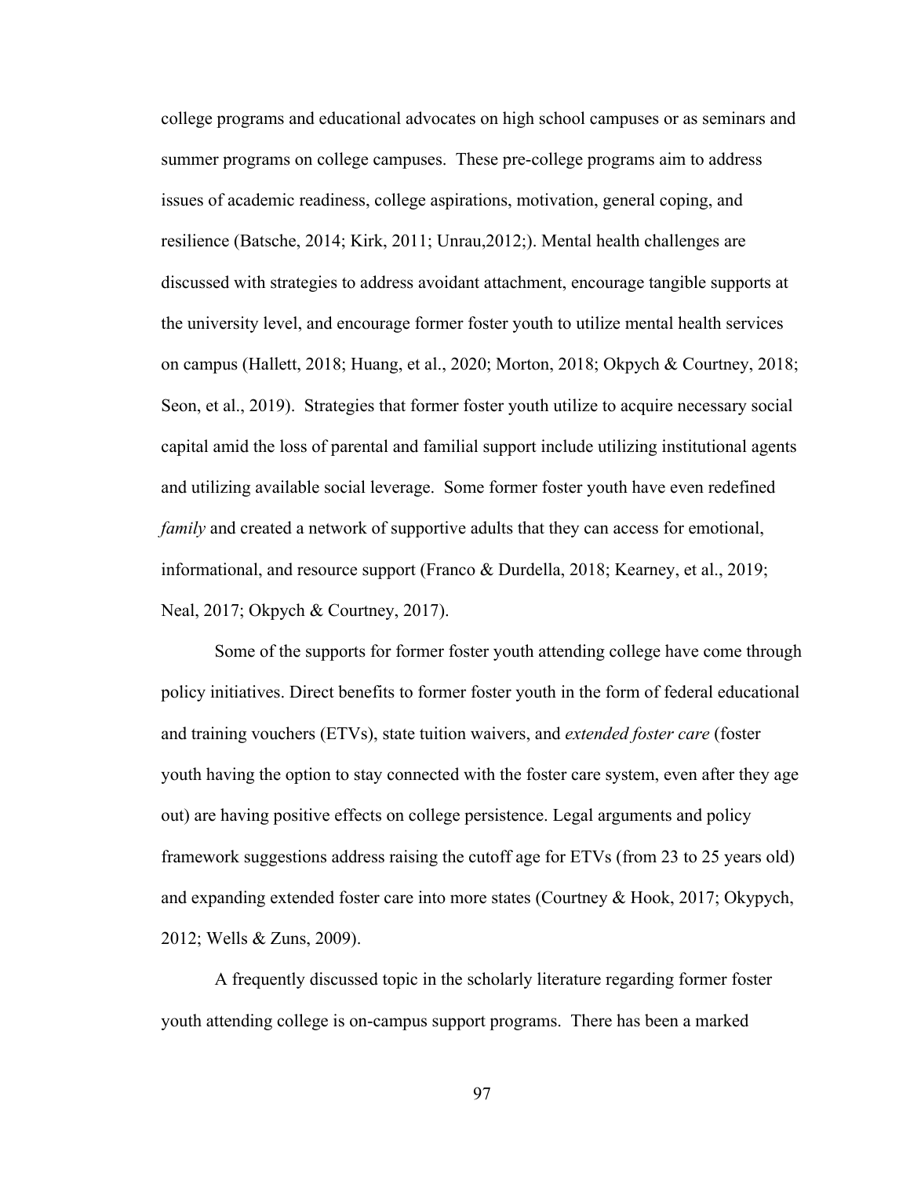college programs and educational advocates on high school campuses or as seminars and summer programs on college campuses. These pre-college programs aim to address issues of academic readiness, college aspirations, motivation, general coping, and resilience (Batsche, 2014; Kirk, 2011; Unrau,2012;). Mental health challenges are discussed with strategies to address avoidant attachment, encourage tangible supports at the university level, and encourage former foster youth to utilize mental health services on campus (Hallett, 2018; Huang, et al., 2020; Morton, 2018; Okpych & Courtney, 2018; Seon, et al., 2019). Strategies that former foster youth utilize to acquire necessary social capital amid the loss of parental and familial support include utilizing institutional agents and utilizing available social leverage. Some former foster youth have even redefined *family* and created a network of supportive adults that they can access for emotional, informational, and resource support (Franco & Durdella, 2018; Kearney, et al., 2019; Neal, 2017; Okpych & Courtney, 2017).

Some of the supports for former foster youth attending college have come through policy initiatives. Direct benefits to former foster youth in the form of federal educational and training vouchers (ETVs), state tuition waivers, and *extended foster care* (foster youth having the option to stay connected with the foster care system, even after they age out) are having positive effects on college persistence. Legal arguments and policy framework suggestions address raising the cutoff age for ETVs (from 23 to 25 years old) and expanding extended foster care into more states (Courtney & Hook, 2017; Okypych, 2012; Wells & Zuns, 2009).

A frequently discussed topic in the scholarly literature regarding former foster youth attending college is on-campus support programs. There has been a marked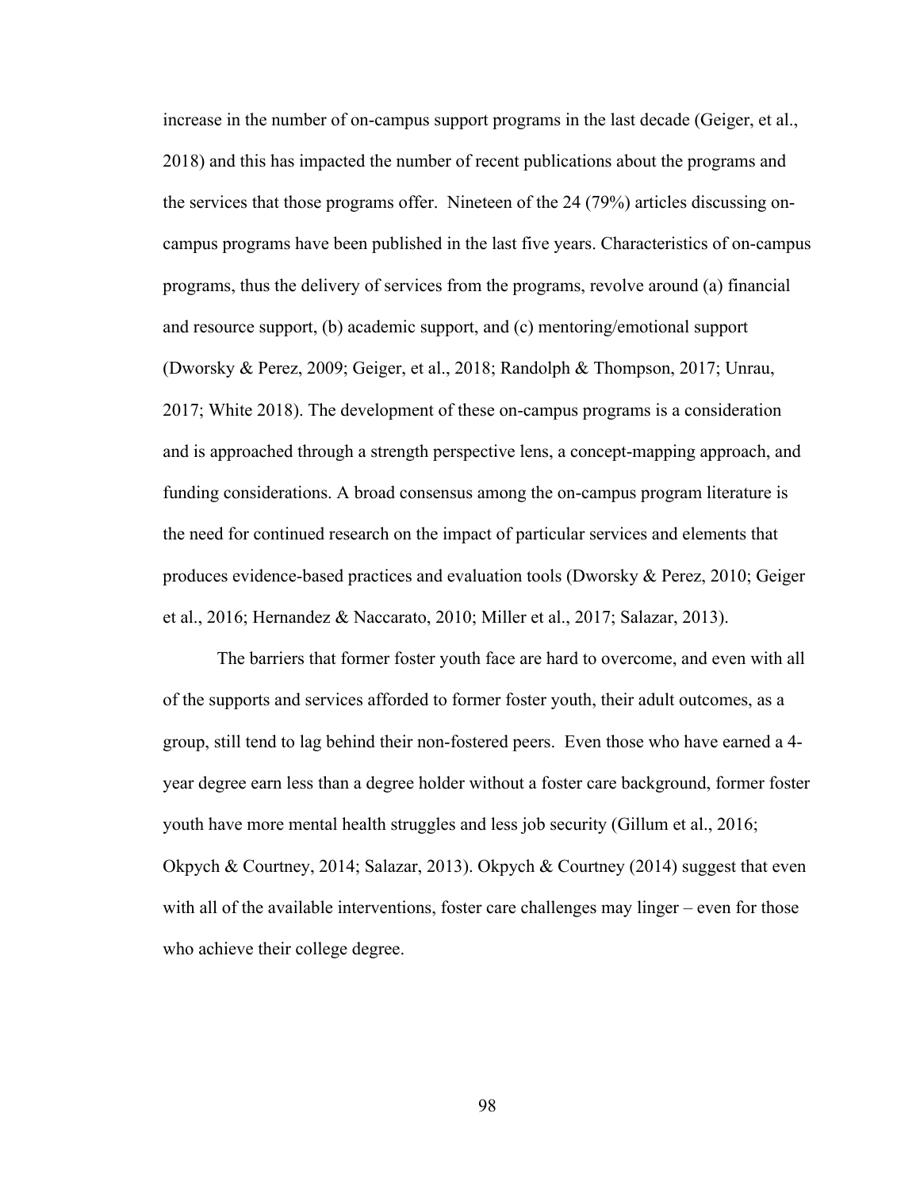increase in the number of on-campus support programs in the last decade (Geiger, et al., 2018) and this has impacted the number of recent publications about the programs and the services that those programs offer. Nineteen of the 24 (79%) articles discussing on-campus programs have been published in the last five years. Characteristics of on-campus programs, thus the delivery of services from the programs, revolve around (a) financial and resource support, (b) academic support, and (c) mentoring/emotional support (Dworsky & Perez, 2009; Geiger, et al., 2018; Randolph & Thompson, 2017; Unrau, 2017; White 2018). The development of these on-campus programs is a consideration and is approached through a strength perspective lens, a concept-mapping approach, and funding considerations. A broad consensus among the on-campus program literature is the need for continued research on the impact of particular services and elements that produces evidence-based practices and evaluation tools (Dworsky & Perez, 2010; Geiger et al., 2016; Hernandez & Naccarato, 2010; Miller et al., 2017; Salazar, 2013).

The barriers that former foster youth face are hard to overcome, and even with all of the supports and services afforded to former foster youth, their adult outcomes, as a group, still tend to lag behind their non-fostered peers. Even those who have earned a 4-year degree earn less than a degree holder without a foster care background, former foster youth have more mental health struggles and less job security (Gillum et al., 2016; Okpych & Courtney, 2014; Salazar, 2013). Okpych & Courtney (2014) suggest that even with all of the available interventions, foster care challenges may linger – even for those who achieve their college degree.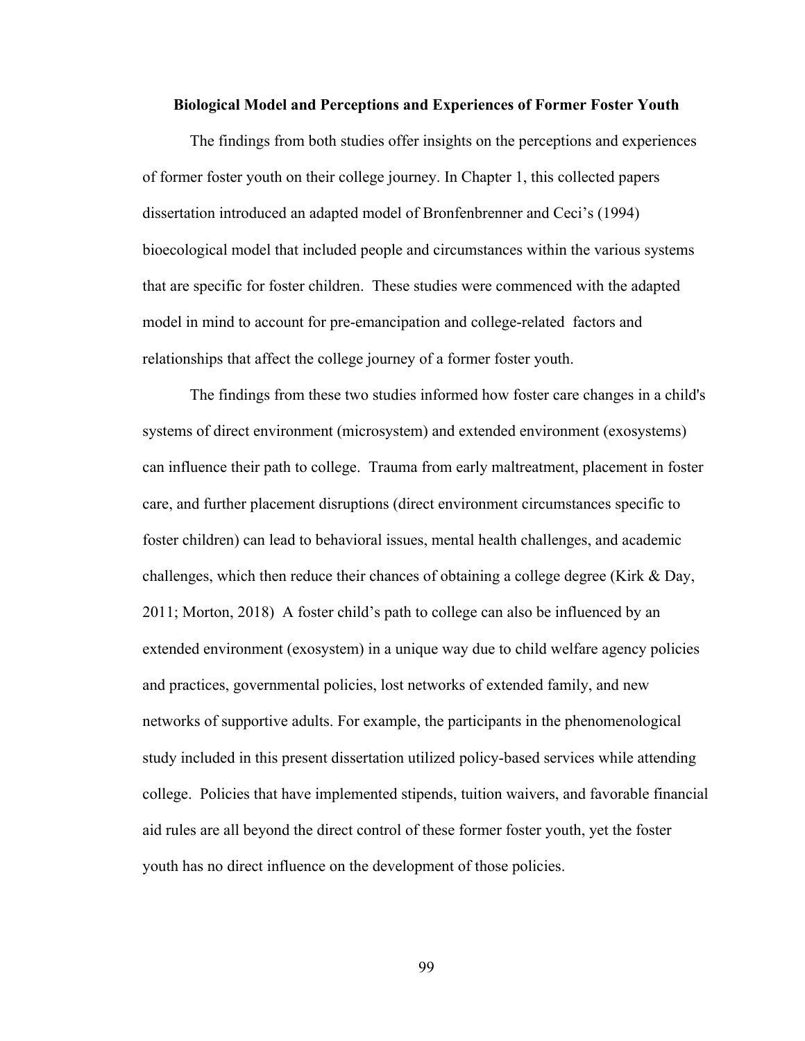### Biological Model and Perceptions and Experiences of Former Foster Youth

The findings from both studies offer insights on the perceptions and experiences of former foster youth on their college journey. In Chapter 1, this collected papers dissertation introduced an adapted model of Bronfenbrenner and Ceci's (1994) bioecological model that included people and circumstances within the various systems that are specific for foster children. These studies were commenced with the adapted model in mind to account for pre-emancipation and college-related factors and relationships that affect the college journey of a former foster youth.

The findings from these two studies informed how foster care changes in a child's systems of direct environment (microsystem) and extended environment (exosystems) can influence their path to college. Trauma from early maltreatment, placement in foster care, and further placement disruptions (direct environment circumstances specific to foster children) can lead to behavioral issues, mental health challenges, and academic challenges, which then reduce their chances of obtaining a college degree (Kirk & Day, 2011; Morton, 2018) A foster child's path to college can also be influenced by an extended environment (exosystem) in a unique way due to child welfare agency policies and practices, governmental policies, lost networks of extended family, and new networks of supportive adults. For example, the participants in the phenomenological study included in this present dissertation utilized policy-based services while attending college. Policies that have implemented stipends, tuition waivers, and favorable financial aid rules are all beyond the direct control of these former foster youth, yet the foster youth has no direct influence on the development of those policies.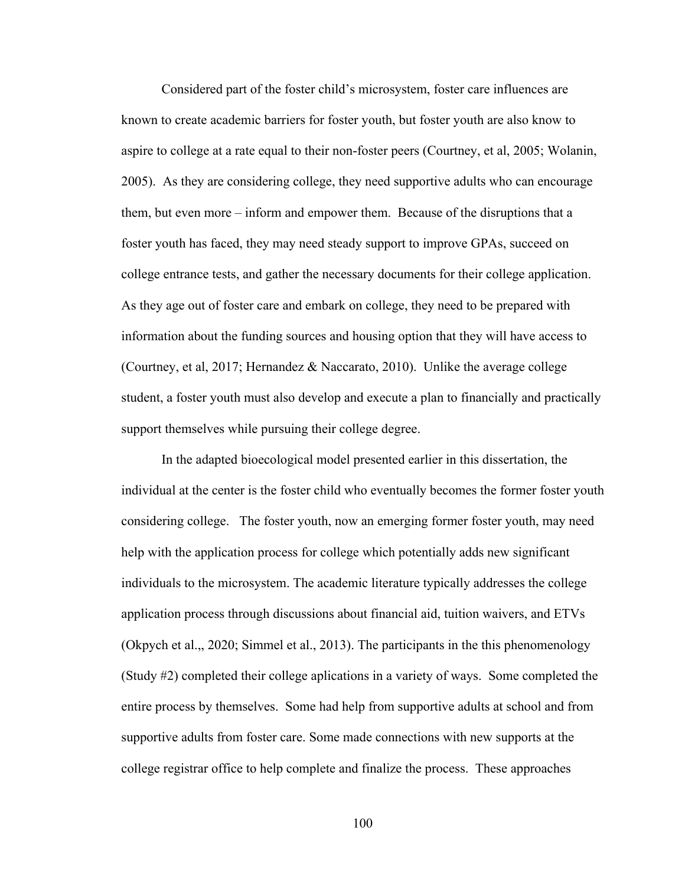Considered part of the foster child's microsystem, foster care influences are known to create academic barriers for foster youth, but foster youth are also know to aspire to college at a rate equal to their non-foster peers (Courtney, et al, 2005; Wolanin, 2005). As they are considering college, they need supportive adults who can encourage them, but even more – inform and empower them. Because of the disruptions that a foster youth has faced, they may need steady support to improve GPAs, succeed on college entrance tests, and gather the necessary documents for their college application. As they age out of foster care and embark on college, they need to be prepared with information about the funding sources and housing option that they will have access to (Courtney, et al, 2017; Hernandez & Naccarato, 2010). Unlike the average college student, a foster youth must also develop and execute a plan to financially and practically support themselves while pursuing their college degree.

In the adapted bioecological model presented earlier in this dissertation, the individual at the center is the foster child who eventually becomes the former foster youth considering college. The foster youth, now an emerging former foster youth, may need help with the application process for college which potentially adds new significant individuals to the microsystem. The academic literature typically addresses the college application process through discussions about financial aid, tuition waivers, and ETVs (Okpych et al.,, 2020; Simmel et al., 2013). The participants in the this phenomenology (Study #2) completed their college aplications in a variety of ways. Some completed the entire process by themselves. Some had help from supportive adults at school and from supportive adults from foster care. Some made connections with new supports at the college registrar office to help complete and finalize the process. These approaches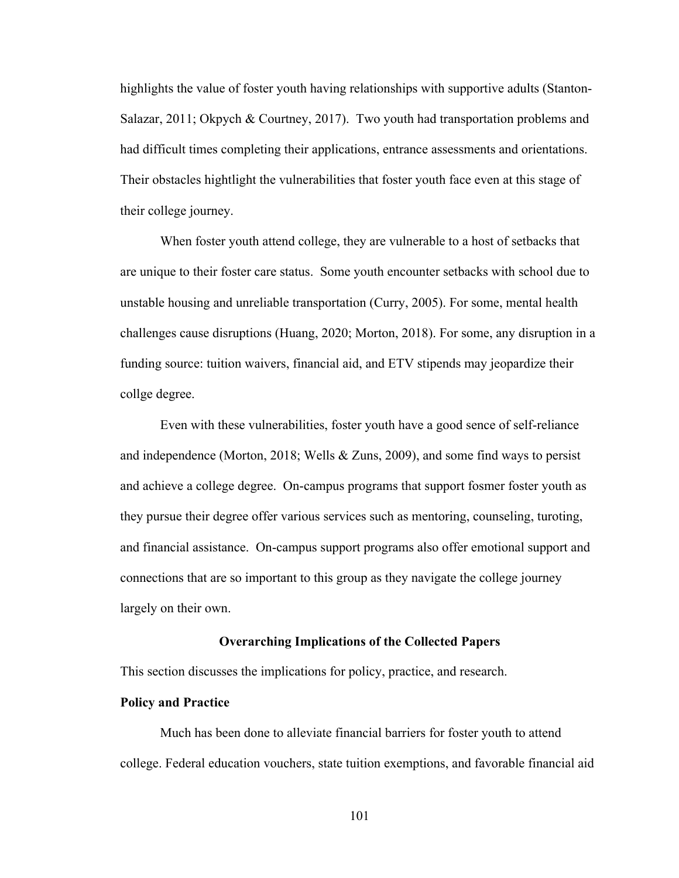highlights the value of foster youth having relationships with supportive adults (Stanton-Salazar, 2011; Okpych & Courtney, 2017). Two youth had transportation problems and had difficult times completing their applications, entrance assessments and orientations. Their obstacles hightlight the vulnerabilities that foster youth face even at this stage of their college journey.

When foster youth attend college, they are vulnerable to a host of setbacks that are unique to their foster care status. Some youth encounter setbacks with school due to unstable housing and unreliable transportation (Curry, 2005). For some, mental health challenges cause disruptions (Huang, 2020; Morton, 2018). For some, any disruption in a funding source: tuition waivers, financial aid, and ETV stipends may jeopardize their collge degree.

Even with these vulnerabilities, foster youth have a good sence of self-reliance and independence (Morton, 2018; Wells & Zuns, 2009), and some find ways to persist and achieve a college degree. On-campus programs that support fosmer foster youth as they pursue their degree offer various services such as mentoring, counseling, turoting, and financial assistance. On-campus support programs also offer emotional support and connections that are so important to this group as they navigate the college journey largely on their own.

## Overarching Implications of the Collected Papers

This section discusses the implications for policy, practice, and research.

### Policy and Practice

Much has been done to alleviate financial barriers for foster youth to attend college. Federal education vouchers, state tuition exemptions, and favorable financial aid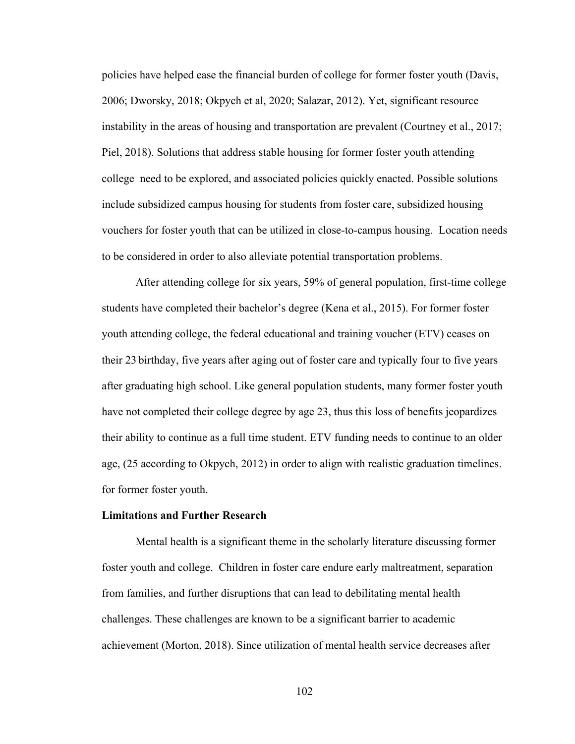policies have helped ease the financial burden of college for former foster youth (Davis, 2006; Dworsky, 2018; Okpych et al, 2020; Salazar, 2012). Yet, significant resource instability in the areas of housing and transportation are prevalent (Courtney et al., 2017; Piel, 2018). Solutions that address stable housing for former foster youth attending college need to be explored, and associated policies quickly enacted. Possible solutions include subsidized campus housing for students from foster care, subsidized housing vouchers for foster youth that can be utilized in close-to-campus housing. Location needs to be considered in order to also alleviate potential transportation problems.

After attending college for six years, 59% of general population, first-time college students have completed their bachelor's degree (Kena et al., 2015). For former foster youth attending college, the federal educational and training voucher (ETV) ceases on their 23 birthday, five years after aging out of foster care and typically four to five years after graduating high school. Like general population students, many former foster youth have not completed their college degree by age 23, thus this loss of benefits jeopardizes their ability to continue as a full time student. ETV funding needs to continue to an older age, (25 according to Okpych, 2012) in order to align with realistic graduation timelines. for former foster youth.

**Limitations and Further Research**

Mental health is a significant theme in the scholarly literature discussing former foster youth and college. Children in foster care endure early maltreatment, separation from families, and further disruptions that can lead to debilitating mental health challenges. These challenges are known to be a significant barrier to academic achievement (Morton, 2018). Since utilization of mental health service decreases after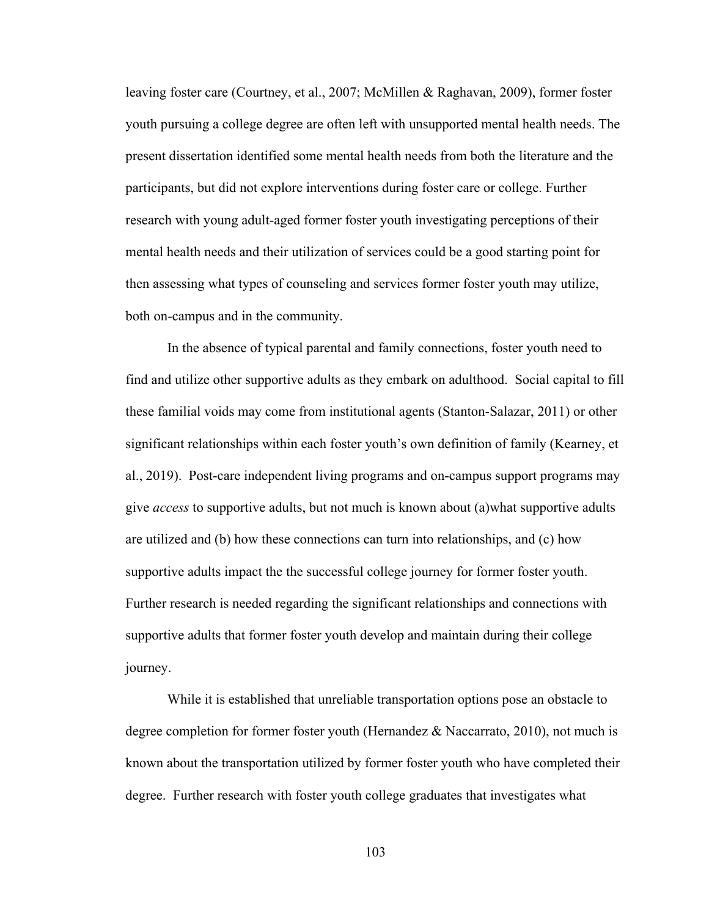leaving foster care (Courtney, et al., 2007; McMillen & Raghavan, 2009), former foster youth pursuing a college degree are often left with unsupported mental health needs. The present dissertation identified some mental health needs from both the literature and the participants, but did not explore interventions during foster care or college. Further research with young adult-aged former foster youth investigating perceptions of their mental health needs and their utilization of services could be a good starting point for then assessing what types of counseling and services former foster youth may utilize, both on-campus and in the community.

In the absence of typical parental and family connections, foster youth need to find and utilize other supportive adults as they embark on adulthood. Social capital to fill these familial voids may come from institutional agents (Stanton-Salazar, 2011) or other significant relationships within each foster youth's own definition of family (Kearney, et al., 2019). Post-care independent living programs and on-campus support programs may give *access* to supportive adults, but not much is known about (a)what supportive adults are utilized and (b) how these connections can turn into relationships, and (c) how supportive adults impact the the successful college journey for former foster youth. Further research is needed regarding the significant relationships and connections with supportive adults that former foster youth develop and maintain during their college journey.

While it is established that unreliable transportation options pose an obstacle to degree completion for former foster youth (Hernandez & Naccarrato, 2010), not much is known about the transportation utilized by former foster youth who have completed their degree. Further research with foster youth college graduates that investigates what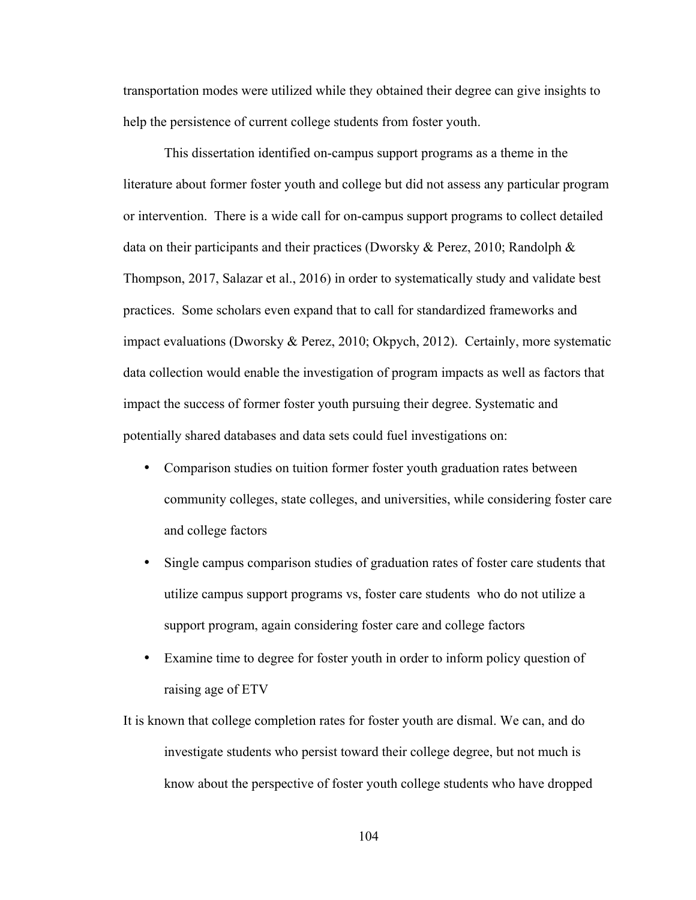transportation modes were utilized while they obtained their degree can give insights to help the persistence of current college students from foster youth.

This dissertation identified on-campus support programs as a theme in the literature about former foster youth and college but did not assess any particular program or intervention. There is a wide call for on-campus support programs to collect detailed data on their participants and their practices (Dworsky & Perez, 2010; Randolph & Thompson, 2017, Salazar et al., 2016) in order to systematically study and validate best practices. Some scholars even expand that to call for standardized frameworks and impact evaluations (Dworsky & Perez, 2010; Okpych, 2012). Certainly, more systematic data collection would enable the investigation of program impacts as well as factors that impact the success of former foster youth pursuing their degree. Systematic and potentially shared databases and data sets could fuel investigations on:

- Comparison studies on tuition former foster youth graduation rates between community colleges, state colleges, and universities, while considering foster care and college factors
- Single campus comparison studies of graduation rates of foster care students that utilize campus support programs vs, foster care students who do not utilize a support program, again considering foster care and college factors
- Examine time to degree for foster youth in order to inform policy question of raising age of ETV

It is known that college completion rates for foster youth are dismal. We can, and do investigate students who persist toward their college degree, but not much is know about the perspective of foster youth college students who have dropped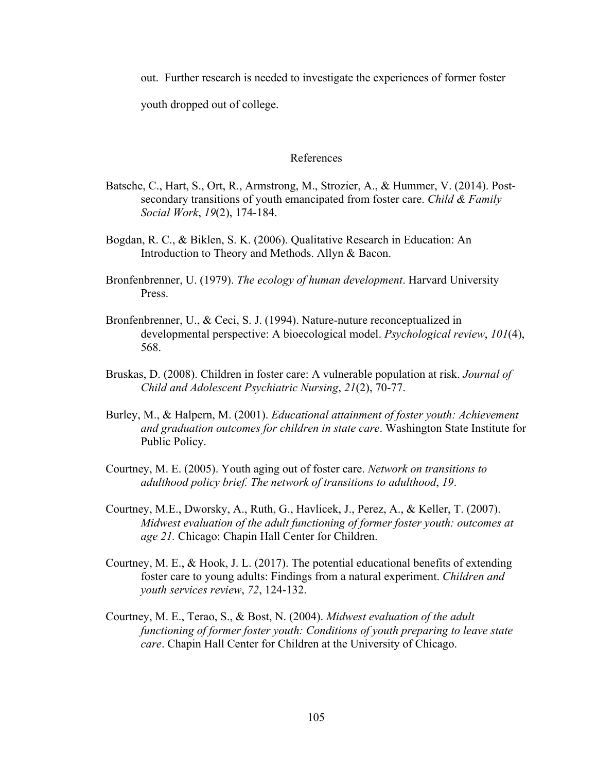out. Further research is needed to investigate the experiences of former foster youth dropped out of college.

## References

Batsche, C., Hart, S., Ort, R., Armstrong, M., Strozier, A., & Hummer, V. (2014). Post-secondary transitions of youth emancipated from foster care. *Child & Family Social Work*, *19*(2), 174-184.

Bogdan, R. C., & Biklen, S. K. (2006). Qualitative Research in Education: An Introduction to Theory and Methods. Allyn & Bacon.

Bronfenbrenner, U. (1979). *The ecology of human development*. Harvard University Press.

Bronfenbrenner, U., & Ceci, S. J. (1994). Nature-nuture reconceptualized in developmental perspective: A bioecological model. *Psychological review*, *101*(4), 568.

Bruskas, D. (2008). Children in foster care: A vulnerable population at risk. *Journal of Child and Adolescent Psychiatric Nursing*, *21*(2), 70-77.

Burley, M., & Halpern, M. (2001). *Educational attainment of foster youth: Achievement and graduation outcomes for children in state care*. Washington State Institute for Public Policy.

Courtney, M. E. (2005). Youth aging out of foster care. *Network on transitions to adulthood policy brief. The network of transitions to adulthood*, *19*.

Courtney, M.E., Dworsky, A., Ruth, G., Havlicek, J., Perez, A., & Keller, T. (2007). *Midwest evaluation of the adult functioning of former foster youth: outcomes at age 21.* Chicago: Chapin Hall Center for Children.

Courtney, M. E., & Hook, J. L. (2017). The potential educational benefits of extending foster care to young adults: Findings from a natural experiment. *Children and youth services review*, *72*, 124-132.

Courtney, M. E., Terao, S., & Bost, N. (2004). *Midwest evaluation of the adult functioning of former foster youth: Conditions of youth preparing to leave state care*. Chapin Hall Center for Children at the University of Chicago.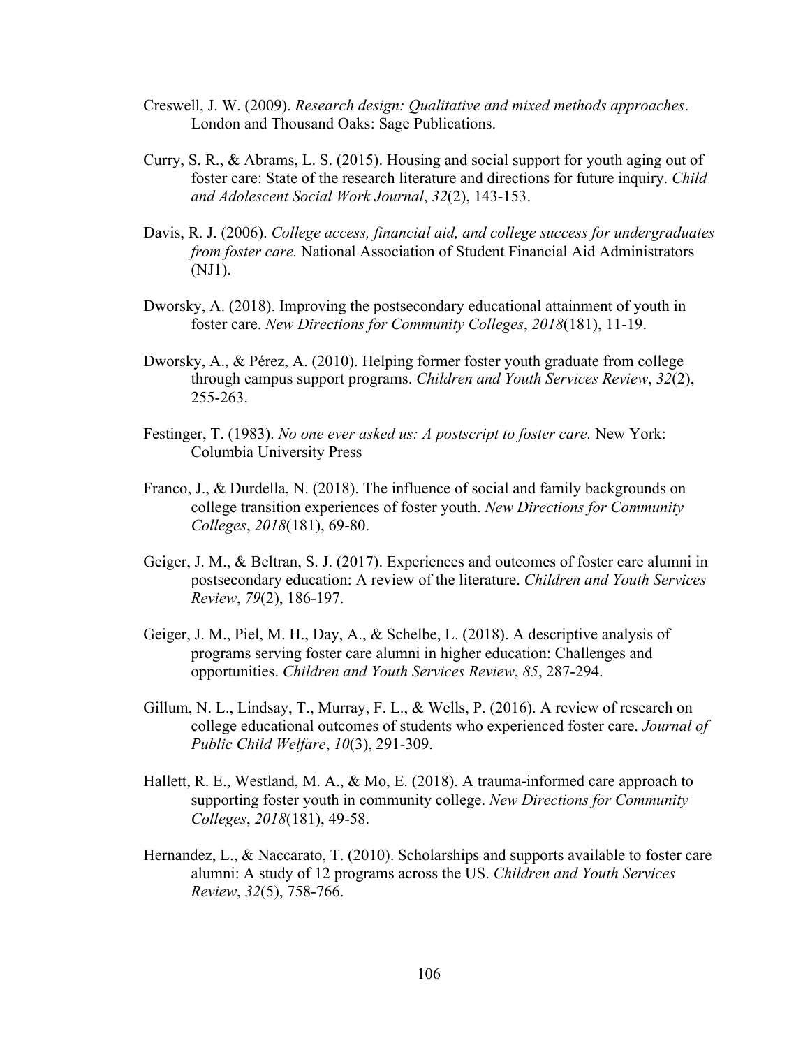Creswell, J. W. (2009). *Research design: Qualitative and mixed methods approaches*. London and Thousand Oaks: Sage Publications.

Curry, S. R., & Abrams, L. S. (2015). Housing and social support for youth aging out of foster care: State of the research literature and directions for future inquiry. *Child and Adolescent Social Work Journal*, *32*(2), 143-153.

Davis, R. J. (2006). *College access, financial aid, and college success for undergraduates from foster care.* National Association of Student Financial Aid Administrators (NJ1).

Dworsky, A. (2018). Improving the postsecondary educational attainment of youth in foster care. *New Directions for Community Colleges*, *2018*(181), 11-19.

Dworsky, A., & Pérez, A. (2010). Helping former foster youth graduate from college through campus support programs. *Children and Youth Services Review*, *32*(2), 255-263.

Festinger, T. (1983). *No one ever asked us: A postscript to foster care.* New York: Columbia University Press

Franco, J., & Durdella, N. (2018). The influence of social and family backgrounds on college transition experiences of foster youth. *New Directions for Community Colleges*, *2018*(181), 69-80.

Geiger, J. M., & Beltran, S. J. (2017). Experiences and outcomes of foster care alumni in postsecondary education: A review of the literature. *Children and Youth Services Review*, *79*(2), 186-197.

Geiger, J. M., Piel, M. H., Day, A., & Schelbe, L. (2018). A descriptive analysis of programs serving foster care alumni in higher education: Challenges and opportunities. *Children and Youth Services Review*, *85*, 287-294.

Gillum, N. L., Lindsay, T., Murray, F. L., & Wells, P. (2016). A review of research on college educational outcomes of students who experienced foster care. *Journal of Public Child Welfare*, *10*(3), 291-309.

Hallett, R. E., Westland, M. A., & Mo, E. (2018). A trauma-informed care approach to supporting foster youth in community college. *New Directions for Community Colleges*, *2018*(181), 49-58.

Hernandez, L., & Naccarato, T. (2010). Scholarships and supports available to foster care alumni: A study of 12 programs across the US. *Children and Youth Services Review*, *32*(5), 758-766.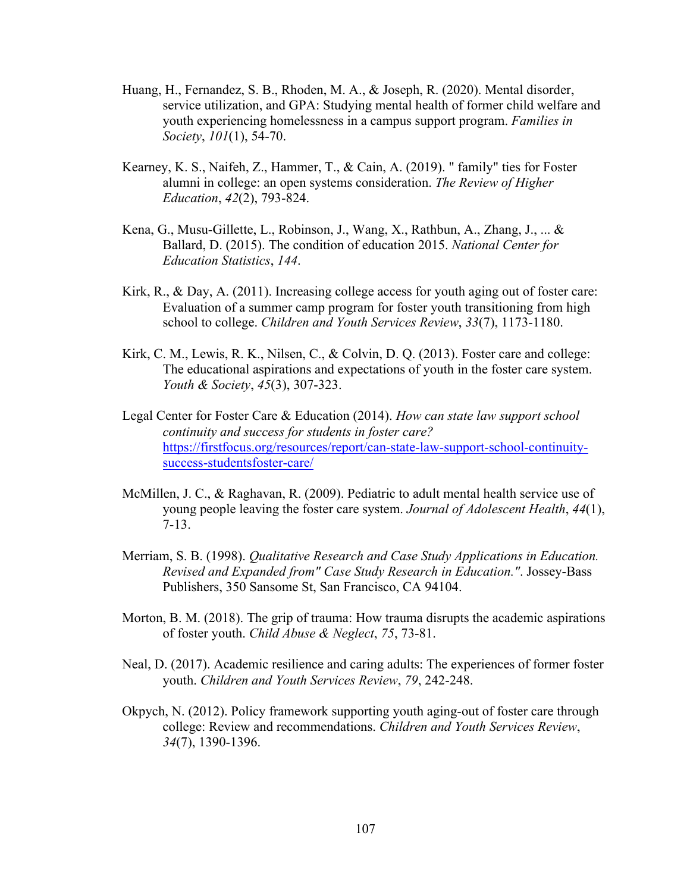Huang, H., Fernandez, S. B., Rhoden, M. A., & Joseph, R. (2020). Mental disorder, service utilization, and GPA: Studying mental health of former child welfare and youth experiencing homelessness in a campus support program. *Families in Society*, *101*(1), 54-70.

Kearney, K. S., Naifeh, Z., Hammer, T., & Cain, A. (2019). " family" ties for Foster alumni in college: an open systems consideration. *The Review of Higher Education*, *42*(2), 793-824.

Kena, G., Musu-Gillette, L., Robinson, J., Wang, X., Rathbun, A., Zhang, J., ... & Ballard, D. (2015). The condition of education 2015. *National Center for Education Statistics*, *144*.

Kirk, R., & Day, A. (2011). Increasing college access for youth aging out of foster care: Evaluation of a summer camp program for foster youth transitioning from high school to college. *Children and Youth Services Review*, *33*(7), 1173-1180.

Kirk, C. M., Lewis, R. K., Nilsen, C., & Colvin, D. Q. (2013). Foster care and college: The educational aspirations and expectations of youth in the foster care system. *Youth & Society*, *45*(3), 307-323.

Legal Center for Foster Care & Education (2014). *How can state law support school continuity and success for students in foster care?* https://firstfocus.org/resources/report/can-state-law-support-school-continuity-success-studentsfoster-care/

McMillen, J. C., & Raghavan, R. (2009). Pediatric to adult mental health service use of young people leaving the foster care system. *Journal of Adolescent Health*, *44*(1), 7-13.

Merriam, S. B. (1998). *Qualitative Research and Case Study Applications in Education. Revised and Expanded from" Case Study Research in Education."*. Jossey-Bass Publishers, 350 Sansome St, San Francisco, CA 94104.

Morton, B. M. (2018). The grip of trauma: How trauma disrupts the academic aspirations of foster youth. *Child Abuse & Neglect*, *75*, 73-81.

Neal, D. (2017). Academic resilience and caring adults: The experiences of former foster youth. *Children and Youth Services Review*, *79*, 242-248.

Okpych, N. (2012). Policy framework supporting youth aging-out of foster care through college: Review and recommendations. *Children and Youth Services Review*, *34*(7), 1390-1396.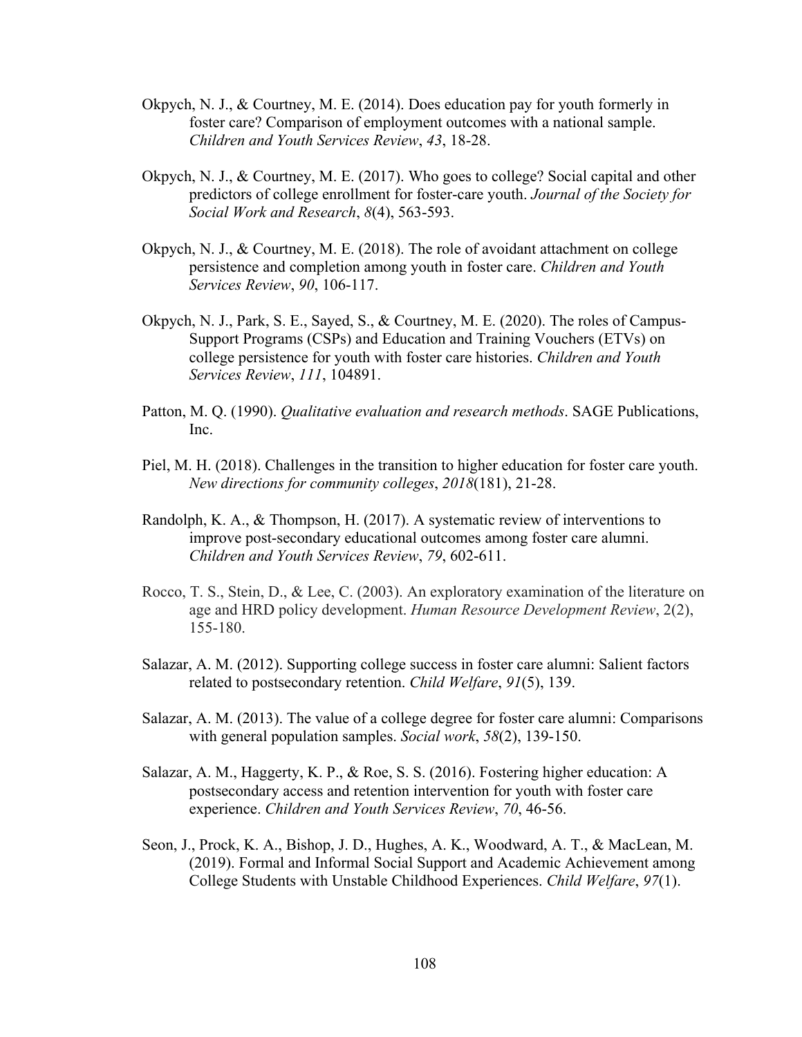Okpych, N. J., & Courtney, M. E. (2014). Does education pay for youth formerly in foster care? Comparison of employment outcomes with a national sample. *Children and Youth Services Review*, *43*, 18-28.

Okpych, N. J., & Courtney, M. E. (2017). Who goes to college? Social capital and other predictors of college enrollment for foster-care youth. *Journal of the Society for Social Work and Research*, *8*(4), 563-593.

Okpych, N. J., & Courtney, M. E. (2018). The role of avoidant attachment on college persistence and completion among youth in foster care. *Children and Youth Services Review*, *90*, 106-117.

Okpych, N. J., Park, S. E., Sayed, S., & Courtney, M. E. (2020). The roles of Campus-Support Programs (CSPs) and Education and Training Vouchers (ETVs) on college persistence for youth with foster care histories. *Children and Youth Services Review*, *111*, 104891.

Patton, M. Q. (1990). *Qualitative evaluation and research methods*. SAGE Publications, Inc.

Piel, M. H. (2018). Challenges in the transition to higher education for foster care youth. *New directions for community colleges*, *2018*(181), 21-28.

Randolph, K. A., & Thompson, H. (2017). A systematic review of interventions to improve post-secondary educational outcomes among foster care alumni. *Children and Youth Services Review*, *79*, 602-611.

Rocco, T. S., Stein, D., & Lee, C. (2003). An exploratory examination of the literature on age and HRD policy development. *Human Resource Development Review*, 2(2), 155-180.

Salazar, A. M. (2012). Supporting college success in foster care alumni: Salient factors related to postsecondary retention. *Child Welfare*, *91*(5), 139.

Salazar, A. M. (2013). The value of a college degree for foster care alumni: Comparisons with general population samples. *Social work*, *58*(2), 139-150.

Salazar, A. M., Haggerty, K. P., & Roe, S. S. (2016). Fostering higher education: A postsecondary access and retention intervention for youth with foster care experience. *Children and Youth Services Review*, *70*, 46-56.

Seon, J., Prock, K. A., Bishop, J. D., Hughes, A. K., Woodward, A. T., & MacLean, M. (2019). Formal and Informal Social Support and Academic Achievement among College Students with Unstable Childhood Experiences. *Child Welfare*, *97*(1).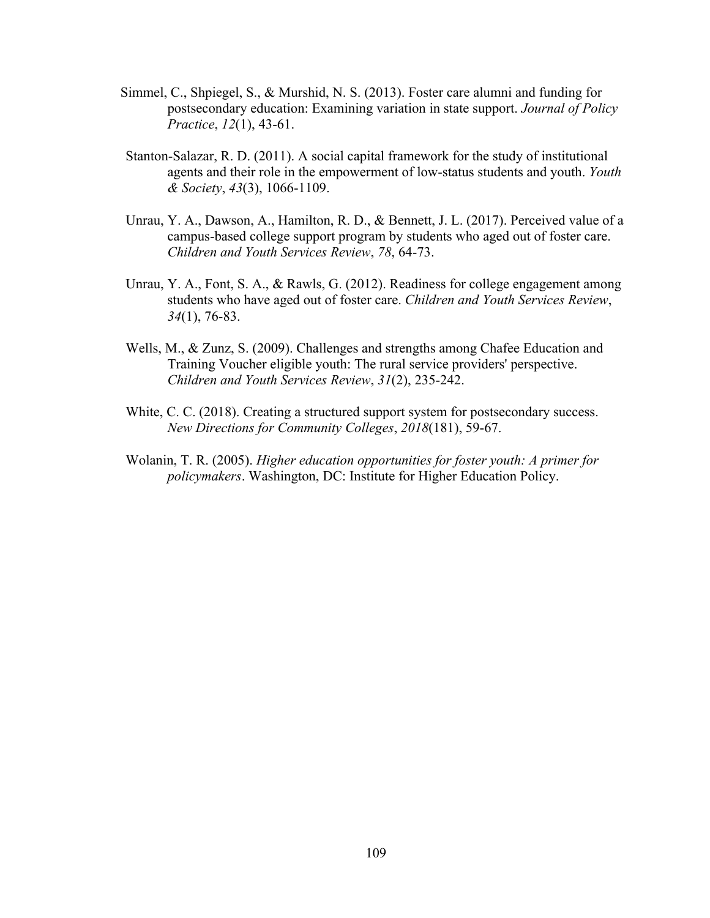Simmel, C., Shpiegel, S., & Murshid, N. S. (2013). Foster care alumni and funding for postsecondary education: Examining variation in state support. *Journal of Policy Practice*, *12*(1), 43-61.

Stanton-Salazar, R. D. (2011). A social capital framework for the study of institutional agents and their role in the empowerment of low-status students and youth. *Youth & Society*, *43*(3), 1066-1109.

Unrau, Y. A., Dawson, A., Hamilton, R. D., & Bennett, J. L. (2017). Perceived value of a campus-based college support program by students who aged out of foster care. *Children and Youth Services Review*, *78*, 64-73.

Unrau, Y. A., Font, S. A., & Rawls, G. (2012). Readiness for college engagement among students who have aged out of foster care. *Children and Youth Services Review*, *34*(1), 76-83.

Wells, M., & Zunz, S. (2009). Challenges and strengths among Chafee Education and Training Voucher eligible youth: The rural service providers' perspective. *Children and Youth Services Review*, *31*(2), 235-242.

White, C. C. (2018). Creating a structured support system for postsecondary success. *New Directions for Community Colleges*, *2018*(181), 59-67.

Wolanin, T. R. (2005). *Higher education opportunities for foster youth: A primer for policymakers*. Washington, DC: Institute for Higher Education Policy.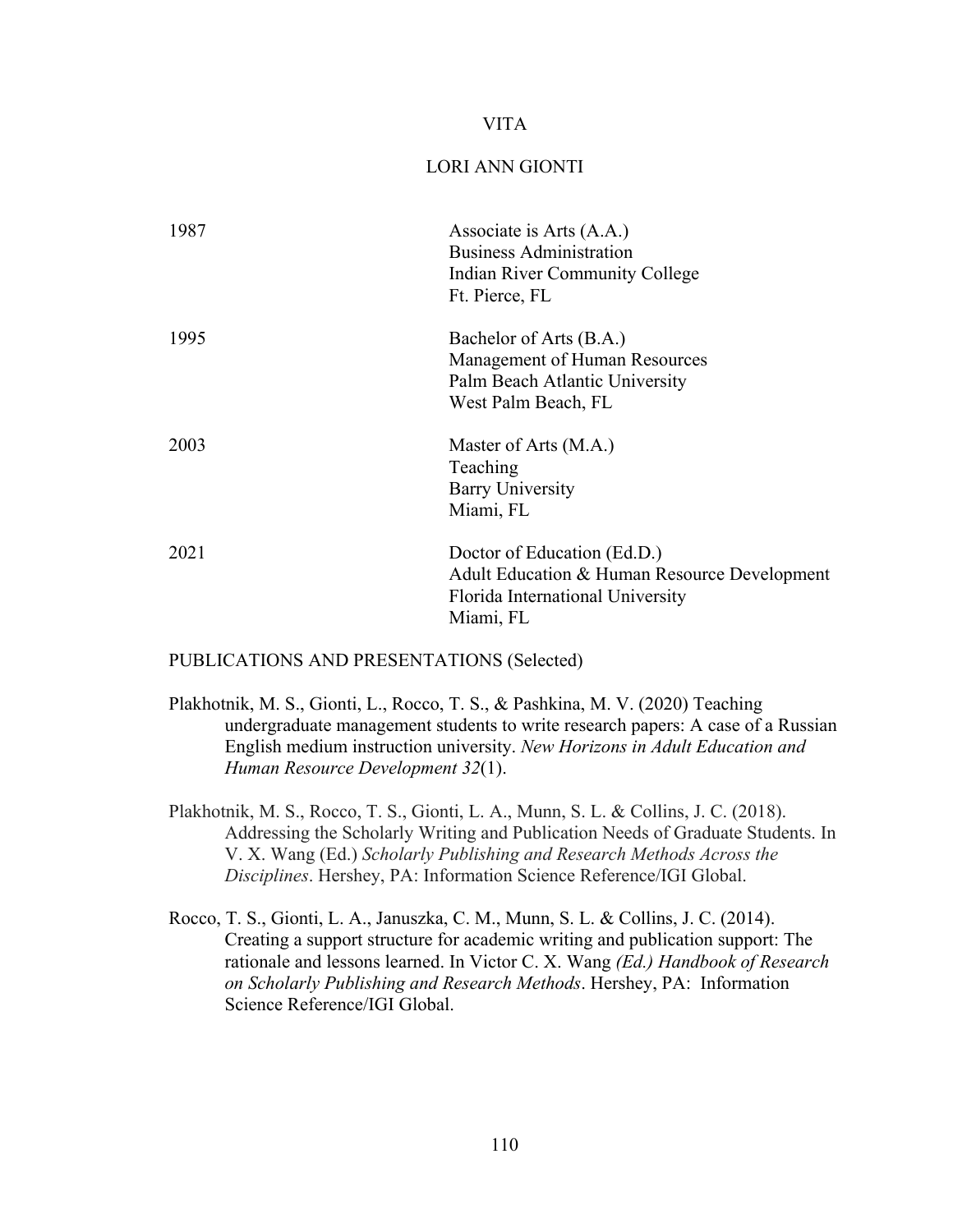# VITA

## LORI ANN GIONTI

| | |
|---|---|
| 1987 | Associate is Arts (A.A.)<br>Business Administration<br>Indian River Community College<br>Ft. Pierce, FL |
| 1995 | Bachelor of Arts (B.A.)<br>Management of Human Resources<br>Palm Beach Atlantic University<br>West Palm Beach, FL |
| 2003 | Master of Arts (M.A.)<br>Teaching<br>Barry University<br>Miami, FL |
| 2021 | Doctor of Education (Ed.D.)<br>Adult Education & Human Resource Development<br>Florida International University<br>Miami, FL |

PUBLICATIONS AND PRESENTATIONS (Selected)

Plakhotnik, M. S., Gionti, L., Rocco, T. S., & Pashkina, M. V. (2020) Teaching undergraduate management students to write research papers: A case of a Russian English medium instruction university. *New Horizons in Adult Education and Human Resource Development 32*(1).

Plakhotnik, M. S., Rocco, T. S., Gionti, L. A., Munn, S. L. & Collins, J. C. (2018). Addressing the Scholarly Writing and Publication Needs of Graduate Students. In V. X. Wang (Ed.) *Scholarly Publishing and Research Methods Across the Disciplines*. Hershey, PA: Information Science Reference/IGI Global.

Rocco, T. S., Gionti, L. A., Januszka, C. M., Munn, S. L. & Collins, J. C. (2014). Creating a support structure for academic writing and publication support: The rationale and lessons learned. In Victor C. X. Wang *(Ed.) Handbook of Research on Scholarly Publishing and Research Methods*. Hershey, PA: Information Science Reference/IGI Global.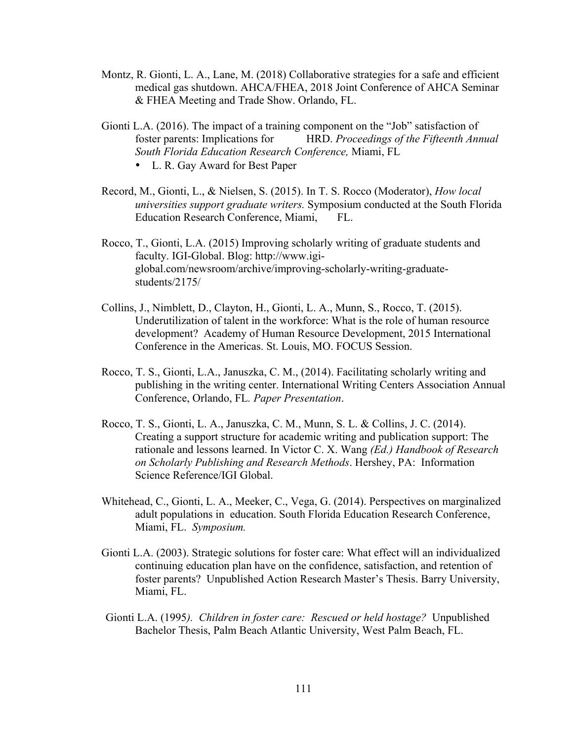Montz, R. Gionti, L. A., Lane, M. (2018) Collaborative strategies for a safe and efficient medical gas shutdown. AHCA/FHEA, 2018 Joint Conference of AHCA Seminar & FHEA Meeting and Trade Show. Orlando, FL.

Gionti L.A. (2016). The impact of a training component on the "Job" satisfaction of foster parents: Implications for HRD. *Proceedings of the Fifteenth Annual South Florida Education Research Conference,* Miami, FL

- L. R. Gay Award for Best Paper

Record, M., Gionti, L., & Nielsen, S. (2015). In T. S. Rocco (Moderator), *How local universities support graduate writers.* Symposium conducted at the South Florida Education Research Conference, Miami, FL.

Rocco, T., Gionti, L.A. (2015) Improving scholarly writing of graduate students and faculty. IGI-Global. Blog: http://www.igi-global.com/newsroom/archive/improving-scholarly-writing-graduate-students/2175/

Collins, J., Nimblett, D., Clayton, H., Gionti, L. A., Munn, S., Rocco, T. (2015). Underutilization of talent in the workforce: What is the role of human resource development? Academy of Human Resource Development, 2015 International Conference in the Americas. St. Louis, MO. FOCUS Session.

Rocco, T. S., Gionti, L.A., Januszka, C. M., (2014). Facilitating scholarly writing and publishing in the writing center. International Writing Centers Association Annual Conference, Orlando, FL. *Paper Presentation*.

Rocco, T. S., Gionti, L. A., Januszka, C. M., Munn, S. L. & Collins, J. C. (2014). Creating a support structure for academic writing and publication support: The rationale and lessons learned. In Victor C. X. Wang *(Ed.) Handbook of Research on Scholarly Publishing and Research Methods*. Hershey, PA: Information Science Reference/IGI Global.

Whitehead, C., Gionti, L. A., Meeker, C., Vega, G. (2014). Perspectives on marginalized adult populations in education. South Florida Education Research Conference, Miami, FL. *Symposium.*

Gionti L.A. (2003). Strategic solutions for foster care: What effect will an individualized continuing education plan have on the confidence, satisfaction, and retention of foster parents? Unpublished Action Research Master's Thesis. Barry University, Miami, FL.

Gionti L.A. (1995*). Children in foster care: Rescued or held hostage?* Unpublished Bachelor Thesis, Palm Beach Atlantic University, West Palm Beach, FL.